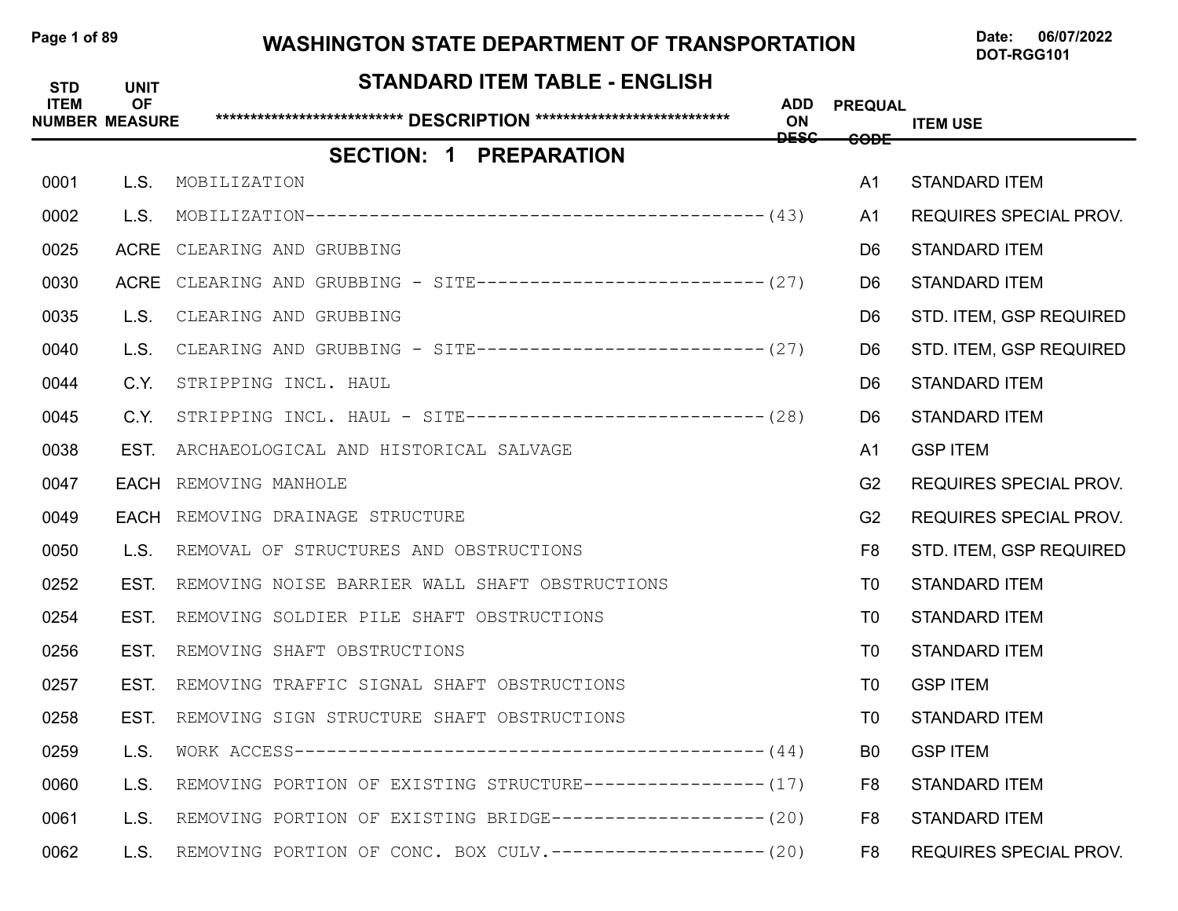# WASHINGTON STATE DEPARTMENT OF TRANSPORTATION

Date: 06/07/2022
DOT-RGG101

## STANDARD ITEM TABLE - ENGLISH

## SECTION: 1 PREPARATION

| STD ITEM NUMBER | UNIT OF MEASURE | DESCRIPTION | ADD ON DESC | PREQUAL CODE | ITEM USE |
|---|---|---|---|---|---|
| 0001 | L.S. | MOBILIZATION | | A1 | STANDARD ITEM |
| 0002 | L.S. | MOBILIZATION | (43) | A1 | REQUIRES SPECIAL PROV. |
| 0025 | ACRE | CLEARING AND GRUBBING | | D6 | STANDARD ITEM |
| 0030 | ACRE | CLEARING AND GRUBBING - SITE | (27) | D6 | STANDARD ITEM |
| 0035 | L.S. | CLEARING AND GRUBBING | | D6 | STD. ITEM, GSP REQUIRED |
| 0040 | L.S. | CLEARING AND GRUBBING - SITE | (27) | D6 | STD. ITEM, GSP REQUIRED |
| 0044 | C.Y. | STRIPPING INCL. HAUL | | D6 | STANDARD ITEM |
| 0045 | C.Y. | STRIPPING INCL. HAUL - SITE | (28) | D6 | STANDARD ITEM |
| 0038 | EST. | ARCHAEOLOGICAL AND HISTORICAL SALVAGE | | A1 | GSP ITEM |
| 0047 | EACH | REMOVING MANHOLE | | G2 | REQUIRES SPECIAL PROV. |
| 0049 | EACH | REMOVING DRAINAGE STRUCTURE | | G2 | REQUIRES SPECIAL PROV. |
| 0050 | L.S. | REMOVAL OF STRUCTURES AND OBSTRUCTIONS | | F8 | STD. ITEM, GSP REQUIRED |
| 0252 | EST. | REMOVING NOISE BARRIER WALL SHAFT OBSTRUCTIONS | | T0 | STANDARD ITEM |
| 0254 | EST. | REMOVING SOLDIER PILE SHAFT OBSTRUCTIONS | | T0 | STANDARD ITEM |
| 0256 | EST. | REMOVING SHAFT OBSTRUCTIONS | | T0 | STANDARD ITEM |
| 0257 | EST. | REMOVING TRAFFIC SIGNAL SHAFT OBSTRUCTIONS | | T0 | GSP ITEM |
| 0258 | EST. | REMOVING SIGN STRUCTURE SHAFT OBSTRUCTIONS | | T0 | STANDARD ITEM |
| 0259 | L.S. | WORK ACCESS | (44) | B0 | GSP ITEM |
| 0060 | L.S. | REMOVING PORTION OF EXISTING STRUCTURE | (17) | F8 | STANDARD ITEM |
| 0061 | L.S. | REMOVING PORTION OF EXISTING BRIDGE | (20) | F8 | STANDARD ITEM |
| 0062 | L.S. | REMOVING PORTION OF CONC. BOX CULV. | (20) | F8 | REQUIRES SPECIAL PROV. |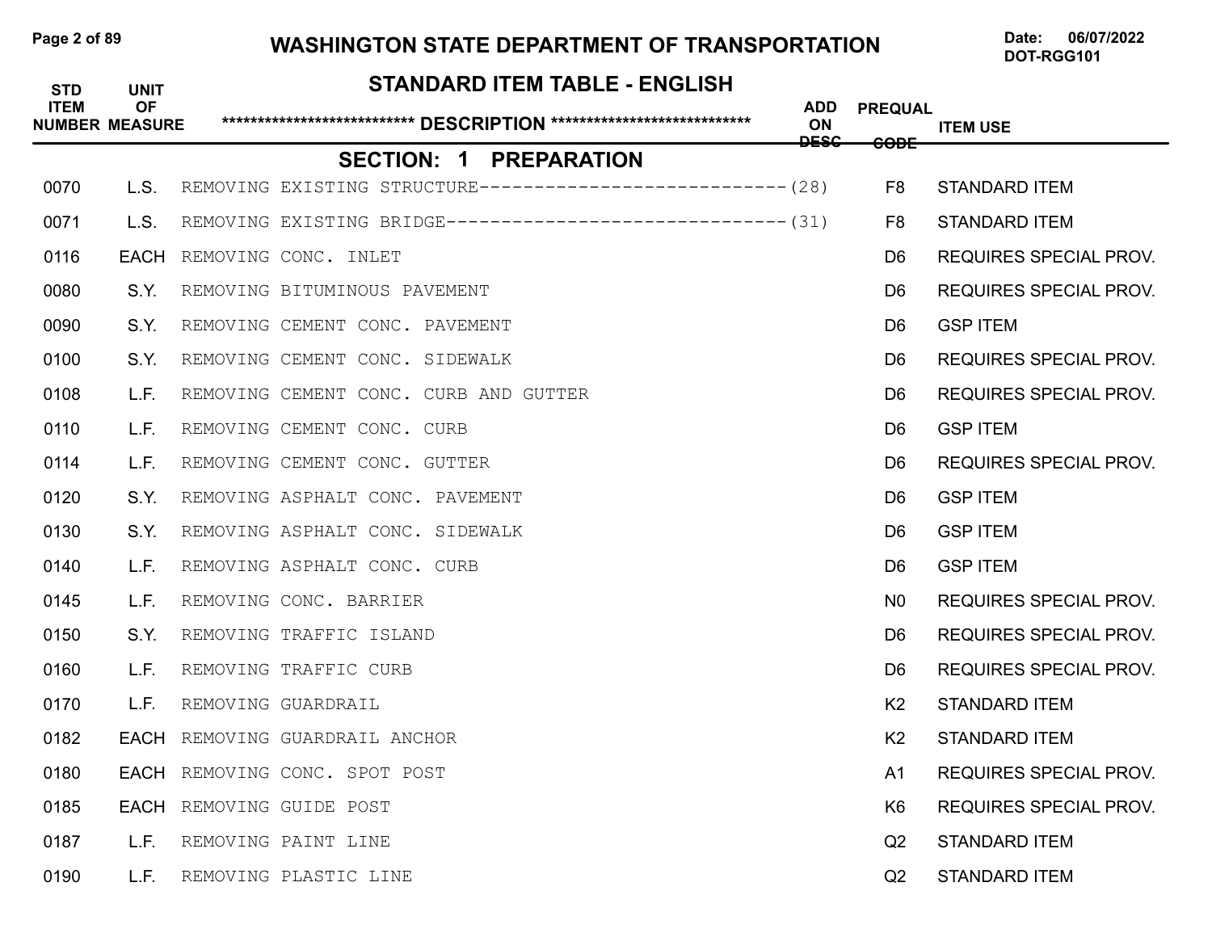# WASHINGTON STATE DEPARTMENT OF TRANSPORTATION

Date: 06/07/2022
DOT-RGG101

## STANDARD ITEM TABLE - ENGLISH

| STD ITEM NUMBER | UNIT OF MEASURE | DESCRIPTION | ADD ON DESC | PREQUAL CODE | ITEM USE |
|---|---|---|---|---|---|
| | | **SECTION: 1 PREPARATION** | | | |
| 0070 | L.S. | REMOVING EXISTING STRUCTURE---------------------------- | (28) | F8 | STANDARD ITEM |
| 0071 | L.S. | REMOVING EXISTING BRIDGE------------------------------- | (31) | F8 | STANDARD ITEM |
| 0116 | EACH | REMOVING CONC. INLET | | D6 | REQUIRES SPECIAL PROV. |
| 0080 | S.Y. | REMOVING BITUMINOUS PAVEMENT | | D6 | REQUIRES SPECIAL PROV. |
| 0090 | S.Y. | REMOVING CEMENT CONC. PAVEMENT | | D6 | GSP ITEM |
| 0100 | S.Y. | REMOVING CEMENT CONC. SIDEWALK | | D6 | REQUIRES SPECIAL PROV. |
| 0108 | L.F. | REMOVING CEMENT CONC. CURB AND GUTTER | | D6 | REQUIRES SPECIAL PROV. |
| 0110 | L.F. | REMOVING CEMENT CONC. CURB | | D6 | GSP ITEM |
| 0114 | L.F. | REMOVING CEMENT CONC. GUTTER | | D6 | REQUIRES SPECIAL PROV. |
| 0120 | S.Y. | REMOVING ASPHALT CONC. PAVEMENT | | D6 | GSP ITEM |
| 0130 | S.Y. | REMOVING ASPHALT CONC. SIDEWALK | | D6 | GSP ITEM |
| 0140 | L.F. | REMOVING ASPHALT CONC. CURB | | D6 | GSP ITEM |
| 0145 | L.F. | REMOVING CONC. BARRIER | | N0 | REQUIRES SPECIAL PROV. |
| 0150 | S.Y. | REMOVING TRAFFIC ISLAND | | D6 | REQUIRES SPECIAL PROV. |
| 0160 | L.F. | REMOVING TRAFFIC CURB | | D6 | REQUIRES SPECIAL PROV. |
| 0170 | L.F. | REMOVING GUARDRAIL | | K2 | STANDARD ITEM |
| 0182 | EACH | REMOVING GUARDRAIL ANCHOR | | K2 | STANDARD ITEM |
| 0180 | EACH | REMOVING CONC. SPOT POST | | A1 | REQUIRES SPECIAL PROV. |
| 0185 | EACH | REMOVING GUIDE POST | | K6 | REQUIRES SPECIAL PROV. |
| 0187 | L.F. | REMOVING PAINT LINE | | Q2 | STANDARD ITEM |
| 0190 | L.F. | REMOVING PLASTIC LINE | | Q2 | STANDARD ITEM |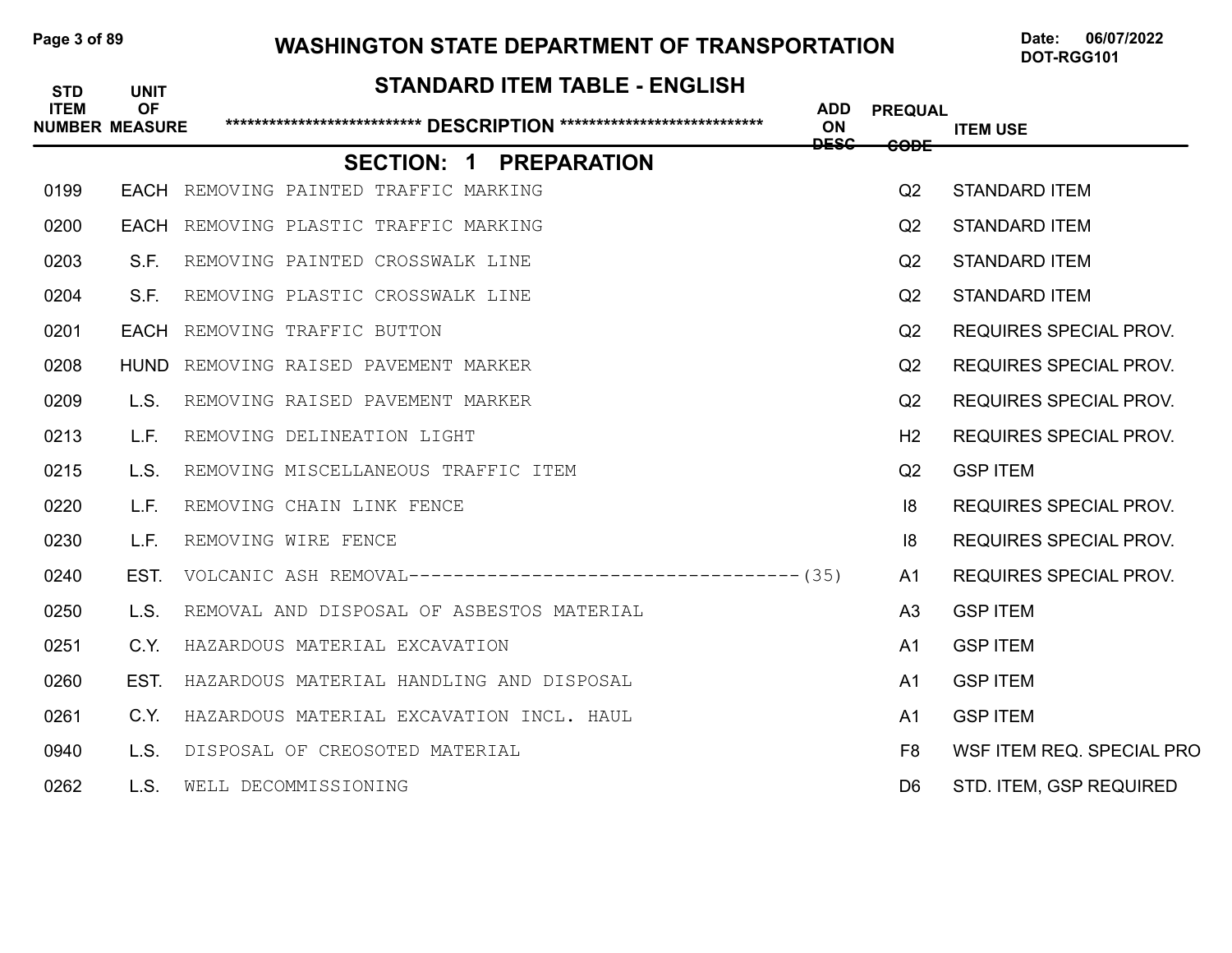# WASHINGTON STATE DEPARTMENT OF TRANSPORTATION

Date: 06/07/2022
DOT-RGG101

## STANDARD ITEM TABLE - ENGLISH

| STD ITEM NUMBER | UNIT OF MEASURE | ************************** DESCRIPTION ************************** | ADD ON DESC | PREQUAL CODE | ITEM USE |
|---|---|---|---|---|---|
| | | **SECTION: 1 PREPARATION** | | | |
| 0199 | EACH | REMOVING PAINTED TRAFFIC MARKING | | Q2 | STANDARD ITEM |
| 0200 | EACH | REMOVING PLASTIC TRAFFIC MARKING | | Q2 | STANDARD ITEM |
| 0203 | S.F. | REMOVING PAINTED CROSSWALK LINE | | Q2 | STANDARD ITEM |
| 0204 | S.F. | REMOVING PLASTIC CROSSWALK LINE | | Q2 | STANDARD ITEM |
| 0201 | EACH | REMOVING TRAFFIC BUTTON | | Q2 | REQUIRES SPECIAL PROV. |
| 0208 | HUND | REMOVING RAISED PAVEMENT MARKER | | Q2 | REQUIRES SPECIAL PROV. |
| 0209 | L.S. | REMOVING RAISED PAVEMENT MARKER | | Q2 | REQUIRES SPECIAL PROV. |
| 0213 | L.F. | REMOVING DELINEATION LIGHT | | H2 | REQUIRES SPECIAL PROV. |
| 0215 | L.S. | REMOVING MISCELLANEOUS TRAFFIC ITEM | | Q2 | GSP ITEM |
| 0220 | L.F. | REMOVING CHAIN LINK FENCE | | I8 | REQUIRES SPECIAL PROV. |
| 0230 | L.F. | REMOVING WIRE FENCE | | I8 | REQUIRES SPECIAL PROV. |
| 0240 | EST. | VOLCANIC ASH REMOVAL----------------------------------(35) | | A1 | REQUIRES SPECIAL PROV. |
| 0250 | L.S. | REMOVAL AND DISPOSAL OF ASBESTOS MATERIAL | | A3 | GSP ITEM |
| 0251 | C.Y. | HAZARDOUS MATERIAL EXCAVATION | | A1 | GSP ITEM |
| 0260 | EST. | HAZARDOUS MATERIAL HANDLING AND DISPOSAL | | A1 | GSP ITEM |
| 0261 | C.Y. | HAZARDOUS MATERIAL EXCAVATION INCL. HAUL | | A1 | GSP ITEM |
| 0940 | L.S. | DISPOSAL OF CREOSOTED MATERIAL | | F8 | WSF ITEM REQ. SPECIAL PRO |
| 0262 | L.S. | WELL DECOMMISSIONING | | D6 | STD. ITEM, GSP REQUIRED |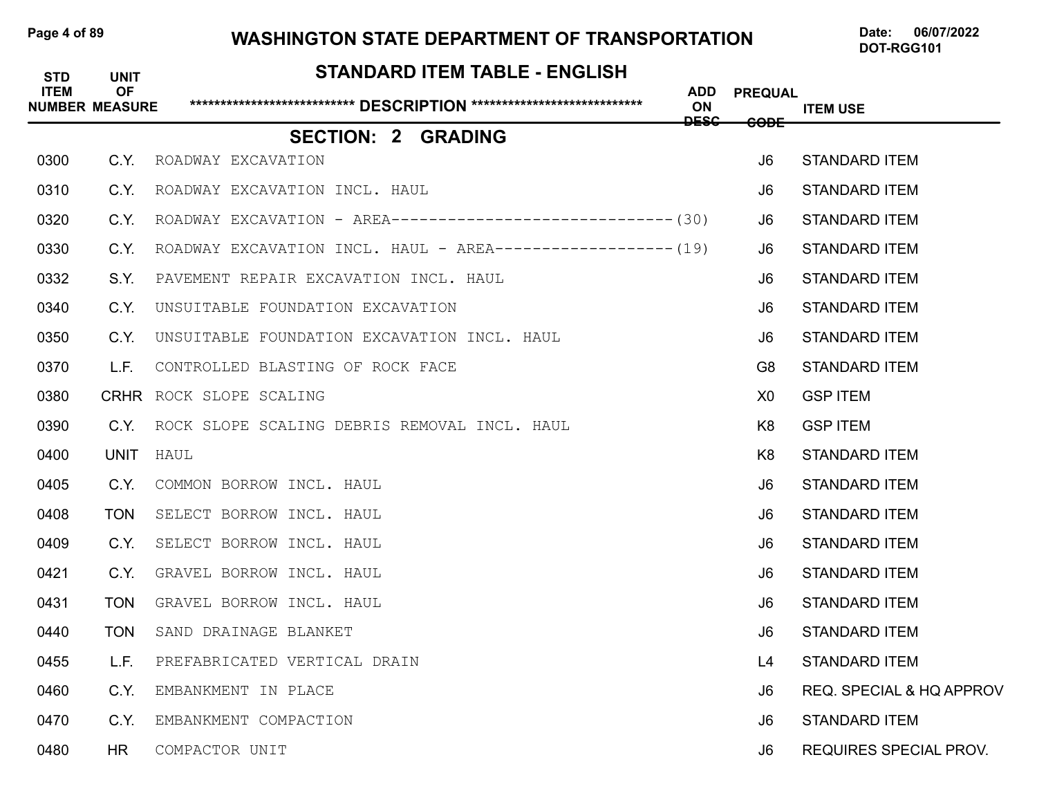# WASHINGTON STATE DEPARTMENT OF TRANSPORTATION

Date: 06/07/2022
DOT-RGG101

## STANDARD ITEM TABLE - ENGLISH

## SECTION: 2 GRADING

| STD ITEM NUMBER | UNIT OF MEASURE | DESCRIPTION | ADD ON DESC | PREQUAL CODE | ITEM USE |
|---|---|---|---|---|---|
| 0300 | C.Y. | ROADWAY EXCAVATION | | J6 | STANDARD ITEM |
| 0310 | C.Y. | ROADWAY EXCAVATION INCL. HAUL | | J6 | STANDARD ITEM |
| 0320 | C.Y. | ROADWAY EXCAVATION - AREA-------------------------------(30) | | J6 | STANDARD ITEM |
| 0330 | C.Y. | ROADWAY EXCAVATION INCL. HAUL - AREA--------------------(19) | | J6 | STANDARD ITEM |
| 0332 | S.Y. | PAVEMENT REPAIR EXCAVATION INCL. HAUL | | J6 | STANDARD ITEM |
| 0340 | C.Y. | UNSUITABLE FOUNDATION EXCAVATION | | J6 | STANDARD ITEM |
| 0350 | C.Y. | UNSUITABLE FOUNDATION EXCAVATION INCL. HAUL | | J6 | STANDARD ITEM |
| 0370 | L.F. | CONTROLLED BLASTING OF ROCK FACE | | G8 | STANDARD ITEM |
| 0380 | CRHR | ROCK SLOPE SCALING | | X0 | GSP ITEM |
| 0390 | C.Y. | ROCK SLOPE SCALING DEBRIS REMOVAL INCL. HAUL | | K8 | GSP ITEM |
| 0400 | UNIT | HAUL | | K8 | STANDARD ITEM |
| 0405 | C.Y. | COMMON BORROW INCL. HAUL | | J6 | STANDARD ITEM |
| 0408 | TON | SELECT BORROW INCL. HAUL | | J6 | STANDARD ITEM |
| 0409 | C.Y. | SELECT BORROW INCL. HAUL | | J6 | STANDARD ITEM |
| 0421 | C.Y. | GRAVEL BORROW INCL. HAUL | | J6 | STANDARD ITEM |
| 0431 | TON | GRAVEL BORROW INCL. HAUL | | J6 | STANDARD ITEM |
| 0440 | TON | SAND DRAINAGE BLANKET | | J6 | STANDARD ITEM |
| 0455 | L.F. | PREFABRICATED VERTICAL DRAIN | | L4 | STANDARD ITEM |
| 0460 | C.Y. | EMBANKMENT IN PLACE | | J6 | REQ. SPECIAL & HQ APPROV |
| 0470 | C.Y. | EMBANKMENT COMPACTION | | J6 | STANDARD ITEM |
| 0480 | HR | COMPACTOR UNIT | | J6 | REQUIRES SPECIAL PROV. |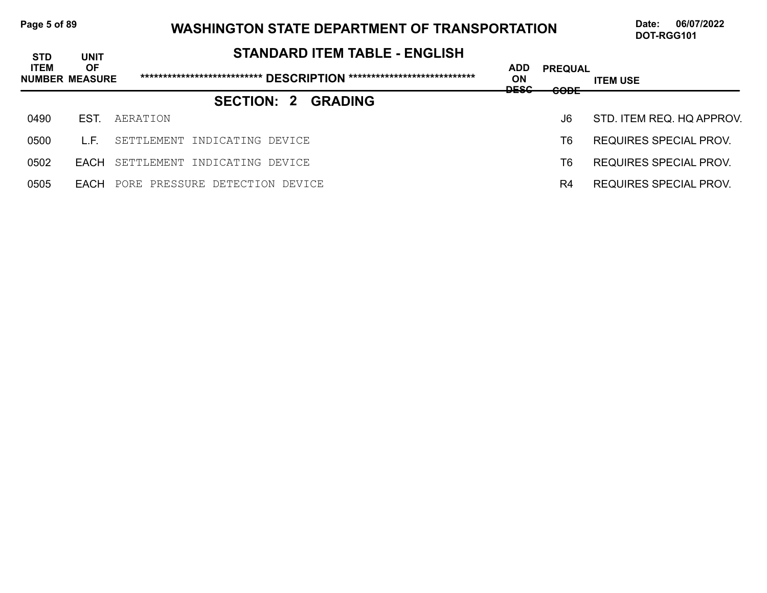# WASHINGTON STATE DEPARTMENT OF TRANSPORTATION

Date: 06/07/2022
DOT-RGG101

## STANDARD ITEM TABLE - ENGLISH

## SECTION: 2 GRADING

| STD ITEM NUMBER | UNIT OF MEASURE | DESCRIPTION | ADD ON DESC | PREQUAL CODE | ITEM USE |
|---|---|---|---|---|---|
| 0490 | EST. | AERATION | | J6 | STD. ITEM REQ. HQ APPROV. |
| 0500 | L.F. | SETTLEMENT INDICATING DEVICE | | T6 | REQUIRES SPECIAL PROV. |
| 0502 | EACH | SETTLEMENT INDICATING DEVICE | | T6 | REQUIRES SPECIAL PROV. |
| 0505 | EACH | PORE PRESSURE DETECTION DEVICE | | R4 | REQUIRES SPECIAL PROV. |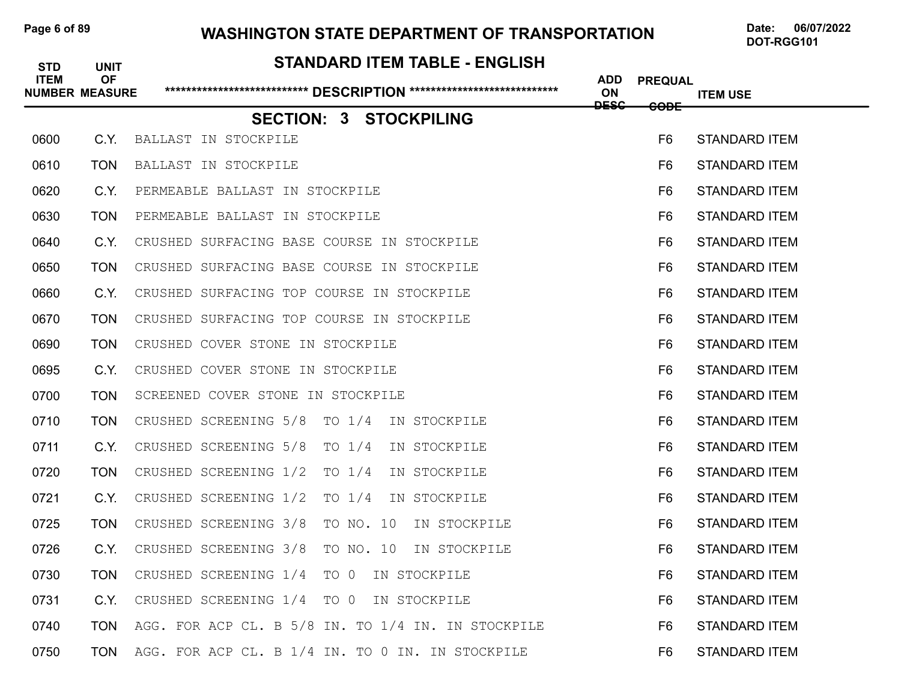# WASHINGTON STATE DEPARTMENT OF TRANSPORTATION

Date: 06/07/2022
DOT-RGG101

## STANDARD ITEM TABLE - ENGLISH

### SECTION: 3 STOCKPILING

| STD ITEM NUMBER | UNIT OF MEASURE | ************************** DESCRIPTION ************************** | ADD ON DESC | PREQUAL CODE | ITEM USE |
|---|---|---|---|---|---|
| 0600 | C.Y. | BALLAST IN STOCKPILE | | F6 | STANDARD ITEM |
| 0610 | TON | BALLAST IN STOCKPILE | | F6 | STANDARD ITEM |
| 0620 | C.Y. | PERMEABLE BALLAST IN STOCKPILE | | F6 | STANDARD ITEM |
| 0630 | TON | PERMEABLE BALLAST IN STOCKPILE | | F6 | STANDARD ITEM |
| 0640 | C.Y. | CRUSHED SURFACING BASE COURSE IN STOCKPILE | | F6 | STANDARD ITEM |
| 0650 | TON | CRUSHED SURFACING BASE COURSE IN STOCKPILE | | F6 | STANDARD ITEM |
| 0660 | C.Y. | CRUSHED SURFACING TOP COURSE IN STOCKPILE | | F6 | STANDARD ITEM |
| 0670 | TON | CRUSHED SURFACING TOP COURSE IN STOCKPILE | | F6 | STANDARD ITEM |
| 0690 | TON | CRUSHED COVER STONE IN STOCKPILE | | F6 | STANDARD ITEM |
| 0695 | C.Y. | CRUSHED COVER STONE IN STOCKPILE | | F6 | STANDARD ITEM |
| 0700 | TON | SCREENED COVER STONE IN STOCKPILE | | F6 | STANDARD ITEM |
| 0710 | TON | CRUSHED SCREENING 5/8 TO 1/4 IN STOCKPILE | | F6 | STANDARD ITEM |
| 0711 | C.Y. | CRUSHED SCREENING 5/8 TO 1/4 IN STOCKPILE | | F6 | STANDARD ITEM |
| 0720 | TON | CRUSHED SCREENING 1/2 TO 1/4 IN STOCKPILE | | F6 | STANDARD ITEM |
| 0721 | C.Y. | CRUSHED SCREENING 1/2 TO 1/4 IN STOCKPILE | | F6 | STANDARD ITEM |
| 0725 | TON | CRUSHED SCREENING 3/8 TO NO. 10 IN STOCKPILE | | F6 | STANDARD ITEM |
| 0726 | C.Y. | CRUSHED SCREENING 3/8 TO NO. 10 IN STOCKPILE | | F6 | STANDARD ITEM |
| 0730 | TON | CRUSHED SCREENING 1/4 TO 0 IN STOCKPILE | | F6 | STANDARD ITEM |
| 0731 | C.Y. | CRUSHED SCREENING 1/4 TO 0 IN STOCKPILE | | F6 | STANDARD ITEM |
| 0740 | TON | AGG. FOR ACP CL. B 5/8 IN. TO 1/4 IN. IN STOCKPILE | | F6 | STANDARD ITEM |
| 0750 | TON | AGG. FOR ACP CL. B 1/4 IN. TO 0 IN. IN STOCKPILE | | F6 | STANDARD ITEM |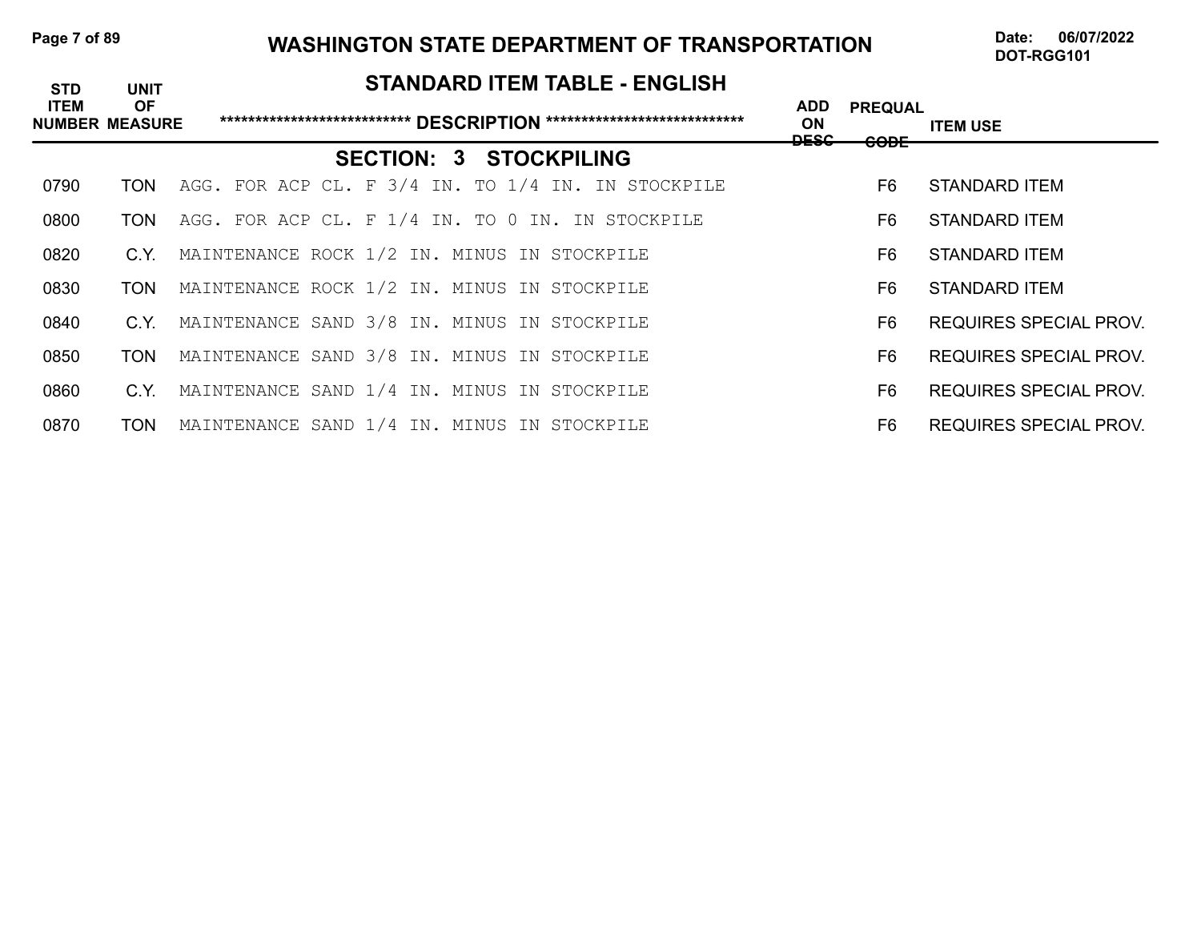# WASHINGTON STATE DEPARTMENT OF TRANSPORTATION

Date: 06/07/2022
DOT-RGG101

## STANDARD ITEM TABLE - ENGLISH

### SECTION: 3 STOCKPILING

| STD ITEM NUMBER | UNIT OF MEASURE | DESCRIPTION | ADD ON DESC | PREQUAL CODE | ITEM USE |
|---|---|---|---|---|---|
| 0790 | TON | AGG. FOR ACP CL. F 3/4 IN. TO 1/4 IN. IN STOCKPILE | | F6 | STANDARD ITEM |
| 0800 | TON | AGG. FOR ACP CL. F 1/4 IN. TO 0 IN. IN STOCKPILE | | F6 | STANDARD ITEM |
| 0820 | C.Y. | MAINTENANCE ROCK 1/2 IN. MINUS IN STOCKPILE | | F6 | STANDARD ITEM |
| 0830 | TON | MAINTENANCE ROCK 1/2 IN. MINUS IN STOCKPILE | | F6 | STANDARD ITEM |
| 0840 | C.Y. | MAINTENANCE SAND 3/8 IN. MINUS IN STOCKPILE | | F6 | REQUIRES SPECIAL PROV. |
| 0850 | TON | MAINTENANCE SAND 3/8 IN. MINUS IN STOCKPILE | | F6 | REQUIRES SPECIAL PROV. |
| 0860 | C.Y. | MAINTENANCE SAND 1/4 IN. MINUS IN STOCKPILE | | F6 | REQUIRES SPECIAL PROV. |
| 0870 | TON | MAINTENANCE SAND 1/4 IN. MINUS IN STOCKPILE | | F6 | REQUIRES SPECIAL PROV. |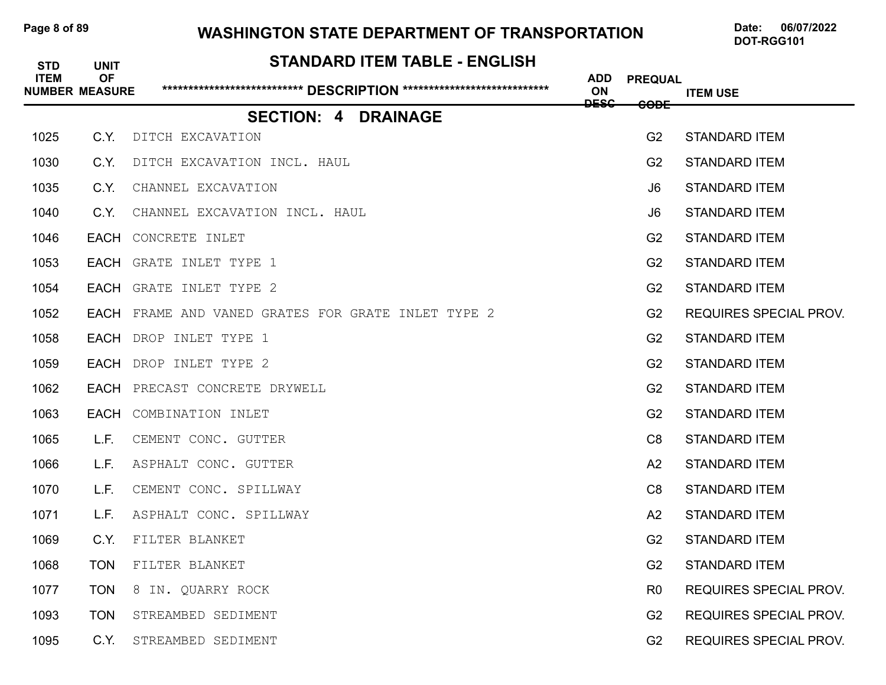# WASHINGTON STATE DEPARTMENT OF TRANSPORTATION

Date: 06/07/2022
DOT-RGG101

## STANDARD ITEM TABLE - ENGLISH

## SECTION: 4 DRAINAGE

| STD ITEM NUMBER | UNIT OF MEASURE | DESCRIPTION | ADD ON DESC | PREQUAL CODE | ITEM USE |
|---|---|---|---|---|---|
| 1025 | C.Y. | DITCH EXCAVATION | | G2 | STANDARD ITEM |
| 1030 | C.Y. | DITCH EXCAVATION INCL. HAUL | | G2 | STANDARD ITEM |
| 1035 | C.Y. | CHANNEL EXCAVATION | | J6 | STANDARD ITEM |
| 1040 | C.Y. | CHANNEL EXCAVATION INCL. HAUL | | J6 | STANDARD ITEM |
| 1046 | EACH | CONCRETE INLET | | G2 | STANDARD ITEM |
| 1053 | EACH | GRATE INLET TYPE 1 | | G2 | STANDARD ITEM |
| 1054 | EACH | GRATE INLET TYPE 2 | | G2 | STANDARD ITEM |
| 1052 | EACH | FRAME AND VANED GRATES FOR GRATE INLET TYPE 2 | | G2 | REQUIRES SPECIAL PROV. |
| 1058 | EACH | DROP INLET TYPE 1 | | G2 | STANDARD ITEM |
| 1059 | EACH | DROP INLET TYPE 2 | | G2 | STANDARD ITEM |
| 1062 | EACH | PRECAST CONCRETE DRYWELL | | G2 | STANDARD ITEM |
| 1063 | EACH | COMBINATION INLET | | G2 | STANDARD ITEM |
| 1065 | L.F. | CEMENT CONC. GUTTER | | C8 | STANDARD ITEM |
| 1066 | L.F. | ASPHALT CONC. GUTTER | | A2 | STANDARD ITEM |
| 1070 | L.F. | CEMENT CONC. SPILLWAY | | C8 | STANDARD ITEM |
| 1071 | L.F. | ASPHALT CONC. SPILLWAY | | A2 | STANDARD ITEM |
| 1069 | C.Y. | FILTER BLANKET | | G2 | STANDARD ITEM |
| 1068 | TON | FILTER BLANKET | | G2 | STANDARD ITEM |
| 1077 | TON | 8 IN. QUARRY ROCK | | R0 | REQUIRES SPECIAL PROV. |
| 1093 | TON | STREAMBED SEDIMENT | | G2 | REQUIRES SPECIAL PROV. |
| 1095 | C.Y. | STREAMBED SEDIMENT | | G2 | REQUIRES SPECIAL PROV. |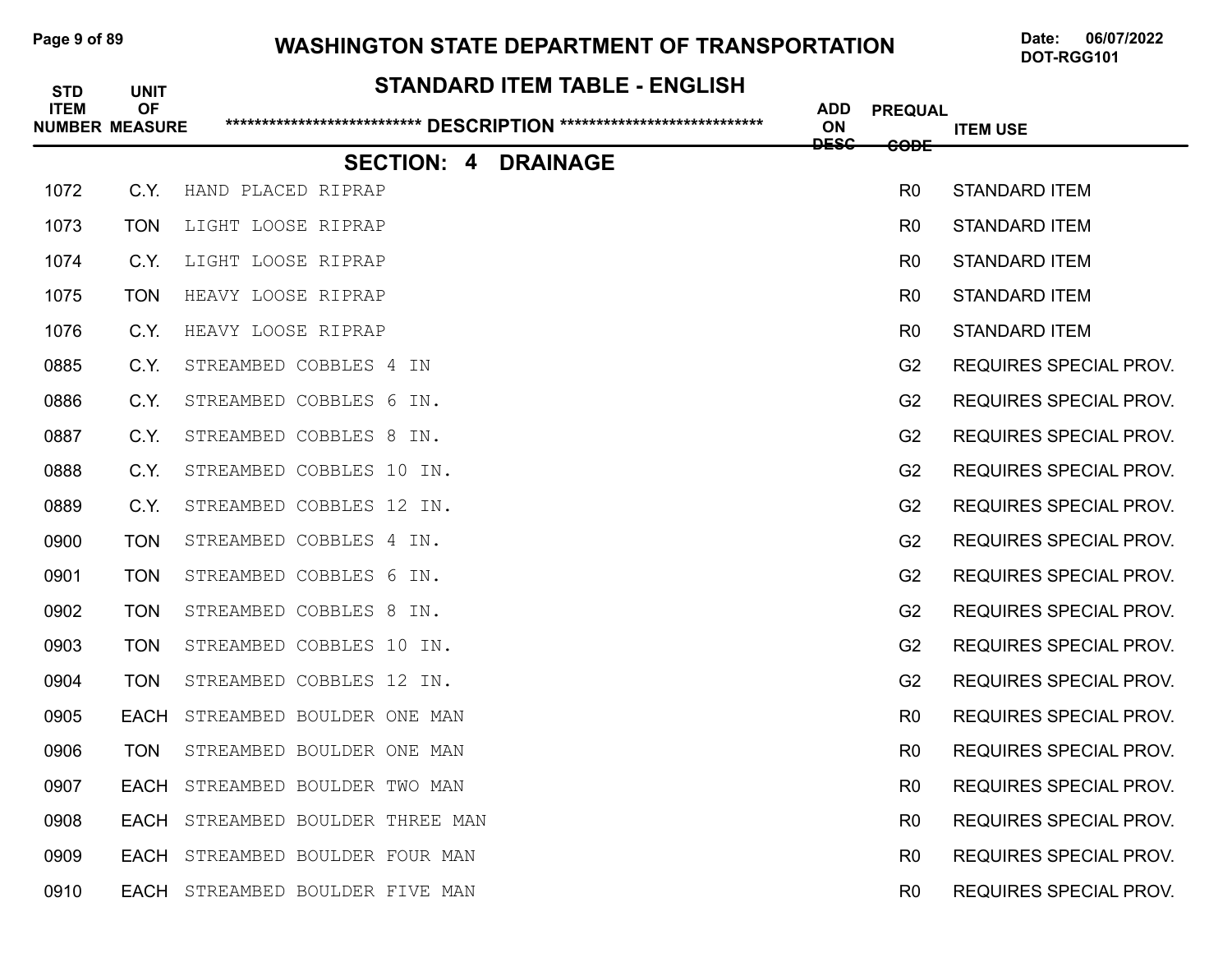# WASHINGTON STATE DEPARTMENT OF TRANSPORTATION

Date: 06/07/2022
DOT-RGG101

## STANDARD ITEM TABLE - ENGLISH

## SECTION: 4 DRAINAGE

| STD ITEM NUMBER | UNIT OF MEASURE | DESCRIPTION | ADD ON DESC | PREQUAL CODE | ITEM USE |
|---|---|---|---|---|---|
| 1072 | C.Y. | HAND PLACED RIPRAP | | R0 | STANDARD ITEM |
| 1073 | TON | LIGHT LOOSE RIPRAP | | R0 | STANDARD ITEM |
| 1074 | C.Y. | LIGHT LOOSE RIPRAP | | R0 | STANDARD ITEM |
| 1075 | TON | HEAVY LOOSE RIPRAP | | R0 | STANDARD ITEM |
| 1076 | C.Y. | HEAVY LOOSE RIPRAP | | R0 | STANDARD ITEM |
| 0885 | C.Y. | STREAMBED COBBLES 4 IN | | G2 | REQUIRES SPECIAL PROV. |
| 0886 | C.Y. | STREAMBED COBBLES 6 IN. | | G2 | REQUIRES SPECIAL PROV. |
| 0887 | C.Y. | STREAMBED COBBLES 8 IN. | | G2 | REQUIRES SPECIAL PROV. |
| 0888 | C.Y. | STREAMBED COBBLES 10 IN. | | G2 | REQUIRES SPECIAL PROV. |
| 0889 | C.Y. | STREAMBED COBBLES 12 IN. | | G2 | REQUIRES SPECIAL PROV. |
| 0900 | TON | STREAMBED COBBLES 4 IN. | | G2 | REQUIRES SPECIAL PROV. |
| 0901 | TON | STREAMBED COBBLES 6 IN. | | G2 | REQUIRES SPECIAL PROV. |
| 0902 | TON | STREAMBED COBBLES 8 IN. | | G2 | REQUIRES SPECIAL PROV. |
| 0903 | TON | STREAMBED COBBLES 10 IN. | | G2 | REQUIRES SPECIAL PROV. |
| 0904 | TON | STREAMBED COBBLES 12 IN. | | G2 | REQUIRES SPECIAL PROV. |
| 0905 | EACH | STREAMBED BOULDER ONE MAN | | R0 | REQUIRES SPECIAL PROV. |
| 0906 | TON | STREAMBED BOULDER ONE MAN | | R0 | REQUIRES SPECIAL PROV. |
| 0907 | EACH | STREAMBED BOULDER TWO MAN | | R0 | REQUIRES SPECIAL PROV. |
| 0908 | EACH | STREAMBED BOULDER THREE MAN | | R0 | REQUIRES SPECIAL PROV. |
| 0909 | EACH | STREAMBED BOULDER FOUR MAN | | R0 | REQUIRES SPECIAL PROV. |
| 0910 | EACH | STREAMBED BOULDER FIVE MAN | | R0 | REQUIRES SPECIAL PROV. |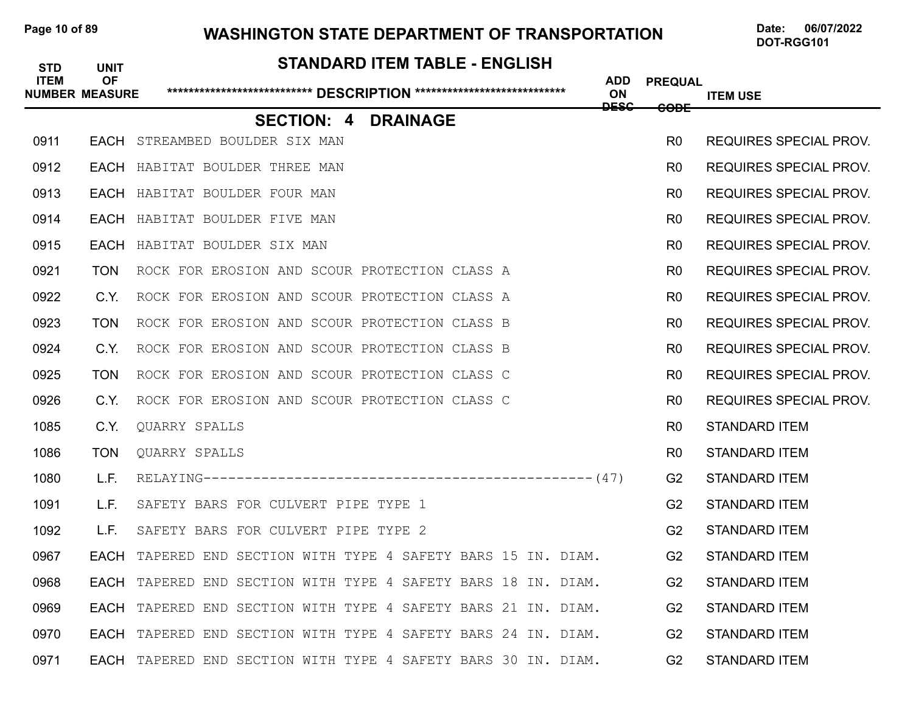# WASHINGTON STATE DEPARTMENT OF TRANSPORTATION

Date: 06/07/2022
DOT-RGG101

## STANDARD ITEM TABLE - ENGLISH

### SECTION: 4 DRAINAGE

| STD ITEM NUMBER | UNIT OF MEASURE | DESCRIPTION | ADD ON DESC | PREQUAL CODE | ITEM USE |
|---|---|---|---|---|---|
| 0911 | EACH | STREAMBED BOULDER SIX MAN | | R0 | REQUIRES SPECIAL PROV. |
| 0912 | EACH | HABITAT BOULDER THREE MAN | | R0 | REQUIRES SPECIAL PROV. |
| 0913 | EACH | HABITAT BOULDER FOUR MAN | | R0 | REQUIRES SPECIAL PROV. |
| 0914 | EACH | HABITAT BOULDER FIVE MAN | | R0 | REQUIRES SPECIAL PROV. |
| 0915 | EACH | HABITAT BOULDER SIX MAN | | R0 | REQUIRES SPECIAL PROV. |
| 0921 | TON | ROCK FOR EROSION AND SCOUR PROTECTION CLASS A | | R0 | REQUIRES SPECIAL PROV. |
| 0922 | C.Y. | ROCK FOR EROSION AND SCOUR PROTECTION CLASS A | | R0 | REQUIRES SPECIAL PROV. |
| 0923 | TON | ROCK FOR EROSION AND SCOUR PROTECTION CLASS B | | R0 | REQUIRES SPECIAL PROV. |
| 0924 | C.Y. | ROCK FOR EROSION AND SCOUR PROTECTION CLASS B | | R0 | REQUIRES SPECIAL PROV. |
| 0925 | TON | ROCK FOR EROSION AND SCOUR PROTECTION CLASS C | | R0 | REQUIRES SPECIAL PROV. |
| 0926 | C.Y. | ROCK FOR EROSION AND SCOUR PROTECTION CLASS C | | R0 | REQUIRES SPECIAL PROV. |
| 1085 | C.Y. | QUARRY SPALLS | | R0 | STANDARD ITEM |
| 1086 | TON | QUARRY SPALLS | | R0 | STANDARD ITEM |
| 1080 | L.F. | RELAYING------------------------------------------------------(47) | | G2 | STANDARD ITEM |
| 1091 | L.F. | SAFETY BARS FOR CULVERT PIPE TYPE 1 | | G2 | STANDARD ITEM |
| 1092 | L.F. | SAFETY BARS FOR CULVERT PIPE TYPE 2 | | G2 | STANDARD ITEM |
| 0967 | EACH | TAPERED END SECTION WITH TYPE 4 SAFETY BARS 15 IN. DIAM. | | G2 | STANDARD ITEM |
| 0968 | EACH | TAPERED END SECTION WITH TYPE 4 SAFETY BARS 18 IN. DIAM. | | G2 | STANDARD ITEM |
| 0969 | EACH | TAPERED END SECTION WITH TYPE 4 SAFETY BARS 21 IN. DIAM. | | G2 | STANDARD ITEM |
| 0970 | EACH | TAPERED END SECTION WITH TYPE 4 SAFETY BARS 24 IN. DIAM. | | G2 | STANDARD ITEM |
| 0971 | EACH | TAPERED END SECTION WITH TYPE 4 SAFETY BARS 30 IN. DIAM. | | G2 | STANDARD ITEM |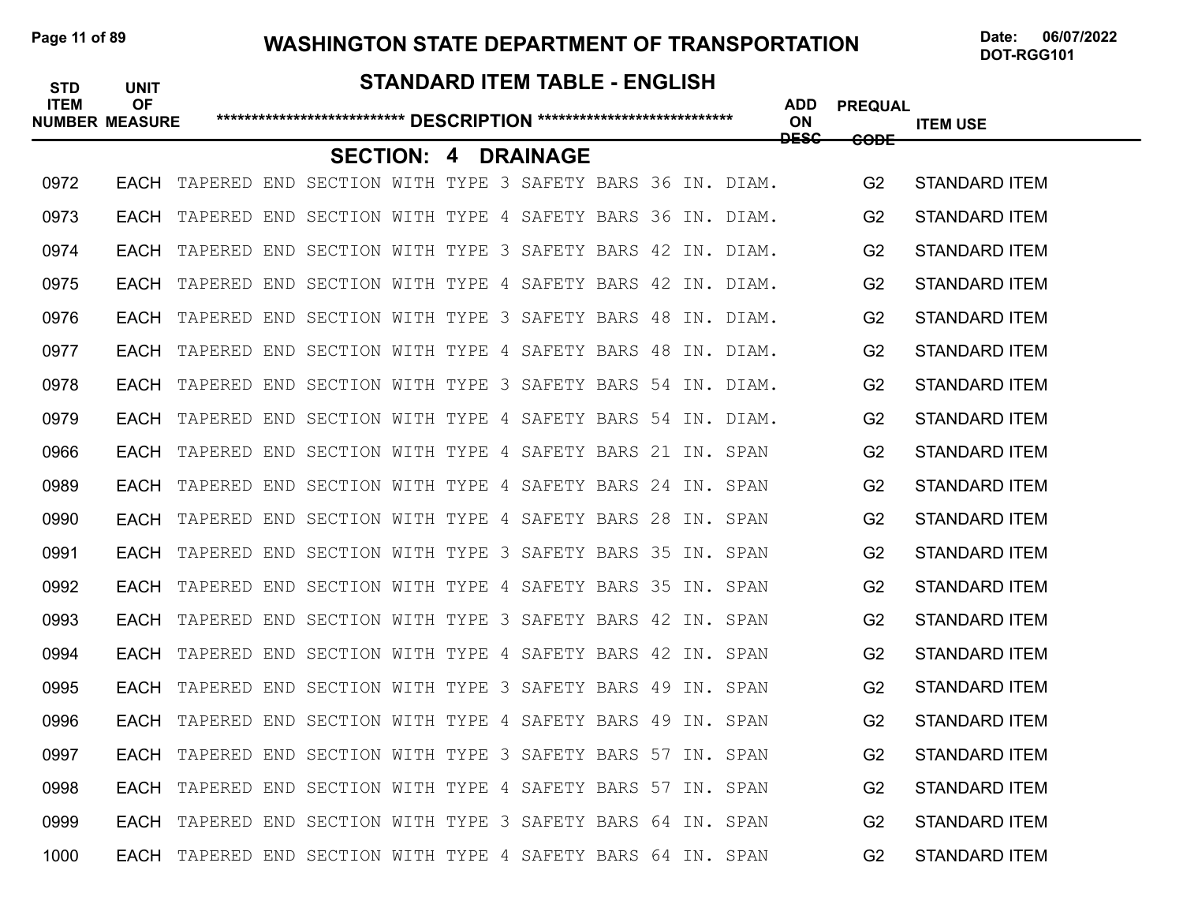# WASHINGTON STATE DEPARTMENT OF TRANSPORTATION

Date: 06/07/2022
DOT-RGG101

## STANDARD ITEM TABLE - ENGLISH

## SECTION: 4 DRAINAGE

| STD ITEM NUMBER | UNIT OF MEASURE | DESCRIPTION | ADD ON DESC | PREQUAL CODE | ITEM USE |
|---|---|---|---|---|---|
| 0972 | EACH | TAPERED END SECTION WITH TYPE 3 SAFETY BARS 36 IN. DIAM. | | G2 | STANDARD ITEM |
| 0973 | EACH | TAPERED END SECTION WITH TYPE 4 SAFETY BARS 36 IN. DIAM. | | G2 | STANDARD ITEM |
| 0974 | EACH | TAPERED END SECTION WITH TYPE 3 SAFETY BARS 42 IN. DIAM. | | G2 | STANDARD ITEM |
| 0975 | EACH | TAPERED END SECTION WITH TYPE 4 SAFETY BARS 42 IN. DIAM. | | G2 | STANDARD ITEM |
| 0976 | EACH | TAPERED END SECTION WITH TYPE 3 SAFETY BARS 48 IN. DIAM. | | G2 | STANDARD ITEM |
| 0977 | EACH | TAPERED END SECTION WITH TYPE 4 SAFETY BARS 48 IN. DIAM. | | G2 | STANDARD ITEM |
| 0978 | EACH | TAPERED END SECTION WITH TYPE 3 SAFETY BARS 54 IN. DIAM. | | G2 | STANDARD ITEM |
| 0979 | EACH | TAPERED END SECTION WITH TYPE 4 SAFETY BARS 54 IN. DIAM. | | G2 | STANDARD ITEM |
| 0966 | EACH | TAPERED END SECTION WITH TYPE 4 SAFETY BARS 21 IN. SPAN | | G2 | STANDARD ITEM |
| 0989 | EACH | TAPERED END SECTION WITH TYPE 4 SAFETY BARS 24 IN. SPAN | | G2 | STANDARD ITEM |
| 0990 | EACH | TAPERED END SECTION WITH TYPE 4 SAFETY BARS 28 IN. SPAN | | G2 | STANDARD ITEM |
| 0991 | EACH | TAPERED END SECTION WITH TYPE 3 SAFETY BARS 35 IN. SPAN | | G2 | STANDARD ITEM |
| 0992 | EACH | TAPERED END SECTION WITH TYPE 4 SAFETY BARS 35 IN. SPAN | | G2 | STANDARD ITEM |
| 0993 | EACH | TAPERED END SECTION WITH TYPE 3 SAFETY BARS 42 IN. SPAN | | G2 | STANDARD ITEM |
| 0994 | EACH | TAPERED END SECTION WITH TYPE 4 SAFETY BARS 42 IN. SPAN | | G2 | STANDARD ITEM |
| 0995 | EACH | TAPERED END SECTION WITH TYPE 3 SAFETY BARS 49 IN. SPAN | | G2 | STANDARD ITEM |
| 0996 | EACH | TAPERED END SECTION WITH TYPE 4 SAFETY BARS 49 IN. SPAN | | G2 | STANDARD ITEM |
| 0997 | EACH | TAPERED END SECTION WITH TYPE 3 SAFETY BARS 57 IN. SPAN | | G2 | STANDARD ITEM |
| 0998 | EACH | TAPERED END SECTION WITH TYPE 4 SAFETY BARS 57 IN. SPAN | | G2 | STANDARD ITEM |
| 0999 | EACH | TAPERED END SECTION WITH TYPE 3 SAFETY BARS 64 IN. SPAN | | G2 | STANDARD ITEM |
| 1000 | EACH | TAPERED END SECTION WITH TYPE 4 SAFETY BARS 64 IN. SPAN | | G2 | STANDARD ITEM |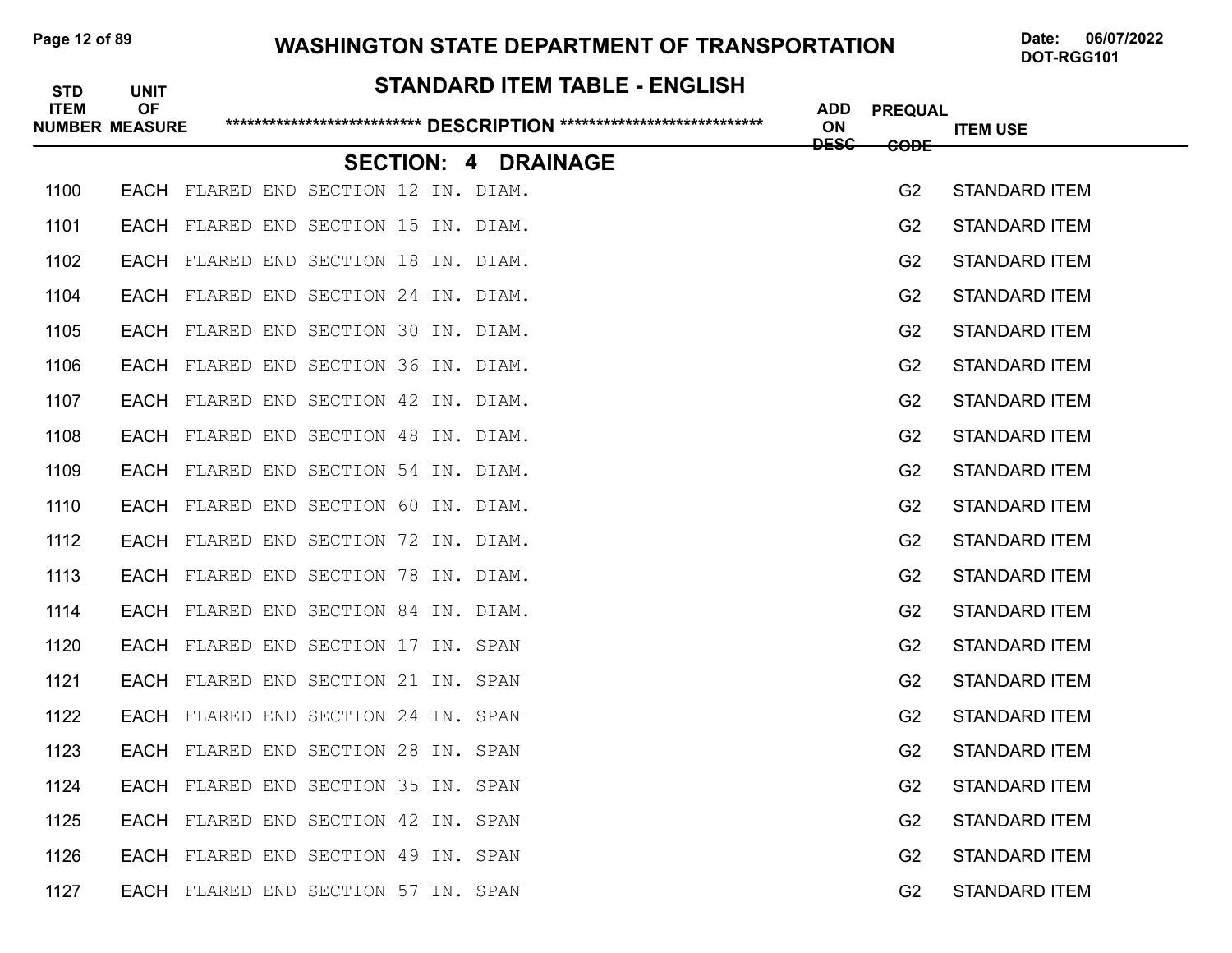# WASHINGTON STATE DEPARTMENT OF TRANSPORTATION

Date: 06/07/2022
DOT-RGG101

## STANDARD ITEM TABLE - ENGLISH

## SECTION: 4 DRAINAGE

| STD ITEM NUMBER | UNIT OF MEASURE | DESCRIPTION | ADD ON DESC | PREQUAL CODE | ITEM USE |
|---|---|---|---|---|---|
| 1100 | EACH | FLARED END SECTION 12 IN. DIAM. | | G2 | STANDARD ITEM |
| 1101 | EACH | FLARED END SECTION 15 IN. DIAM. | | G2 | STANDARD ITEM |
| 1102 | EACH | FLARED END SECTION 18 IN. DIAM. | | G2 | STANDARD ITEM |
| 1104 | EACH | FLARED END SECTION 24 IN. DIAM. | | G2 | STANDARD ITEM |
| 1105 | EACH | FLARED END SECTION 30 IN. DIAM. | | G2 | STANDARD ITEM |
| 1106 | EACH | FLARED END SECTION 36 IN. DIAM. | | G2 | STANDARD ITEM |
| 1107 | EACH | FLARED END SECTION 42 IN. DIAM. | | G2 | STANDARD ITEM |
| 1108 | EACH | FLARED END SECTION 48 IN. DIAM. | | G2 | STANDARD ITEM |
| 1109 | EACH | FLARED END SECTION 54 IN. DIAM. | | G2 | STANDARD ITEM |
| 1110 | EACH | FLARED END SECTION 60 IN. DIAM. | | G2 | STANDARD ITEM |
| 1112 | EACH | FLARED END SECTION 72 IN. DIAM. | | G2 | STANDARD ITEM |
| 1113 | EACH | FLARED END SECTION 78 IN. DIAM. | | G2 | STANDARD ITEM |
| 1114 | EACH | FLARED END SECTION 84 IN. DIAM. | | G2 | STANDARD ITEM |
| 1120 | EACH | FLARED END SECTION 17 IN. SPAN | | G2 | STANDARD ITEM |
| 1121 | EACH | FLARED END SECTION 21 IN. SPAN | | G2 | STANDARD ITEM |
| 1122 | EACH | FLARED END SECTION 24 IN. SPAN | | G2 | STANDARD ITEM |
| 1123 | EACH | FLARED END SECTION 28 IN. SPAN | | G2 | STANDARD ITEM |
| 1124 | EACH | FLARED END SECTION 35 IN. SPAN | | G2 | STANDARD ITEM |
| 1125 | EACH | FLARED END SECTION 42 IN. SPAN | | G2 | STANDARD ITEM |
| 1126 | EACH | FLARED END SECTION 49 IN. SPAN | | G2 | STANDARD ITEM |
| 1127 | EACH | FLARED END SECTION 57 IN. SPAN | | G2 | STANDARD ITEM |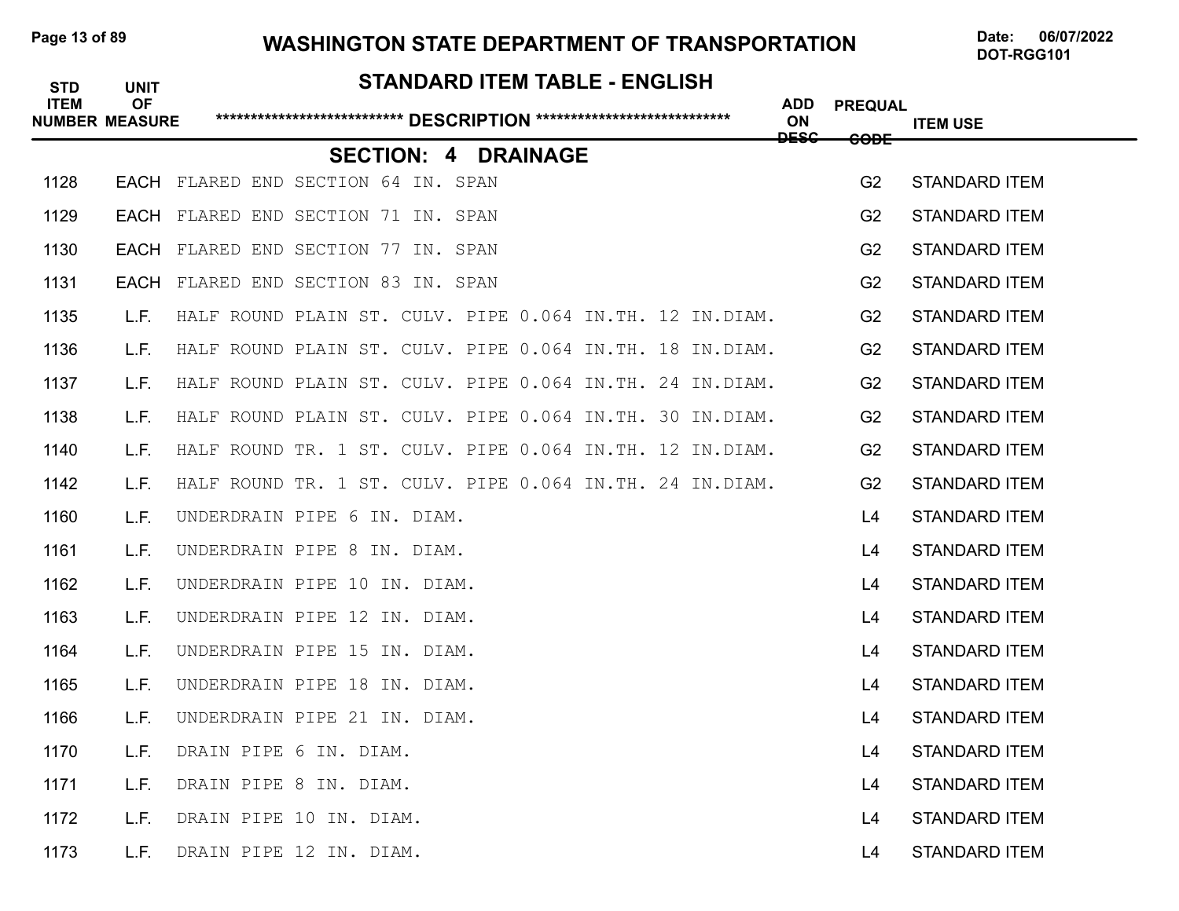# WASHINGTON STATE DEPARTMENT OF TRANSPORTATION

## STANDARD ITEM TABLE - ENGLISH

Date: 06/07/2022
DOT-RGG101

### SECTION: 4 DRAINAGE

| STD ITEM NUMBER | UNIT OF MEASURE | DESCRIPTION | ADD ON DESC | PREQUAL CODE | ITEM USE |
|---|---|---|---|---|---|
| 1128 | EACH | FLARED END SECTION 64 IN. SPAN | | G2 | STANDARD ITEM |
| 1129 | EACH | FLARED END SECTION 71 IN. SPAN | | G2 | STANDARD ITEM |
| 1130 | EACH | FLARED END SECTION 77 IN. SPAN | | G2 | STANDARD ITEM |
| 1131 | EACH | FLARED END SECTION 83 IN. SPAN | | G2 | STANDARD ITEM |
| 1135 | L.F. | HALF ROUND PLAIN ST. CULV. PIPE 0.064 IN.TH. 12 IN.DIAM. | | G2 | STANDARD ITEM |
| 1136 | L.F. | HALF ROUND PLAIN ST. CULV. PIPE 0.064 IN.TH. 18 IN.DIAM. | | G2 | STANDARD ITEM |
| 1137 | L.F. | HALF ROUND PLAIN ST. CULV. PIPE 0.064 IN.TH. 24 IN.DIAM. | | G2 | STANDARD ITEM |
| 1138 | L.F. | HALF ROUND PLAIN ST. CULV. PIPE 0.064 IN.TH. 30 IN.DIAM. | | G2 | STANDARD ITEM |
| 1140 | L.F. | HALF ROUND TR. 1 ST. CULV. PIPE 0.064 IN.TH. 12 IN.DIAM. | | G2 | STANDARD ITEM |
| 1142 | L.F. | HALF ROUND TR. 1 ST. CULV. PIPE 0.064 IN.TH. 24 IN.DIAM. | | G2 | STANDARD ITEM |
| 1160 | L.F. | UNDERDRAIN PIPE 6 IN. DIAM. | | L4 | STANDARD ITEM |
| 1161 | L.F. | UNDERDRAIN PIPE 8 IN. DIAM. | | L4 | STANDARD ITEM |
| 1162 | L.F. | UNDERDRAIN PIPE 10 IN. DIAM. | | L4 | STANDARD ITEM |
| 1163 | L.F. | UNDERDRAIN PIPE 12 IN. DIAM. | | L4 | STANDARD ITEM |
| 1164 | L.F. | UNDERDRAIN PIPE 15 IN. DIAM. | | L4 | STANDARD ITEM |
| 1165 | L.F. | UNDERDRAIN PIPE 18 IN. DIAM. | | L4 | STANDARD ITEM |
| 1166 | L.F. | UNDERDRAIN PIPE 21 IN. DIAM. | | L4 | STANDARD ITEM |
| 1170 | L.F. | DRAIN PIPE 6 IN. DIAM. | | L4 | STANDARD ITEM |
| 1171 | L.F. | DRAIN PIPE 8 IN. DIAM. | | L4 | STANDARD ITEM |
| 1172 | L.F. | DRAIN PIPE 10 IN. DIAM. | | L4 | STANDARD ITEM |
| 1173 | L.F. | DRAIN PIPE 12 IN. DIAM. | | L4 | STANDARD ITEM |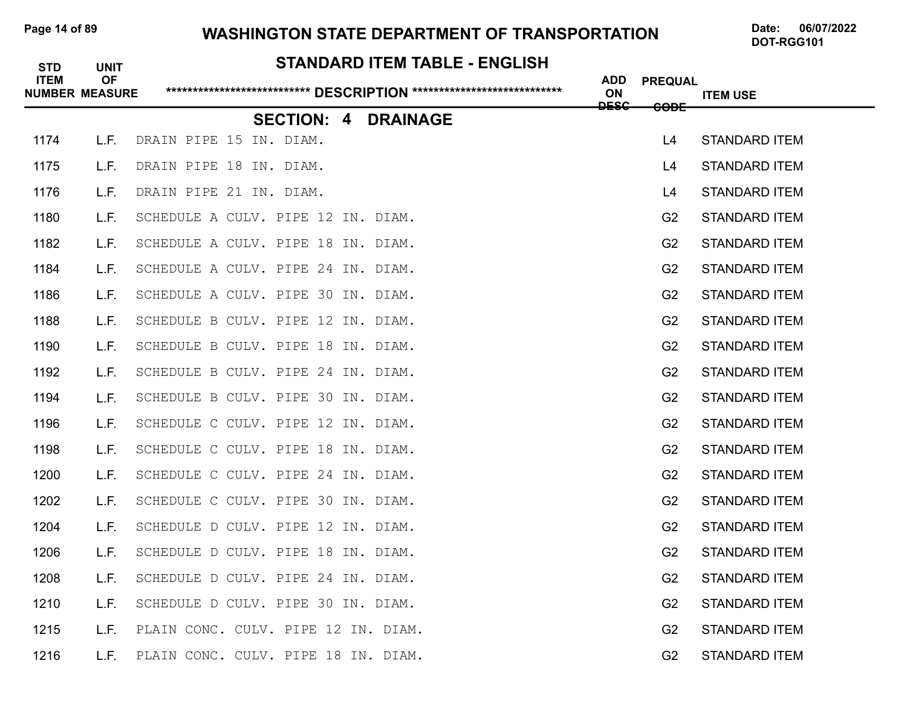# WASHINGTON STATE DEPARTMENT OF TRANSPORTATION

Date: 06/07/2022
DOT-RGG101

## STANDARD ITEM TABLE - ENGLISH

### SECTION: 4 DRAINAGE

| STD ITEM NUMBER | UNIT OF MEASURE | DESCRIPTION | ADD ON DESC | PREQUAL CODE | ITEM USE |
|---|---|---|---|---|---|
| 1174 | L.F. | DRAIN PIPE 15 IN. DIAM. | | L4 | STANDARD ITEM |
| 1175 | L.F. | DRAIN PIPE 18 IN. DIAM. | | L4 | STANDARD ITEM |
| 1176 | L.F. | DRAIN PIPE 21 IN. DIAM. | | L4 | STANDARD ITEM |
| 1180 | L.F. | SCHEDULE A CULV. PIPE 12 IN. DIAM. | | G2 | STANDARD ITEM |
| 1182 | L.F. | SCHEDULE A CULV. PIPE 18 IN. DIAM. | | G2 | STANDARD ITEM |
| 1184 | L.F. | SCHEDULE A CULV. PIPE 24 IN. DIAM. | | G2 | STANDARD ITEM |
| 1186 | L.F. | SCHEDULE A CULV. PIPE 30 IN. DIAM. | | G2 | STANDARD ITEM |
| 1188 | L.F. | SCHEDULE B CULV. PIPE 12 IN. DIAM. | | G2 | STANDARD ITEM |
| 1190 | L.F. | SCHEDULE B CULV. PIPE 18 IN. DIAM. | | G2 | STANDARD ITEM |
| 1192 | L.F. | SCHEDULE B CULV. PIPE 24 IN. DIAM. | | G2 | STANDARD ITEM |
| 1194 | L.F. | SCHEDULE B CULV. PIPE 30 IN. DIAM. | | G2 | STANDARD ITEM |
| 1196 | L.F. | SCHEDULE C CULV. PIPE 12 IN. DIAM. | | G2 | STANDARD ITEM |
| 1198 | L.F. | SCHEDULE C CULV. PIPE 18 IN. DIAM. | | G2 | STANDARD ITEM |
| 1200 | L.F. | SCHEDULE C CULV. PIPE 24 IN. DIAM. | | G2 | STANDARD ITEM |
| 1202 | L.F. | SCHEDULE C CULV. PIPE 30 IN. DIAM. | | G2 | STANDARD ITEM |
| 1204 | L.F. | SCHEDULE D CULV. PIPE 12 IN. DIAM. | | G2 | STANDARD ITEM |
| 1206 | L.F. | SCHEDULE D CULV. PIPE 18 IN. DIAM. | | G2 | STANDARD ITEM |
| 1208 | L.F. | SCHEDULE D CULV. PIPE 24 IN. DIAM. | | G2 | STANDARD ITEM |
| 1210 | L.F. | SCHEDULE D CULV. PIPE 30 IN. DIAM. | | G2 | STANDARD ITEM |
| 1215 | L.F. | PLAIN CONC. CULV. PIPE 12 IN. DIAM. | | G2 | STANDARD ITEM |
| 1216 | L.F. | PLAIN CONC. CULV. PIPE 18 IN. DIAM. | | G2 | STANDARD ITEM |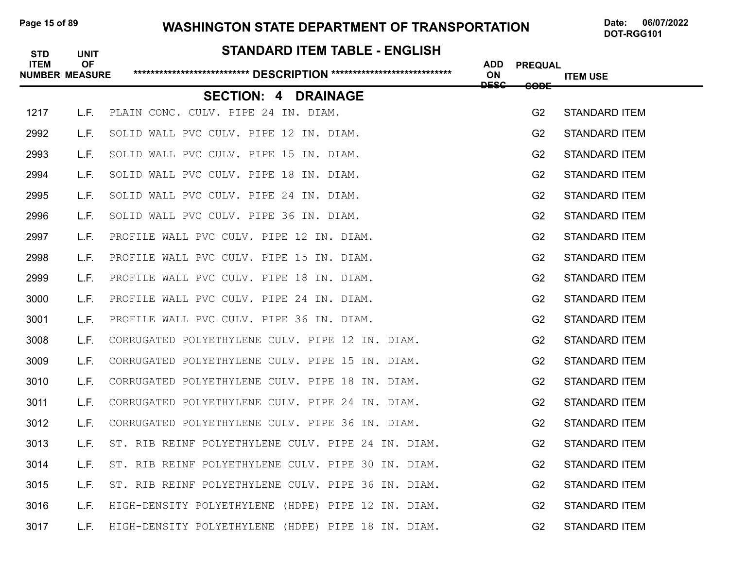# WASHINGTON STATE DEPARTMENT OF TRANSPORTATION

## STANDARD ITEM TABLE - ENGLISH

### SECTION: 4 DRAINAGE

| STD ITEM NUMBER | UNIT OF MEASURE | DESCRIPTION | ADD ON DESC | PREQUAL CODE | ITEM USE |
|---|---|---|---|---|---|
| 1217 | L.F. | PLAIN CONC. CULV. PIPE 24 IN. DIAM. | | G2 | STANDARD ITEM |
| 2992 | L.F. | SOLID WALL PVC CULV. PIPE 12 IN. DIAM. | | G2 | STANDARD ITEM |
| 2993 | L.F. | SOLID WALL PVC CULV. PIPE 15 IN. DIAM. | | G2 | STANDARD ITEM |
| 2994 | L.F. | SOLID WALL PVC CULV. PIPE 18 IN. DIAM. | | G2 | STANDARD ITEM |
| 2995 | L.F. | SOLID WALL PVC CULV. PIPE 24 IN. DIAM. | | G2 | STANDARD ITEM |
| 2996 | L.F. | SOLID WALL PVC CULV. PIPE 36 IN. DIAM. | | G2 | STANDARD ITEM |
| 2997 | L.F. | PROFILE WALL PVC CULV. PIPE 12 IN. DIAM. | | G2 | STANDARD ITEM |
| 2998 | L.F. | PROFILE WALL PVC CULV. PIPE 15 IN. DIAM. | | G2 | STANDARD ITEM |
| 2999 | L.F. | PROFILE WALL PVC CULV. PIPE 18 IN. DIAM. | | G2 | STANDARD ITEM |
| 3000 | L.F. | PROFILE WALL PVC CULV. PIPE 24 IN. DIAM. | | G2 | STANDARD ITEM |
| 3001 | L.F. | PROFILE WALL PVC CULV. PIPE 36 IN. DIAM. | | G2 | STANDARD ITEM |
| 3008 | L.F. | CORRUGATED POLYETHYLENE CULV. PIPE 12 IN. DIAM. | | G2 | STANDARD ITEM |
| 3009 | L.F. | CORRUGATED POLYETHYLENE CULV. PIPE 15 IN. DIAM. | | G2 | STANDARD ITEM |
| 3010 | L.F. | CORRUGATED POLYETHYLENE CULV. PIPE 18 IN. DIAM. | | G2 | STANDARD ITEM |
| 3011 | L.F. | CORRUGATED POLYETHYLENE CULV. PIPE 24 IN. DIAM. | | G2 | STANDARD ITEM |
| 3012 | L.F. | CORRUGATED POLYETHYLENE CULV. PIPE 36 IN. DIAM. | | G2 | STANDARD ITEM |
| 3013 | L.F. | ST. RIB REINF POLYETHYLENE CULV. PIPE 24 IN. DIAM. | | G2 | STANDARD ITEM |
| 3014 | L.F. | ST. RIB REINF POLYETHYLENE CULV. PIPE 30 IN. DIAM. | | G2 | STANDARD ITEM |
| 3015 | L.F. | ST. RIB REINF POLYETHYLENE CULV. PIPE 36 IN. DIAM. | | G2 | STANDARD ITEM |
| 3016 | L.F. | HIGH-DENSITY POLYETHYLENE (HDPE) PIPE 12 IN. DIAM. | | G2 | STANDARD ITEM |
| 3017 | L.F. | HIGH-DENSITY POLYETHYLENE (HDPE) PIPE 18 IN. DIAM. | | G2 | STANDARD ITEM |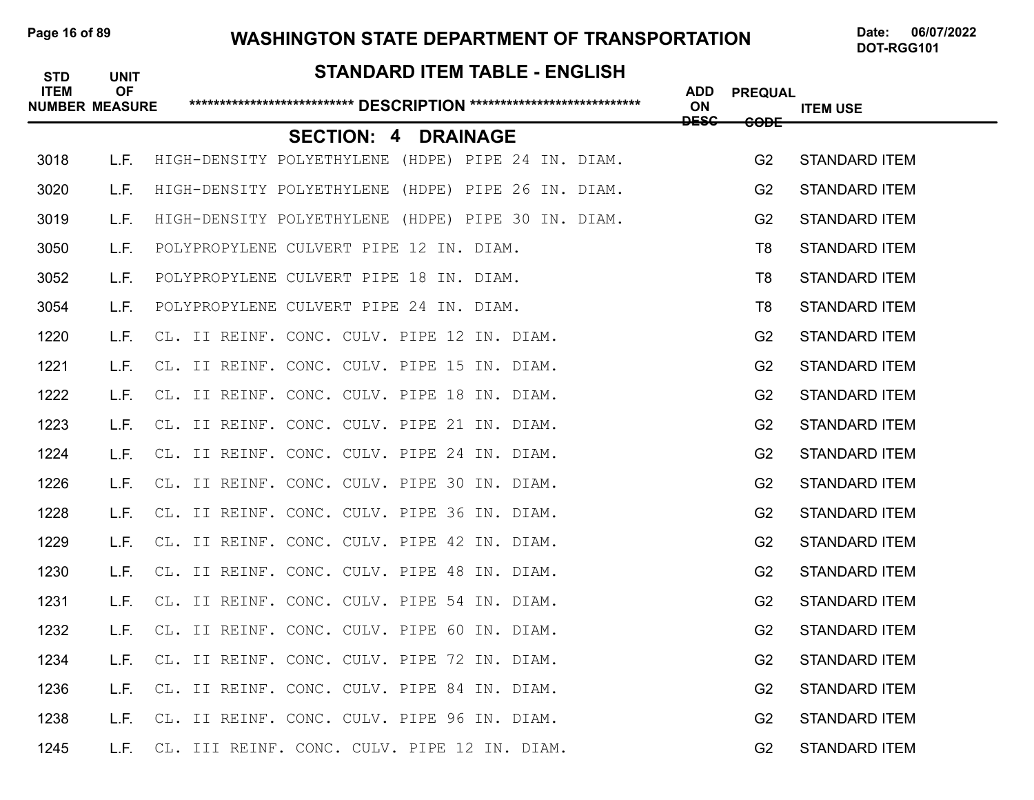# WASHINGTON STATE DEPARTMENT OF TRANSPORTATION

## STANDARD ITEM TABLE - ENGLISH

### SECTION: 4 DRAINAGE

| STD ITEM NUMBER | UNIT OF MEASURE | DESCRIPTION | ADD ON DESC | PREQUAL CODE | ITEM USE |
|---|---|---|---|---|---|
| 3018 | L.F. | HIGH-DENSITY POLYETHYLENE (HDPE) PIPE 24 IN. DIAM. | | G2 | STANDARD ITEM |
| 3020 | L.F. | HIGH-DENSITY POLYETHYLENE (HDPE) PIPE 26 IN. DIAM. | | G2 | STANDARD ITEM |
| 3019 | L.F. | HIGH-DENSITY POLYETHYLENE (HDPE) PIPE 30 IN. DIAM. | | G2 | STANDARD ITEM |
| 3050 | L.F. | POLYPROPYLENE CULVERT PIPE 12 IN. DIAM. | | T8 | STANDARD ITEM |
| 3052 | L.F. | POLYPROPYLENE CULVERT PIPE 18 IN. DIAM. | | T8 | STANDARD ITEM |
| 3054 | L.F. | POLYPROPYLENE CULVERT PIPE 24 IN. DIAM. | | T8 | STANDARD ITEM |
| 1220 | L.F. | CL. II REINF. CONC. CULV. PIPE 12 IN. DIAM. | | G2 | STANDARD ITEM |
| 1221 | L.F. | CL. II REINF. CONC. CULV. PIPE 15 IN. DIAM. | | G2 | STANDARD ITEM |
| 1222 | L.F. | CL. II REINF. CONC. CULV. PIPE 18 IN. DIAM. | | G2 | STANDARD ITEM |
| 1223 | L.F. | CL. II REINF. CONC. CULV. PIPE 21 IN. DIAM. | | G2 | STANDARD ITEM |
| 1224 | L.F. | CL. II REINF. CONC. CULV. PIPE 24 IN. DIAM. | | G2 | STANDARD ITEM |
| 1226 | L.F. | CL. II REINF. CONC. CULV. PIPE 30 IN. DIAM. | | G2 | STANDARD ITEM |
| 1228 | L.F. | CL. II REINF. CONC. CULV. PIPE 36 IN. DIAM. | | G2 | STANDARD ITEM |
| 1229 | L.F. | CL. II REINF. CONC. CULV. PIPE 42 IN. DIAM. | | G2 | STANDARD ITEM |
| 1230 | L.F. | CL. II REINF. CONC. CULV. PIPE 48 IN. DIAM. | | G2 | STANDARD ITEM |
| 1231 | L.F. | CL. II REINF. CONC. CULV. PIPE 54 IN. DIAM. | | G2 | STANDARD ITEM |
| 1232 | L.F. | CL. II REINF. CONC. CULV. PIPE 60 IN. DIAM. | | G2 | STANDARD ITEM |
| 1234 | L.F. | CL. II REINF. CONC. CULV. PIPE 72 IN. DIAM. | | G2 | STANDARD ITEM |
| 1236 | L.F. | CL. II REINF. CONC. CULV. PIPE 84 IN. DIAM. | | G2 | STANDARD ITEM |
| 1238 | L.F. | CL. II REINF. CONC. CULV. PIPE 96 IN. DIAM. | | G2 | STANDARD ITEM |
| 1245 | L.F. | CL. III REINF. CONC. CULV. PIPE 12 IN. DIAM. | | G2 | STANDARD ITEM |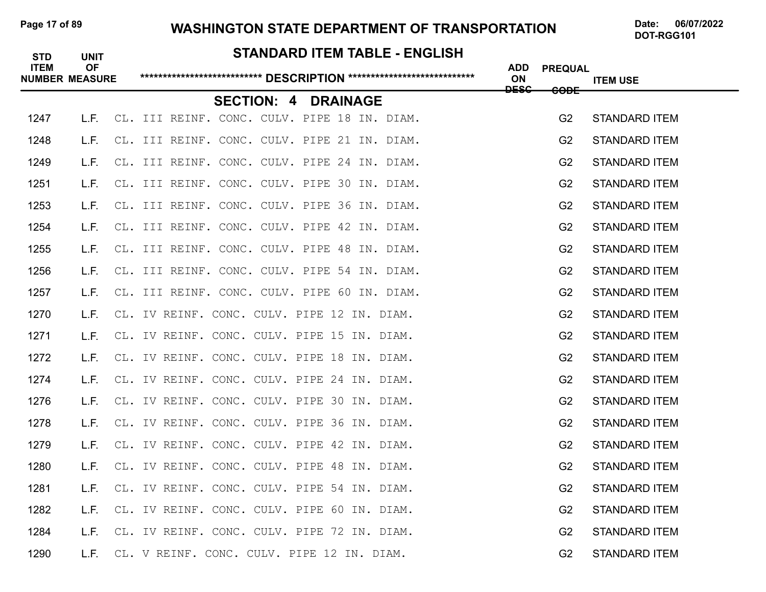# WASHINGTON STATE DEPARTMENT OF TRANSPORTATION

Date: 06/07/2022
DOT-RGG101

## STANDARD ITEM TABLE - ENGLISH

### SECTION: 4 DRAINAGE

| STD ITEM NUMBER | UNIT OF MEASURE | DESCRIPTION | ADD ON DESC | PREQUAL CODE | ITEM USE |
|---|---|---|---|---|---|
| 1247 | L.F. | CL. III REINF. CONC. CULV. PIPE 18 IN. DIAM. | | G2 | STANDARD ITEM |
| 1248 | L.F. | CL. III REINF. CONC. CULV. PIPE 21 IN. DIAM. | | G2 | STANDARD ITEM |
| 1249 | L.F. | CL. III REINF. CONC. CULV. PIPE 24 IN. DIAM. | | G2 | STANDARD ITEM |
| 1251 | L.F. | CL. III REINF. CONC. CULV. PIPE 30 IN. DIAM. | | G2 | STANDARD ITEM |
| 1253 | L.F. | CL. III REINF. CONC. CULV. PIPE 36 IN. DIAM. | | G2 | STANDARD ITEM |
| 1254 | L.F. | CL. III REINF. CONC. CULV. PIPE 42 IN. DIAM. | | G2 | STANDARD ITEM |
| 1255 | L.F. | CL. III REINF. CONC. CULV. PIPE 48 IN. DIAM. | | G2 | STANDARD ITEM |
| 1256 | L.F. | CL. III REINF. CONC. CULV. PIPE 54 IN. DIAM. | | G2 | STANDARD ITEM |
| 1257 | L.F. | CL. III REINF. CONC. CULV. PIPE 60 IN. DIAM. | | G2 | STANDARD ITEM |
| 1270 | L.F. | CL. IV REINF. CONC. CULV. PIPE 12 IN. DIAM. | | G2 | STANDARD ITEM |
| 1271 | L.F. | CL. IV REINF. CONC. CULV. PIPE 15 IN. DIAM. | | G2 | STANDARD ITEM |
| 1272 | L.F. | CL. IV REINF. CONC. CULV. PIPE 18 IN. DIAM. | | G2 | STANDARD ITEM |
| 1274 | L.F. | CL. IV REINF. CONC. CULV. PIPE 24 IN. DIAM. | | G2 | STANDARD ITEM |
| 1276 | L.F. | CL. IV REINF. CONC. CULV. PIPE 30 IN. DIAM. | | G2 | STANDARD ITEM |
| 1278 | L.F. | CL. IV REINF. CONC. CULV. PIPE 36 IN. DIAM. | | G2 | STANDARD ITEM |
| 1279 | L.F. | CL. IV REINF. CONC. CULV. PIPE 42 IN. DIAM. | | G2 | STANDARD ITEM |
| 1280 | L.F. | CL. IV REINF. CONC. CULV. PIPE 48 IN. DIAM. | | G2 | STANDARD ITEM |
| 1281 | L.F. | CL. IV REINF. CONC. CULV. PIPE 54 IN. DIAM. | | G2 | STANDARD ITEM |
| 1282 | L.F. | CL. IV REINF. CONC. CULV. PIPE 60 IN. DIAM. | | G2 | STANDARD ITEM |
| 1284 | L.F. | CL. IV REINF. CONC. CULV. PIPE 72 IN. DIAM. | | G2 | STANDARD ITEM |
| 1290 | L.F. | CL. V REINF. CONC. CULV. PIPE 12 IN. DIAM. | | G2 | STANDARD ITEM |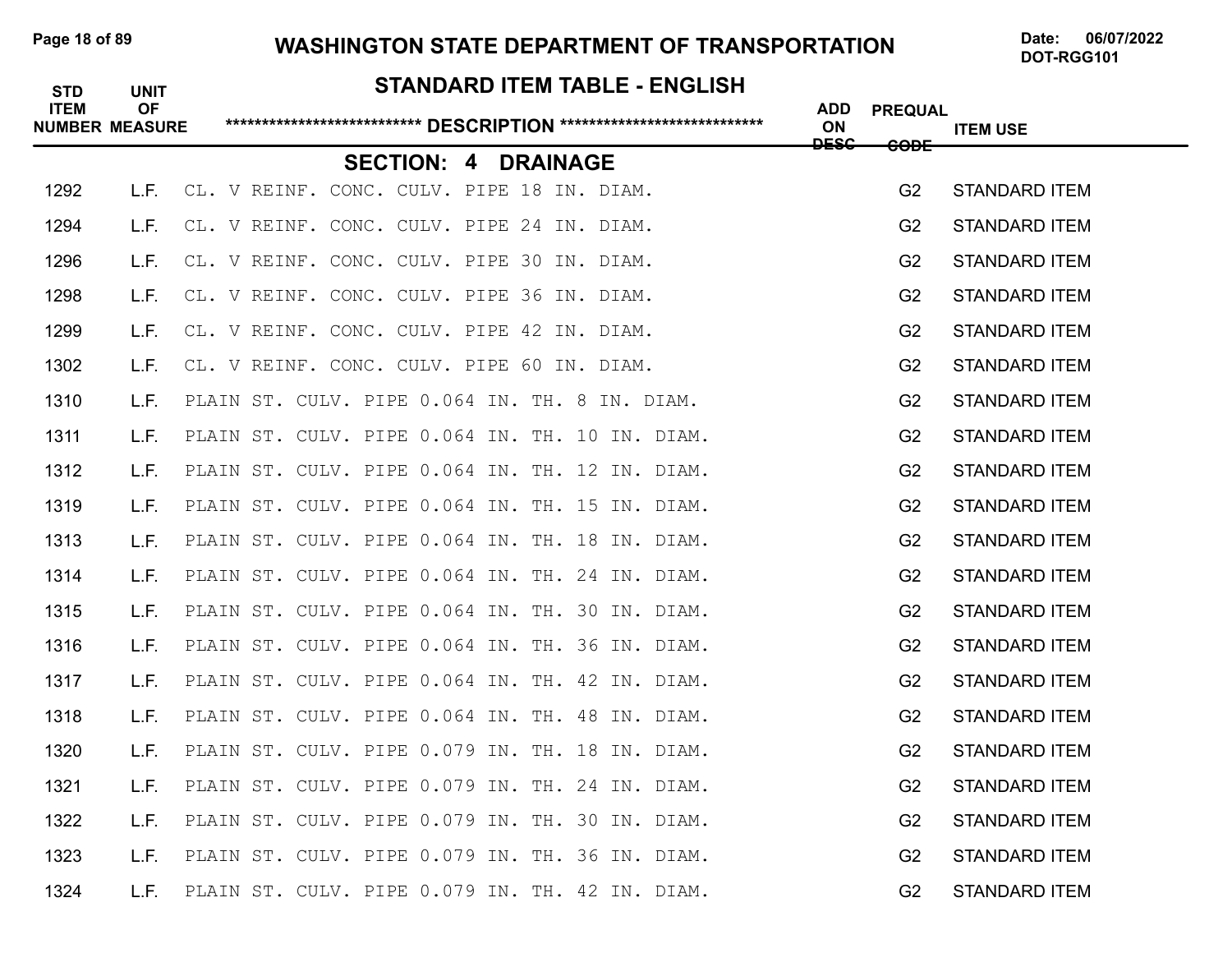## STANDARD ITEM TABLE - ENGLISH

### SECTION: 4 DRAINAGE

| STD ITEM NUMBER | UNIT OF MEASURE | DESCRIPTION | ADD ON DESC | PREQUAL CODE | ITEM USE |
|---|---|---|---|---|---|
| 1292 | L.F. | CL. V REINF. CONC. CULV. PIPE 18 IN. DIAM. | | G2 | STANDARD ITEM |
| 1294 | L.F. | CL. V REINF. CONC. CULV. PIPE 24 IN. DIAM. | | G2 | STANDARD ITEM |
| 1296 | L.F. | CL. V REINF. CONC. CULV. PIPE 30 IN. DIAM. | | G2 | STANDARD ITEM |
| 1298 | L.F. | CL. V REINF. CONC. CULV. PIPE 36 IN. DIAM. | | G2 | STANDARD ITEM |
| 1299 | L.F. | CL. V REINF. CONC. CULV. PIPE 42 IN. DIAM. | | G2 | STANDARD ITEM |
| 1302 | L.F. | CL. V REINF. CONC. CULV. PIPE 60 IN. DIAM. | | G2 | STANDARD ITEM |
| 1310 | L.F. | PLAIN ST. CULV. PIPE 0.064 IN. TH. 8 IN. DIAM. | | G2 | STANDARD ITEM |
| 1311 | L.F. | PLAIN ST. CULV. PIPE 0.064 IN. TH. 10 IN. DIAM. | | G2 | STANDARD ITEM |
| 1312 | L.F. | PLAIN ST. CULV. PIPE 0.064 IN. TH. 12 IN. DIAM. | | G2 | STANDARD ITEM |
| 1319 | L.F. | PLAIN ST. CULV. PIPE 0.064 IN. TH. 15 IN. DIAM. | | G2 | STANDARD ITEM |
| 1313 | L.F. | PLAIN ST. CULV. PIPE 0.064 IN. TH. 18 IN. DIAM. | | G2 | STANDARD ITEM |
| 1314 | L.F. | PLAIN ST. CULV. PIPE 0.064 IN. TH. 24 IN. DIAM. | | G2 | STANDARD ITEM |
| 1315 | L.F. | PLAIN ST. CULV. PIPE 0.064 IN. TH. 30 IN. DIAM. | | G2 | STANDARD ITEM |
| 1316 | L.F. | PLAIN ST. CULV. PIPE 0.064 IN. TH. 36 IN. DIAM. | | G2 | STANDARD ITEM |
| 1317 | L.F. | PLAIN ST. CULV. PIPE 0.064 IN. TH. 42 IN. DIAM. | | G2 | STANDARD ITEM |
| 1318 | L.F. | PLAIN ST. CULV. PIPE 0.064 IN. TH. 48 IN. DIAM. | | G2 | STANDARD ITEM |
| 1320 | L.F. | PLAIN ST. CULV. PIPE 0.079 IN. TH. 18 IN. DIAM. | | G2 | STANDARD ITEM |
| 1321 | L.F. | PLAIN ST. CULV. PIPE 0.079 IN. TH. 24 IN. DIAM. | | G2 | STANDARD ITEM |
| 1322 | L.F. | PLAIN ST. CULV. PIPE 0.079 IN. TH. 30 IN. DIAM. | | G2 | STANDARD ITEM |
| 1323 | L.F. | PLAIN ST. CULV. PIPE 0.079 IN. TH. 36 IN. DIAM. | | G2 | STANDARD ITEM |
| 1324 | L.F. | PLAIN ST. CULV. PIPE 0.079 IN. TH. 42 IN. DIAM. | | G2 | STANDARD ITEM |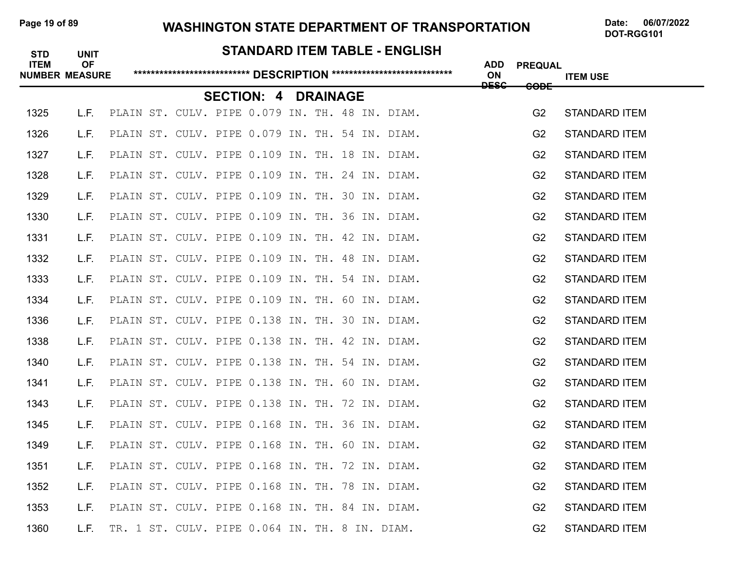# WASHINGTON STATE DEPARTMENT OF TRANSPORTATION

## STANDARD ITEM TABLE - ENGLISH

### SECTION: 4 DRAINAGE

| STD ITEM NUMBER | UNIT OF MEASURE | DESCRIPTION | ADD ON DESC | PREQUAL CODE | ITEM USE |
|---|---|---|---|---|---|
| 1325 | L.F. | PLAIN ST. CULV. PIPE 0.079 IN. TH. 48 IN. DIAM. | | G2 | STANDARD ITEM |
| 1326 | L.F. | PLAIN ST. CULV. PIPE 0.079 IN. TH. 54 IN. DIAM. | | G2 | STANDARD ITEM |
| 1327 | L.F. | PLAIN ST. CULV. PIPE 0.109 IN. TH. 18 IN. DIAM. | | G2 | STANDARD ITEM |
| 1328 | L.F. | PLAIN ST. CULV. PIPE 0.109 IN. TH. 24 IN. DIAM. | | G2 | STANDARD ITEM |
| 1329 | L.F. | PLAIN ST. CULV. PIPE 0.109 IN. TH. 30 IN. DIAM. | | G2 | STANDARD ITEM |
| 1330 | L.F. | PLAIN ST. CULV. PIPE 0.109 IN. TH. 36 IN. DIAM. | | G2 | STANDARD ITEM |
| 1331 | L.F. | PLAIN ST. CULV. PIPE 0.109 IN. TH. 42 IN. DIAM. | | G2 | STANDARD ITEM |
| 1332 | L.F. | PLAIN ST. CULV. PIPE 0.109 IN. TH. 48 IN. DIAM. | | G2 | STANDARD ITEM |
| 1333 | L.F. | PLAIN ST. CULV. PIPE 0.109 IN. TH. 54 IN. DIAM. | | G2 | STANDARD ITEM |
| 1334 | L.F. | PLAIN ST. CULV. PIPE 0.109 IN. TH. 60 IN. DIAM. | | G2 | STANDARD ITEM |
| 1336 | L.F. | PLAIN ST. CULV. PIPE 0.138 IN. TH. 30 IN. DIAM. | | G2 | STANDARD ITEM |
| 1338 | L.F. | PLAIN ST. CULV. PIPE 0.138 IN. TH. 42 IN. DIAM. | | G2 | STANDARD ITEM |
| 1340 | L.F. | PLAIN ST. CULV. PIPE 0.138 IN. TH. 54 IN. DIAM. | | G2 | STANDARD ITEM |
| 1341 | L.F. | PLAIN ST. CULV. PIPE 0.138 IN. TH. 60 IN. DIAM. | | G2 | STANDARD ITEM |
| 1343 | L.F. | PLAIN ST. CULV. PIPE 0.138 IN. TH. 72 IN. DIAM. | | G2 | STANDARD ITEM |
| 1345 | L.F. | PLAIN ST. CULV. PIPE 0.168 IN. TH. 36 IN. DIAM. | | G2 | STANDARD ITEM |
| 1349 | L.F. | PLAIN ST. CULV. PIPE 0.168 IN. TH. 60 IN. DIAM. | | G2 | STANDARD ITEM |
| 1351 | L.F. | PLAIN ST. CULV. PIPE 0.168 IN. TH. 72 IN. DIAM. | | G2 | STANDARD ITEM |
| 1352 | L.F. | PLAIN ST. CULV. PIPE 0.168 IN. TH. 78 IN. DIAM. | | G2 | STANDARD ITEM |
| 1353 | L.F. | PLAIN ST. CULV. PIPE 0.168 IN. TH. 84 IN. DIAM. | | G2 | STANDARD ITEM |
| 1360 | L.F. | TR. 1 ST. CULV. PIPE 0.064 IN. TH. 8 IN. DIAM. | | G2 | STANDARD ITEM |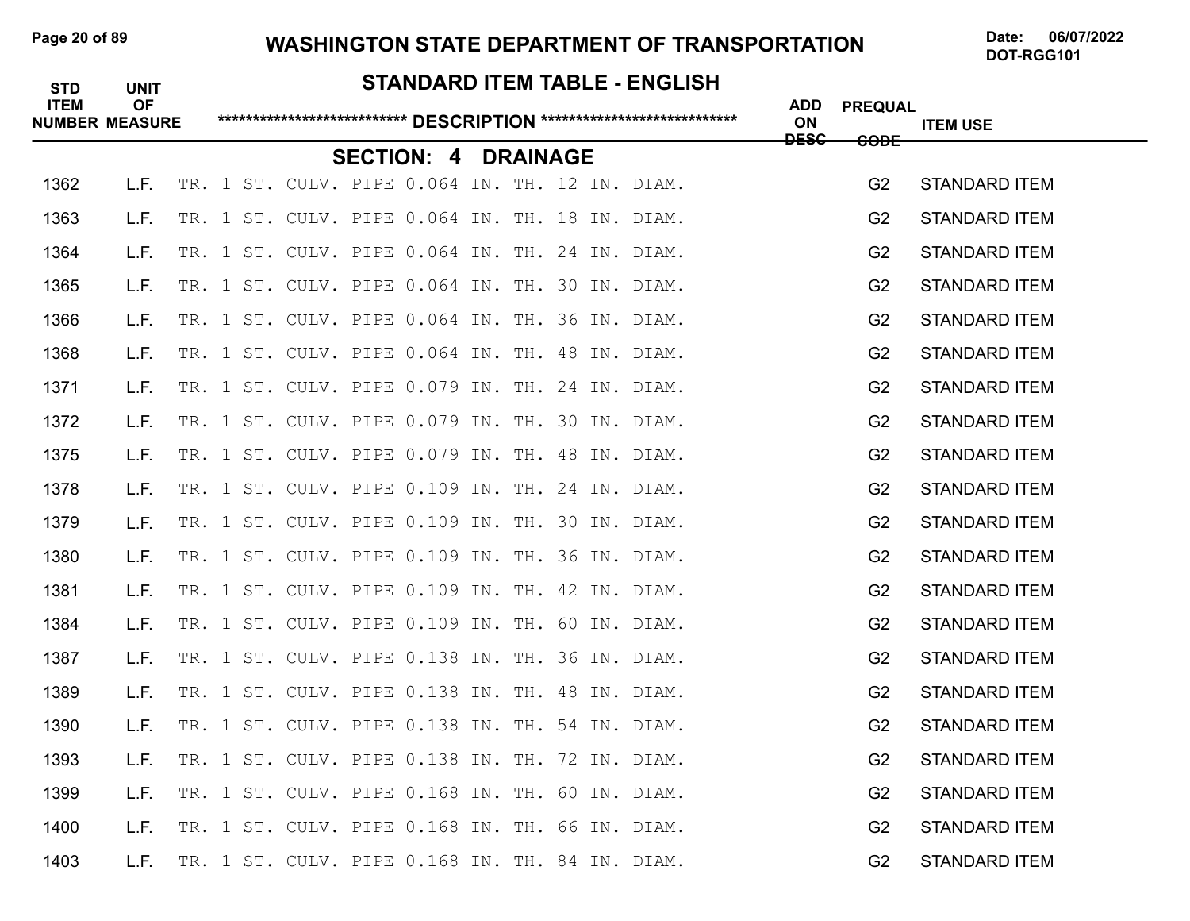## WASHINGTON STATE DEPARTMENT OF TRANSPORTATION

DOT-RGG101

### STANDARD ITEM TABLE - ENGLISH

### SECTION: 4 DRAINAGE

| STD ITEM NUMBER | UNIT OF MEASURE | DESCRIPTION | ADD ON DESC | PREQUAL CODE | ITEM USE |
|---|---|---|---|---|---|
| 1362 | L.F. | TR. 1 ST. CULV. PIPE 0.064 IN. TH. 12 IN. DIAM. | | G2 | STANDARD ITEM |
| 1363 | L.F. | TR. 1 ST. CULV. PIPE 0.064 IN. TH. 18 IN. DIAM. | | G2 | STANDARD ITEM |
| 1364 | L.F. | TR. 1 ST. CULV. PIPE 0.064 IN. TH. 24 IN. DIAM. | | G2 | STANDARD ITEM |
| 1365 | L.F. | TR. 1 ST. CULV. PIPE 0.064 IN. TH. 30 IN. DIAM. | | G2 | STANDARD ITEM |
| 1366 | L.F. | TR. 1 ST. CULV. PIPE 0.064 IN. TH. 36 IN. DIAM. | | G2 | STANDARD ITEM |
| 1368 | L.F. | TR. 1 ST. CULV. PIPE 0.064 IN. TH. 48 IN. DIAM. | | G2 | STANDARD ITEM |
| 1371 | L.F. | TR. 1 ST. CULV. PIPE 0.079 IN. TH. 24 IN. DIAM. | | G2 | STANDARD ITEM |
| 1372 | L.F. | TR. 1 ST. CULV. PIPE 0.079 IN. TH. 30 IN. DIAM. | | G2 | STANDARD ITEM |
| 1375 | L.F. | TR. 1 ST. CULV. PIPE 0.079 IN. TH. 48 IN. DIAM. | | G2 | STANDARD ITEM |
| 1378 | L.F. | TR. 1 ST. CULV. PIPE 0.109 IN. TH. 24 IN. DIAM. | | G2 | STANDARD ITEM |
| 1379 | L.F. | TR. 1 ST. CULV. PIPE 0.109 IN. TH. 30 IN. DIAM. | | G2 | STANDARD ITEM |
| 1380 | L.F. | TR. 1 ST. CULV. PIPE 0.109 IN. TH. 36 IN. DIAM. | | G2 | STANDARD ITEM |
| 1381 | L.F. | TR. 1 ST. CULV. PIPE 0.109 IN. TH. 42 IN. DIAM. | | G2 | STANDARD ITEM |
| 1384 | L.F. | TR. 1 ST. CULV. PIPE 0.109 IN. TH. 60 IN. DIAM. | | G2 | STANDARD ITEM |
| 1387 | L.F. | TR. 1 ST. CULV. PIPE 0.138 IN. TH. 36 IN. DIAM. | | G2 | STANDARD ITEM |
| 1389 | L.F. | TR. 1 ST. CULV. PIPE 0.138 IN. TH. 48 IN. DIAM. | | G2 | STANDARD ITEM |
| 1390 | L.F. | TR. 1 ST. CULV. PIPE 0.138 IN. TH. 54 IN. DIAM. | | G2 | STANDARD ITEM |
| 1393 | L.F. | TR. 1 ST. CULV. PIPE 0.138 IN. TH. 72 IN. DIAM. | | G2 | STANDARD ITEM |
| 1399 | L.F. | TR. 1 ST. CULV. PIPE 0.168 IN. TH. 60 IN. DIAM. | | G2 | STANDARD ITEM |
| 1400 | L.F. | TR. 1 ST. CULV. PIPE 0.168 IN. TH. 66 IN. DIAM. | | G2 | STANDARD ITEM |
| 1403 | L.F. | TR. 1 ST. CULV. PIPE 0.168 IN. TH. 84 IN. DIAM. | | G2 | STANDARD ITEM |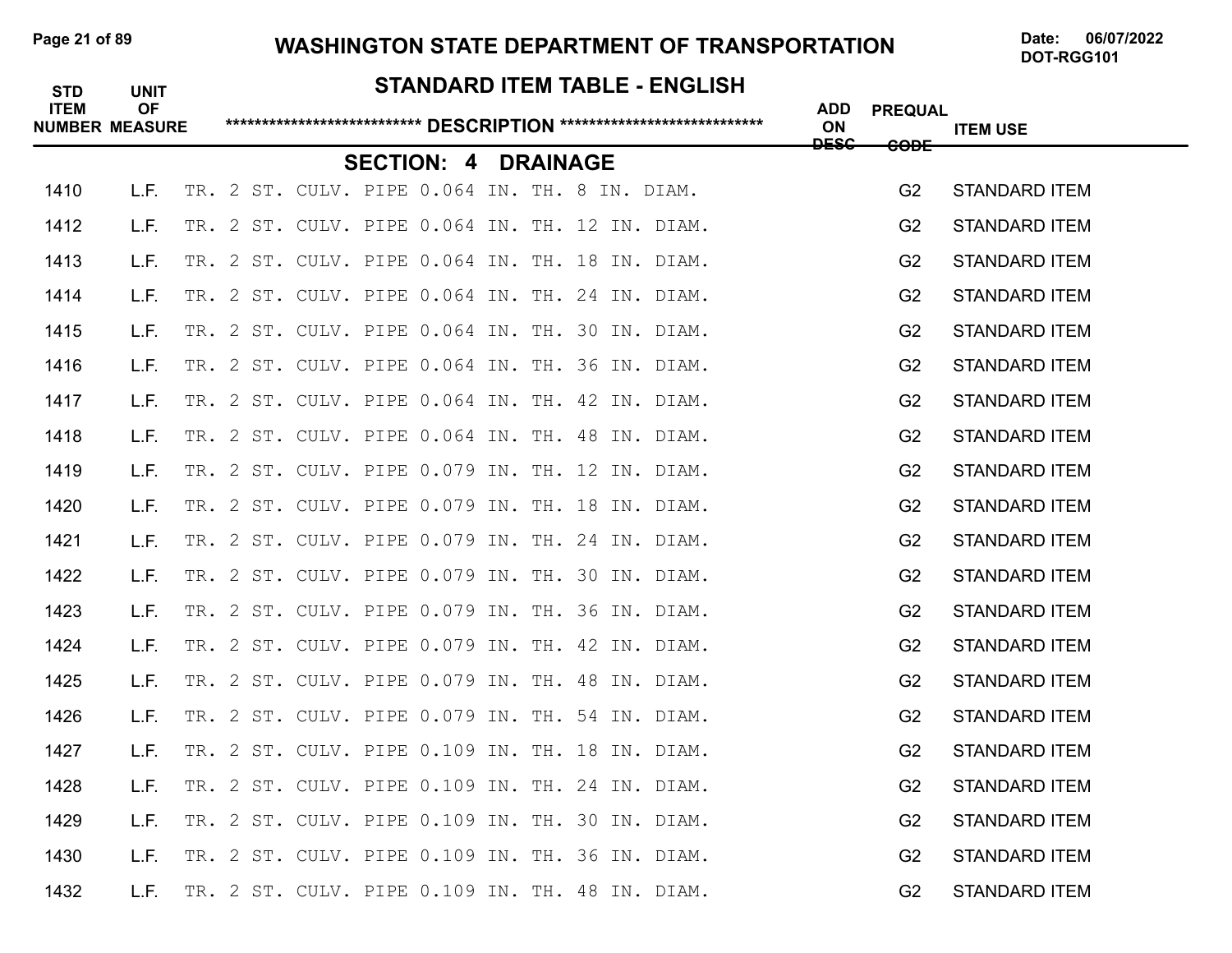# WASHINGTON STATE DEPARTMENT OF TRANSPORTATION

Date: 06/07/2022
DOT-RGG101

## STANDARD ITEM TABLE - ENGLISH

## SECTION: 4 DRAINAGE

| STD ITEM NUMBER | UNIT OF MEASURE | DESCRIPTION | ADD ON DESC | PREQUAL CODE | ITEM USE |
|---|---|---|---|---|---|
| 1410 | L.F. | TR. 2 ST. CULV. PIPE 0.064 IN. TH. 8 IN. DIAM. | | G2 | STANDARD ITEM |
| 1412 | L.F. | TR. 2 ST. CULV. PIPE 0.064 IN. TH. 12 IN. DIAM. | | G2 | STANDARD ITEM |
| 1413 | L.F. | TR. 2 ST. CULV. PIPE 0.064 IN. TH. 18 IN. DIAM. | | G2 | STANDARD ITEM |
| 1414 | L.F. | TR. 2 ST. CULV. PIPE 0.064 IN. TH. 24 IN. DIAM. | | G2 | STANDARD ITEM |
| 1415 | L.F. | TR. 2 ST. CULV. PIPE 0.064 IN. TH. 30 IN. DIAM. | | G2 | STANDARD ITEM |
| 1416 | L.F. | TR. 2 ST. CULV. PIPE 0.064 IN. TH. 36 IN. DIAM. | | G2 | STANDARD ITEM |
| 1417 | L.F. | TR. 2 ST. CULV. PIPE 0.064 IN. TH. 42 IN. DIAM. | | G2 | STANDARD ITEM |
| 1418 | L.F. | TR. 2 ST. CULV. PIPE 0.064 IN. TH. 48 IN. DIAM. | | G2 | STANDARD ITEM |
| 1419 | L.F. | TR. 2 ST. CULV. PIPE 0.079 IN. TH. 12 IN. DIAM. | | G2 | STANDARD ITEM |
| 1420 | L.F. | TR. 2 ST. CULV. PIPE 0.079 IN. TH. 18 IN. DIAM. | | G2 | STANDARD ITEM |
| 1421 | L.F. | TR. 2 ST. CULV. PIPE 0.079 IN. TH. 24 IN. DIAM. | | G2 | STANDARD ITEM |
| 1422 | L.F. | TR. 2 ST. CULV. PIPE 0.079 IN. TH. 30 IN. DIAM. | | G2 | STANDARD ITEM |
| 1423 | L.F. | TR. 2 ST. CULV. PIPE 0.079 IN. TH. 36 IN. DIAM. | | G2 | STANDARD ITEM |
| 1424 | L.F. | TR. 2 ST. CULV. PIPE 0.079 IN. TH. 42 IN. DIAM. | | G2 | STANDARD ITEM |
| 1425 | L.F. | TR. 2 ST. CULV. PIPE 0.079 IN. TH. 48 IN. DIAM. | | G2 | STANDARD ITEM |
| 1426 | L.F. | TR. 2 ST. CULV. PIPE 0.079 IN. TH. 54 IN. DIAM. | | G2 | STANDARD ITEM |
| 1427 | L.F. | TR. 2 ST. CULV. PIPE 0.109 IN. TH. 18 IN. DIAM. | | G2 | STANDARD ITEM |
| 1428 | L.F. | TR. 2 ST. CULV. PIPE 0.109 IN. TH. 24 IN. DIAM. | | G2 | STANDARD ITEM |
| 1429 | L.F. | TR. 2 ST. CULV. PIPE 0.109 IN. TH. 30 IN. DIAM. | | G2 | STANDARD ITEM |
| 1430 | L.F. | TR. 2 ST. CULV. PIPE 0.109 IN. TH. 36 IN. DIAM. | | G2 | STANDARD ITEM |
| 1432 | L.F. | TR. 2 ST. CULV. PIPE 0.109 IN. TH. 48 IN. DIAM. | | G2 | STANDARD ITEM |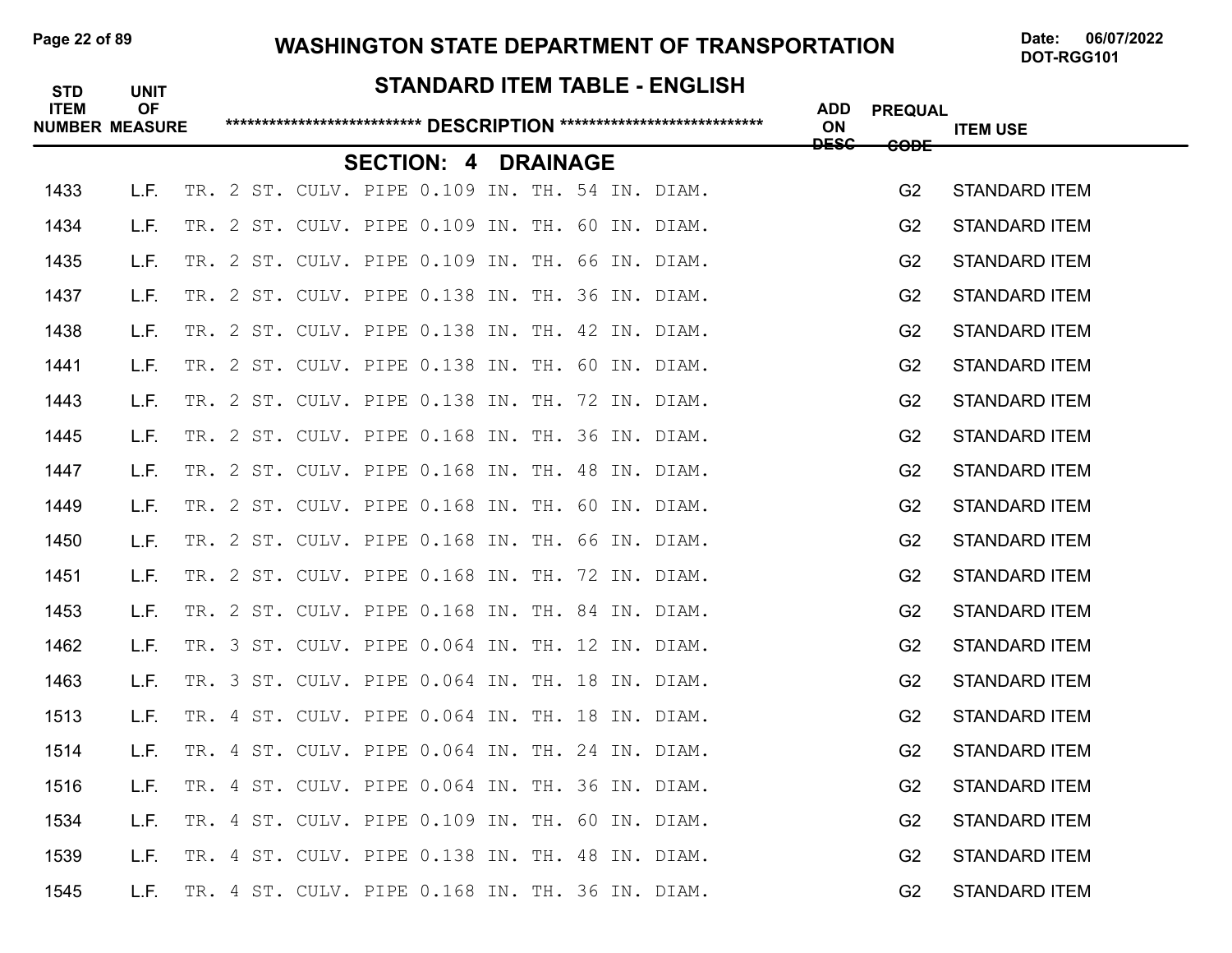# WASHINGTON STATE DEPARTMENT OF TRANSPORTATION

Date: 06/07/2022
DOT-RGG101

## STANDARD ITEM TABLE - ENGLISH

### SECTION: 4 DRAINAGE

| STD ITEM NUMBER | UNIT OF MEASURE | DESCRIPTION | ADD ON DESC | PREQUAL CODE | ITEM USE |
|---|---|---|---|---|---|
| 1433 | L.F. | TR. 2 ST. CULV. PIPE 0.109 IN. TH. 54 IN. DIAM. | | G2 | STANDARD ITEM |
| 1434 | L.F. | TR. 2 ST. CULV. PIPE 0.109 IN. TH. 60 IN. DIAM. | | G2 | STANDARD ITEM |
| 1435 | L.F. | TR. 2 ST. CULV. PIPE 0.109 IN. TH. 66 IN. DIAM. | | G2 | STANDARD ITEM |
| 1437 | L.F. | TR. 2 ST. CULV. PIPE 0.138 IN. TH. 36 IN. DIAM. | | G2 | STANDARD ITEM |
| 1438 | L.F. | TR. 2 ST. CULV. PIPE 0.138 IN. TH. 42 IN. DIAM. | | G2 | STANDARD ITEM |
| 1441 | L.F. | TR. 2 ST. CULV. PIPE 0.138 IN. TH. 60 IN. DIAM. | | G2 | STANDARD ITEM |
| 1443 | L.F. | TR. 2 ST. CULV. PIPE 0.138 IN. TH. 72 IN. DIAM. | | G2 | STANDARD ITEM |
| 1445 | L.F. | TR. 2 ST. CULV. PIPE 0.168 IN. TH. 36 IN. DIAM. | | G2 | STANDARD ITEM |
| 1447 | L.F. | TR. 2 ST. CULV. PIPE 0.168 IN. TH. 48 IN. DIAM. | | G2 | STANDARD ITEM |
| 1449 | L.F. | TR. 2 ST. CULV. PIPE 0.168 IN. TH. 60 IN. DIAM. | | G2 | STANDARD ITEM |
| 1450 | L.F. | TR. 2 ST. CULV. PIPE 0.168 IN. TH. 66 IN. DIAM. | | G2 | STANDARD ITEM |
| 1451 | L.F. | TR. 2 ST. CULV. PIPE 0.168 IN. TH. 72 IN. DIAM. | | G2 | STANDARD ITEM |
| 1453 | L.F. | TR. 2 ST. CULV. PIPE 0.168 IN. TH. 84 IN. DIAM. | | G2 | STANDARD ITEM |
| 1462 | L.F. | TR. 3 ST. CULV. PIPE 0.064 IN. TH. 12 IN. DIAM. | | G2 | STANDARD ITEM |
| 1463 | L.F. | TR. 3 ST. CULV. PIPE 0.064 IN. TH. 18 IN. DIAM. | | G2 | STANDARD ITEM |
| 1513 | L.F. | TR. 4 ST. CULV. PIPE 0.064 IN. TH. 18 IN. DIAM. | | G2 | STANDARD ITEM |
| 1514 | L.F. | TR. 4 ST. CULV. PIPE 0.064 IN. TH. 24 IN. DIAM. | | G2 | STANDARD ITEM |
| 1516 | L.F. | TR. 4 ST. CULV. PIPE 0.064 IN. TH. 36 IN. DIAM. | | G2 | STANDARD ITEM |
| 1534 | L.F. | TR. 4 ST. CULV. PIPE 0.109 IN. TH. 60 IN. DIAM. | | G2 | STANDARD ITEM |
| 1539 | L.F. | TR. 4 ST. CULV. PIPE 0.138 IN. TH. 48 IN. DIAM. | | G2 | STANDARD ITEM |
| 1545 | L.F. | TR. 4 ST. CULV. PIPE 0.168 IN. TH. 36 IN. DIAM. | | G2 | STANDARD ITEM |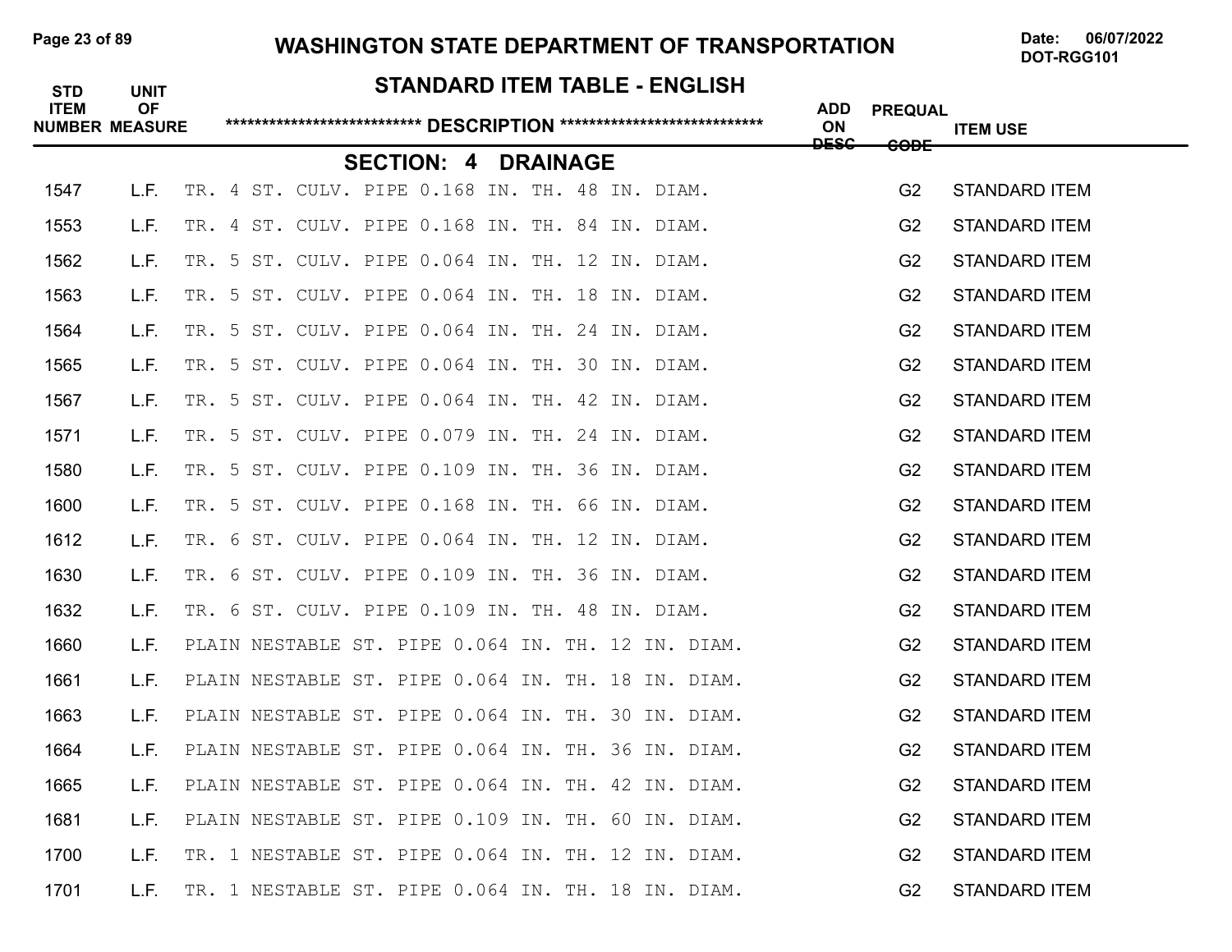# WASHINGTON STATE DEPARTMENT OF TRANSPORTATION

Date: 06/07/2022
DOT-RGG101

## STANDARD ITEM TABLE - ENGLISH

### SECTION: 4 DRAINAGE

| STD ITEM NUMBER | UNIT OF MEASURE | DESCRIPTION | ADD ON DESC | PREQUAL CODE | ITEM USE |
|---|---|---|---|---|---|
| 1547 | L.F. | TR. 4 ST. CULV. PIPE 0.168 IN. TH. 48 IN. DIAM. | | G2 | STANDARD ITEM |
| 1553 | L.F. | TR. 4 ST. CULV. PIPE 0.168 IN. TH. 84 IN. DIAM. | | G2 | STANDARD ITEM |
| 1562 | L.F. | TR. 5 ST. CULV. PIPE 0.064 IN. TH. 12 IN. DIAM. | | G2 | STANDARD ITEM |
| 1563 | L.F. | TR. 5 ST. CULV. PIPE 0.064 IN. TH. 18 IN. DIAM. | | G2 | STANDARD ITEM |
| 1564 | L.F. | TR. 5 ST. CULV. PIPE 0.064 IN. TH. 24 IN. DIAM. | | G2 | STANDARD ITEM |
| 1565 | L.F. | TR. 5 ST. CULV. PIPE 0.064 IN. TH. 30 IN. DIAM. | | G2 | STANDARD ITEM |
| 1567 | L.F. | TR. 5 ST. CULV. PIPE 0.064 IN. TH. 42 IN. DIAM. | | G2 | STANDARD ITEM |
| 1571 | L.F. | TR. 5 ST. CULV. PIPE 0.079 IN. TH. 24 IN. DIAM. | | G2 | STANDARD ITEM |
| 1580 | L.F. | TR. 5 ST. CULV. PIPE 0.109 IN. TH. 36 IN. DIAM. | | G2 | STANDARD ITEM |
| 1600 | L.F. | TR. 5 ST. CULV. PIPE 0.168 IN. TH. 66 IN. DIAM. | | G2 | STANDARD ITEM |
| 1612 | L.F. | TR. 6 ST. CULV. PIPE 0.064 IN. TH. 12 IN. DIAM. | | G2 | STANDARD ITEM |
| 1630 | L.F. | TR. 6 ST. CULV. PIPE 0.109 IN. TH. 36 IN. DIAM. | | G2 | STANDARD ITEM |
| 1632 | L.F. | TR. 6 ST. CULV. PIPE 0.109 IN. TH. 48 IN. DIAM. | | G2 | STANDARD ITEM |
| 1660 | L.F. | PLAIN NESTABLE ST. PIPE 0.064 IN. TH. 12 IN. DIAM. | | G2 | STANDARD ITEM |
| 1661 | L.F. | PLAIN NESTABLE ST. PIPE 0.064 IN. TH. 18 IN. DIAM. | | G2 | STANDARD ITEM |
| 1663 | L.F. | PLAIN NESTABLE ST. PIPE 0.064 IN. TH. 30 IN. DIAM. | | G2 | STANDARD ITEM |
| 1664 | L.F. | PLAIN NESTABLE ST. PIPE 0.064 IN. TH. 36 IN. DIAM. | | G2 | STANDARD ITEM |
| 1665 | L.F. | PLAIN NESTABLE ST. PIPE 0.064 IN. TH. 42 IN. DIAM. | | G2 | STANDARD ITEM |
| 1681 | L.F. | PLAIN NESTABLE ST. PIPE 0.109 IN. TH. 60 IN. DIAM. | | G2 | STANDARD ITEM |
| 1700 | L.F. | TR. 1 NESTABLE ST. PIPE 0.064 IN. TH. 12 IN. DIAM. | | G2 | STANDARD ITEM |
| 1701 | L.F. | TR. 1 NESTABLE ST. PIPE 0.064 IN. TH. 18 IN. DIAM. | | G2 | STANDARD ITEM |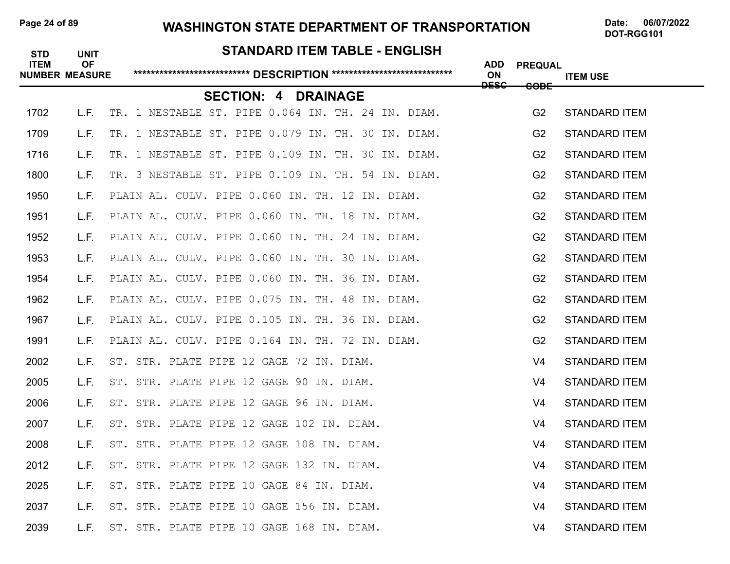# WASHINGTON STATE DEPARTMENT OF TRANSPORTATION

DOT-RGG101

## STANDARD ITEM TABLE - ENGLISH

### SECTION: 4 DRAINAGE

| STD ITEM NUMBER | UNIT OF MEASURE | DESCRIPTION | ADD ON DESC | PREQUAL CODE | ITEM USE |
|---|---|---|---|---|---|
| 1702 | L.F. | TR. 1 NESTABLE ST. PIPE 0.064 IN. TH. 24 IN. DIAM. | | G2 | STANDARD ITEM |
| 1709 | L.F. | TR. 1 NESTABLE ST. PIPE 0.079 IN. TH. 30 IN. DIAM. | | G2 | STANDARD ITEM |
| 1716 | L.F. | TR. 1 NESTABLE ST. PIPE 0.109 IN. TH. 30 IN. DIAM. | | G2 | STANDARD ITEM |
| 1800 | L.F. | TR. 3 NESTABLE ST. PIPE 0.109 IN. TH. 54 IN. DIAM. | | G2 | STANDARD ITEM |
| 1950 | L.F. | PLAIN AL. CULV. PIPE 0.060 IN. TH. 12 IN. DIAM. | | G2 | STANDARD ITEM |
| 1951 | L.F. | PLAIN AL. CULV. PIPE 0.060 IN. TH. 18 IN. DIAM. | | G2 | STANDARD ITEM |
| 1952 | L.F. | PLAIN AL. CULV. PIPE 0.060 IN. TH. 24 IN. DIAM. | | G2 | STANDARD ITEM |
| 1953 | L.F. | PLAIN AL. CULV. PIPE 0.060 IN. TH. 30 IN. DIAM. | | G2 | STANDARD ITEM |
| 1954 | L.F. | PLAIN AL. CULV. PIPE 0.060 IN. TH. 36 IN. DIAM. | | G2 | STANDARD ITEM |
| 1962 | L.F. | PLAIN AL. CULV. PIPE 0.075 IN. TH. 48 IN. DIAM. | | G2 | STANDARD ITEM |
| 1967 | L.F. | PLAIN AL. CULV. PIPE 0.105 IN. TH. 36 IN. DIAM. | | G2 | STANDARD ITEM |
| 1991 | L.F. | PLAIN AL. CULV. PIPE 0.164 IN. TH. 72 IN. DIAM. | | G2 | STANDARD ITEM |
| 2002 | L.F. | ST. STR. PLATE PIPE 12 GAGE 72 IN. DIAM. | | V4 | STANDARD ITEM |
| 2005 | L.F. | ST. STR. PLATE PIPE 12 GAGE 90 IN. DIAM. | | V4 | STANDARD ITEM |
| 2006 | L.F. | ST. STR. PLATE PIPE 12 GAGE 96 IN. DIAM. | | V4 | STANDARD ITEM |
| 2007 | L.F. | ST. STR. PLATE PIPE 12 GAGE 102 IN. DIAM. | | V4 | STANDARD ITEM |
| 2008 | L.F. | ST. STR. PLATE PIPE 12 GAGE 108 IN. DIAM. | | V4 | STANDARD ITEM |
| 2012 | L.F. | ST. STR. PLATE PIPE 12 GAGE 132 IN. DIAM. | | V4 | STANDARD ITEM |
| 2025 | L.F. | ST. STR. PLATE PIPE 10 GAGE 84 IN. DIAM. | | V4 | STANDARD ITEM |
| 2037 | L.F. | ST. STR. PLATE PIPE 10 GAGE 156 IN. DIAM. | | V4 | STANDARD ITEM |
| 2039 | L.F. | ST. STR. PLATE PIPE 10 GAGE 168 IN. DIAM. | | V4 | STANDARD ITEM |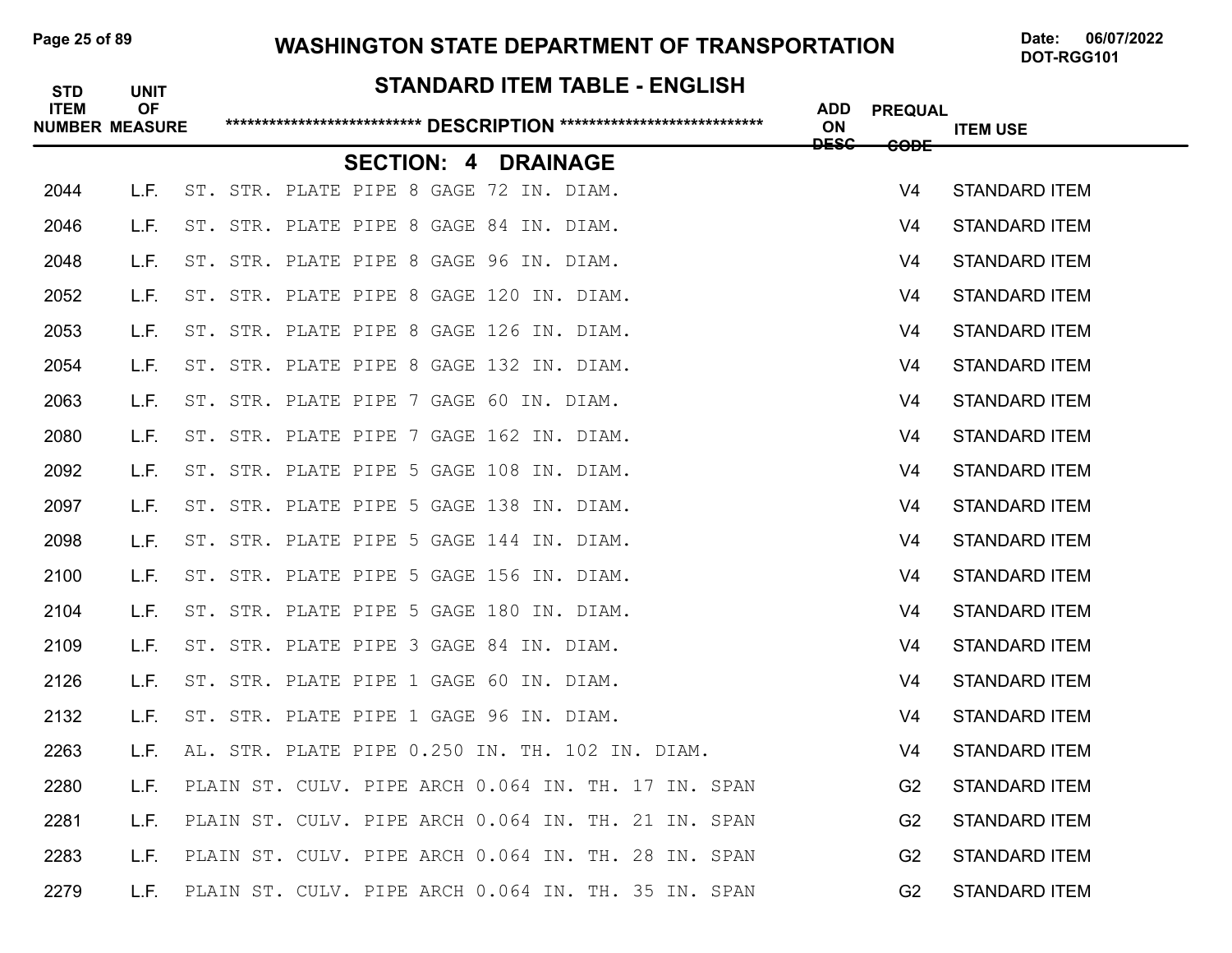## STANDARD ITEM TABLE - ENGLISH

| STD ITEM NUMBER | UNIT OF MEASURE | DESCRIPTION | ADD ON DESC | PREQUAL CODE | ITEM USE |
|---|---|---|---|---|---|
| | | **SECTION: 4 DRAINAGE** | | | |
| 2044 | L.F. | ST. STR. PLATE PIPE 8 GAGE 72 IN. DIAM. | | V4 | STANDARD ITEM |
| 2046 | L.F. | ST. STR. PLATE PIPE 8 GAGE 84 IN. DIAM. | | V4 | STANDARD ITEM |
| 2048 | L.F. | ST. STR. PLATE PIPE 8 GAGE 96 IN. DIAM. | | V4 | STANDARD ITEM |
| 2052 | L.F. | ST. STR. PLATE PIPE 8 GAGE 120 IN. DIAM. | | V4 | STANDARD ITEM |
| 2053 | L.F. | ST. STR. PLATE PIPE 8 GAGE 126 IN. DIAM. | | V4 | STANDARD ITEM |
| 2054 | L.F. | ST. STR. PLATE PIPE 8 GAGE 132 IN. DIAM. | | V4 | STANDARD ITEM |
| 2063 | L.F. | ST. STR. PLATE PIPE 7 GAGE 60 IN. DIAM. | | V4 | STANDARD ITEM |
| 2080 | L.F. | ST. STR. PLATE PIPE 7 GAGE 162 IN. DIAM. | | V4 | STANDARD ITEM |
| 2092 | L.F. | ST. STR. PLATE PIPE 5 GAGE 108 IN. DIAM. | | V4 | STANDARD ITEM |
| 2097 | L.F. | ST. STR. PLATE PIPE 5 GAGE 138 IN. DIAM. | | V4 | STANDARD ITEM |
| 2098 | L.F. | ST. STR. PLATE PIPE 5 GAGE 144 IN. DIAM. | | V4 | STANDARD ITEM |
| 2100 | L.F. | ST. STR. PLATE PIPE 5 GAGE 156 IN. DIAM. | | V4 | STANDARD ITEM |
| 2104 | L.F. | ST. STR. PLATE PIPE 5 GAGE 180 IN. DIAM. | | V4 | STANDARD ITEM |
| 2109 | L.F. | ST. STR. PLATE PIPE 3 GAGE 84 IN. DIAM. | | V4 | STANDARD ITEM |
| 2126 | L.F. | ST. STR. PLATE PIPE 1 GAGE 60 IN. DIAM. | | V4 | STANDARD ITEM |
| 2132 | L.F. | ST. STR. PLATE PIPE 1 GAGE 96 IN. DIAM. | | V4 | STANDARD ITEM |
| 2263 | L.F. | AL. STR. PLATE PIPE 0.250 IN. TH. 102 IN. DIAM. | | V4 | STANDARD ITEM |
| 2280 | L.F. | PLAIN ST. CULV. PIPE ARCH 0.064 IN. TH. 17 IN. SPAN | | G2 | STANDARD ITEM |
| 2281 | L.F. | PLAIN ST. CULV. PIPE ARCH 0.064 IN. TH. 21 IN. SPAN | | G2 | STANDARD ITEM |
| 2283 | L.F. | PLAIN ST. CULV. PIPE ARCH 0.064 IN. TH. 28 IN. SPAN | | G2 | STANDARD ITEM |
| 2279 | L.F. | PLAIN ST. CULV. PIPE ARCH 0.064 IN. TH. 35 IN. SPAN | | G2 | STANDARD ITEM |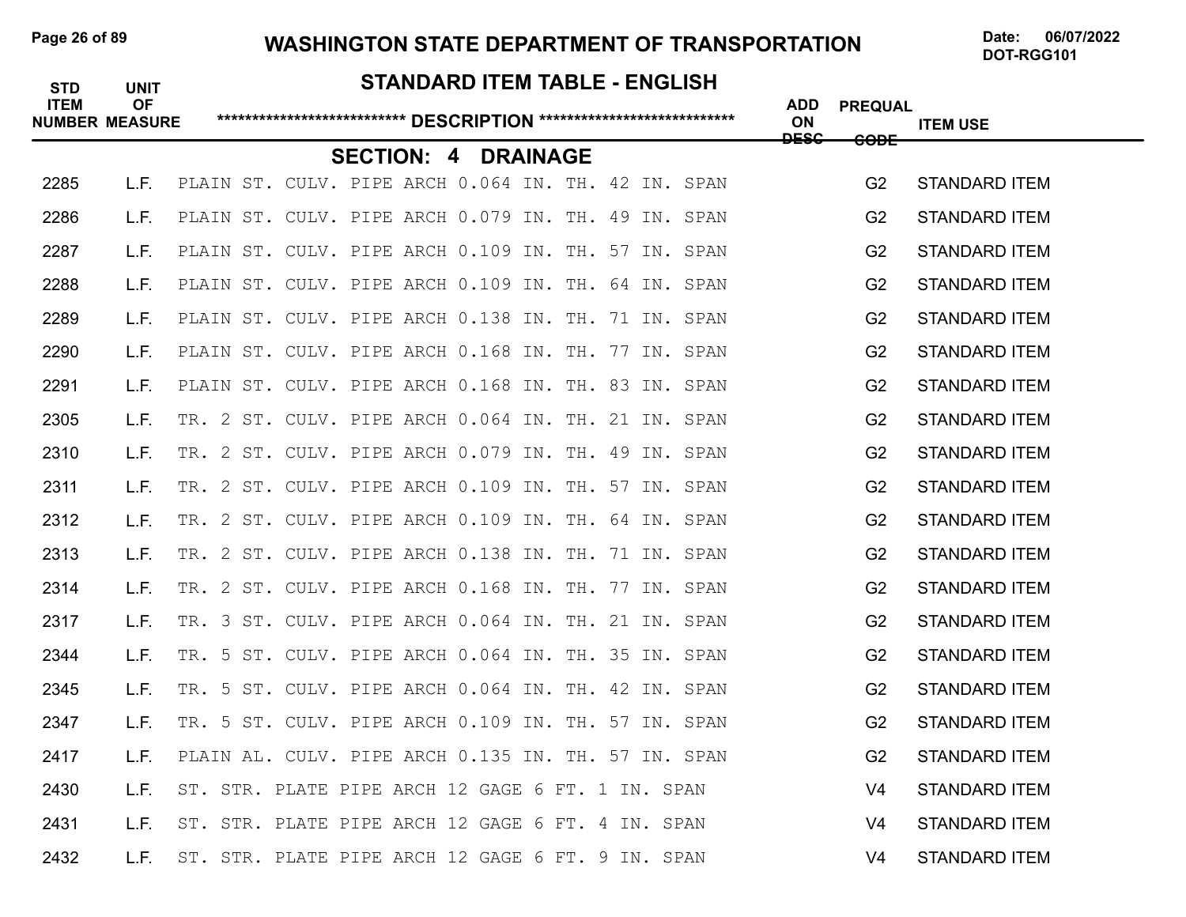# WASHINGTON STATE DEPARTMENT OF TRANSPORTATION

Date: 06/07/2022
DOT-RGG101

## STANDARD ITEM TABLE - ENGLISH

| STD ITEM NUMBER | UNIT OF MEASURE | DESCRIPTION | ADD ON DESC | PREQUAL CODE | ITEM USE |
|---|---|---|---|---|---|
| | | **SECTION: 4 DRAINAGE** | | | |
| 2285 | L.F. | PLAIN ST. CULV. PIPE ARCH 0.064 IN. TH. 42 IN. SPAN | | G2 | STANDARD ITEM |
| 2286 | L.F. | PLAIN ST. CULV. PIPE ARCH 0.079 IN. TH. 49 IN. SPAN | | G2 | STANDARD ITEM |
| 2287 | L.F. | PLAIN ST. CULV. PIPE ARCH 0.109 IN. TH. 57 IN. SPAN | | G2 | STANDARD ITEM |
| 2288 | L.F. | PLAIN ST. CULV. PIPE ARCH 0.109 IN. TH. 64 IN. SPAN | | G2 | STANDARD ITEM |
| 2289 | L.F. | PLAIN ST. CULV. PIPE ARCH 0.138 IN. TH. 71 IN. SPAN | | G2 | STANDARD ITEM |
| 2290 | L.F. | PLAIN ST. CULV. PIPE ARCH 0.168 IN. TH. 77 IN. SPAN | | G2 | STANDARD ITEM |
| 2291 | L.F. | PLAIN ST. CULV. PIPE ARCH 0.168 IN. TH. 83 IN. SPAN | | G2 | STANDARD ITEM |
| 2305 | L.F. | TR. 2 ST. CULV. PIPE ARCH 0.064 IN. TH. 21 IN. SPAN | | G2 | STANDARD ITEM |
| 2310 | L.F. | TR. 2 ST. CULV. PIPE ARCH 0.079 IN. TH. 49 IN. SPAN | | G2 | STANDARD ITEM |
| 2311 | L.F. | TR. 2 ST. CULV. PIPE ARCH 0.109 IN. TH. 57 IN. SPAN | | G2 | STANDARD ITEM |
| 2312 | L.F. | TR. 2 ST. CULV. PIPE ARCH 0.109 IN. TH. 64 IN. SPAN | | G2 | STANDARD ITEM |
| 2313 | L.F. | TR. 2 ST. CULV. PIPE ARCH 0.138 IN. TH. 71 IN. SPAN | | G2 | STANDARD ITEM |
| 2314 | L.F. | TR. 2 ST. CULV. PIPE ARCH 0.168 IN. TH. 77 IN. SPAN | | G2 | STANDARD ITEM |
| 2317 | L.F. | TR. 3 ST. CULV. PIPE ARCH 0.064 IN. TH. 21 IN. SPAN | | G2 | STANDARD ITEM |
| 2344 | L.F. | TR. 5 ST. CULV. PIPE ARCH 0.064 IN. TH. 35 IN. SPAN | | G2 | STANDARD ITEM |
| 2345 | L.F. | TR. 5 ST. CULV. PIPE ARCH 0.064 IN. TH. 42 IN. SPAN | | G2 | STANDARD ITEM |
| 2347 | L.F. | TR. 5 ST. CULV. PIPE ARCH 0.109 IN. TH. 57 IN. SPAN | | G2 | STANDARD ITEM |
| 2417 | L.F. | PLAIN AL. CULV. PIPE ARCH 0.135 IN. TH. 57 IN. SPAN | | G2 | STANDARD ITEM |
| 2430 | L.F. | ST. STR. PLATE PIPE ARCH 12 GAGE 6 FT. 1 IN. SPAN | | V4 | STANDARD ITEM |
| 2431 | L.F. | ST. STR. PLATE PIPE ARCH 12 GAGE 6 FT. 4 IN. SPAN | | V4 | STANDARD ITEM |
| 2432 | L.F. | ST. STR. PLATE PIPE ARCH 12 GAGE 6 FT. 9 IN. SPAN | | V4 | STANDARD ITEM |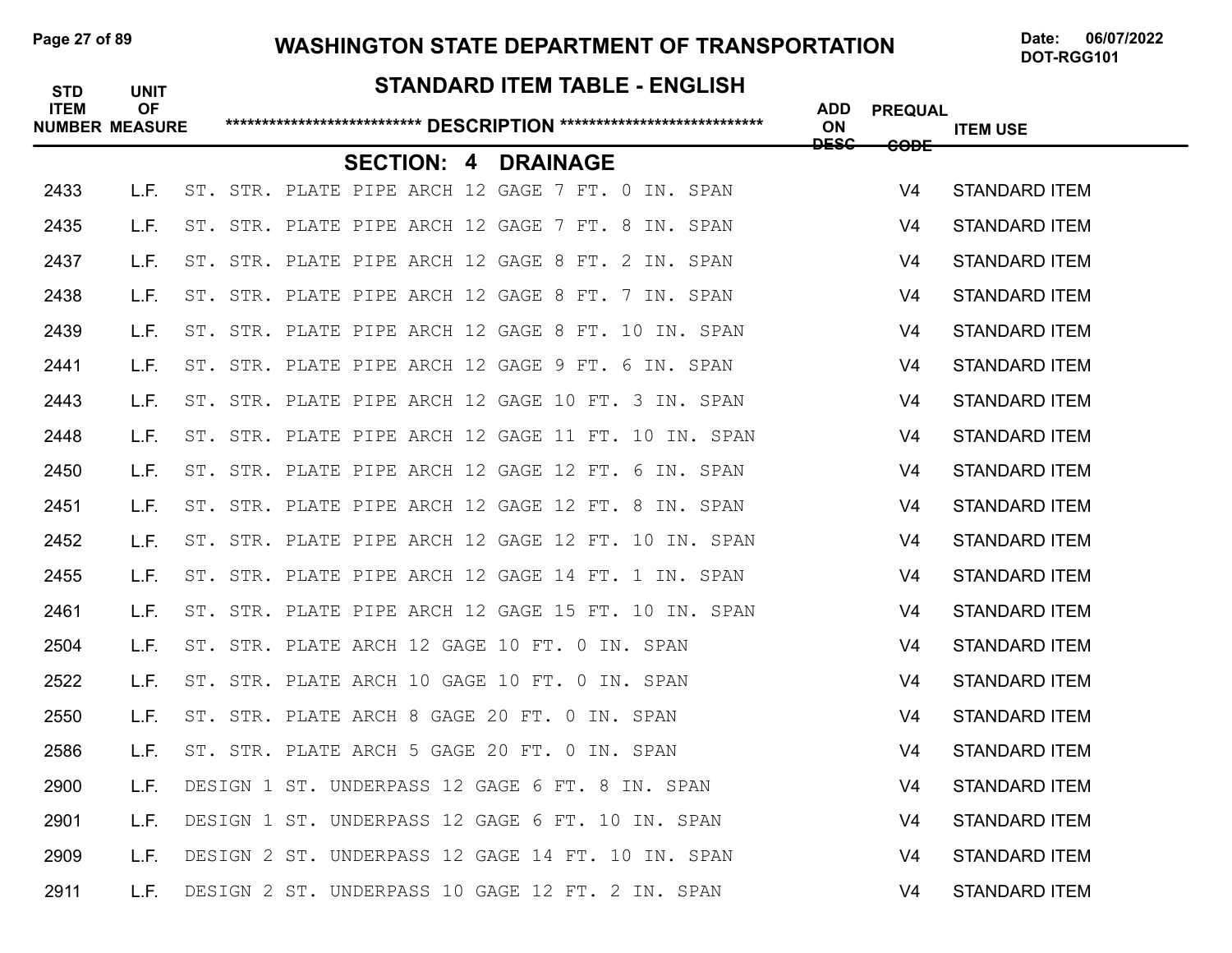# WASHINGTON STATE DEPARTMENT OF TRANSPORTATION

## STANDARD ITEM TABLE - ENGLISH

### SECTION: 4 DRAINAGE

| STD ITEM NUMBER | UNIT OF MEASURE | DESCRIPTION | ADD ON DESC | PREQUAL CODE | ITEM USE |
|---|---|---|---|---|---|
| 2433 | L.F. | ST. STR. PLATE PIPE ARCH 12 GAGE 7 FT. 0 IN. SPAN | | V4 | STANDARD ITEM |
| 2435 | L.F. | ST. STR. PLATE PIPE ARCH 12 GAGE 7 FT. 8 IN. SPAN | | V4 | STANDARD ITEM |
| 2437 | L.F. | ST. STR. PLATE PIPE ARCH 12 GAGE 8 FT. 2 IN. SPAN | | V4 | STANDARD ITEM |
| 2438 | L.F. | ST. STR. PLATE PIPE ARCH 12 GAGE 8 FT. 7 IN. SPAN | | V4 | STANDARD ITEM |
| 2439 | L.F. | ST. STR. PLATE PIPE ARCH 12 GAGE 8 FT. 10 IN. SPAN | | V4 | STANDARD ITEM |
| 2441 | L.F. | ST. STR. PLATE PIPE ARCH 12 GAGE 9 FT. 6 IN. SPAN | | V4 | STANDARD ITEM |
| 2443 | L.F. | ST. STR. PLATE PIPE ARCH 12 GAGE 10 FT. 3 IN. SPAN | | V4 | STANDARD ITEM |
| 2448 | L.F. | ST. STR. PLATE PIPE ARCH 12 GAGE 11 FT. 10 IN. SPAN | | V4 | STANDARD ITEM |
| 2450 | L.F. | ST. STR. PLATE PIPE ARCH 12 GAGE 12 FT. 6 IN. SPAN | | V4 | STANDARD ITEM |
| 2451 | L.F. | ST. STR. PLATE PIPE ARCH 12 GAGE 12 FT. 8 IN. SPAN | | V4 | STANDARD ITEM |
| 2452 | L.F. | ST. STR. PLATE PIPE ARCH 12 GAGE 12 FT. 10 IN. SPAN | | V4 | STANDARD ITEM |
| 2455 | L.F. | ST. STR. PLATE PIPE ARCH 12 GAGE 14 FT. 1 IN. SPAN | | V4 | STANDARD ITEM |
| 2461 | L.F. | ST. STR. PLATE PIPE ARCH 12 GAGE 15 FT. 10 IN. SPAN | | V4 | STANDARD ITEM |
| 2504 | L.F. | ST. STR. PLATE ARCH 12 GAGE 10 FT. 0 IN. SPAN | | V4 | STANDARD ITEM |
| 2522 | L.F. | ST. STR. PLATE ARCH 10 GAGE 10 FT. 0 IN. SPAN | | V4 | STANDARD ITEM |
| 2550 | L.F. | ST. STR. PLATE ARCH 8 GAGE 20 FT. 0 IN. SPAN | | V4 | STANDARD ITEM |
| 2586 | L.F. | ST. STR. PLATE ARCH 5 GAGE 20 FT. 0 IN. SPAN | | V4 | STANDARD ITEM |
| 2900 | L.F. | DESIGN 1 ST. UNDERPASS 12 GAGE 6 FT. 8 IN. SPAN | | V4 | STANDARD ITEM |
| 2901 | L.F. | DESIGN 1 ST. UNDERPASS 12 GAGE 6 FT. 10 IN. SPAN | | V4 | STANDARD ITEM |
| 2909 | L.F. | DESIGN 2 ST. UNDERPASS 12 GAGE 14 FT. 10 IN. SPAN | | V4 | STANDARD ITEM |
| 2911 | L.F. | DESIGN 2 ST. UNDERPASS 10 GAGE 12 FT. 2 IN. SPAN | | V4 | STANDARD ITEM |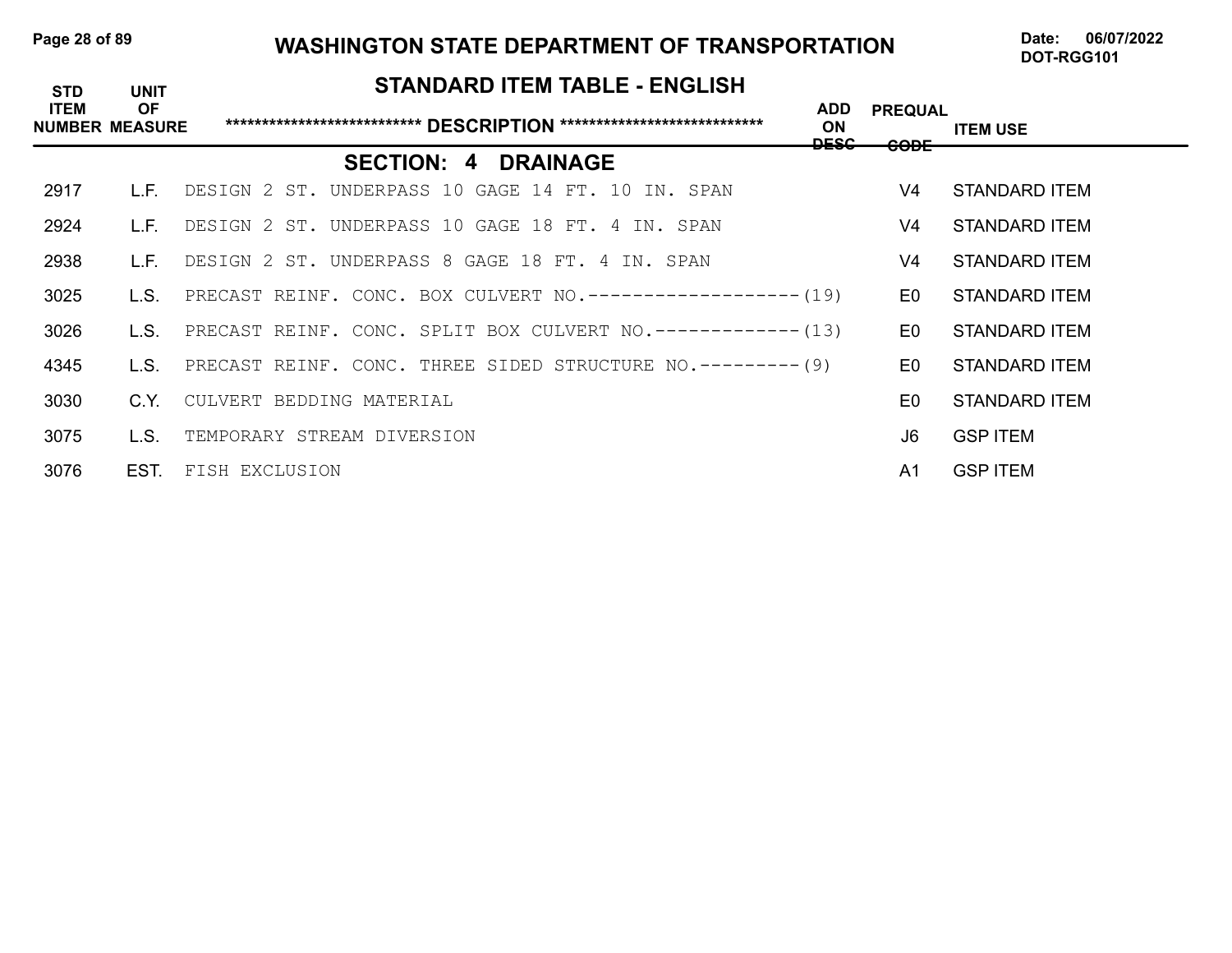# WASHINGTON STATE DEPARTMENT OF TRANSPORTATION

Date: 06/07/2022
DOT-RGG101

## STANDARD ITEM TABLE - ENGLISH

| STD ITEM NUMBER | UNIT OF MEASURE | *************************** DESCRIPTION *************************** | ADD ON DESC | PREQUAL CODE | ITEM USE |
|---|---|---|---|---|---|
| | | **SECTION: 4 DRAINAGE** | | | |
| 2917 | L.F. | DESIGN 2 ST. UNDERPASS 10 GAGE 14 FT. 10 IN. SPAN | | V4 | STANDARD ITEM |
| 2924 | L.F. | DESIGN 2 ST. UNDERPASS 10 GAGE 18 FT. 4 IN. SPAN | | V4 | STANDARD ITEM |
| 2938 | L.F. | DESIGN 2 ST. UNDERPASS 8 GAGE 18 FT. 4 IN. SPAN | | V4 | STANDARD ITEM |
| 3025 | L.S. | PRECAST REINF. CONC. BOX CULVERT NO.--------------------(19) | | E0 | STANDARD ITEM |
| 3026 | L.S. | PRECAST REINF. CONC. SPLIT BOX CULVERT NO.-------------(13) | | E0 | STANDARD ITEM |
| 4345 | L.S. | PRECAST REINF. CONC. THREE SIDED STRUCTURE NO.---------(9) | | E0 | STANDARD ITEM |
| 3030 | C.Y. | CULVERT BEDDING MATERIAL | | E0 | STANDARD ITEM |
| 3075 | L.S. | TEMPORARY STREAM DIVERSION | | J6 | GSP ITEM |
| 3076 | EST. | FISH EXCLUSION | | A1 | GSP ITEM |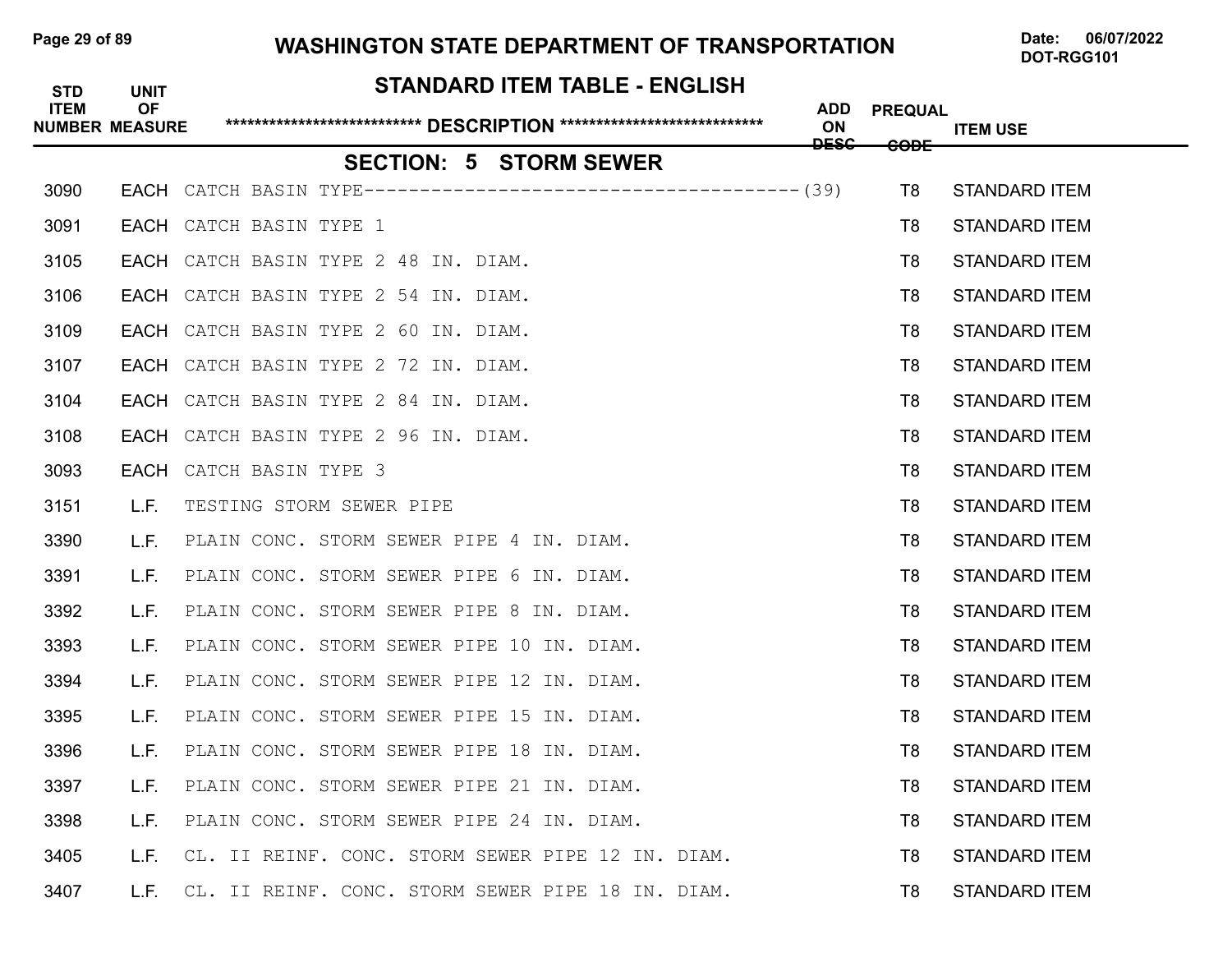## WASHINGTON STATE DEPARTMENT OF TRANSPORTATION

Date: 06/07/2022
DOT-RGG101

### STANDARD ITEM TABLE - ENGLISH

### SECTION: 5 STORM SEWER

| STD ITEM NUMBER | UNIT OF MEASURE | DESCRIPTION | ADD ON DESC | PREQUAL CODE | ITEM USE |
|---|---|---|---|---|---|
| 3090 | EACH | CATCH BASIN TYPE--------------------------------------- | (39) | T8 | STANDARD ITEM |
| 3091 | EACH | CATCH BASIN TYPE 1 | | T8 | STANDARD ITEM |
| 3105 | EACH | CATCH BASIN TYPE 2 48 IN. DIAM. | | T8 | STANDARD ITEM |
| 3106 | EACH | CATCH BASIN TYPE 2 54 IN. DIAM. | | T8 | STANDARD ITEM |
| 3109 | EACH | CATCH BASIN TYPE 2 60 IN. DIAM. | | T8 | STANDARD ITEM |
| 3107 | EACH | CATCH BASIN TYPE 2 72 IN. DIAM. | | T8 | STANDARD ITEM |
| 3104 | EACH | CATCH BASIN TYPE 2 84 IN. DIAM. | | T8 | STANDARD ITEM |
| 3108 | EACH | CATCH BASIN TYPE 2 96 IN. DIAM. | | T8 | STANDARD ITEM |
| 3093 | EACH | CATCH BASIN TYPE 3 | | T8 | STANDARD ITEM |
| 3151 | L.F. | TESTING STORM SEWER PIPE | | T8 | STANDARD ITEM |
| 3390 | L.F. | PLAIN CONC. STORM SEWER PIPE 4 IN. DIAM. | | T8 | STANDARD ITEM |
| 3391 | L.F. | PLAIN CONC. STORM SEWER PIPE 6 IN. DIAM. | | T8 | STANDARD ITEM |
| 3392 | L.F. | PLAIN CONC. STORM SEWER PIPE 8 IN. DIAM. | | T8 | STANDARD ITEM |
| 3393 | L.F. | PLAIN CONC. STORM SEWER PIPE 10 IN. DIAM. | | T8 | STANDARD ITEM |
| 3394 | L.F. | PLAIN CONC. STORM SEWER PIPE 12 IN. DIAM. | | T8 | STANDARD ITEM |
| 3395 | L.F. | PLAIN CONC. STORM SEWER PIPE 15 IN. DIAM. | | T8 | STANDARD ITEM |
| 3396 | L.F. | PLAIN CONC. STORM SEWER PIPE 18 IN. DIAM. | | T8 | STANDARD ITEM |
| 3397 | L.F. | PLAIN CONC. STORM SEWER PIPE 21 IN. DIAM. | | T8 | STANDARD ITEM |
| 3398 | L.F. | PLAIN CONC. STORM SEWER PIPE 24 IN. DIAM. | | T8 | STANDARD ITEM |
| 3405 | L.F. | CL. II REINF. CONC. STORM SEWER PIPE 12 IN. DIAM. | | T8 | STANDARD ITEM |
| 3407 | L.F. | CL. II REINF. CONC. STORM SEWER PIPE 18 IN. DIAM. | | T8 | STANDARD ITEM |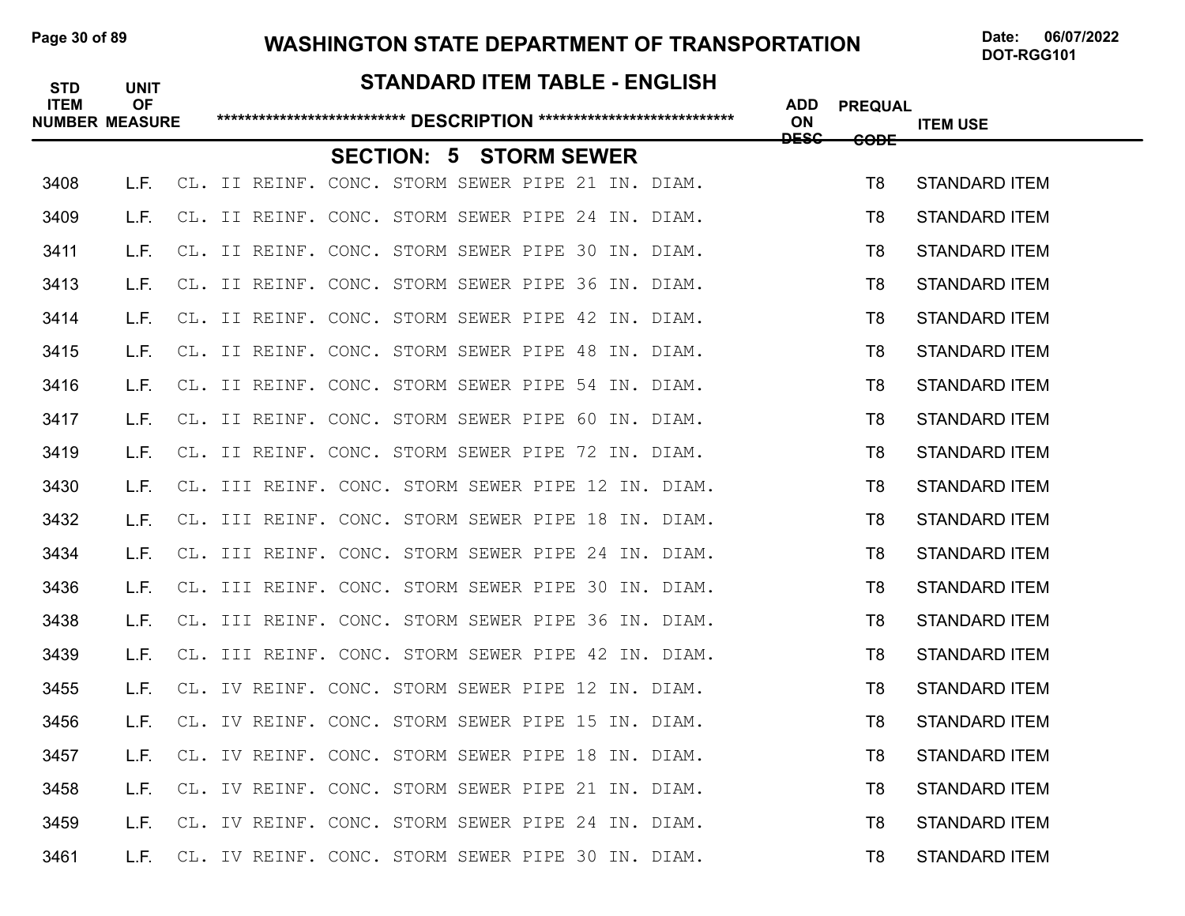# STANDARD ITEM TABLE - ENGLISH

| STD ITEM NUMBER | UNIT OF MEASURE | DESCRIPTION | ADD ON DESC | PREQUAL CODE | ITEM USE |
|---|---|---|---|---|---|

## SECTION: 5 STORM SEWER

| STD ITEM NUMBER | UNIT OF MEASURE | DESCRIPTION | ADD ON DESC | PREQUAL CODE | ITEM USE |
|---|---|---|---|---|---|
| 3408 | L.F. | CL. II REINF. CONC. STORM SEWER PIPE 21 IN. DIAM. | | T8 | STANDARD ITEM |
| 3409 | L.F. | CL. II REINF. CONC. STORM SEWER PIPE 24 IN. DIAM. | | T8 | STANDARD ITEM |
| 3411 | L.F. | CL. II REINF. CONC. STORM SEWER PIPE 30 IN. DIAM. | | T8 | STANDARD ITEM |
| 3413 | L.F. | CL. II REINF. CONC. STORM SEWER PIPE 36 IN. DIAM. | | T8 | STANDARD ITEM |
| 3414 | L.F. | CL. II REINF. CONC. STORM SEWER PIPE 42 IN. DIAM. | | T8 | STANDARD ITEM |
| 3415 | L.F. | CL. II REINF. CONC. STORM SEWER PIPE 48 IN. DIAM. | | T8 | STANDARD ITEM |
| 3416 | L.F. | CL. II REINF. CONC. STORM SEWER PIPE 54 IN. DIAM. | | T8 | STANDARD ITEM |
| 3417 | L.F. | CL. II REINF. CONC. STORM SEWER PIPE 60 IN. DIAM. | | T8 | STANDARD ITEM |
| 3419 | L.F. | CL. II REINF. CONC. STORM SEWER PIPE 72 IN. DIAM. | | T8 | STANDARD ITEM |
| 3430 | L.F. | CL. III REINF. CONC. STORM SEWER PIPE 12 IN. DIAM. | | T8 | STANDARD ITEM |
| 3432 | L.F. | CL. III REINF. CONC. STORM SEWER PIPE 18 IN. DIAM. | | T8 | STANDARD ITEM |
| 3434 | L.F. | CL. III REINF. CONC. STORM SEWER PIPE 24 IN. DIAM. | | T8 | STANDARD ITEM |
| 3436 | L.F. | CL. III REINF. CONC. STORM SEWER PIPE 30 IN. DIAM. | | T8 | STANDARD ITEM |
| 3438 | L.F. | CL. III REINF. CONC. STORM SEWER PIPE 36 IN. DIAM. | | T8 | STANDARD ITEM |
| 3439 | L.F. | CL. III REINF. CONC. STORM SEWER PIPE 42 IN. DIAM. | | T8 | STANDARD ITEM |
| 3455 | L.F. | CL. IV REINF. CONC. STORM SEWER PIPE 12 IN. DIAM. | | T8 | STANDARD ITEM |
| 3456 | L.F. | CL. IV REINF. CONC. STORM SEWER PIPE 15 IN. DIAM. | | T8 | STANDARD ITEM |
| 3457 | L.F. | CL. IV REINF. CONC. STORM SEWER PIPE 18 IN. DIAM. | | T8 | STANDARD ITEM |
| 3458 | L.F. | CL. IV REINF. CONC. STORM SEWER PIPE 21 IN. DIAM. | | T8 | STANDARD ITEM |
| 3459 | L.F. | CL. IV REINF. CONC. STORM SEWER PIPE 24 IN. DIAM. | | T8 | STANDARD ITEM |
| 3461 | L.F. | CL. IV REINF. CONC. STORM SEWER PIPE 30 IN. DIAM. | | T8 | STANDARD ITEM |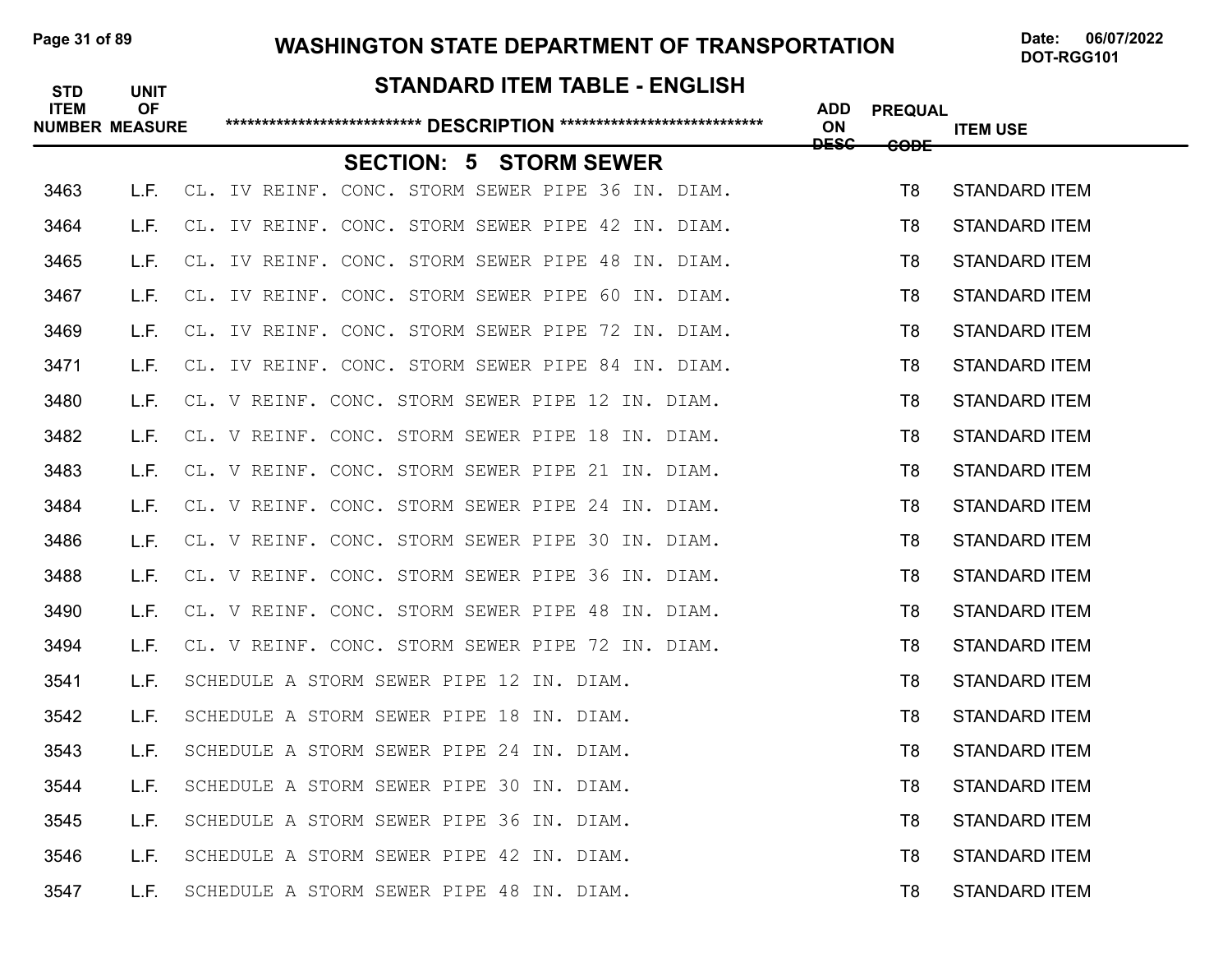# WASHINGTON STATE DEPARTMENT OF TRANSPORTATION

Date: 06/07/2022
DOT-RGG101

## STANDARD ITEM TABLE - ENGLISH

### SECTION: 5 STORM SEWER

| STD ITEM NUMBER | UNIT OF MEASURE | DESCRIPTION | ADD ON DESC | PREQUAL CODE | ITEM USE |
|---|---|---|---|---|---|
| 3463 | L.F. | CL. IV REINF. CONC. STORM SEWER PIPE 36 IN. DIAM. | | T8 | STANDARD ITEM |
| 3464 | L.F. | CL. IV REINF. CONC. STORM SEWER PIPE 42 IN. DIAM. | | T8 | STANDARD ITEM |
| 3465 | L.F. | CL. IV REINF. CONC. STORM SEWER PIPE 48 IN. DIAM. | | T8 | STANDARD ITEM |
| 3467 | L.F. | CL. IV REINF. CONC. STORM SEWER PIPE 60 IN. DIAM. | | T8 | STANDARD ITEM |
| 3469 | L.F. | CL. IV REINF. CONC. STORM SEWER PIPE 72 IN. DIAM. | | T8 | STANDARD ITEM |
| 3471 | L.F. | CL. IV REINF. CONC. STORM SEWER PIPE 84 IN. DIAM. | | T8 | STANDARD ITEM |
| 3480 | L.F. | CL. V REINF. CONC. STORM SEWER PIPE 12 IN. DIAM. | | T8 | STANDARD ITEM |
| 3482 | L.F. | CL. V REINF. CONC. STORM SEWER PIPE 18 IN. DIAM. | | T8 | STANDARD ITEM |
| 3483 | L.F. | CL. V REINF. CONC. STORM SEWER PIPE 21 IN. DIAM. | | T8 | STANDARD ITEM |
| 3484 | L.F. | CL. V REINF. CONC. STORM SEWER PIPE 24 IN. DIAM. | | T8 | STANDARD ITEM |
| 3486 | L.F. | CL. V REINF. CONC. STORM SEWER PIPE 30 IN. DIAM. | | T8 | STANDARD ITEM |
| 3488 | L.F. | CL. V REINF. CONC. STORM SEWER PIPE 36 IN. DIAM. | | T8 | STANDARD ITEM |
| 3490 | L.F. | CL. V REINF. CONC. STORM SEWER PIPE 48 IN. DIAM. | | T8 | STANDARD ITEM |
| 3494 | L.F. | CL. V REINF. CONC. STORM SEWER PIPE 72 IN. DIAM. | | T8 | STANDARD ITEM |
| 3541 | L.F. | SCHEDULE A STORM SEWER PIPE 12 IN. DIAM. | | T8 | STANDARD ITEM |
| 3542 | L.F. | SCHEDULE A STORM SEWER PIPE 18 IN. DIAM. | | T8 | STANDARD ITEM |
| 3543 | L.F. | SCHEDULE A STORM SEWER PIPE 24 IN. DIAM. | | T8 | STANDARD ITEM |
| 3544 | L.F. | SCHEDULE A STORM SEWER PIPE 30 IN. DIAM. | | T8 | STANDARD ITEM |
| 3545 | L.F. | SCHEDULE A STORM SEWER PIPE 36 IN. DIAM. | | T8 | STANDARD ITEM |
| 3546 | L.F. | SCHEDULE A STORM SEWER PIPE 42 IN. DIAM. | | T8 | STANDARD ITEM |
| 3547 | L.F. | SCHEDULE A STORM SEWER PIPE 48 IN. DIAM. | | T8 | STANDARD ITEM |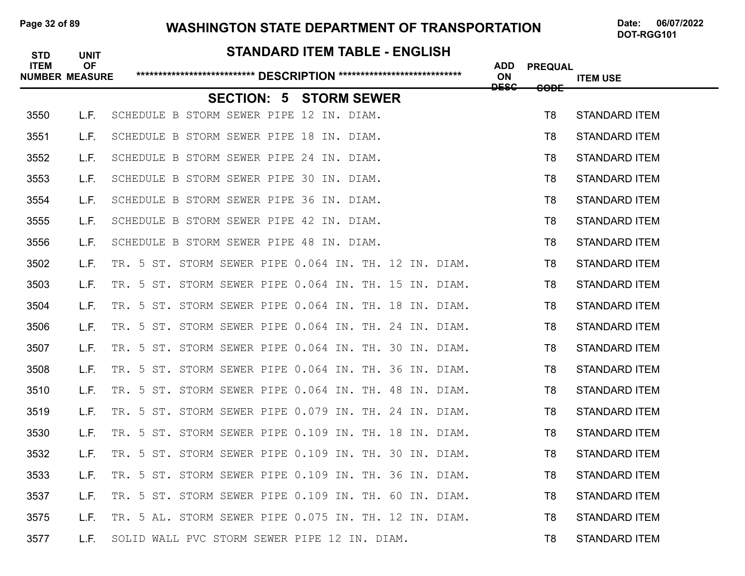# WASHINGTON STATE DEPARTMENT OF TRANSPORTATION

## STANDARD ITEM TABLE - ENGLISH

### SECTION: 5 STORM SEWER

| STD ITEM NUMBER | UNIT OF MEASURE | DESCRIPTION | ADD ON DESC | PREQUAL CODE | ITEM USE |
|---|---|---|---|---|---|
| 3550 | L.F. | SCHEDULE B STORM SEWER PIPE 12 IN. DIAM. | | T8 | STANDARD ITEM |
| 3551 | L.F. | SCHEDULE B STORM SEWER PIPE 18 IN. DIAM. | | T8 | STANDARD ITEM |
| 3552 | L.F. | SCHEDULE B STORM SEWER PIPE 24 IN. DIAM. | | T8 | STANDARD ITEM |
| 3553 | L.F. | SCHEDULE B STORM SEWER PIPE 30 IN. DIAM. | | T8 | STANDARD ITEM |
| 3554 | L.F. | SCHEDULE B STORM SEWER PIPE 36 IN. DIAM. | | T8 | STANDARD ITEM |
| 3555 | L.F. | SCHEDULE B STORM SEWER PIPE 42 IN. DIAM. | | T8 | STANDARD ITEM |
| 3556 | L.F. | SCHEDULE B STORM SEWER PIPE 48 IN. DIAM. | | T8 | STANDARD ITEM |
| 3502 | L.F. | TR. 5 ST. STORM SEWER PIPE 0.064 IN. TH. 12 IN. DIAM. | | T8 | STANDARD ITEM |
| 3503 | L.F. | TR. 5 ST. STORM SEWER PIPE 0.064 IN. TH. 15 IN. DIAM. | | T8 | STANDARD ITEM |
| 3504 | L.F. | TR. 5 ST. STORM SEWER PIPE 0.064 IN. TH. 18 IN. DIAM. | | T8 | STANDARD ITEM |
| 3506 | L.F. | TR. 5 ST. STORM SEWER PIPE 0.064 IN. TH. 24 IN. DIAM. | | T8 | STANDARD ITEM |
| 3507 | L.F. | TR. 5 ST. STORM SEWER PIPE 0.064 IN. TH. 30 IN. DIAM. | | T8 | STANDARD ITEM |
| 3508 | L.F. | TR. 5 ST. STORM SEWER PIPE 0.064 IN. TH. 36 IN. DIAM. | | T8 | STANDARD ITEM |
| 3510 | L.F. | TR. 5 ST. STORM SEWER PIPE 0.064 IN. TH. 48 IN. DIAM. | | T8 | STANDARD ITEM |
| 3519 | L.F. | TR. 5 ST. STORM SEWER PIPE 0.079 IN. TH. 24 IN. DIAM. | | T8 | STANDARD ITEM |
| 3530 | L.F. | TR. 5 ST. STORM SEWER PIPE 0.109 IN. TH. 18 IN. DIAM. | | T8 | STANDARD ITEM |
| 3532 | L.F. | TR. 5 ST. STORM SEWER PIPE 0.109 IN. TH. 30 IN. DIAM. | | T8 | STANDARD ITEM |
| 3533 | L.F. | TR. 5 ST. STORM SEWER PIPE 0.109 IN. TH. 36 IN. DIAM. | | T8 | STANDARD ITEM |
| 3537 | L.F. | TR. 5 ST. STORM SEWER PIPE 0.109 IN. TH. 60 IN. DIAM. | | T8 | STANDARD ITEM |
| 3575 | L.F. | TR. 5 AL. STORM SEWER PIPE 0.075 IN. TH. 12 IN. DIAM. | | T8 | STANDARD ITEM |
| 3577 | L.F. | SOLID WALL PVC STORM SEWER PIPE 12 IN. DIAM. | | T8 | STANDARD ITEM |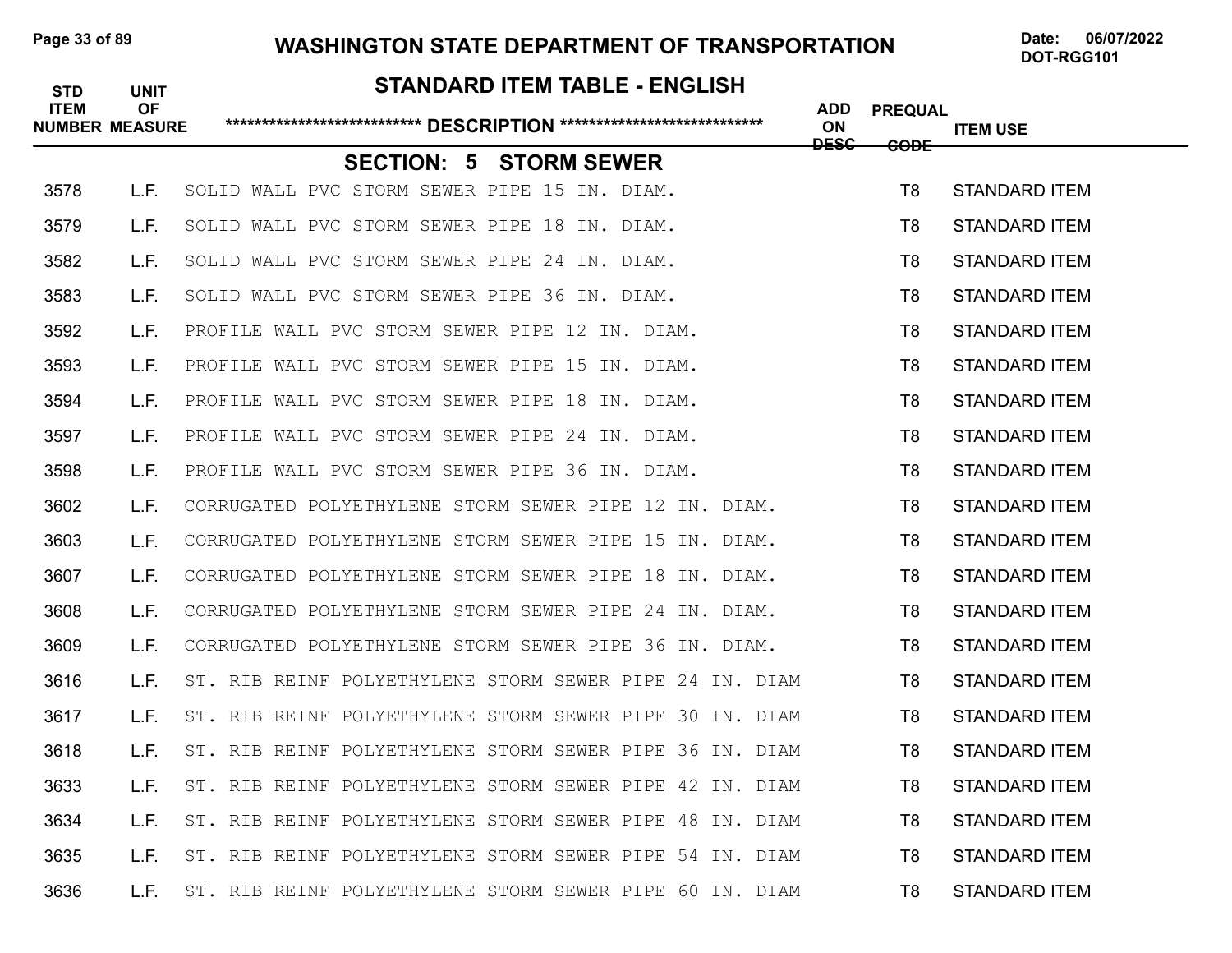# WASHINGTON STATE DEPARTMENT OF TRANSPORTATION

Date: 06/07/2022
DOT-RGG101

## STANDARD ITEM TABLE - ENGLISH

### SECTION: 5 STORM SEWER

| STD ITEM NUMBER | UNIT OF MEASURE | DESCRIPTION | ADD ON DESC | PREQUAL CODE | ITEM USE |
|---|---|---|---|---|---|
| 3578 | L.F. | SOLID WALL PVC STORM SEWER PIPE 15 IN. DIAM. | | T8 | STANDARD ITEM |
| 3579 | L.F. | SOLID WALL PVC STORM SEWER PIPE 18 IN. DIAM. | | T8 | STANDARD ITEM |
| 3582 | L.F. | SOLID WALL PVC STORM SEWER PIPE 24 IN. DIAM. | | T8 | STANDARD ITEM |
| 3583 | L.F. | SOLID WALL PVC STORM SEWER PIPE 36 IN. DIAM. | | T8 | STANDARD ITEM |
| 3592 | L.F. | PROFILE WALL PVC STORM SEWER PIPE 12 IN. DIAM. | | T8 | STANDARD ITEM |
| 3593 | L.F. | PROFILE WALL PVC STORM SEWER PIPE 15 IN. DIAM. | | T8 | STANDARD ITEM |
| 3594 | L.F. | PROFILE WALL PVC STORM SEWER PIPE 18 IN. DIAM. | | T8 | STANDARD ITEM |
| 3597 | L.F. | PROFILE WALL PVC STORM SEWER PIPE 24 IN. DIAM. | | T8 | STANDARD ITEM |
| 3598 | L.F. | PROFILE WALL PVC STORM SEWER PIPE 36 IN. DIAM. | | T8 | STANDARD ITEM |
| 3602 | L.F. | CORRUGATED POLYETHYLENE STORM SEWER PIPE 12 IN. DIAM. | | T8 | STANDARD ITEM |
| 3603 | L.F. | CORRUGATED POLYETHYLENE STORM SEWER PIPE 15 IN. DIAM. | | T8 | STANDARD ITEM |
| 3607 | L.F. | CORRUGATED POLYETHYLENE STORM SEWER PIPE 18 IN. DIAM. | | T8 | STANDARD ITEM |
| 3608 | L.F. | CORRUGATED POLYETHYLENE STORM SEWER PIPE 24 IN. DIAM. | | T8 | STANDARD ITEM |
| 3609 | L.F. | CORRUGATED POLYETHYLENE STORM SEWER PIPE 36 IN. DIAM. | | T8 | STANDARD ITEM |
| 3616 | L.F. | ST. RIB REINF POLYETHYLENE STORM SEWER PIPE 24 IN. DIAM | | T8 | STANDARD ITEM |
| 3617 | L.F. | ST. RIB REINF POLYETHYLENE STORM SEWER PIPE 30 IN. DIAM | | T8 | STANDARD ITEM |
| 3618 | L.F. | ST. RIB REINF POLYETHYLENE STORM SEWER PIPE 36 IN. DIAM | | T8 | STANDARD ITEM |
| 3633 | L.F. | ST. RIB REINF POLYETHYLENE STORM SEWER PIPE 42 IN. DIAM | | T8 | STANDARD ITEM |
| 3634 | L.F. | ST. RIB REINF POLYETHYLENE STORM SEWER PIPE 48 IN. DIAM | | T8 | STANDARD ITEM |
| 3635 | L.F. | ST. RIB REINF POLYETHYLENE STORM SEWER PIPE 54 IN. DIAM | | T8 | STANDARD ITEM |
| 3636 | L.F. | ST. RIB REINF POLYETHYLENE STORM SEWER PIPE 60 IN. DIAM | | T8 | STANDARD ITEM |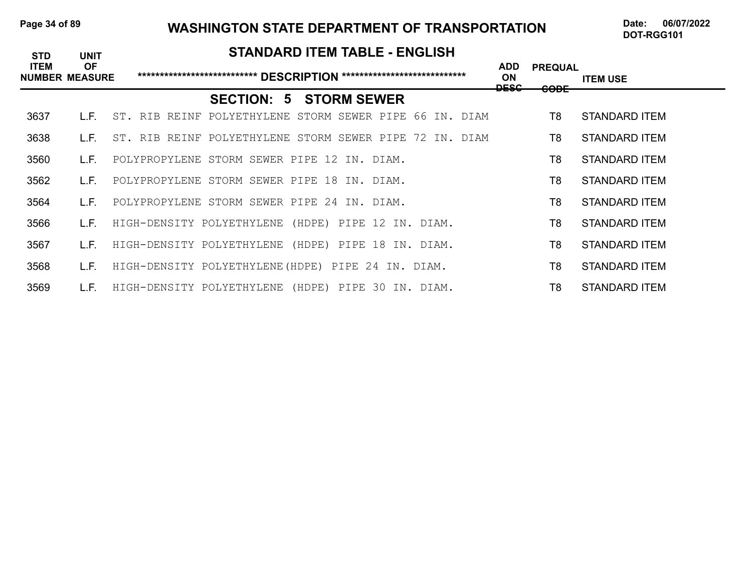# WASHINGTON STATE DEPARTMENT OF TRANSPORTATION

DOT-RGG101

## STANDARD ITEM TABLE - ENGLISH

### SECTION: 5 STORM SEWER

| STD ITEM NUMBER | UNIT OF MEASURE | DESCRIPTION | ADD ON DESC | PREQUAL CODE | ITEM USE |
|---|---|---|---|---|---|
| 3637 | L.F. | ST. RIB REINF POLYETHYLENE STORM SEWER PIPE 66 IN. DIAM | | T8 | STANDARD ITEM |
| 3638 | L.F. | ST. RIB REINF POLYETHYLENE STORM SEWER PIPE 72 IN. DIAM | | T8 | STANDARD ITEM |
| 3560 | L.F. | POLYPROPYLENE STORM SEWER PIPE 12 IN. DIAM. | | T8 | STANDARD ITEM |
| 3562 | L.F. | POLYPROPYLENE STORM SEWER PIPE 18 IN. DIAM. | | T8 | STANDARD ITEM |
| 3564 | L.F. | POLYPROPYLENE STORM SEWER PIPE 24 IN. DIAM. | | T8 | STANDARD ITEM |
| 3566 | L.F. | HIGH-DENSITY POLYETHYLENE (HDPE) PIPE 12 IN. DIAM. | | T8 | STANDARD ITEM |
| 3567 | L.F. | HIGH-DENSITY POLYETHYLENE (HDPE) PIPE 18 IN. DIAM. | | T8 | STANDARD ITEM |
| 3568 | L.F. | HIGH-DENSITY POLYETHYLENE(HDPE) PIPE 24 IN. DIAM. | | T8 | STANDARD ITEM |
| 3569 | L.F. | HIGH-DENSITY POLYETHYLENE (HDPE) PIPE 30 IN. DIAM. | | T8 | STANDARD ITEM |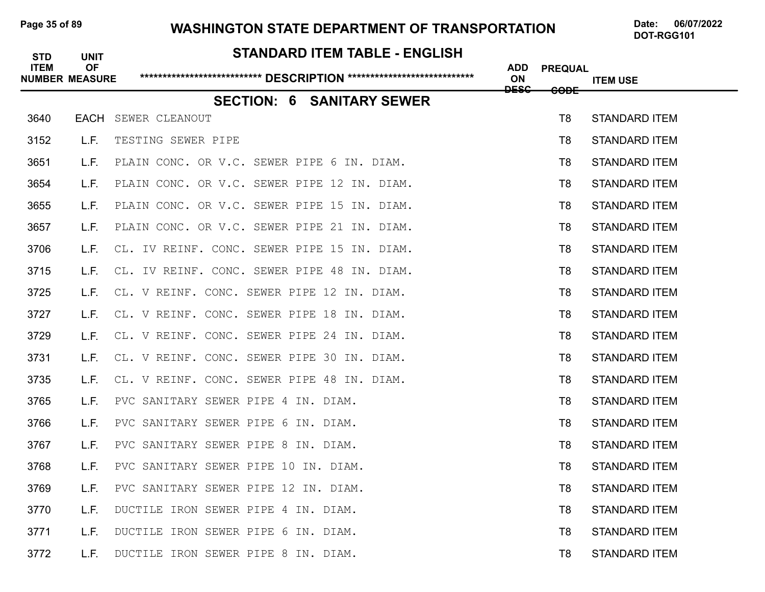# WASHINGTON STATE DEPARTMENT OF TRANSPORTATION

Date: 06/07/2022
DOT-RGG101

## STANDARD ITEM TABLE - ENGLISH

## SECTION: 6 SANITARY SEWER

| STD ITEM NUMBER | UNIT OF MEASURE | DESCRIPTION | ADD ON DESC | PREQUAL CODE | ITEM USE |
|---|---|---|---|---|---|
| 3640 | EACH | SEWER CLEANOUT | | T8 | STANDARD ITEM |
| 3152 | L.F. | TESTING SEWER PIPE | | T8 | STANDARD ITEM |
| 3651 | L.F. | PLAIN CONC. OR V.C. SEWER PIPE 6 IN. DIAM. | | T8 | STANDARD ITEM |
| 3654 | L.F. | PLAIN CONC. OR V.C. SEWER PIPE 12 IN. DIAM. | | T8 | STANDARD ITEM |
| 3655 | L.F. | PLAIN CONC. OR V.C. SEWER PIPE 15 IN. DIAM. | | T8 | STANDARD ITEM |
| 3657 | L.F. | PLAIN CONC. OR V.C. SEWER PIPE 21 IN. DIAM. | | T8 | STANDARD ITEM |
| 3706 | L.F. | CL. IV REINF. CONC. SEWER PIPE 15 IN. DIAM. | | T8 | STANDARD ITEM |
| 3715 | L.F. | CL. IV REINF. CONC. SEWER PIPE 48 IN. DIAM. | | T8 | STANDARD ITEM |
| 3725 | L.F. | CL. V REINF. CONC. SEWER PIPE 12 IN. DIAM. | | T8 | STANDARD ITEM |
| 3727 | L.F. | CL. V REINF. CONC. SEWER PIPE 18 IN. DIAM. | | T8 | STANDARD ITEM |
| 3729 | L.F. | CL. V REINF. CONC. SEWER PIPE 24 IN. DIAM. | | T8 | STANDARD ITEM |
| 3731 | L.F. | CL. V REINF. CONC. SEWER PIPE 30 IN. DIAM. | | T8 | STANDARD ITEM |
| 3735 | L.F. | CL. V REINF. CONC. SEWER PIPE 48 IN. DIAM. | | T8 | STANDARD ITEM |
| 3765 | L.F. | PVC SANITARY SEWER PIPE 4 IN. DIAM. | | T8 | STANDARD ITEM |
| 3766 | L.F. | PVC SANITARY SEWER PIPE 6 IN. DIAM. | | T8 | STANDARD ITEM |
| 3767 | L.F. | PVC SANITARY SEWER PIPE 8 IN. DIAM. | | T8 | STANDARD ITEM |
| 3768 | L.F. | PVC SANITARY SEWER PIPE 10 IN. DIAM. | | T8 | STANDARD ITEM |
| 3769 | L.F. | PVC SANITARY SEWER PIPE 12 IN. DIAM. | | T8 | STANDARD ITEM |
| 3770 | L.F. | DUCTILE IRON SEWER PIPE 4 IN. DIAM. | | T8 | STANDARD ITEM |
| 3771 | L.F. | DUCTILE IRON SEWER PIPE 6 IN. DIAM. | | T8 | STANDARD ITEM |
| 3772 | L.F. | DUCTILE IRON SEWER PIPE 8 IN. DIAM. | | T8 | STANDARD ITEM |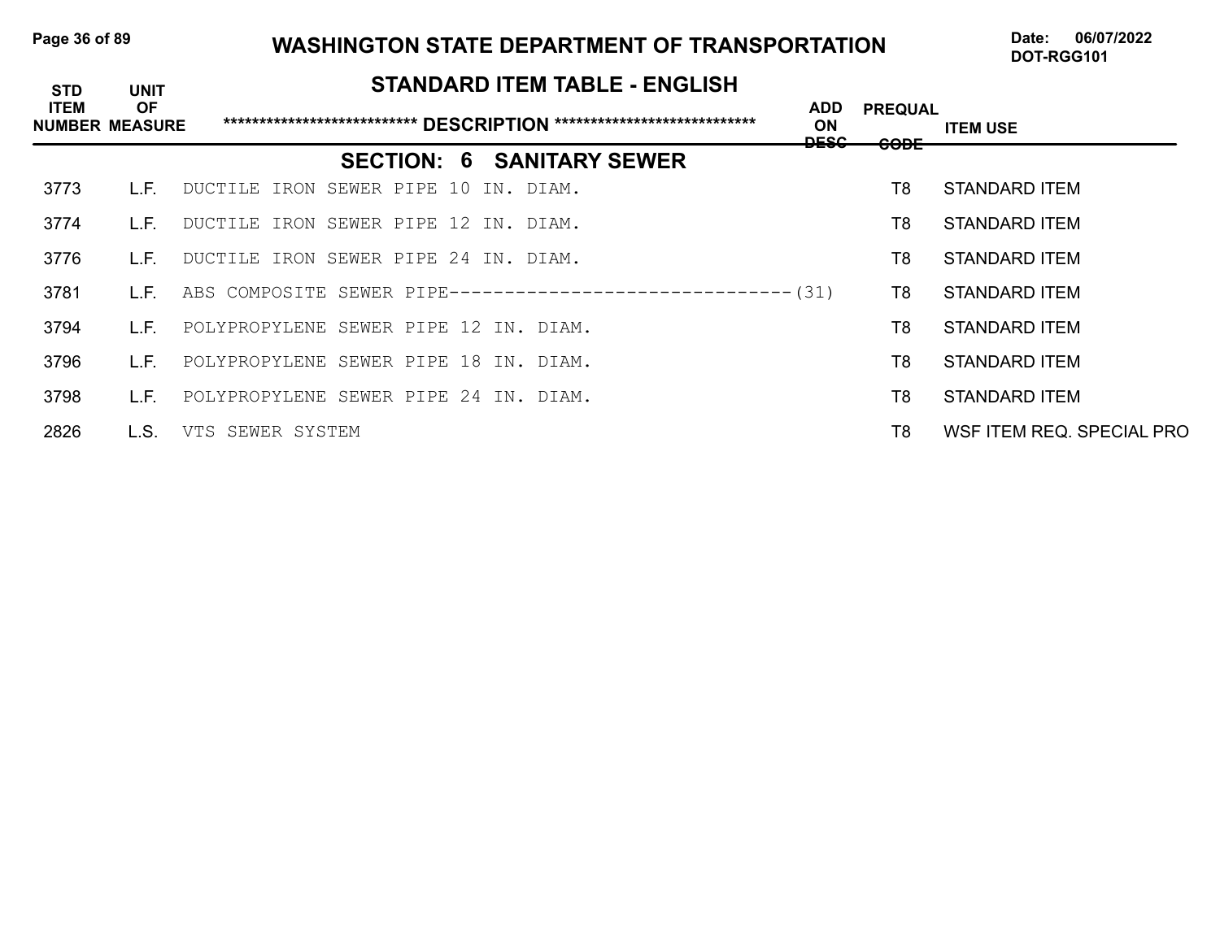# WASHINGTON STATE DEPARTMENT OF TRANSPORTATION

Date: 06/07/2022
DOT-RGG101

## STANDARD ITEM TABLE - ENGLISH

| STD ITEM NUMBER | UNIT OF MEASURE | DESCRIPTION | ADD ON DESC | PREQUAL CODE | ITEM USE |
|---|---|---|---|---|---|
| **SECTION: 6 SANITARY SEWER** | | | | | |
| 3773 | L.F. | DUCTILE IRON SEWER PIPE 10 IN. DIAM. | | T8 | STANDARD ITEM |
| 3774 | L.F. | DUCTILE IRON SEWER PIPE 12 IN. DIAM. | | T8 | STANDARD ITEM |
| 3776 | L.F. | DUCTILE IRON SEWER PIPE 24 IN. DIAM. | | T8 | STANDARD ITEM |
| 3781 | L.F. | ABS COMPOSITE SEWER PIPE---------------------------------(31) | | T8 | STANDARD ITEM |
| 3794 | L.F. | POLYPROPYLENE SEWER PIPE 12 IN. DIAM. | | T8 | STANDARD ITEM |
| 3796 | L.F. | POLYPROPYLENE SEWER PIPE 18 IN. DIAM. | | T8 | STANDARD ITEM |
| 3798 | L.F. | POLYPROPYLENE SEWER PIPE 24 IN. DIAM. | | T8 | STANDARD ITEM |
| 2826 | L.S. | VTS SEWER SYSTEM | | T8 | WSF ITEM REQ. SPECIAL PRO |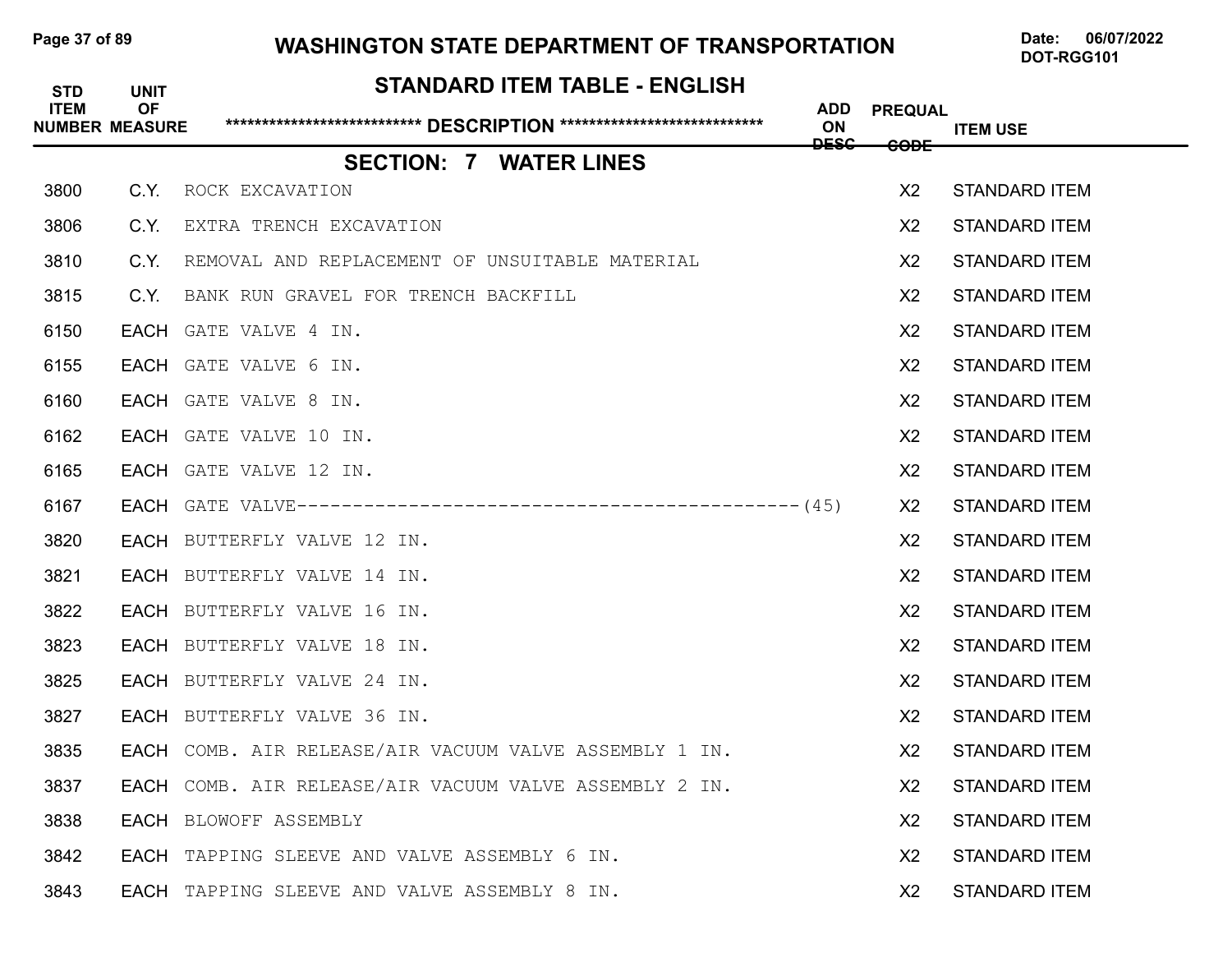# WASHINGTON STATE DEPARTMENT OF TRANSPORTATION

Date: 06/07/2022
DOT-RGG101

## STANDARD ITEM TABLE - ENGLISH

| STD ITEM NUMBER | UNIT OF MEASURE | *************************** DESCRIPTION **************************** | ADD ON DESC | PREQUAL CODE | ITEM USE |
|---|---|---|---|---|---|
| | | **SECTION: 7 WATER LINES** | | | |
| 3800 | C.Y. | ROCK EXCAVATION | | X2 | STANDARD ITEM |
| 3806 | C.Y. | EXTRA TRENCH EXCAVATION | | X2 | STANDARD ITEM |
| 3810 | C.Y. | REMOVAL AND REPLACEMENT OF UNSUITABLE MATERIAL | | X2 | STANDARD ITEM |
| 3815 | C.Y. | BANK RUN GRAVEL FOR TRENCH BACKFILL | | X2 | STANDARD ITEM |
| 6150 | EACH | GATE VALVE 4 IN. | | X2 | STANDARD ITEM |
| 6155 | EACH | GATE VALVE 6 IN. | | X2 | STANDARD ITEM |
| 6160 | EACH | GATE VALVE 8 IN. | | X2 | STANDARD ITEM |
| 6162 | EACH | GATE VALVE 10 IN. | | X2 | STANDARD ITEM |
| 6165 | EACH | GATE VALVE 12 IN. | | X2 | STANDARD ITEM |
| 6167 | EACH | GATE VALVE------------------------------------------------(45) | | X2 | STANDARD ITEM |
| 3820 | EACH | BUTTERFLY VALVE 12 IN. | | X2 | STANDARD ITEM |
| 3821 | EACH | BUTTERFLY VALVE 14 IN. | | X2 | STANDARD ITEM |
| 3822 | EACH | BUTTERFLY VALVE 16 IN. | | X2 | STANDARD ITEM |
| 3823 | EACH | BUTTERFLY VALVE 18 IN. | | X2 | STANDARD ITEM |
| 3825 | EACH | BUTTERFLY VALVE 24 IN. | | X2 | STANDARD ITEM |
| 3827 | EACH | BUTTERFLY VALVE 36 IN. | | X2 | STANDARD ITEM |
| 3835 | EACH | COMB. AIR RELEASE/AIR VACUUM VALVE ASSEMBLY 1 IN. | | X2 | STANDARD ITEM |
| 3837 | EACH | COMB. AIR RELEASE/AIR VACUUM VALVE ASSEMBLY 2 IN. | | X2 | STANDARD ITEM |
| 3838 | EACH | BLOWOFF ASSEMBLY | | X2 | STANDARD ITEM |
| 3842 | EACH | TAPPING SLEEVE AND VALVE ASSEMBLY 6 IN. | | X2 | STANDARD ITEM |
| 3843 | EACH | TAPPING SLEEVE AND VALVE ASSEMBLY 8 IN. | | X2 | STANDARD ITEM |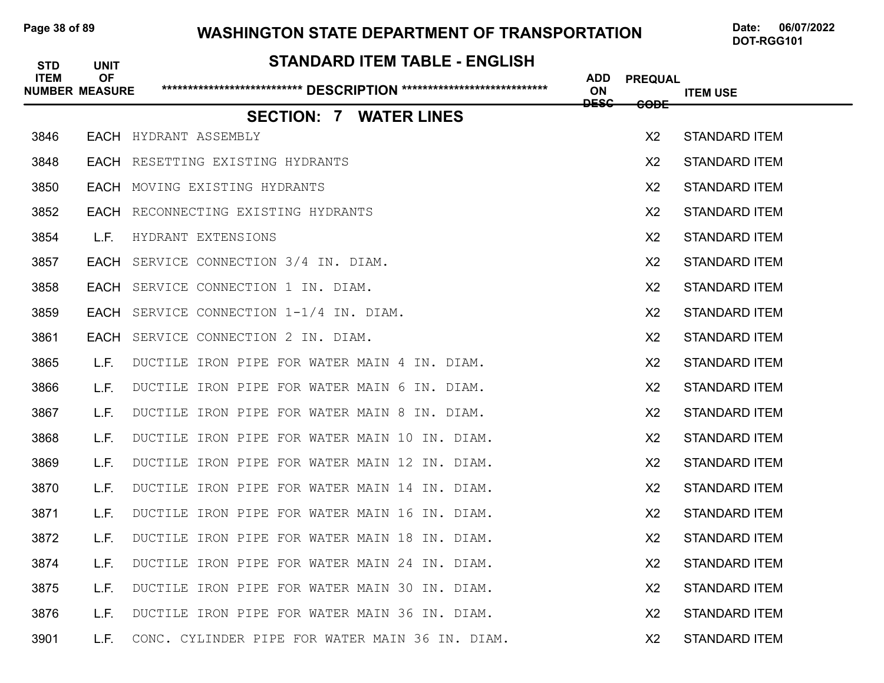# WASHINGTON STATE DEPARTMENT OF TRANSPORTATION

Date: 06/07/2022
DOT-RGG101

## STANDARD ITEM TABLE - ENGLISH

| STD ITEM NUMBER | UNIT OF MEASURE | ***************************** DESCRIPTION ***************************** | ADD ON DESC | PREQUAL CODE | ITEM USE |
|---|---|---|---|---|---|

## SECTION: 7 WATER LINES

| STD ITEM NUMBER | UNIT OF MEASURE | DESCRIPTION | ADD ON DESC | PREQUAL CODE | ITEM USE |
|---|---|---|---|---|---|
| 3846 | EACH | HYDRANT ASSEMBLY | | X2 | STANDARD ITEM |
| 3848 | EACH | RESETTING EXISTING HYDRANTS | | X2 | STANDARD ITEM |
| 3850 | EACH | MOVING EXISTING HYDRANTS | | X2 | STANDARD ITEM |
| 3852 | EACH | RECONNECTING EXISTING HYDRANTS | | X2 | STANDARD ITEM |
| 3854 | L.F. | HYDRANT EXTENSIONS | | X2 | STANDARD ITEM |
| 3857 | EACH | SERVICE CONNECTION 3/4 IN. DIAM. | | X2 | STANDARD ITEM |
| 3858 | EACH | SERVICE CONNECTION 1 IN. DIAM. | | X2 | STANDARD ITEM |
| 3859 | EACH | SERVICE CONNECTION 1-1/4 IN. DIAM. | | X2 | STANDARD ITEM |
| 3861 | EACH | SERVICE CONNECTION 2 IN. DIAM. | | X2 | STANDARD ITEM |
| 3865 | L.F. | DUCTILE IRON PIPE FOR WATER MAIN 4 IN. DIAM. | | X2 | STANDARD ITEM |
| 3866 | L.F. | DUCTILE IRON PIPE FOR WATER MAIN 6 IN. DIAM. | | X2 | STANDARD ITEM |
| 3867 | L.F. | DUCTILE IRON PIPE FOR WATER MAIN 8 IN. DIAM. | | X2 | STANDARD ITEM |
| 3868 | L.F. | DUCTILE IRON PIPE FOR WATER MAIN 10 IN. DIAM. | | X2 | STANDARD ITEM |
| 3869 | L.F. | DUCTILE IRON PIPE FOR WATER MAIN 12 IN. DIAM. | | X2 | STANDARD ITEM |
| 3870 | L.F. | DUCTILE IRON PIPE FOR WATER MAIN 14 IN. DIAM. | | X2 | STANDARD ITEM |
| 3871 | L.F. | DUCTILE IRON PIPE FOR WATER MAIN 16 IN. DIAM. | | X2 | STANDARD ITEM |
| 3872 | L.F. | DUCTILE IRON PIPE FOR WATER MAIN 18 IN. DIAM. | | X2 | STANDARD ITEM |
| 3874 | L.F. | DUCTILE IRON PIPE FOR WATER MAIN 24 IN. DIAM. | | X2 | STANDARD ITEM |
| 3875 | L.F. | DUCTILE IRON PIPE FOR WATER MAIN 30 IN. DIAM. | | X2 | STANDARD ITEM |
| 3876 | L.F. | DUCTILE IRON PIPE FOR WATER MAIN 36 IN. DIAM. | | X2 | STANDARD ITEM |
| 3901 | L.F. | CONC. CYLINDER PIPE FOR WATER MAIN 36 IN. DIAM. | | X2 | STANDARD ITEM |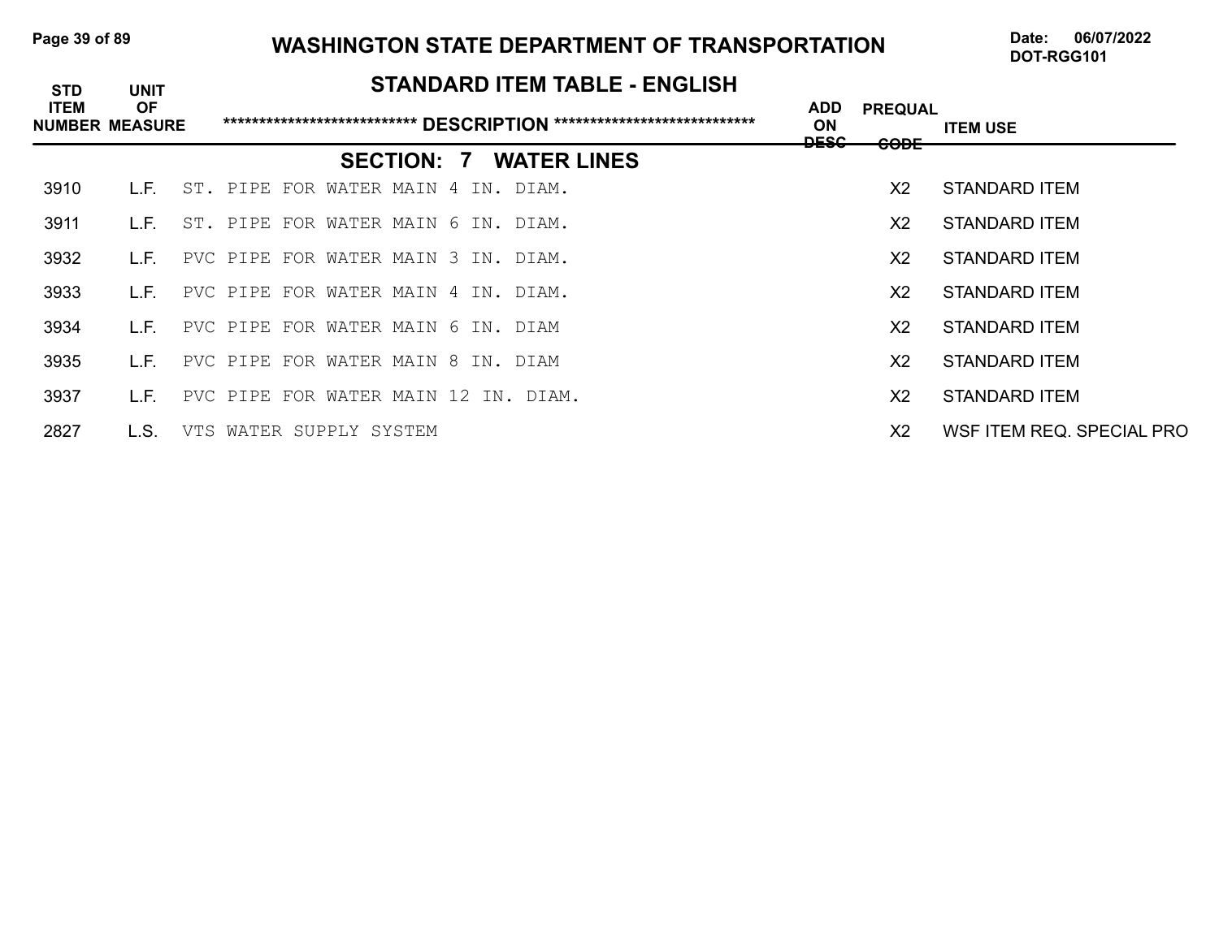# WASHINGTON STATE DEPARTMENT OF TRANSPORTATION

Date: 06/07/2022
DOT-RGG101

## STANDARD ITEM TABLE - ENGLISH

| STD ITEM NUMBER | UNIT OF MEASURE | \*\*\*\*\*\*\*\*\*\*\*\*\*\*\*\*\*\*\*\*\*\*\*\*\*\*\*\* DESCRIPTION \*\*\*\*\*\*\*\*\*\*\*\*\*\*\*\*\*\*\*\*\*\*\*\*\*\*\*\*\* | ADD ON DESC | PREQUAL CODE | ITEM USE |
|---|---|---|---|---|---|
| | | **SECTION: 7 WATER LINES** | | | |
| 3910 | L.F. | ST. PIPE FOR WATER MAIN 4 IN. DIAM. | | X2 | STANDARD ITEM |
| 3911 | L.F. | ST. PIPE FOR WATER MAIN 6 IN. DIAM. | | X2 | STANDARD ITEM |
| 3932 | L.F. | PVC PIPE FOR WATER MAIN 3 IN. DIAM. | | X2 | STANDARD ITEM |
| 3933 | L.F. | PVC PIPE FOR WATER MAIN 4 IN. DIAM. | | X2 | STANDARD ITEM |
| 3934 | L.F. | PVC PIPE FOR WATER MAIN 6 IN. DIAM | | X2 | STANDARD ITEM |
| 3935 | L.F. | PVC PIPE FOR WATER MAIN 8 IN. DIAM | | X2 | STANDARD ITEM |
| 3937 | L.F. | PVC PIPE FOR WATER MAIN 12 IN. DIAM. | | X2 | STANDARD ITEM |
| 2827 | L.S. | VTS WATER SUPPLY SYSTEM | | X2 | WSF ITEM REQ. SPECIAL PRO |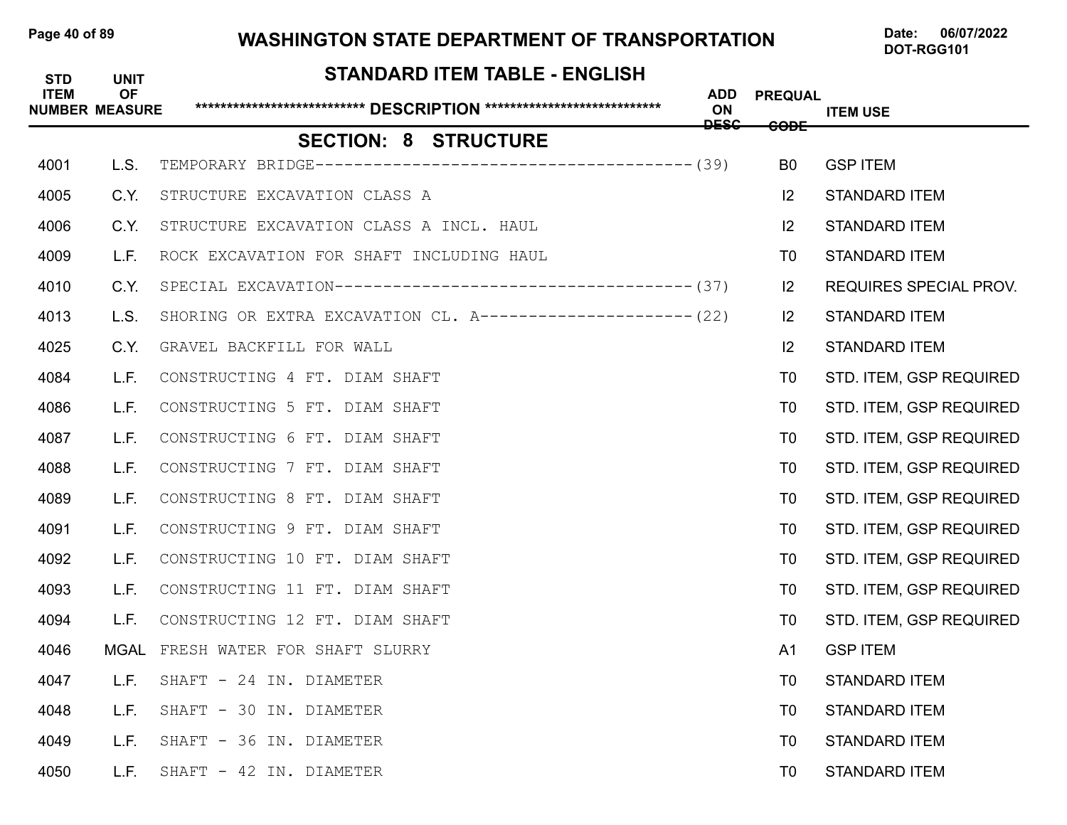# WASHINGTON STATE DEPARTMENT OF TRANSPORTATION

Date: 06/07/2022
DOT-RGG101

## STANDARD ITEM TABLE - ENGLISH

### SECTION: 8 STRUCTURE

| STD ITEM NUMBER | UNIT OF MEASURE | DESCRIPTION | ADD ON DESC | PREQUAL CODE | ITEM USE |
|---|---|---|---|---|---|
| 4001 | L.S. | TEMPORARY BRIDGE | (39) | B0 | GSP ITEM |
| 4005 | C.Y. | STRUCTURE EXCAVATION CLASS A | | I2 | STANDARD ITEM |
| 4006 | C.Y. | STRUCTURE EXCAVATION CLASS A INCL. HAUL | | I2 | STANDARD ITEM |
| 4009 | L.F. | ROCK EXCAVATION FOR SHAFT INCLUDING HAUL | | T0 | STANDARD ITEM |
| 4010 | C.Y. | SPECIAL EXCAVATION | (37) | I2 | REQUIRES SPECIAL PROV. |
| 4013 | L.S. | SHORING OR EXTRA EXCAVATION CL. A | (22) | I2 | STANDARD ITEM |
| 4025 | C.Y. | GRAVEL BACKFILL FOR WALL | | I2 | STANDARD ITEM |
| 4084 | L.F. | CONSTRUCTING 4 FT. DIAM SHAFT | | T0 | STD. ITEM, GSP REQUIRED |
| 4086 | L.F. | CONSTRUCTING 5 FT. DIAM SHAFT | | T0 | STD. ITEM, GSP REQUIRED |
| 4087 | L.F. | CONSTRUCTING 6 FT. DIAM SHAFT | | T0 | STD. ITEM, GSP REQUIRED |
| 4088 | L.F. | CONSTRUCTING 7 FT. DIAM SHAFT | | T0 | STD. ITEM, GSP REQUIRED |
| 4089 | L.F. | CONSTRUCTING 8 FT. DIAM SHAFT | | T0 | STD. ITEM, GSP REQUIRED |
| 4091 | L.F. | CONSTRUCTING 9 FT. DIAM SHAFT | | T0 | STD. ITEM, GSP REQUIRED |
| 4092 | L.F. | CONSTRUCTING 10 FT. DIAM SHAFT | | T0 | STD. ITEM, GSP REQUIRED |
| 4093 | L.F. | CONSTRUCTING 11 FT. DIAM SHAFT | | T0 | STD. ITEM, GSP REQUIRED |
| 4094 | L.F. | CONSTRUCTING 12 FT. DIAM SHAFT | | T0 | STD. ITEM, GSP REQUIRED |
| 4046 | MGAL | FRESH WATER FOR SHAFT SLURRY | | A1 | GSP ITEM |
| 4047 | L.F. | SHAFT - 24 IN. DIAMETER | | T0 | STANDARD ITEM |
| 4048 | L.F. | SHAFT - 30 IN. DIAMETER | | T0 | STANDARD ITEM |
| 4049 | L.F. | SHAFT - 36 IN. DIAMETER | | T0 | STANDARD ITEM |
| 4050 | L.F. | SHAFT - 42 IN. DIAMETER | | T0 | STANDARD ITEM |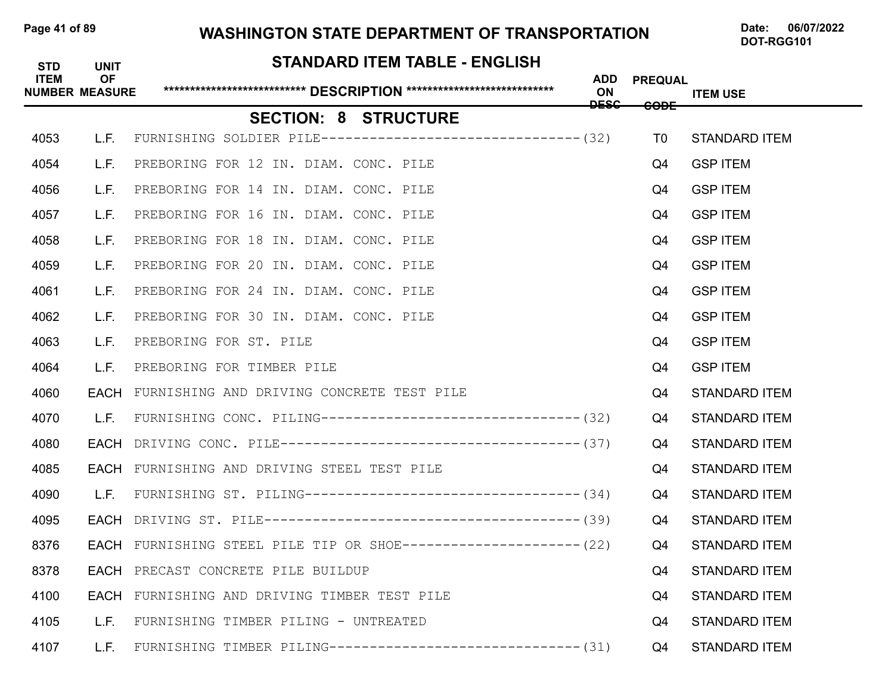# WASHINGTON STATE DEPARTMENT OF TRANSPORTATION

Date: 06/07/2022
DOT-RGG101

## STANDARD ITEM TABLE - ENGLISH

| STD ITEM NUMBER | UNIT OF MEASURE | \*\*\*\*\*\*\*\*\*\*\*\*\*\*\*\*\*\*\*\*\*\*\*\*\*\*\* DESCRIPTION \*\*\*\*\*\*\*\*\*\*\*\*\*\*\*\*\*\*\*\*\*\*\*\*\*\*\*\* | ADD ON DESC | PREQUAL CODE | ITEM USE |
|---|---|---|---|---|---|
| | | **SECTION: 8 STRUCTURE** | | | |
| 4053 | L.F. | FURNISHING SOLDIER PILE---------------------------------(32) | | T0 | STANDARD ITEM |
| 4054 | L.F. | PREBORING FOR 12 IN. DIAM. CONC. PILE | | Q4 | GSP ITEM |
| 4056 | L.F. | PREBORING FOR 14 IN. DIAM. CONC. PILE | | Q4 | GSP ITEM |
| 4057 | L.F. | PREBORING FOR 16 IN. DIAM. CONC. PILE | | Q4 | GSP ITEM |
| 4058 | L.F. | PREBORING FOR 18 IN. DIAM. CONC. PILE | | Q4 | GSP ITEM |
| 4059 | L.F. | PREBORING FOR 20 IN. DIAM. CONC. PILE | | Q4 | GSP ITEM |
| 4061 | L.F. | PREBORING FOR 24 IN. DIAM. CONC. PILE | | Q4 | GSP ITEM |
| 4062 | L.F. | PREBORING FOR 30 IN. DIAM. CONC. PILE | | Q4 | GSP ITEM |
| 4063 | L.F. | PREBORING FOR ST. PILE | | Q4 | GSP ITEM |
| 4064 | L.F. | PREBORING FOR TIMBER PILE | | Q4 | GSP ITEM |
| 4060 | EACH | FURNISHING AND DRIVING CONCRETE TEST PILE | | Q4 | STANDARD ITEM |
| 4070 | L.F. | FURNISHING CONC. PILING---------------------------------(32) | | Q4 | STANDARD ITEM |
| 4080 | EACH | DRIVING CONC. PILE--------------------------------------(37) | | Q4 | STANDARD ITEM |
| 4085 | EACH | FURNISHING AND DRIVING STEEL TEST PILE | | Q4 | STANDARD ITEM |
| 4090 | L.F. | FURNISHING ST. PILING-----------------------------------(34) | | Q4 | STANDARD ITEM |
| 4095 | EACH | DRIVING ST. PILE----------------------------------------(39) | | Q4 | STANDARD ITEM |
| 8376 | EACH | FURNISHING STEEL PILE TIP OR SHOE-----------------------(22) | | Q4 | STANDARD ITEM |
| 8378 | EACH | PRECAST CONCRETE PILE BUILDUP | | Q4 | STANDARD ITEM |
| 4100 | EACH | FURNISHING AND DRIVING TIMBER TEST PILE | | Q4 | STANDARD ITEM |
| 4105 | L.F. | FURNISHING TIMBER PILING - UNTREATED | | Q4 | STANDARD ITEM |
| 4107 | L.F. | FURNISHING TIMBER PILING--------------------------------(31) | | Q4 | STANDARD ITEM |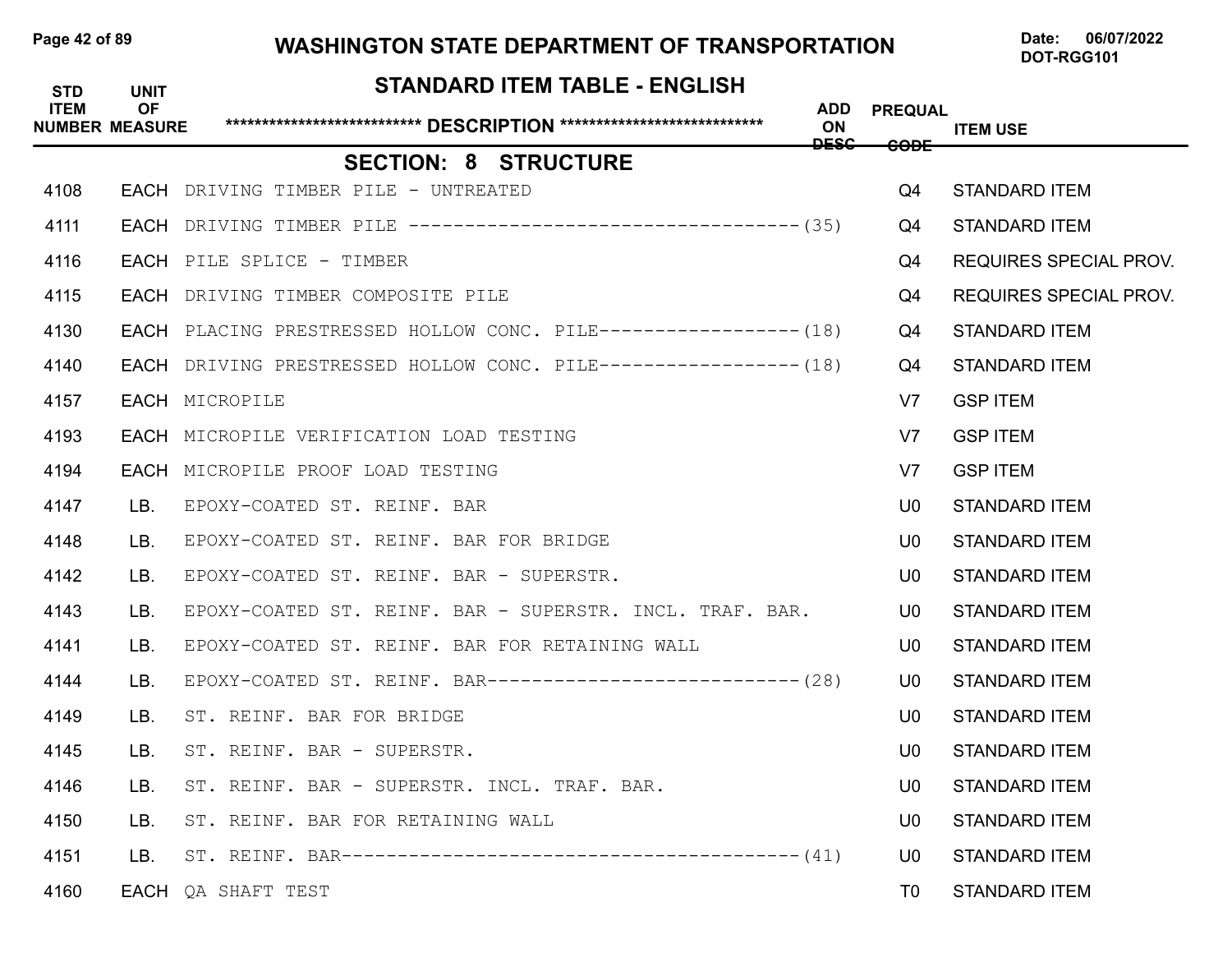# WASHINGTON STATE DEPARTMENT OF TRANSPORTATION

Date: 06/07/2022
DOT-RGG101

## STANDARD ITEM TABLE - ENGLISH

### SECTION: 8 STRUCTURE

| STD ITEM NUMBER | UNIT OF MEASURE | DESCRIPTION | ADD ON DESC | PREQUAL CODE | ITEM USE |
|---|---|---|---|---|---|
| 4108 | EACH | DRIVING TIMBER PILE - UNTREATED | | Q4 | STANDARD ITEM |
| 4111 | EACH | DRIVING TIMBER PILE ----------------------------------- | (35) | Q4 | STANDARD ITEM |
| 4116 | EACH | PILE SPLICE - TIMBER | | Q4 | REQUIRES SPECIAL PROV. |
| 4115 | EACH | DRIVING TIMBER COMPOSITE PILE | | Q4 | REQUIRES SPECIAL PROV. |
| 4130 | EACH | PLACING PRESTRESSED HOLLOW CONC. PILE------------------ | (18) | Q4 | STANDARD ITEM |
| 4140 | EACH | DRIVING PRESTRESSED HOLLOW CONC. PILE------------------ | (18) | Q4 | STANDARD ITEM |
| 4157 | EACH | MICROPILE | | V7 | GSP ITEM |
| 4193 | EACH | MICROPILE VERIFICATION LOAD TESTING | | V7 | GSP ITEM |
| 4194 | EACH | MICROPILE PROOF LOAD TESTING | | V7 | GSP ITEM |
| 4147 | LB. | EPOXY-COATED ST. REINF. BAR | | U0 | STANDARD ITEM |
| 4148 | LB. | EPOXY-COATED ST. REINF. BAR FOR BRIDGE | | U0 | STANDARD ITEM |
| 4142 | LB. | EPOXY-COATED ST. REINF. BAR - SUPERSTR. | | U0 | STANDARD ITEM |
| 4143 | LB. | EPOXY-COATED ST. REINF. BAR - SUPERSTR. INCL. TRAF. BAR. | | U0 | STANDARD ITEM |
| 4141 | LB. | EPOXY-COATED ST. REINF. BAR FOR RETAINING WALL | | U0 | STANDARD ITEM |
| 4144 | LB. | EPOXY-COATED ST. REINF. BAR---------------------------- | (28) | U0 | STANDARD ITEM |
| 4149 | LB. | ST. REINF. BAR FOR BRIDGE | | U0 | STANDARD ITEM |
| 4145 | LB. | ST. REINF. BAR - SUPERSTR. | | U0 | STANDARD ITEM |
| 4146 | LB. | ST. REINF. BAR - SUPERSTR. INCL. TRAF. BAR. | | U0 | STANDARD ITEM |
| 4150 | LB. | ST. REINF. BAR FOR RETAINING WALL | | U0 | STANDARD ITEM |
| 4151 | LB. | ST. REINF. BAR----------------------------------------- | (41) | U0 | STANDARD ITEM |
| 4160 | EACH | QA SHAFT TEST | | T0 | STANDARD ITEM |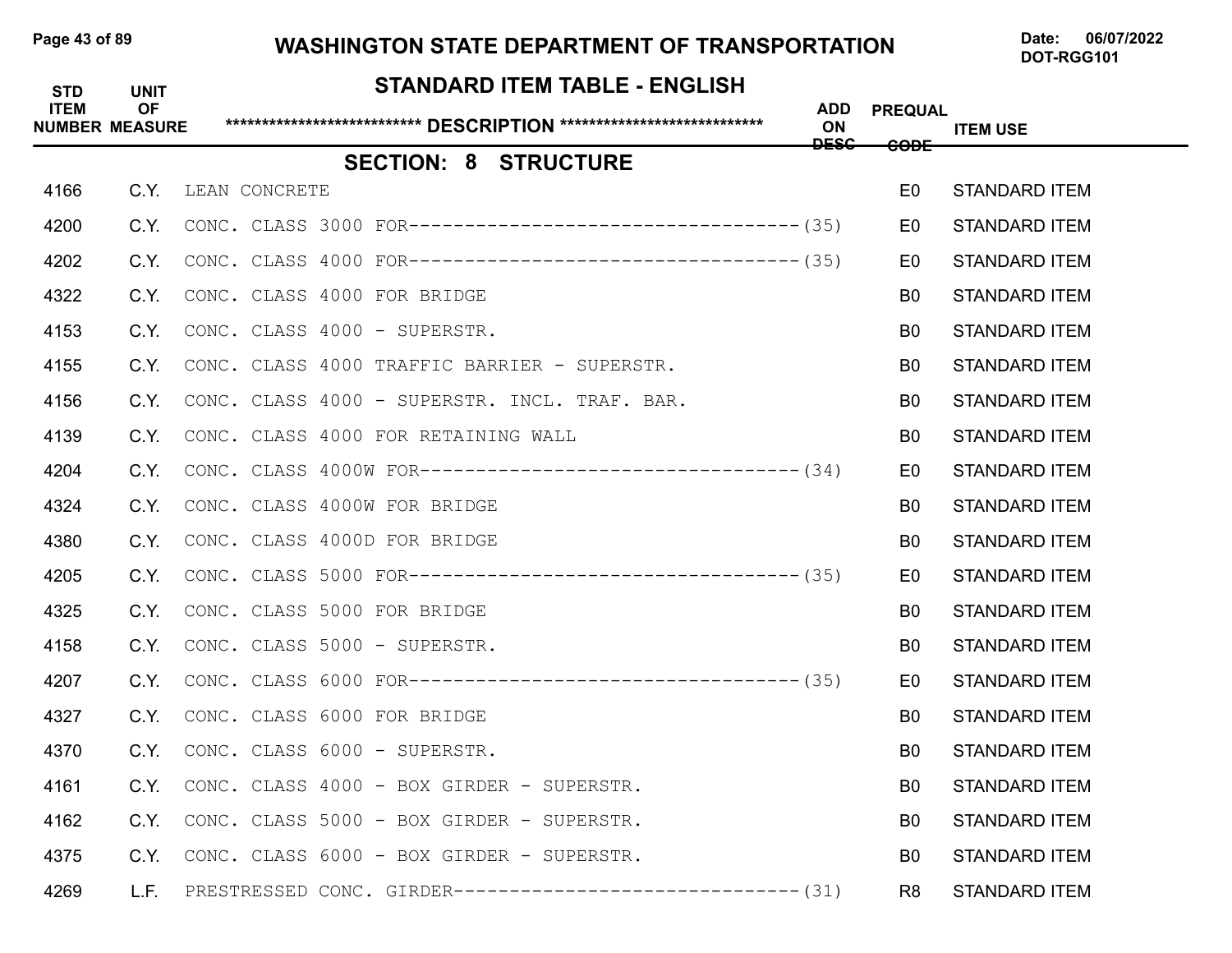# WASHINGTON STATE DEPARTMENT OF TRANSPORTATION

Date: 06/07/2022
DOT-RGG101

## STANDARD ITEM TABLE - ENGLISH

| STD ITEM NUMBER | UNIT OF MEASURE | DESCRIPTION | ADD ON DESC | PREQUAL CODE | ITEM USE |
|---|---|---|---|---|---|
| | | **SECTION: 8 STRUCTURE** | | | |
| 4166 | C.Y. | LEAN CONCRETE | | E0 | STANDARD ITEM |
| 4200 | C.Y. | CONC. CLASS 3000 FOR-----------------------------------(35) | | E0 | STANDARD ITEM |
| 4202 | C.Y. | CONC. CLASS 4000 FOR-----------------------------------(35) | | E0 | STANDARD ITEM |
| 4322 | C.Y. | CONC. CLASS 4000 FOR BRIDGE | | B0 | STANDARD ITEM |
| 4153 | C.Y. | CONC. CLASS 4000 - SUPERSTR. | | B0 | STANDARD ITEM |
| 4155 | C.Y. | CONC. CLASS 4000 TRAFFIC BARRIER - SUPERSTR. | | B0 | STANDARD ITEM |
| 4156 | C.Y. | CONC. CLASS 4000 - SUPERSTR. INCL. TRAF. BAR. | | B0 | STANDARD ITEM |
| 4139 | C.Y. | CONC. CLASS 4000 FOR RETAINING WALL | | B0 | STANDARD ITEM |
| 4204 | C.Y. | CONC. CLASS 4000W FOR----------------------------------(34) | | E0 | STANDARD ITEM |
| 4324 | C.Y. | CONC. CLASS 4000W FOR BRIDGE | | B0 | STANDARD ITEM |
| 4380 | C.Y. | CONC. CLASS 4000D FOR BRIDGE | | B0 | STANDARD ITEM |
| 4205 | C.Y. | CONC. CLASS 5000 FOR-----------------------------------(35) | | E0 | STANDARD ITEM |
| 4325 | C.Y. | CONC. CLASS 5000 FOR BRIDGE | | B0 | STANDARD ITEM |
| 4158 | C.Y. | CONC. CLASS 5000 - SUPERSTR. | | B0 | STANDARD ITEM |
| 4207 | C.Y. | CONC. CLASS 6000 FOR-----------------------------------(35) | | E0 | STANDARD ITEM |
| 4327 | C.Y. | CONC. CLASS 6000 FOR BRIDGE | | B0 | STANDARD ITEM |
| 4370 | C.Y. | CONC. CLASS 6000 - SUPERSTR. | | B0 | STANDARD ITEM |
| 4161 | C.Y. | CONC. CLASS 4000 - BOX GIRDER - SUPERSTR. | | B0 | STANDARD ITEM |
| 4162 | C.Y. | CONC. CLASS 5000 - BOX GIRDER - SUPERSTR. | | B0 | STANDARD ITEM |
| 4375 | C.Y. | CONC. CLASS 6000 - BOX GIRDER - SUPERSTR. | | B0 | STANDARD ITEM |
| 4269 | L.F. | PRESTRESSED CONC. GIRDER-------------------------------(31) | | R8 | STANDARD ITEM |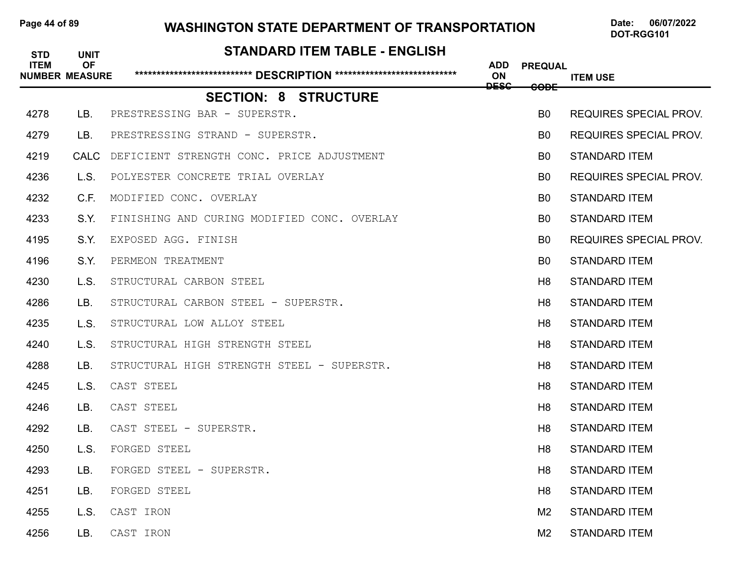# WASHINGTON STATE DEPARTMENT OF TRANSPORTATION

Date: 06/07/2022
DOT-RGG101

## STANDARD ITEM TABLE - ENGLISH

### SECTION: 8 STRUCTURE

| STD ITEM NUMBER | UNIT OF MEASURE | DESCRIPTION | ADD ON DESC | PREQUAL CODE | ITEM USE |
|---|---|---|---|---|---|
| 4278 | LB. | PRESTRESSING BAR - SUPERSTR. | | B0 | REQUIRES SPECIAL PROV. |
| 4279 | LB. | PRESTRESSING STRAND - SUPERSTR. | | B0 | REQUIRES SPECIAL PROV. |
| 4219 | CALC | DEFICIENT STRENGTH CONC. PRICE ADJUSTMENT | | B0 | STANDARD ITEM |
| 4236 | L.S. | POLYESTER CONCRETE TRIAL OVERLAY | | B0 | REQUIRES SPECIAL PROV. |
| 4232 | C.F. | MODIFIED CONC. OVERLAY | | B0 | STANDARD ITEM |
| 4233 | S.Y. | FINISHING AND CURING MODIFIED CONC. OVERLAY | | B0 | STANDARD ITEM |
| 4195 | S.Y. | EXPOSED AGG. FINISH | | B0 | REQUIRES SPECIAL PROV. |
| 4196 | S.Y. | PERMEON TREATMENT | | B0 | STANDARD ITEM |
| 4230 | L.S. | STRUCTURAL CARBON STEEL | | H8 | STANDARD ITEM |
| 4286 | LB. | STRUCTURAL CARBON STEEL - SUPERSTR. | | H8 | STANDARD ITEM |
| 4235 | L.S. | STRUCTURAL LOW ALLOY STEEL | | H8 | STANDARD ITEM |
| 4240 | L.S. | STRUCTURAL HIGH STRENGTH STEEL | | H8 | STANDARD ITEM |
| 4288 | LB. | STRUCTURAL HIGH STRENGTH STEEL - SUPERSTR. | | H8 | STANDARD ITEM |
| 4245 | L.S. | CAST STEEL | | H8 | STANDARD ITEM |
| 4246 | LB. | CAST STEEL | | H8 | STANDARD ITEM |
| 4292 | LB. | CAST STEEL - SUPERSTR. | | H8 | STANDARD ITEM |
| 4250 | L.S. | FORGED STEEL | | H8 | STANDARD ITEM |
| 4293 | LB. | FORGED STEEL - SUPERSTR. | | H8 | STANDARD ITEM |
| 4251 | LB. | FORGED STEEL | | H8 | STANDARD ITEM |
| 4255 | L.S. | CAST IRON | | M2 | STANDARD ITEM |
| 4256 | LB. | CAST IRON | | M2 | STANDARD ITEM |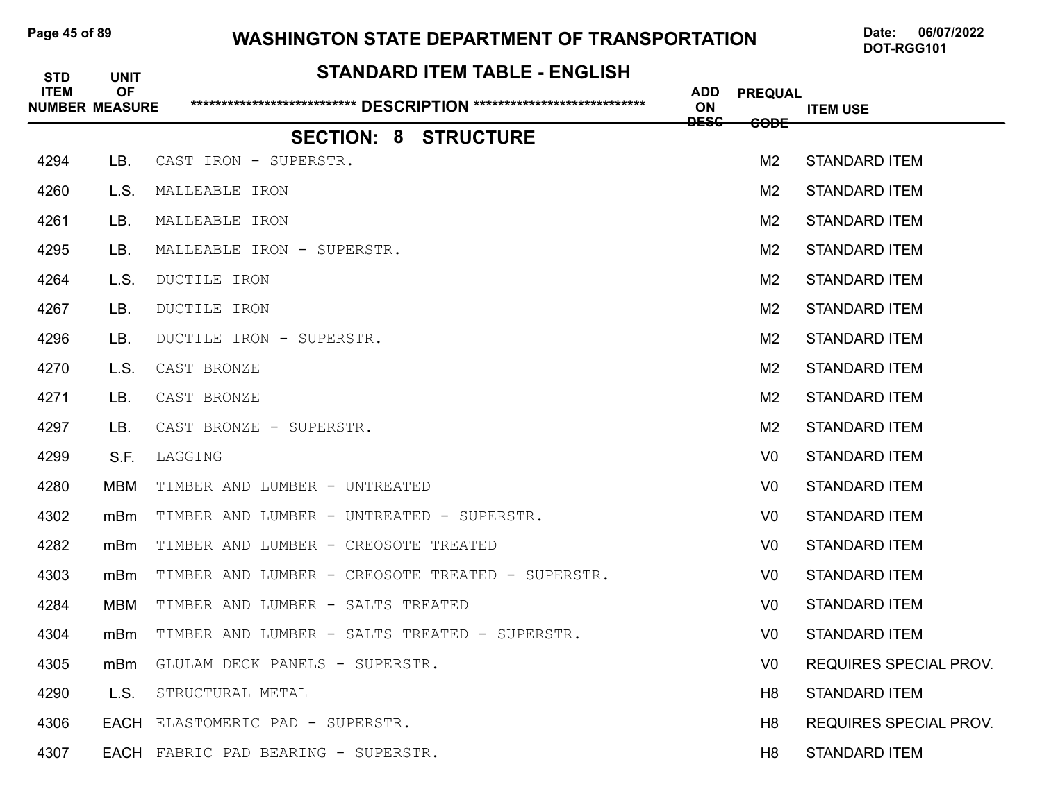## STANDARD ITEM TABLE - ENGLISH

| STD ITEM NUMBER | UNIT OF MEASURE | DESCRIPTION | ADD ON DESC | PREQUAL CODE | ITEM USE |
|---|---|---|---|---|---|
| | | **SECTION: 8 STRUCTURE** | | | |
| 4294 | LB. | CAST IRON - SUPERSTR. | | M2 | STANDARD ITEM |
| 4260 | L.S. | MALLEABLE IRON | | M2 | STANDARD ITEM |
| 4261 | LB. | MALLEABLE IRON | | M2 | STANDARD ITEM |
| 4295 | LB. | MALLEABLE IRON - SUPERSTR. | | M2 | STANDARD ITEM |
| 4264 | L.S. | DUCTILE IRON | | M2 | STANDARD ITEM |
| 4267 | LB. | DUCTILE IRON | | M2 | STANDARD ITEM |
| 4296 | LB. | DUCTILE IRON - SUPERSTR. | | M2 | STANDARD ITEM |
| 4270 | L.S. | CAST BRONZE | | M2 | STANDARD ITEM |
| 4271 | LB. | CAST BRONZE | | M2 | STANDARD ITEM |
| 4297 | LB. | CAST BRONZE - SUPERSTR. | | M2 | STANDARD ITEM |
| 4299 | S.F. | LAGGING | | V0 | STANDARD ITEM |
| 4280 | MBM | TIMBER AND LUMBER - UNTREATED | | V0 | STANDARD ITEM |
| 4302 | mBm | TIMBER AND LUMBER - UNTREATED - SUPERSTR. | | V0 | STANDARD ITEM |
| 4282 | mBm | TIMBER AND LUMBER - CREOSOTE TREATED | | V0 | STANDARD ITEM |
| 4303 | mBm | TIMBER AND LUMBER - CREOSOTE TREATED - SUPERSTR. | | V0 | STANDARD ITEM |
| 4284 | MBM | TIMBER AND LUMBER - SALTS TREATED | | V0 | STANDARD ITEM |
| 4304 | mBm | TIMBER AND LUMBER - SALTS TREATED - SUPERSTR. | | V0 | STANDARD ITEM |
| 4305 | mBm | GLULAM DECK PANELS - SUPERSTR. | | V0 | REQUIRES SPECIAL PROV. |
| 4290 | L.S. | STRUCTURAL METAL | | H8 | STANDARD ITEM |
| 4306 | EACH | ELASTOMERIC PAD - SUPERSTR. | | H8 | REQUIRES SPECIAL PROV. |
| 4307 | EACH | FABRIC PAD BEARING - SUPERSTR. | | H8 | STANDARD ITEM |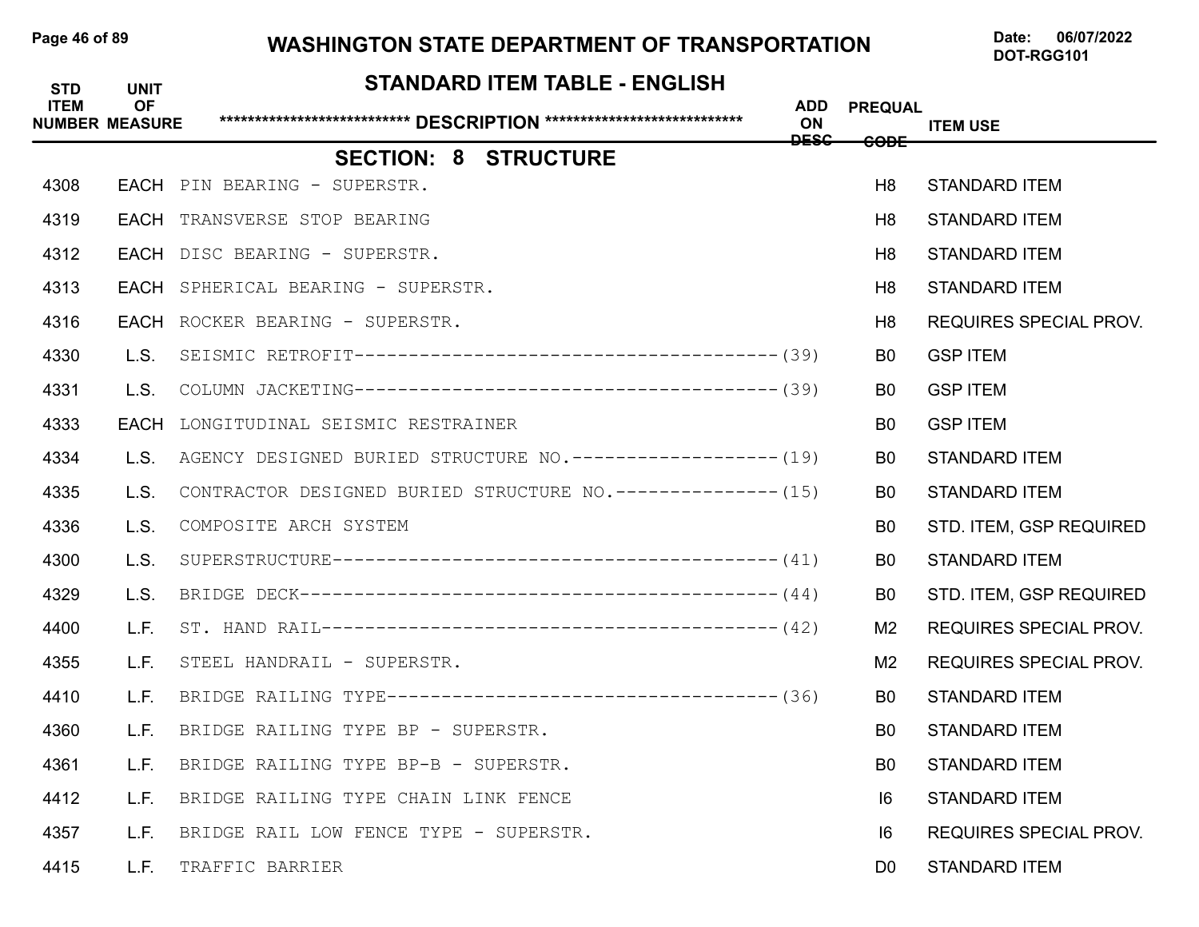# WASHINGTON STATE DEPARTMENT OF TRANSPORTATION

Date: 06/07/2022
DOT-RGG101

## STANDARD ITEM TABLE - ENGLISH

### SECTION: 8 STRUCTURE

| STD ITEM NUMBER | UNIT OF MEASURE | ***************************** DESCRIPTION ***************************** | ADD ON DESC | PREQUAL CODE | ITEM USE |
|---|---|---|---|---|---|
| 4308 | EACH | PIN BEARING - SUPERSTR. | | H8 | STANDARD ITEM |
| 4319 | EACH | TRANSVERSE STOP BEARING | | H8 | STANDARD ITEM |
| 4312 | EACH | DISC BEARING - SUPERSTR. | | H8 | STANDARD ITEM |
| 4313 | EACH | SPHERICAL BEARING - SUPERSTR. | | H8 | STANDARD ITEM |
| 4316 | EACH | ROCKER BEARING - SUPERSTR. | | H8 | REQUIRES SPECIAL PROV. |
| 4330 | L.S. | SEISMIC RETROFIT---------------------------------------(39) | | B0 | GSP ITEM |
| 4331 | L.S. | COLUMN JACKETING---------------------------------------(39) | | B0 | GSP ITEM |
| 4333 | EACH | LONGITUDINAL SEISMIC RESTRAINER | | B0 | GSP ITEM |
| 4334 | L.S. | AGENCY DESIGNED BURIED STRUCTURE NO.-------------------(19) | | B0 | STANDARD ITEM |
| 4335 | L.S. | CONTRACTOR DESIGNED BURIED STRUCTURE NO.---------------(15) | | B0 | STANDARD ITEM |
| 4336 | L.S. | COMPOSITE ARCH SYSTEM | | B0 | STD. ITEM, GSP REQUIRED |
| 4300 | L.S. | SUPERSTRUCTURE-----------------------------------------(41) | | B0 | STANDARD ITEM |
| 4329 | L.S. | BRIDGE DECK--------------------------------------------(44) | | B0 | STD. ITEM, GSP REQUIRED |
| 4400 | L.F. | ST. HAND RAIL------------------------------------------(42) | | M2 | REQUIRES SPECIAL PROV. |
| 4355 | L.F. | STEEL HANDRAIL - SUPERSTR. | | M2 | REQUIRES SPECIAL PROV. |
| 4410 | L.F. | BRIDGE RAILING TYPE------------------------------------(36) | | B0 | STANDARD ITEM |
| 4360 | L.F. | BRIDGE RAILING TYPE BP - SUPERSTR. | | B0 | STANDARD ITEM |
| 4361 | L.F. | BRIDGE RAILING TYPE BP-B - SUPERSTR. | | B0 | STANDARD ITEM |
| 4412 | L.F. | BRIDGE RAILING TYPE CHAIN LINK FENCE | | I6 | STANDARD ITEM |
| 4357 | L.F. | BRIDGE RAIL LOW FENCE TYPE - SUPERSTR. | | I6 | REQUIRES SPECIAL PROV. |
| 4415 | L.F. | TRAFFIC BARRIER | | D0 | STANDARD ITEM |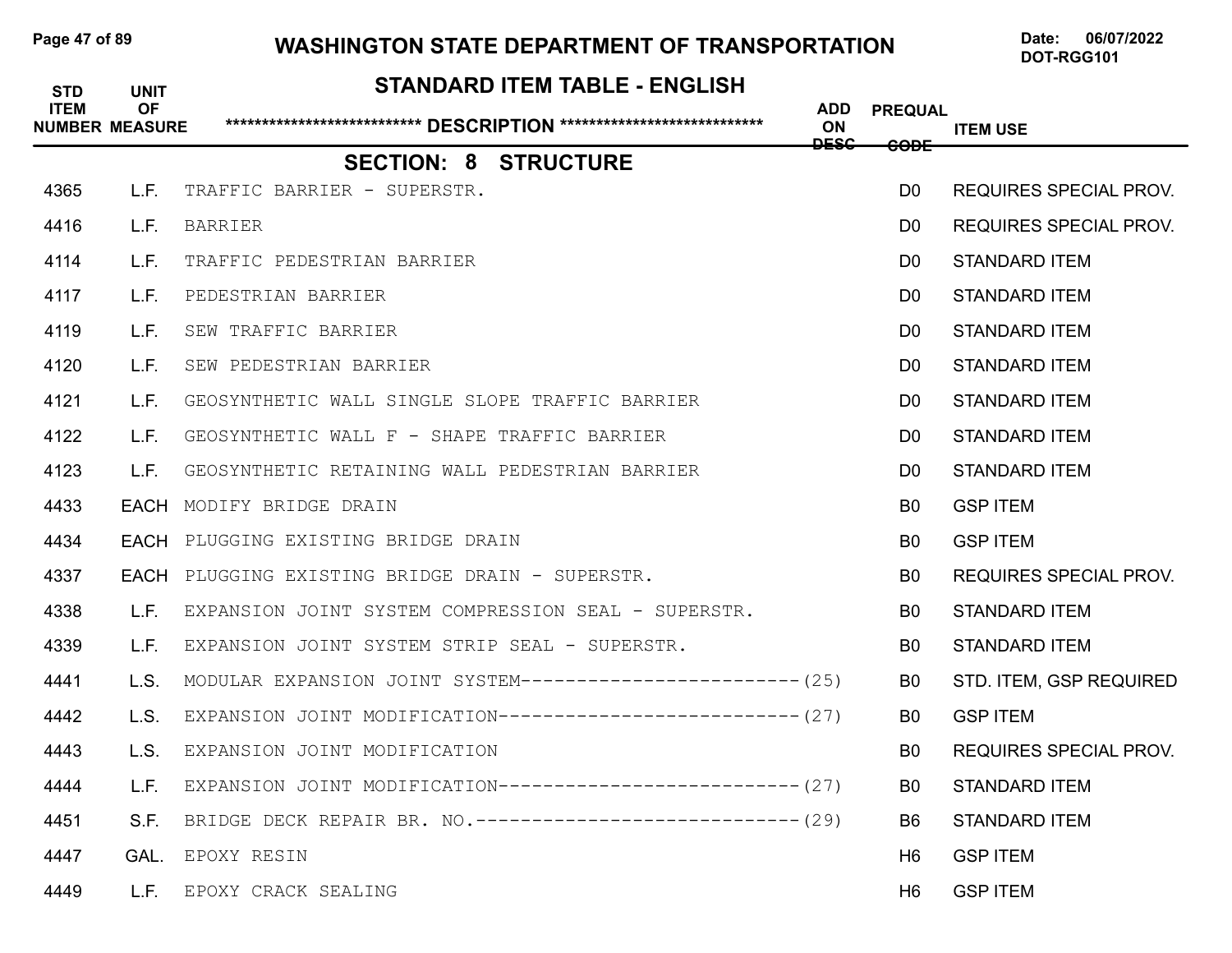# WASHINGTON STATE DEPARTMENT OF TRANSPORTATION

Date: 06/07/2022
DOT-RGG101

## STANDARD ITEM TABLE - ENGLISH

### SECTION: 8 STRUCTURE

| STD ITEM NUMBER | UNIT OF MEASURE | DESCRIPTION | ADD ON DESC | PREQUAL CODE | ITEM USE |
|---|---|---|---|---|---|
| 4365 | L.F. | TRAFFIC BARRIER - SUPERSTR. | | D0 | REQUIRES SPECIAL PROV. |
| 4416 | L.F. | BARRIER | | D0 | REQUIRES SPECIAL PROV. |
| 4114 | L.F. | TRAFFIC PEDESTRIAN BARRIER | | D0 | STANDARD ITEM |
| 4117 | L.F. | PEDESTRIAN BARRIER | | D0 | STANDARD ITEM |
| 4119 | L.F. | SEW TRAFFIC BARRIER | | D0 | STANDARD ITEM |
| 4120 | L.F. | SEW PEDESTRIAN BARRIER | | D0 | STANDARD ITEM |
| 4121 | L.F. | GEOSYNTHETIC WALL SINGLE SLOPE TRAFFIC BARRIER | | D0 | STANDARD ITEM |
| 4122 | L.F. | GEOSYNTHETIC WALL F - SHAPE TRAFFIC BARRIER | | D0 | STANDARD ITEM |
| 4123 | L.F. | GEOSYNTHETIC RETAINING WALL PEDESTRIAN BARRIER | | D0 | STANDARD ITEM |
| 4433 | EACH | MODIFY BRIDGE DRAIN | | B0 | GSP ITEM |
| 4434 | EACH | PLUGGING EXISTING BRIDGE DRAIN | | B0 | GSP ITEM |
| 4337 | EACH | PLUGGING EXISTING BRIDGE DRAIN - SUPERSTR. | | B0 | REQUIRES SPECIAL PROV. |
| 4338 | L.F. | EXPANSION JOINT SYSTEM COMPRESSION SEAL - SUPERSTR. | | B0 | STANDARD ITEM |
| 4339 | L.F. | EXPANSION JOINT SYSTEM STRIP SEAL - SUPERSTR. | | B0 | STANDARD ITEM |
| 4441 | L.S. | MODULAR EXPANSION JOINT SYSTEM-------------------------- | (25) | B0 | STD. ITEM, GSP REQUIRED |
| 4442 | L.S. | EXPANSION JOINT MODIFICATION---------------------------- | (27) | B0 | GSP ITEM |
| 4443 | L.S. | EXPANSION JOINT MODIFICATION | | B0 | REQUIRES SPECIAL PROV. |
| 4444 | L.F. | EXPANSION JOINT MODIFICATION---------------------------- | (27) | B0 | STANDARD ITEM |
| 4451 | S.F. | BRIDGE DECK REPAIR BR. NO.------------------------------ | (29) | B6 | STANDARD ITEM |
| 4447 | GAL. | EPOXY RESIN | | H6 | GSP ITEM |
| 4449 | L.F. | EPOXY CRACK SEALING | | H6 | GSP ITEM |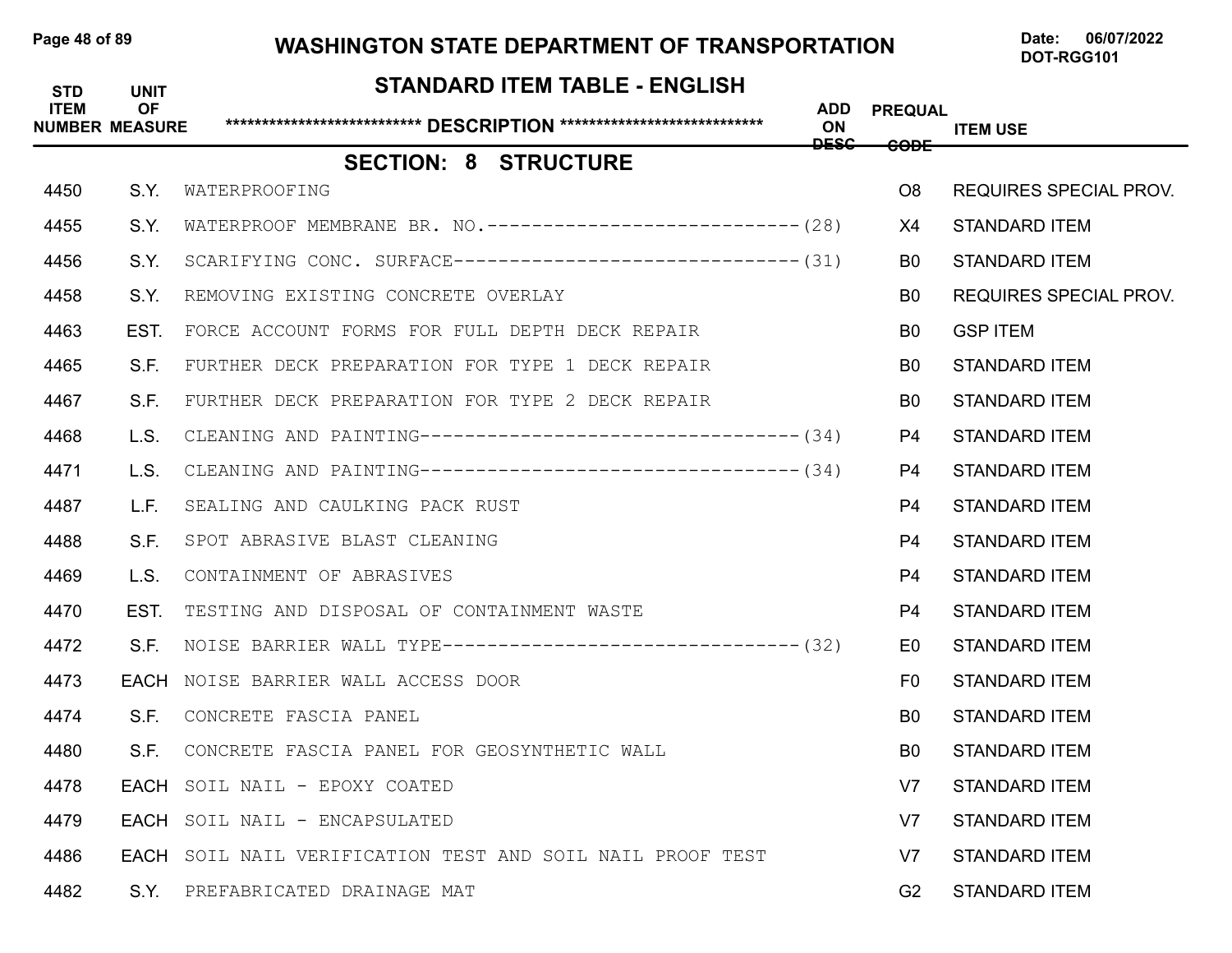# WASHINGTON STATE DEPARTMENT OF TRANSPORTATION

Date: 06/07/2022
DOT-RGG101

## STANDARD ITEM TABLE - ENGLISH

## SECTION: 8 STRUCTURE

| STD ITEM NUMBER | UNIT OF MEASURE | DESCRIPTION | ADD ON DESC | PREQUAL CODE | ITEM USE |
|---|---|---|---|---|---|
| 4450 | S.Y. | WATERPROOFING | | O8 | REQUIRES SPECIAL PROV. |
| 4455 | S.Y. | WATERPROOF MEMBRANE BR. NO.---------------------------- | (28) | X4 | STANDARD ITEM |
| 4456 | S.Y. | SCARIFYING CONC. SURFACE------------------------------- | (31) | B0 | STANDARD ITEM |
| 4458 | S.Y. | REMOVING EXISTING CONCRETE OVERLAY | | B0 | REQUIRES SPECIAL PROV. |
| 4463 | EST. | FORCE ACCOUNT FORMS FOR FULL DEPTH DECK REPAIR | | B0 | GSP ITEM |
| 4465 | S.F. | FURTHER DECK PREPARATION FOR TYPE 1 DECK REPAIR | | B0 | STANDARD ITEM |
| 4467 | S.F. | FURTHER DECK PREPARATION FOR TYPE 2 DECK REPAIR | | B0 | STANDARD ITEM |
| 4468 | L.S. | CLEANING AND PAINTING---------------------------------- | (34) | P4 | STANDARD ITEM |
| 4471 | L.S. | CLEANING AND PAINTING---------------------------------- | (34) | P4 | STANDARD ITEM |
| 4487 | L.F. | SEALING AND CAULKING PACK RUST | | P4 | STANDARD ITEM |
| 4488 | S.F. | SPOT ABRASIVE BLAST CLEANING | | P4 | STANDARD ITEM |
| 4469 | L.S. | CONTAINMENT OF ABRASIVES | | P4 | STANDARD ITEM |
| 4470 | EST. | TESTING AND DISPOSAL OF CONTAINMENT WASTE | | P4 | STANDARD ITEM |
| 4472 | S.F. | NOISE BARRIER WALL TYPE-------------------------------- | (32) | E0 | STANDARD ITEM |
| 4473 | EACH | NOISE BARRIER WALL ACCESS DOOR | | F0 | STANDARD ITEM |
| 4474 | S.F. | CONCRETE FASCIA PANEL | | B0 | STANDARD ITEM |
| 4480 | S.F. | CONCRETE FASCIA PANEL FOR GEOSYNTHETIC WALL | | B0 | STANDARD ITEM |
| 4478 | EACH | SOIL NAIL - EPOXY COATED | | V7 | STANDARD ITEM |
| 4479 | EACH | SOIL NAIL - ENCAPSULATED | | V7 | STANDARD ITEM |
| 4486 | EACH | SOIL NAIL VERIFICATION TEST AND SOIL NAIL PROOF TEST | | V7 | STANDARD ITEM |
| 4482 | S.Y. | PREFABRICATED DRAINAGE MAT | | G2 | STANDARD ITEM |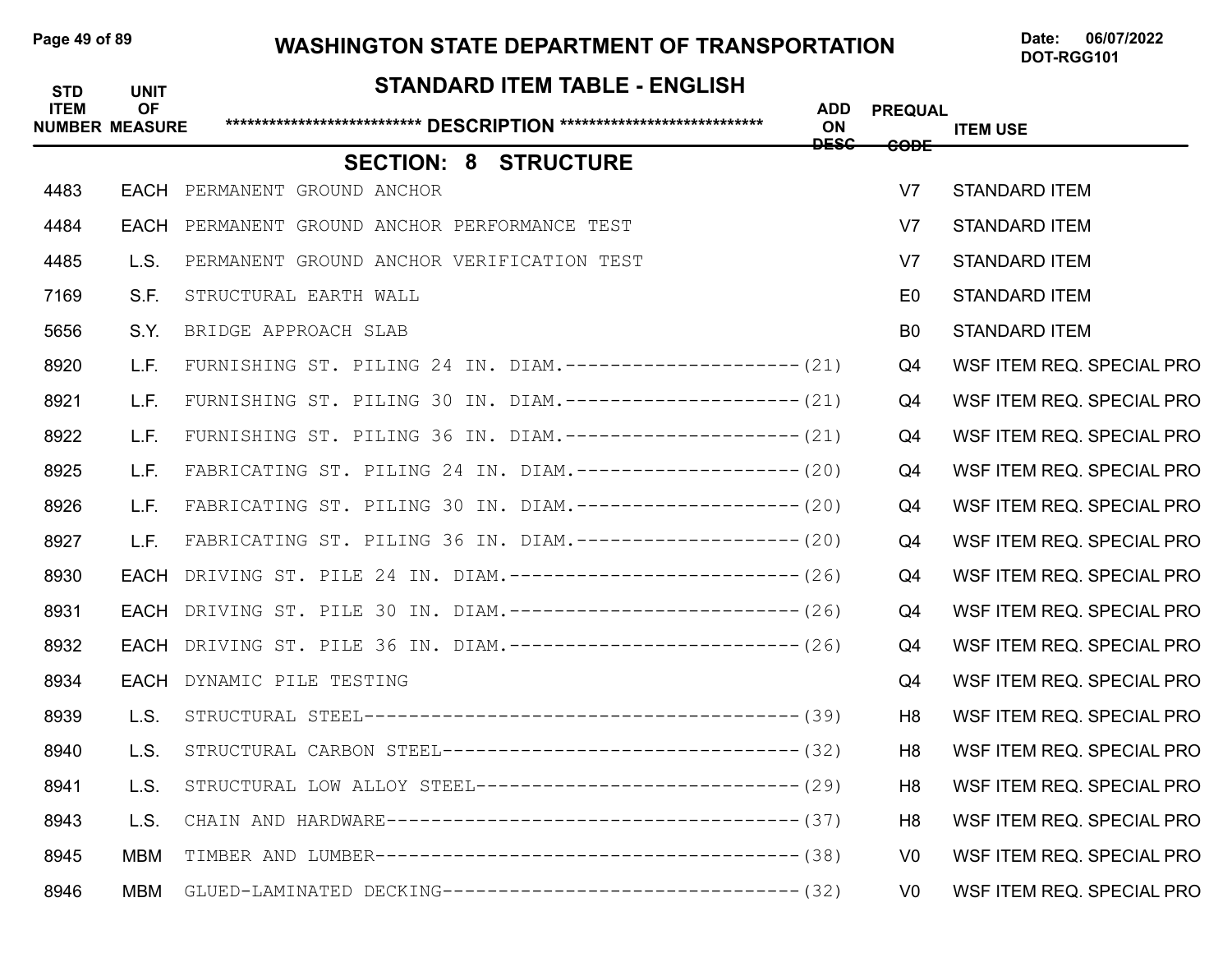# WASHINGTON STATE DEPARTMENT OF TRANSPORTATION

Date: 06/07/2022
DOT-RGG101

## STANDARD ITEM TABLE - ENGLISH

### SECTION: 8 STRUCTURE

| STD ITEM NUMBER | UNIT OF MEASURE | DESCRIPTION | ADD ON DESC | PREQUAL CODE | ITEM USE |
|---|---|---|---|---|---|
| 4483 | EACH | PERMANENT GROUND ANCHOR | | V7 | STANDARD ITEM |
| 4484 | EACH | PERMANENT GROUND ANCHOR PERFORMANCE TEST | | V7 | STANDARD ITEM |
| 4485 | L.S. | PERMANENT GROUND ANCHOR VERIFICATION TEST | | V7 | STANDARD ITEM |
| 7169 | S.F. | STRUCTURAL EARTH WALL | | E0 | STANDARD ITEM |
| 5656 | S.Y. | BRIDGE APPROACH SLAB | | B0 | STANDARD ITEM |
| 8920 | L.F. | FURNISHING ST. PILING 24 IN. DIAM.----------------------(21) | | Q4 | WSF ITEM REQ. SPECIAL PRO |
| 8921 | L.F. | FURNISHING ST. PILING 30 IN. DIAM.----------------------(21) | | Q4 | WSF ITEM REQ. SPECIAL PRO |
| 8922 | L.F. | FURNISHING ST. PILING 36 IN. DIAM.----------------------(21) | | Q4 | WSF ITEM REQ. SPECIAL PRO |
| 8925 | L.F. | FABRICATING ST. PILING 24 IN. DIAM.---------------------(20) | | Q4 | WSF ITEM REQ. SPECIAL PRO |
| 8926 | L.F. | FABRICATING ST. PILING 30 IN. DIAM.---------------------(20) | | Q4 | WSF ITEM REQ. SPECIAL PRO |
| 8927 | L.F. | FABRICATING ST. PILING 36 IN. DIAM.---------------------(20) | | Q4 | WSF ITEM REQ. SPECIAL PRO |
| 8930 | EACH | DRIVING ST. PILE 24 IN. DIAM.---------------------------(26) | | Q4 | WSF ITEM REQ. SPECIAL PRO |
| 8931 | EACH | DRIVING ST. PILE 30 IN. DIAM.---------------------------(26) | | Q4 | WSF ITEM REQ. SPECIAL PRO |
| 8932 | EACH | DRIVING ST. PILE 36 IN. DIAM.---------------------------(26) | | Q4 | WSF ITEM REQ. SPECIAL PRO |
| 8934 | EACH | DYNAMIC PILE TESTING | | Q4 | WSF ITEM REQ. SPECIAL PRO |
| 8939 | L.S. | STRUCTURAL STEEL---------------------------------------(39) | | H8 | WSF ITEM REQ. SPECIAL PRO |
| 8940 | L.S. | STRUCTURAL CARBON STEEL--------------------------------(32) | | H8 | WSF ITEM REQ. SPECIAL PRO |
| 8941 | L.S. | STRUCTURAL LOW ALLOY STEEL-----------------------------(29) | | H8 | WSF ITEM REQ. SPECIAL PRO |
| 8943 | L.S. | CHAIN AND HARDWARE-------------------------------------(37) | | H8 | WSF ITEM REQ. SPECIAL PRO |
| 8945 | MBM | TIMBER AND LUMBER--------------------------------------(38) | | V0 | WSF ITEM REQ. SPECIAL PRO |
| 8946 | MBM | GLUED-LAMINATED DECKING--------------------------------(32) | | V0 | WSF ITEM REQ. SPECIAL PRO |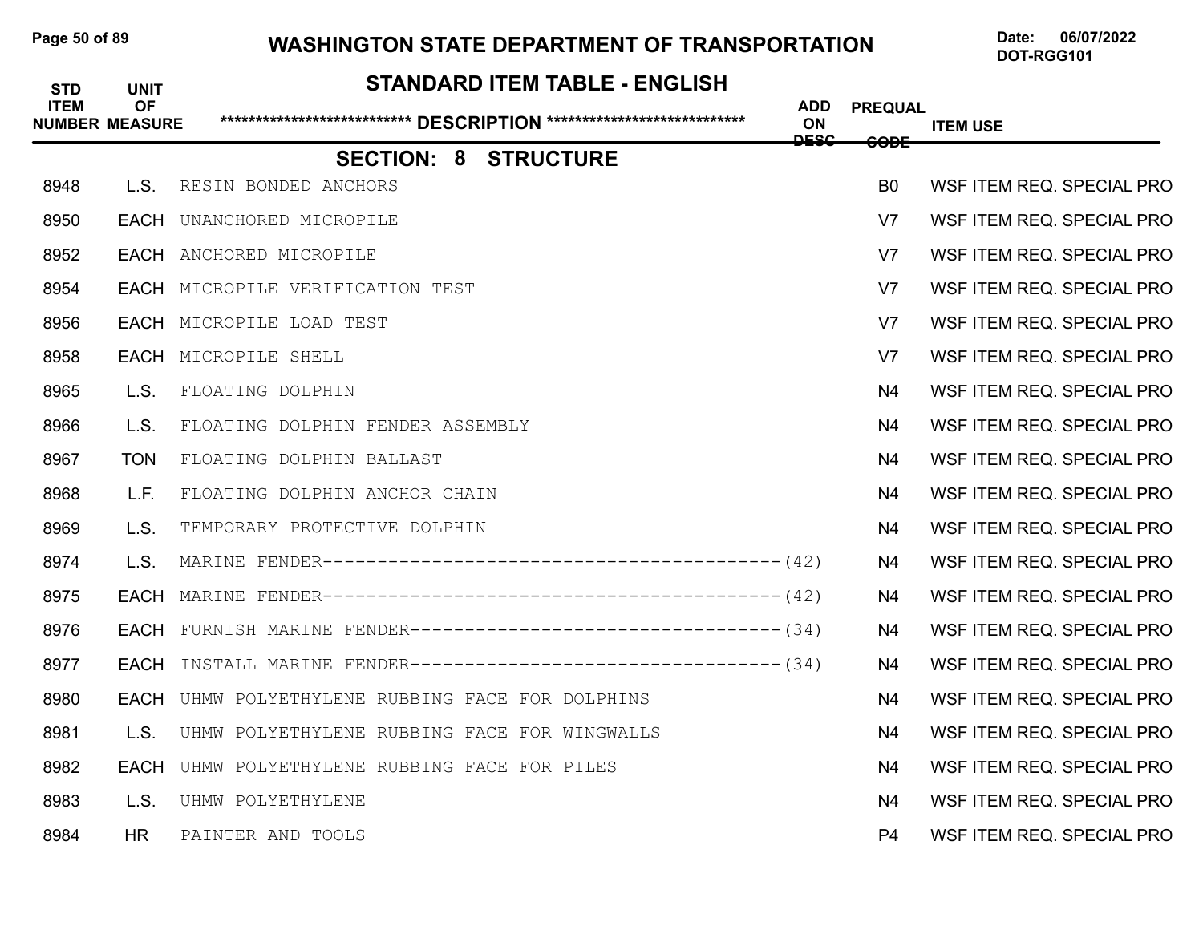# WASHINGTON STATE DEPARTMENT OF TRANSPORTATION

Date: 06/07/2022
DOT-RGG101

## STANDARD ITEM TABLE - ENGLISH

| STD ITEM NUMBER | UNIT OF MEASURE | ****************************** DESCRIPTION ****************************** | ADD ON DESC | PREQUAL CODE | ITEM USE |
|---|---|---|---|---|---|

### SECTION: 8 STRUCTURE

| STD ITEM NUMBER | UNIT OF MEASURE | DESCRIPTION | ADD ON DESC | PREQUAL CODE | ITEM USE |
|---|---|---|---|---|---|
| 8948 | L.S. | RESIN BONDED ANCHORS | | B0 | WSF ITEM REQ. SPECIAL PRO |
| 8950 | EACH | UNANCHORED MICROPILE | | V7 | WSF ITEM REQ. SPECIAL PRO |
| 8952 | EACH | ANCHORED MICROPILE | | V7 | WSF ITEM REQ. SPECIAL PRO |
| 8954 | EACH | MICROPILE VERIFICATION TEST | | V7 | WSF ITEM REQ. SPECIAL PRO |
| 8956 | EACH | MICROPILE LOAD TEST | | V7 | WSF ITEM REQ. SPECIAL PRO |
| 8958 | EACH | MICROPILE SHELL | | V7 | WSF ITEM REQ. SPECIAL PRO |
| 8965 | L.S. | FLOATING DOLPHIN | | N4 | WSF ITEM REQ. SPECIAL PRO |
| 8966 | L.S. | FLOATING DOLPHIN FENDER ASSEMBLY | | N4 | WSF ITEM REQ. SPECIAL PRO |
| 8967 | TON | FLOATING DOLPHIN BALLAST | | N4 | WSF ITEM REQ. SPECIAL PRO |
| 8968 | L.F. | FLOATING DOLPHIN ANCHOR CHAIN | | N4 | WSF ITEM REQ. SPECIAL PRO |
| 8969 | L.S. | TEMPORARY PROTECTIVE DOLPHIN | | N4 | WSF ITEM REQ. SPECIAL PRO |
| 8974 | L.S. | MARINE FENDER------------------------------------------ | (42) | N4 | WSF ITEM REQ. SPECIAL PRO |
| 8975 | EACH | MARINE FENDER------------------------------------------ | (42) | N4 | WSF ITEM REQ. SPECIAL PRO |
| 8976 | EACH | FURNISH MARINE FENDER---------------------------------- | (34) | N4 | WSF ITEM REQ. SPECIAL PRO |
| 8977 | EACH | INSTALL MARINE FENDER---------------------------------- | (34) | N4 | WSF ITEM REQ. SPECIAL PRO |
| 8980 | EACH | UHMW POLYETHYLENE RUBBING FACE FOR DOLPHINS | | N4 | WSF ITEM REQ. SPECIAL PRO |
| 8981 | L.S. | UHMW POLYETHYLENE RUBBING FACE FOR WINGWALLS | | N4 | WSF ITEM REQ. SPECIAL PRO |
| 8982 | EACH | UHMW POLYETHYLENE RUBBING FACE FOR PILES | | N4 | WSF ITEM REQ. SPECIAL PRO |
| 8983 | L.S. | UHMW POLYETHYLENE | | N4 | WSF ITEM REQ. SPECIAL PRO |
| 8984 | HR | PAINTER AND TOOLS | | P4 | WSF ITEM REQ. SPECIAL PRO |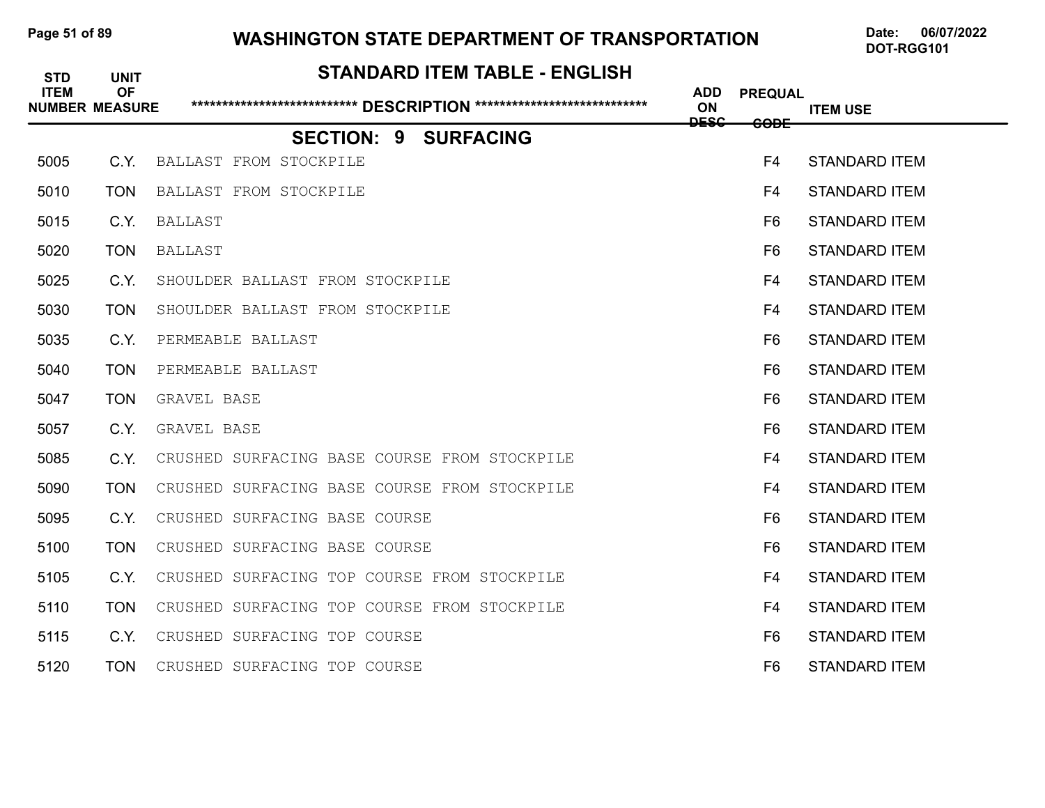# WASHINGTON STATE DEPARTMENT OF TRANSPORTATION

Date: 06/07/2022
DOT-RGG101

## STANDARD ITEM TABLE - ENGLISH

### SECTION: 9 SURFACING

| STD ITEM NUMBER | UNIT OF MEASURE | DESCRIPTION | ADD ON DESC | PREQUAL CODE | ITEM USE |
|---|---|---|---|---|---|
| 5005 | C.Y. | BALLAST FROM STOCKPILE | | F4 | STANDARD ITEM |
| 5010 | TON | BALLAST FROM STOCKPILE | | F4 | STANDARD ITEM |
| 5015 | C.Y. | BALLAST | | F6 | STANDARD ITEM |
| 5020 | TON | BALLAST | | F6 | STANDARD ITEM |
| 5025 | C.Y. | SHOULDER BALLAST FROM STOCKPILE | | F4 | STANDARD ITEM |
| 5030 | TON | SHOULDER BALLAST FROM STOCKPILE | | F4 | STANDARD ITEM |
| 5035 | C.Y. | PERMEABLE BALLAST | | F6 | STANDARD ITEM |
| 5040 | TON | PERMEABLE BALLAST | | F6 | STANDARD ITEM |
| 5047 | TON | GRAVEL BASE | | F6 | STANDARD ITEM |
| 5057 | C.Y. | GRAVEL BASE | | F6 | STANDARD ITEM |
| 5085 | C.Y. | CRUSHED SURFACING BASE COURSE FROM STOCKPILE | | F4 | STANDARD ITEM |
| 5090 | TON | CRUSHED SURFACING BASE COURSE FROM STOCKPILE | | F4 | STANDARD ITEM |
| 5095 | C.Y. | CRUSHED SURFACING BASE COURSE | | F6 | STANDARD ITEM |
| 5100 | TON | CRUSHED SURFACING BASE COURSE | | F6 | STANDARD ITEM |
| 5105 | C.Y. | CRUSHED SURFACING TOP COURSE FROM STOCKPILE | | F4 | STANDARD ITEM |
| 5110 | TON | CRUSHED SURFACING TOP COURSE FROM STOCKPILE | | F4 | STANDARD ITEM |
| 5115 | C.Y. | CRUSHED SURFACING TOP COURSE | | F6 | STANDARD ITEM |
| 5120 | TON | CRUSHED SURFACING TOP COURSE | | F6 | STANDARD ITEM |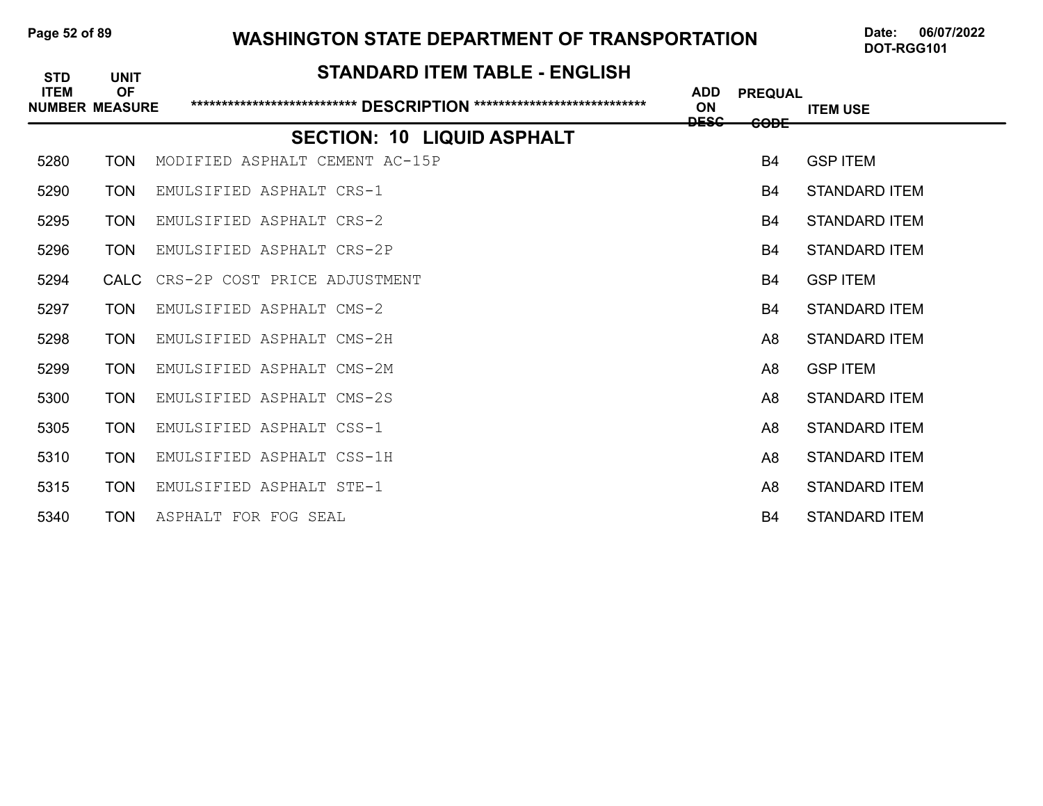# WASHINGTON STATE DEPARTMENT OF TRANSPORTATION

Date: 06/07/2022
DOT-RGG101

## STANDARD ITEM TABLE - ENGLISH

### SECTION: 10 LIQUID ASPHALT

| STD ITEM NUMBER | UNIT OF MEASURE | DESCRIPTION | ADD ON DESC | PREQUAL CODE | ITEM USE |
|---|---|---|---|---|---|
| 5280 | TON | MODIFIED ASPHALT CEMENT AC-15P | | B4 | GSP ITEM |
| 5290 | TON | EMULSIFIED ASPHALT CRS-1 | | B4 | STANDARD ITEM |
| 5295 | TON | EMULSIFIED ASPHALT CRS-2 | | B4 | STANDARD ITEM |
| 5296 | TON | EMULSIFIED ASPHALT CRS-2P | | B4 | STANDARD ITEM |
| 5294 | CALC | CRS-2P COST PRICE ADJUSTMENT | | B4 | GSP ITEM |
| 5297 | TON | EMULSIFIED ASPHALT CMS-2 | | B4 | STANDARD ITEM |
| 5298 | TON | EMULSIFIED ASPHALT CMS-2H | | A8 | STANDARD ITEM |
| 5299 | TON | EMULSIFIED ASPHALT CMS-2M | | A8 | GSP ITEM |
| 5300 | TON | EMULSIFIED ASPHALT CMS-2S | | A8 | STANDARD ITEM |
| 5305 | TON | EMULSIFIED ASPHALT CSS-1 | | A8 | STANDARD ITEM |
| 5310 | TON | EMULSIFIED ASPHALT CSS-1H | | A8 | STANDARD ITEM |
| 5315 | TON | EMULSIFIED ASPHALT STE-1 | | A8 | STANDARD ITEM |
| 5340 | TON | ASPHALT FOR FOG SEAL | | B4 | STANDARD ITEM |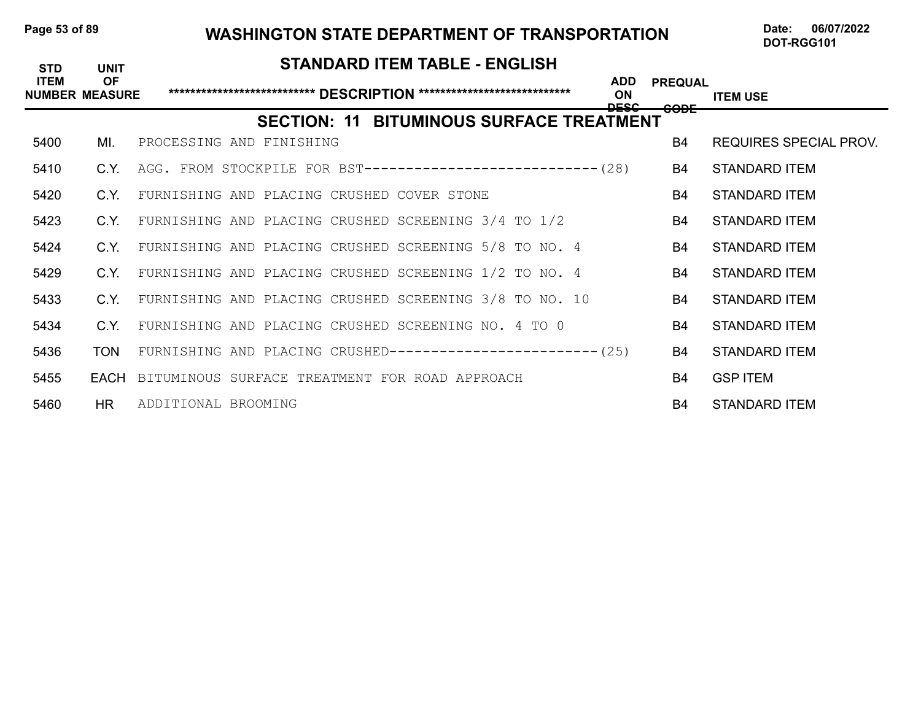# WASHINGTON STATE DEPARTMENT OF TRANSPORTATION

Date: 06/07/2022
DOT-RGG101

## STANDARD ITEM TABLE - ENGLISH

## SECTION: 11 BITUMINOUS SURFACE TREATMENT

| STD ITEM NUMBER | UNIT OF MEASURE | ************************** DESCRIPTION ************************** | ADD ON DESC | PREQUAL CODE | ITEM USE |
|---|---|---|---|---|---|
| 5400 | MI. | PROCESSING AND FINISHING | | B4 | REQUIRES SPECIAL PROV. |
| 5410 | C.Y. | AGG. FROM STOCKPILE FOR BST----------------------------(28) | | B4 | STANDARD ITEM |
| 5420 | C.Y. | FURNISHING AND PLACING CRUSHED COVER STONE | | B4 | STANDARD ITEM |
| 5423 | C.Y. | FURNISHING AND PLACING CRUSHED SCREENING 3/4 TO 1/2 | | B4 | STANDARD ITEM |
| 5424 | C.Y. | FURNISHING AND PLACING CRUSHED SCREENING 5/8 TO NO. 4 | | B4 | STANDARD ITEM |
| 5429 | C.Y. | FURNISHING AND PLACING CRUSHED SCREENING 1/2 TO NO. 4 | | B4 | STANDARD ITEM |
| 5433 | C.Y. | FURNISHING AND PLACING CRUSHED SCREENING 3/8 TO NO. 10 | | B4 | STANDARD ITEM |
| 5434 | C.Y. | FURNISHING AND PLACING CRUSHED SCREENING NO. 4 TO 0 | | B4 | STANDARD ITEM |
| 5436 | TON | FURNISHING AND PLACING CRUSHED-------------------------(25) | | B4 | STANDARD ITEM |
| 5455 | EACH | BITUMINOUS SURFACE TREATMENT FOR ROAD APPROACH | | B4 | GSP ITEM |
| 5460 | HR | ADDITIONAL BROOMING | | B4 | STANDARD ITEM |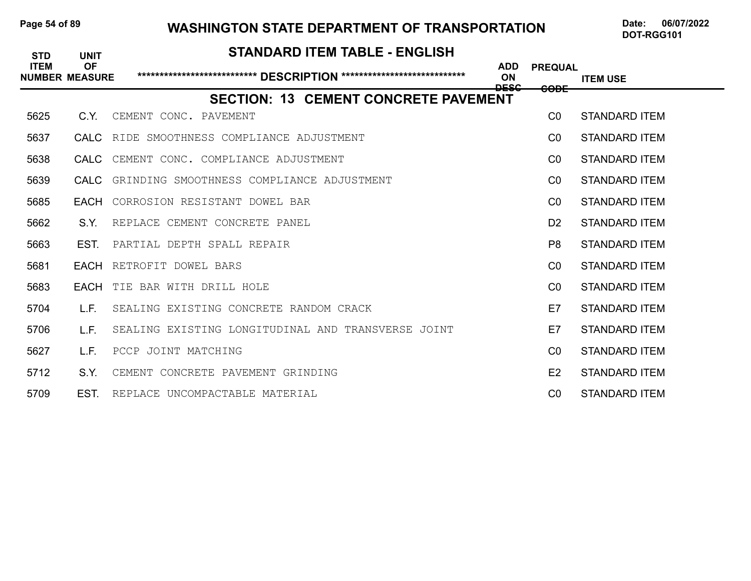## WASHINGTON STATE DEPARTMENT OF TRANSPORTATION

Date: 06/07/2022
DOT-RGG101

## STANDARD ITEM TABLE - ENGLISH

### SECTION: 13 CEMENT CONCRETE PAVEMENT

| STD ITEM NUMBER | UNIT OF MEASURE | DESCRIPTION | ADD ON DESC | PREQUAL CODE | ITEM USE |
|---|---|---|---|---|---|
| 5625 | C.Y. | CEMENT CONC. PAVEMENT | | C0 | STANDARD ITEM |
| 5637 | CALC | RIDE SMOOTHNESS COMPLIANCE ADJUSTMENT | | C0 | STANDARD ITEM |
| 5638 | CALC | CEMENT CONC. COMPLIANCE ADJUSTMENT | | C0 | STANDARD ITEM |
| 5639 | CALC | GRINDING SMOOTHNESS COMPLIANCE ADJUSTMENT | | C0 | STANDARD ITEM |
| 5685 | EACH | CORROSION RESISTANT DOWEL BAR | | C0 | STANDARD ITEM |
| 5662 | S.Y. | REPLACE CEMENT CONCRETE PANEL | | D2 | STANDARD ITEM |
| 5663 | EST. | PARTIAL DEPTH SPALL REPAIR | | P8 | STANDARD ITEM |
| 5681 | EACH | RETROFIT DOWEL BARS | | C0 | STANDARD ITEM |
| 5683 | EACH | TIE BAR WITH DRILL HOLE | | C0 | STANDARD ITEM |
| 5704 | L.F. | SEALING EXISTING CONCRETE RANDOM CRACK | | E7 | STANDARD ITEM |
| 5706 | L.F. | SEALING EXISTING LONGITUDINAL AND TRANSVERSE JOINT | | E7 | STANDARD ITEM |
| 5627 | L.F. | PCCP JOINT MATCHING | | C0 | STANDARD ITEM |
| 5712 | S.Y. | CEMENT CONCRETE PAVEMENT GRINDING | | E2 | STANDARD ITEM |
| 5709 | EST. | REPLACE UNCOMPACTABLE MATERIAL | | C0 | STANDARD ITEM |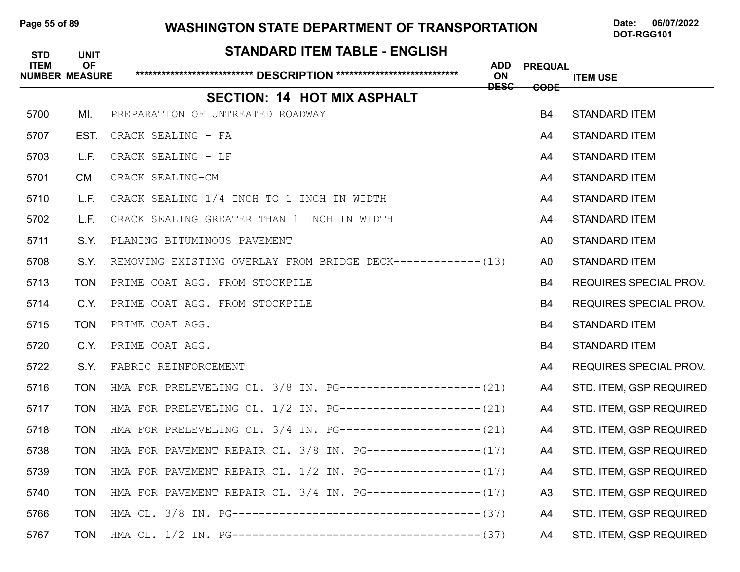# WASHINGTON STATE DEPARTMENT OF TRANSPORTATION

Date: 06/07/2022
DOT-RGG101

## STANDARD ITEM TABLE - ENGLISH

### SECTION: 14 HOT MIX ASPHALT

| STD ITEM NUMBER | UNIT OF MEASURE | DESCRIPTION | ADD ON DESC | PREQUAL CODE | ITEM USE |
|---|---|---|---|---|---|
| 5700 | MI. | PREPARATION OF UNTREATED ROADWAY | | B4 | STANDARD ITEM |
| 5707 | EST. | CRACK SEALING - FA | | A4 | STANDARD ITEM |
| 5703 | L.F. | CRACK SEALING - LF | | A4 | STANDARD ITEM |
| 5701 | CM | CRACK SEALING-CM | | A4 | STANDARD ITEM |
| 5710 | L.F. | CRACK SEALING 1/4 INCH TO 1 INCH IN WIDTH | | A4 | STANDARD ITEM |
| 5702 | L.F. | CRACK SEALING GREATER THAN 1 INCH IN WIDTH | | A4 | STANDARD ITEM |
| 5711 | S.Y. | PLANING BITUMINOUS PAVEMENT | | A0 | STANDARD ITEM |
| 5708 | S.Y. | REMOVING EXISTING OVERLAY FROM BRIDGE DECK-------------(13) | | A0 | STANDARD ITEM |
| 5713 | TON | PRIME COAT AGG. FROM STOCKPILE | | B4 | REQUIRES SPECIAL PROV. |
| 5714 | C.Y. | PRIME COAT AGG. FROM STOCKPILE | | B4 | REQUIRES SPECIAL PROV. |
| 5715 | TON | PRIME COAT AGG. | | B4 | STANDARD ITEM |
| 5720 | C.Y. | PRIME COAT AGG. | | B4 | STANDARD ITEM |
| 5722 | S.Y. | FABRIC REINFORCEMENT | | A4 | REQUIRES SPECIAL PROV. |
| 5716 | TON | HMA FOR PRELEVELING CL. 3/8 IN. PG---------------------(21) | | A4 | STD. ITEM, GSP REQUIRED |
| 5717 | TON | HMA FOR PRELEVELING CL. 1/2 IN. PG---------------------(21) | | A4 | STD. ITEM, GSP REQUIRED |
| 5718 | TON | HMA FOR PRELEVELING CL. 3/4 IN. PG---------------------(21) | | A4 | STD. ITEM, GSP REQUIRED |
| 5738 | TON | HMA FOR PAVEMENT REPAIR CL. 3/8 IN. PG-----------------(17) | | A4 | STD. ITEM, GSP REQUIRED |
| 5739 | TON | HMA FOR PAVEMENT REPAIR CL. 1/2 IN. PG-----------------(17) | | A4 | STD. ITEM, GSP REQUIRED |
| 5740 | TON | HMA FOR PAVEMENT REPAIR CL. 3/4 IN. PG-----------------(17) | | A3 | STD. ITEM, GSP REQUIRED |
| 5766 | TON | HMA CL. 3/8 IN. PG-------------------------------------(37) | | A4 | STD. ITEM, GSP REQUIRED |
| 5767 | TON | HMA CL. 1/2 IN. PG-------------------------------------(37) | | A4 | STD. ITEM, GSP REQUIRED |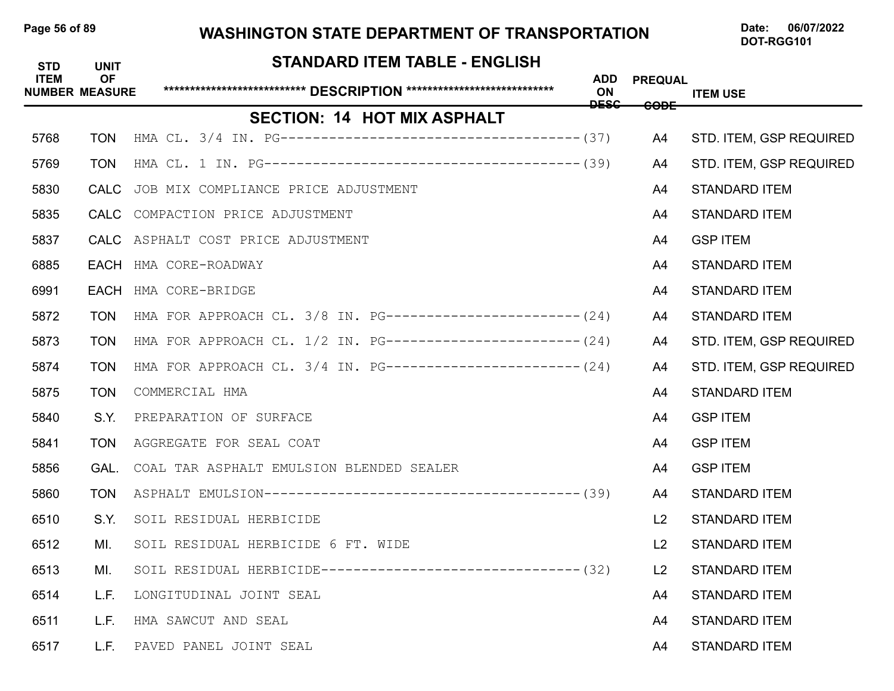# WASHINGTON STATE DEPARTMENT OF TRANSPORTATION

Date: 06/07/2022
DOT-RGG101

## STANDARD ITEM TABLE - ENGLISH

### SECTION: 14 HOT MIX ASPHALT

| STD ITEM NUMBER | UNIT OF MEASURE | ************************** DESCRIPTION ************************** | ADD ON DESC | PREQUAL CODE | ITEM USE |
|---|---|---|---|---|---|
| 5768 | TON | HMA CL. 3/4 IN. PG-------------------------------------- | (37) | A4 | STD. ITEM, GSP REQUIRED |
| 5769 | TON | HMA CL. 1 IN. PG---------------------------------------- | (39) | A4 | STD. ITEM, GSP REQUIRED |
| 5830 | CALC | JOB MIX COMPLIANCE PRICE ADJUSTMENT | | A4 | STANDARD ITEM |
| 5835 | CALC | COMPACTION PRICE ADJUSTMENT | | A4 | STANDARD ITEM |
| 5837 | CALC | ASPHALT COST PRICE ADJUSTMENT | | A4 | GSP ITEM |
| 6885 | EACH | HMA CORE-ROADWAY | | A4 | STANDARD ITEM |
| 6991 | EACH | HMA CORE-BRIDGE | | A4 | STANDARD ITEM |
| 5872 | TON | HMA FOR APPROACH CL. 3/8 IN. PG------------------------- | (24) | A4 | STANDARD ITEM |
| 5873 | TON | HMA FOR APPROACH CL. 1/2 IN. PG------------------------- | (24) | A4 | STD. ITEM, GSP REQUIRED |
| 5874 | TON | HMA FOR APPROACH CL. 3/4 IN. PG------------------------- | (24) | A4 | STD. ITEM, GSP REQUIRED |
| 5875 | TON | COMMERCIAL HMA | | A4 | STANDARD ITEM |
| 5840 | S.Y. | PREPARATION OF SURFACE | | A4 | GSP ITEM |
| 5841 | TON | AGGREGATE FOR SEAL COAT | | A4 | GSP ITEM |
| 5856 | GAL. | COAL TAR ASPHALT EMULSION BLENDED SEALER | | A4 | GSP ITEM |
| 5860 | TON | ASPHALT EMULSION---------------------------------------- | (39) | A4 | STANDARD ITEM |
| 6510 | S.Y. | SOIL RESIDUAL HERBICIDE | | L2 | STANDARD ITEM |
| 6512 | MI. | SOIL RESIDUAL HERBICIDE 6 FT. WIDE | | L2 | STANDARD ITEM |
| 6513 | MI. | SOIL RESIDUAL HERBICIDE--------------------------------- | (32) | L2 | STANDARD ITEM |
| 6514 | L.F. | LONGITUDINAL JOINT SEAL | | A4 | STANDARD ITEM |
| 6511 | L.F. | HMA SAWCUT AND SEAL | | A4 | STANDARD ITEM |
| 6517 | L.F. | PAVED PANEL JOINT SEAL | | A4 | STANDARD ITEM |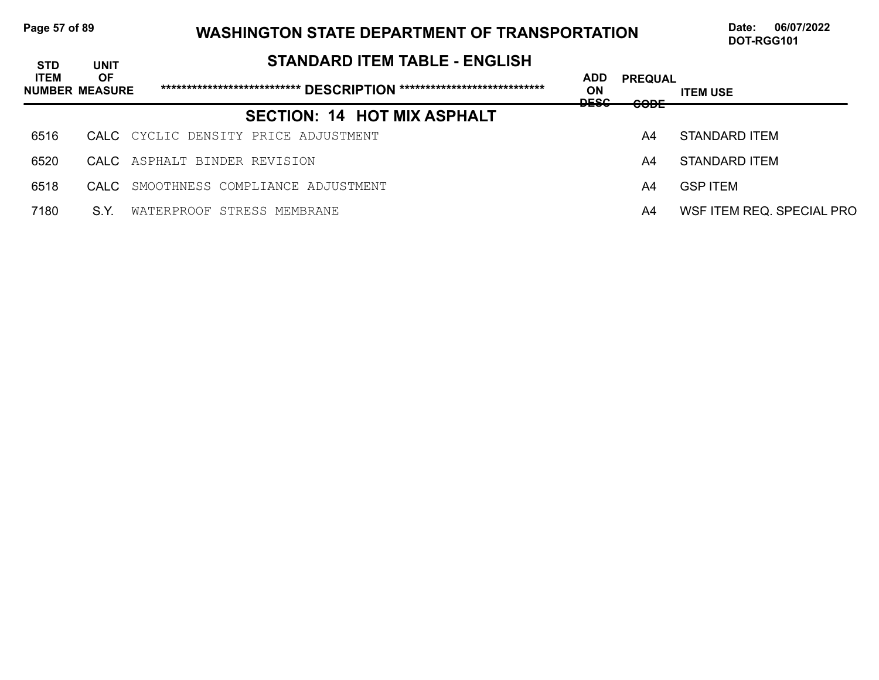# WASHINGTON STATE DEPARTMENT OF TRANSPORTATION

Date: 06/07/2022
DOT-RGG101

## STANDARD ITEM TABLE - ENGLISH

### SECTION: 14 HOT MIX ASPHALT

| STD ITEM NUMBER | UNIT OF MEASURE | DESCRIPTION | ADD ON DESC | PREQUAL CODE | ITEM USE |
|---|---|---|---|---|---|
| 6516 | CALC | CYCLIC DENSITY PRICE ADJUSTMENT | | A4 | STANDARD ITEM |
| 6520 | CALC | ASPHALT BINDER REVISION | | A4 | STANDARD ITEM |
| 6518 | CALC | SMOOTHNESS COMPLIANCE ADJUSTMENT | | A4 | GSP ITEM |
| 7180 | S.Y. | WATERPROOF STRESS MEMBRANE | | A4 | WSF ITEM REQ. SPECIAL PRO |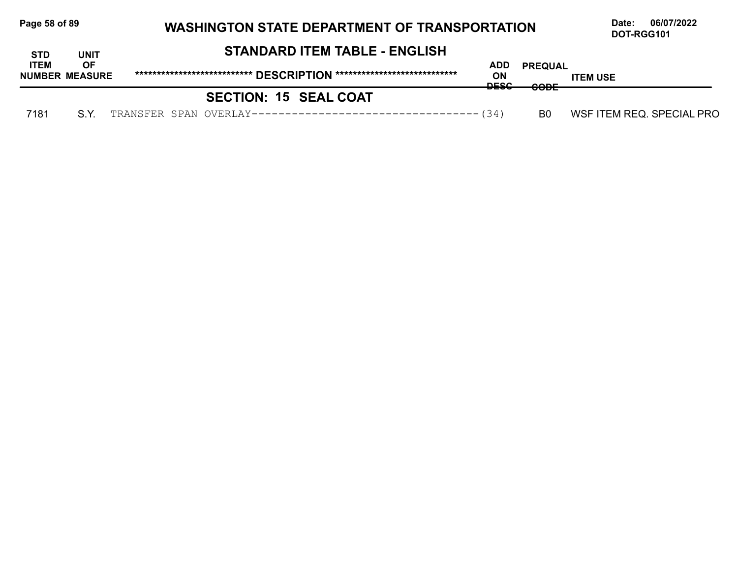## WASHINGTON STATE DEPARTMENT OF TRANSPORTATION

Date: 06/07/2022
DOT-RGG101

### STANDARD ITEM TABLE - ENGLISH

| STD ITEM NUMBER | UNIT OF MEASURE | DESCRIPTION | ADD ON DESC | PREQUAL CODE | ITEM USE |
|---|---|---|---|---|---|
| | | **SECTION: 15 SEAL COAT** | | | |
| 7181 | S.Y. | TRANSFER SPAN OVERLAY----------------------------------- | (34) | B0 | WSF ITEM REQ. SPECIAL PRO |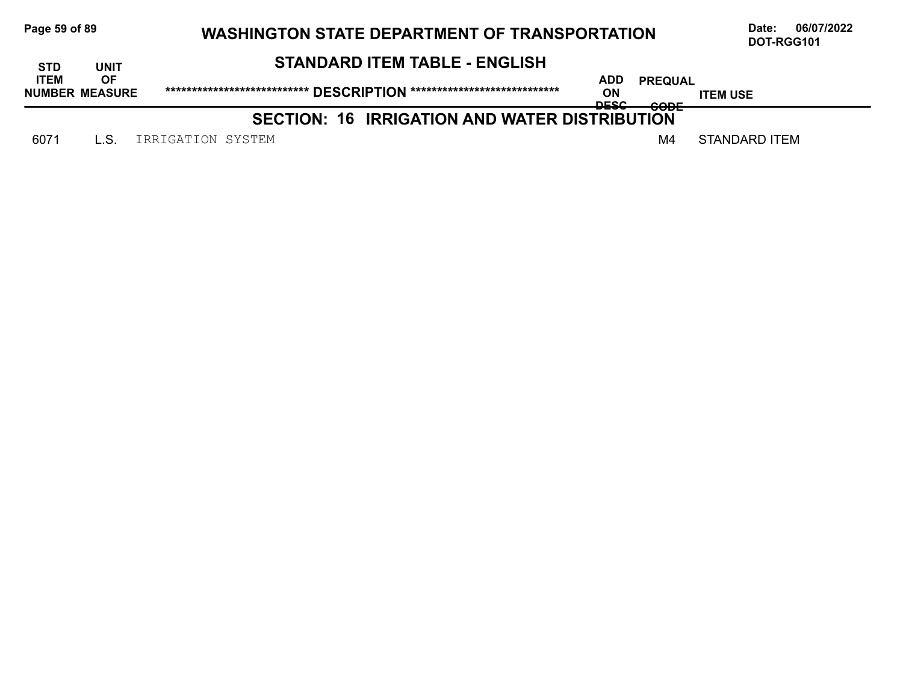# WASHINGTON STATE DEPARTMENT OF TRANSPORTATION

Date: 06/07/2022
DOT-RGG101

## STANDARD ITEM TABLE - ENGLISH

## SECTION: 16 IRRIGATION AND WATER DISTRIBUTION

| STD ITEM NUMBER | UNIT OF MEASURE | ***************************** DESCRIPTION ***************************** | ADD ON DESC | PREQUAL CODE | ITEM USE |
|---|---|---|---|---|---|
| 6071 | L.S. | IRRIGATION SYSTEM | | M4 | STANDARD ITEM |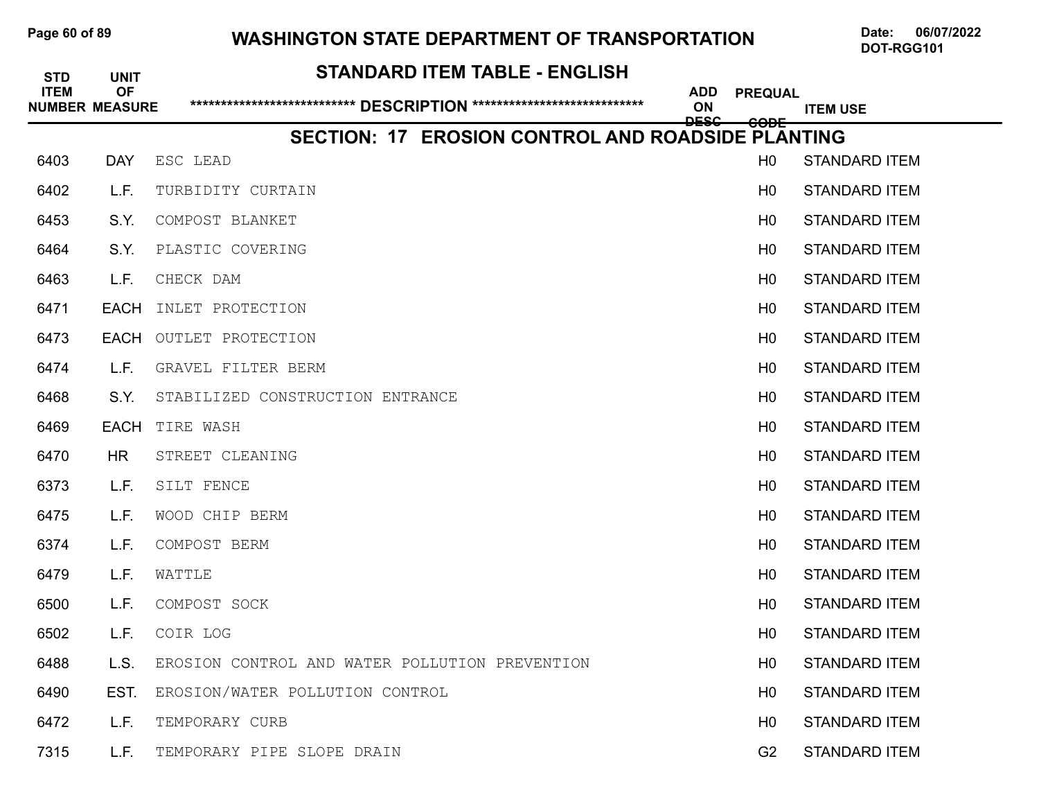# WASHINGTON STATE DEPARTMENT OF TRANSPORTATION

Date: 06/07/2022
DOT-RGG101

## STANDARD ITEM TABLE - ENGLISH

### SECTION: 17 EROSION CONTROL AND ROADSIDE PLANTING

| STD ITEM NUMBER | UNIT OF MEASURE | DESCRIPTION | ADD ON DESC | PREQUAL CODE | ITEM USE |
|---|---|---|---|---|---|
| 6403 | DAY | ESC LEAD | | H0 | STANDARD ITEM |
| 6402 | L.F. | TURBIDITY CURTAIN | | H0 | STANDARD ITEM |
| 6453 | S.Y. | COMPOST BLANKET | | H0 | STANDARD ITEM |
| 6464 | S.Y. | PLASTIC COVERING | | H0 | STANDARD ITEM |
| 6463 | L.F. | CHECK DAM | | H0 | STANDARD ITEM |
| 6471 | EACH | INLET PROTECTION | | H0 | STANDARD ITEM |
| 6473 | EACH | OUTLET PROTECTION | | H0 | STANDARD ITEM |
| 6474 | L.F. | GRAVEL FILTER BERM | | H0 | STANDARD ITEM |
| 6468 | S.Y. | STABILIZED CONSTRUCTION ENTRANCE | | H0 | STANDARD ITEM |
| 6469 | EACH | TIRE WASH | | H0 | STANDARD ITEM |
| 6470 | HR | STREET CLEANING | | H0 | STANDARD ITEM |
| 6373 | L.F. | SILT FENCE | | H0 | STANDARD ITEM |
| 6475 | L.F. | WOOD CHIP BERM | | H0 | STANDARD ITEM |
| 6374 | L.F. | COMPOST BERM | | H0 | STANDARD ITEM |
| 6479 | L.F. | WATTLE | | H0 | STANDARD ITEM |
| 6500 | L.F. | COMPOST SOCK | | H0 | STANDARD ITEM |
| 6502 | L.F. | COIR LOG | | H0 | STANDARD ITEM |
| 6488 | L.S. | EROSION CONTROL AND WATER POLLUTION PREVENTION | | H0 | STANDARD ITEM |
| 6490 | EST. | EROSION/WATER POLLUTION CONTROL | | H0 | STANDARD ITEM |
| 6472 | L.F. | TEMPORARY CURB | | H0 | STANDARD ITEM |
| 7315 | L.F. | TEMPORARY PIPE SLOPE DRAIN | | G2 | STANDARD ITEM |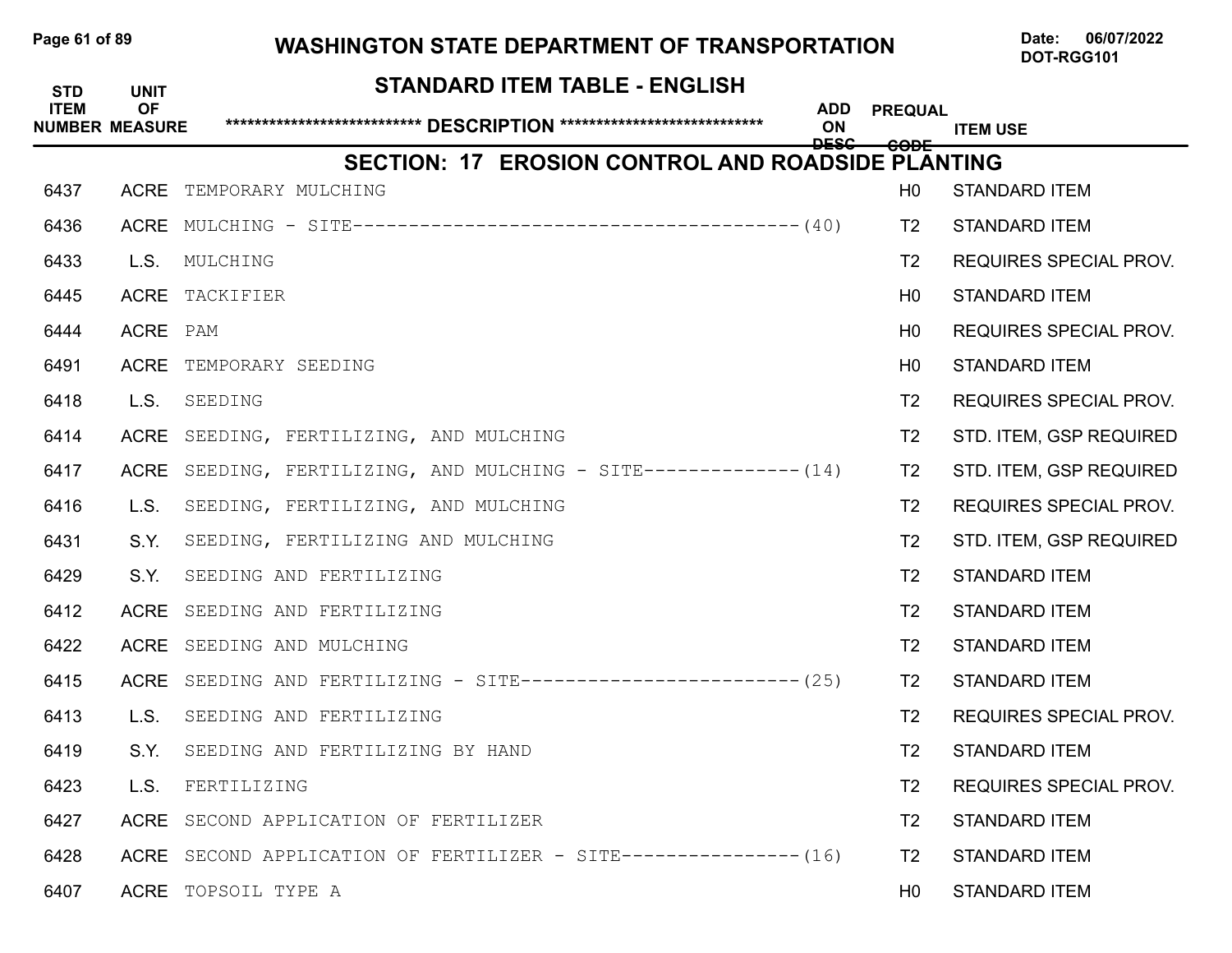# WASHINGTON STATE DEPARTMENT OF TRANSPORTATION

Date: 06/07/2022
DOT-RGG101

## STANDARD ITEM TABLE - ENGLISH

### SECTION: 17 EROSION CONTROL AND ROADSIDE PLANTING

| STD ITEM NUMBER | UNIT OF MEASURE | *************************** DESCRIPTION **************************** | ADD ON DESC | PREQUAL CODE | ITEM USE |
|---|---|---|---|---|---|
| 6437 | ACRE | TEMPORARY MULCHING | | H0 | STANDARD ITEM |
| 6436 | ACRE | MULCHING - SITE---------------------------------------- | (40) | T2 | STANDARD ITEM |
| 6433 | L.S. | MULCHING | | T2 | REQUIRES SPECIAL PROV. |
| 6445 | ACRE | TACKIFIER | | H0 | STANDARD ITEM |
| 6444 | ACRE | PAM | | H0 | REQUIRES SPECIAL PROV. |
| 6491 | ACRE | TEMPORARY SEEDING | | H0 | STANDARD ITEM |
| 6418 | L.S. | SEEDING | | T2 | REQUIRES SPECIAL PROV. |
| 6414 | ACRE | SEEDING, FERTILIZING, AND MULCHING | | T2 | STD. ITEM, GSP REQUIRED |
| 6417 | ACRE | SEEDING, FERTILIZING, AND MULCHING - SITE-------------- | (14) | T2 | STD. ITEM, GSP REQUIRED |
| 6416 | L.S. | SEEDING, FERTILIZING, AND MULCHING | | T2 | REQUIRES SPECIAL PROV. |
| 6431 | S.Y. | SEEDING, FERTILIZING AND MULCHING | | T2 | STD. ITEM, GSP REQUIRED |
| 6429 | S.Y. | SEEDING AND FERTILIZING | | T2 | STANDARD ITEM |
| 6412 | ACRE | SEEDING AND FERTILIZING | | T2 | STANDARD ITEM |
| 6422 | ACRE | SEEDING AND MULCHING | | T2 | STANDARD ITEM |
| 6415 | ACRE | SEEDING AND FERTILIZING - SITE------------------------- | (25) | T2 | STANDARD ITEM |
| 6413 | L.S. | SEEDING AND FERTILIZING | | T2 | REQUIRES SPECIAL PROV. |
| 6419 | S.Y. | SEEDING AND FERTILIZING BY HAND | | T2 | STANDARD ITEM |
| 6423 | L.S. | FERTILIZING | | T2 | REQUIRES SPECIAL PROV. |
| 6427 | ACRE | SECOND APPLICATION OF FERTILIZER | | T2 | STANDARD ITEM |
| 6428 | ACRE | SECOND APPLICATION OF FERTILIZER - SITE---------------- | (16) | T2 | STANDARD ITEM |
| 6407 | ACRE | TOPSOIL TYPE A | | H0 | STANDARD ITEM |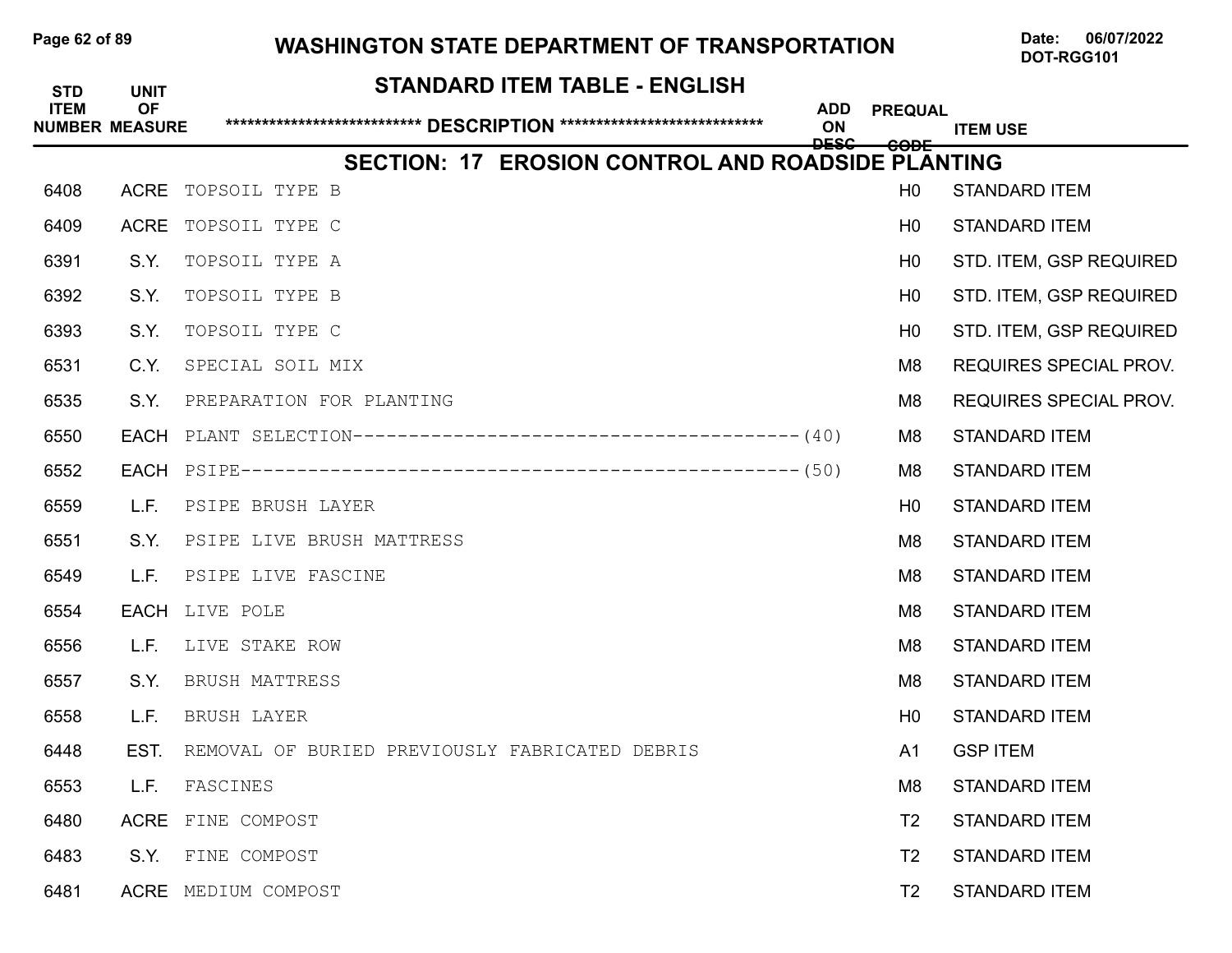# WASHINGTON STATE DEPARTMENT OF TRANSPORTATION

Date: 06/07/2022
DOT-RGG101

## STANDARD ITEM TABLE - ENGLISH

## SECTION: 17 EROSION CONTROL AND ROADSIDE PLANTING

| STD ITEM NUMBER | UNIT OF MEASURE | DESCRIPTION | ADD ON DESC | PREQUAL CODE | ITEM USE |
|---|---|---|---|---|---|
| 6408 | ACRE | TOPSOIL TYPE B | | H0 | STANDARD ITEM |
| 6409 | ACRE | TOPSOIL TYPE C | | H0 | STANDARD ITEM |
| 6391 | S.Y. | TOPSOIL TYPE A | | H0 | STD. ITEM, GSP REQUIRED |
| 6392 | S.Y. | TOPSOIL TYPE B | | H0 | STD. ITEM, GSP REQUIRED |
| 6393 | S.Y. | TOPSOIL TYPE C | | H0 | STD. ITEM, GSP REQUIRED |
| 6531 | C.Y. | SPECIAL SOIL MIX | | M8 | REQUIRES SPECIAL PROV. |
| 6535 | S.Y. | PREPARATION FOR PLANTING | | M8 | REQUIRES SPECIAL PROV. |
| 6550 | EACH | PLANT SELECTION---------------------------------------- | (40) | M8 | STANDARD ITEM |
| 6552 | EACH | PSIPE-------------------------------------------------- | (50) | M8 | STANDARD ITEM |
| 6559 | L.F. | PSIPE BRUSH LAYER | | H0 | STANDARD ITEM |
| 6551 | S.Y. | PSIPE LIVE BRUSH MATTRESS | | M8 | STANDARD ITEM |
| 6549 | L.F. | PSIPE LIVE FASCINE | | M8 | STANDARD ITEM |
| 6554 | EACH | LIVE POLE | | M8 | STANDARD ITEM |
| 6556 | L.F. | LIVE STAKE ROW | | M8 | STANDARD ITEM |
| 6557 | S.Y. | BRUSH MATTRESS | | M8 | STANDARD ITEM |
| 6558 | L.F. | BRUSH LAYER | | H0 | STANDARD ITEM |
| 6448 | EST. | REMOVAL OF BURIED PREVIOUSLY FABRICATED DEBRIS | | A1 | GSP ITEM |
| 6553 | L.F. | FASCINES | | M8 | STANDARD ITEM |
| 6480 | ACRE | FINE COMPOST | | T2 | STANDARD ITEM |
| 6483 | S.Y. | FINE COMPOST | | T2 | STANDARD ITEM |
| 6481 | ACRE | MEDIUM COMPOST | | T2 | STANDARD ITEM |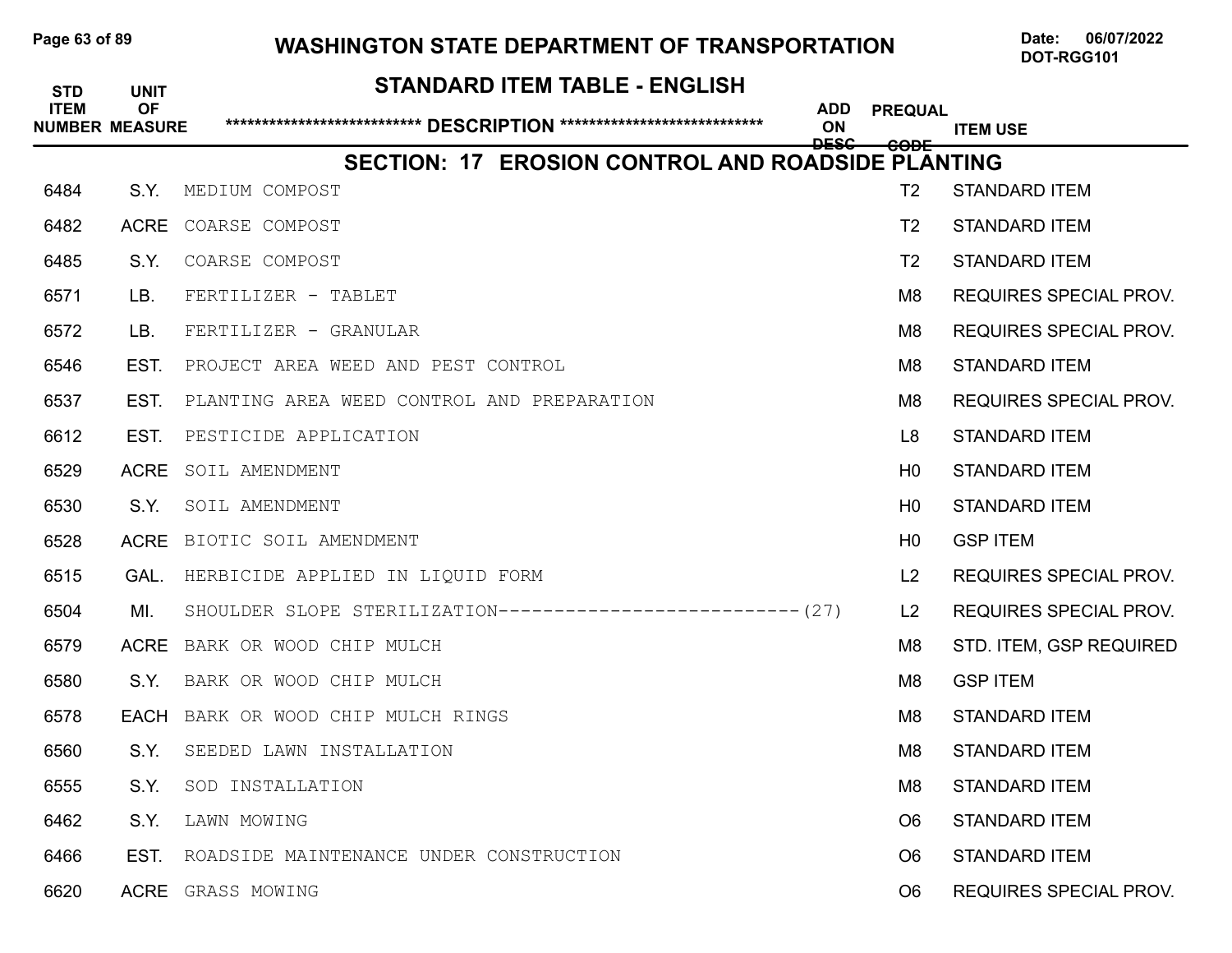# WASHINGTON STATE DEPARTMENT OF TRANSPORTATION

Date: 06/07/2022
DOT-RGG101

## STANDARD ITEM TABLE - ENGLISH

## SECTION: 17 EROSION CONTROL AND ROADSIDE PLANTING

| STD ITEM NUMBER | UNIT OF MEASURE | DESCRIPTION | ADD ON DESC | PREQUAL CODE | ITEM USE |
|---|---|---|---|---|---|
| 6484 | S.Y. | MEDIUM COMPOST | | T2 | STANDARD ITEM |
| 6482 | ACRE | COARSE COMPOST | | T2 | STANDARD ITEM |
| 6485 | S.Y. | COARSE COMPOST | | T2 | STANDARD ITEM |
| 6571 | LB. | FERTILIZER - TABLET | | M8 | REQUIRES SPECIAL PROV. |
| 6572 | LB. | FERTILIZER - GRANULAR | | M8 | REQUIRES SPECIAL PROV. |
| 6546 | EST. | PROJECT AREA WEED AND PEST CONTROL | | M8 | STANDARD ITEM |
| 6537 | EST. | PLANTING AREA WEED CONTROL AND PREPARATION | | M8 | REQUIRES SPECIAL PROV. |
| 6612 | EST. | PESTICIDE APPLICATION | | L8 | STANDARD ITEM |
| 6529 | ACRE | SOIL AMENDMENT | | H0 | STANDARD ITEM |
| 6530 | S.Y. | SOIL AMENDMENT | | H0 | STANDARD ITEM |
| 6528 | ACRE | BIOTIC SOIL AMENDMENT | | H0 | GSP ITEM |
| 6515 | GAL. | HERBICIDE APPLIED IN LIQUID FORM | | L2 | REQUIRES SPECIAL PROV. |
| 6504 | MI. | SHOULDER SLOPE STERILIZATION---------------------------- | (27) | L2 | REQUIRES SPECIAL PROV. |
| 6579 | ACRE | BARK OR WOOD CHIP MULCH | | M8 | STD. ITEM, GSP REQUIRED |
| 6580 | S.Y. | BARK OR WOOD CHIP MULCH | | M8 | GSP ITEM |
| 6578 | EACH | BARK OR WOOD CHIP MULCH RINGS | | M8 | STANDARD ITEM |
| 6560 | S.Y. | SEEDED LAWN INSTALLATION | | M8 | STANDARD ITEM |
| 6555 | S.Y. | SOD INSTALLATION | | M8 | STANDARD ITEM |
| 6462 | S.Y. | LAWN MOWING | | O6 | STANDARD ITEM |
| 6466 | EST. | ROADSIDE MAINTENANCE UNDER CONSTRUCTION | | O6 | STANDARD ITEM |
| 6620 | ACRE | GRASS MOWING | | O6 | REQUIRES SPECIAL PROV. |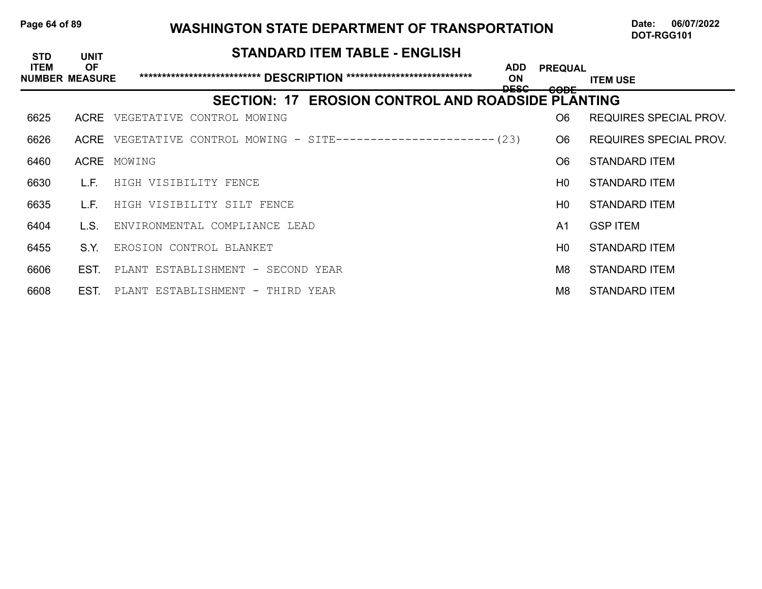## WASHINGTON STATE DEPARTMENT OF TRANSPORTATION

Date: 06/07/2022
DOT-RGG101

### STANDARD ITEM TABLE - ENGLISH

| STD ITEM NUMBER | UNIT OF MEASURE | \*\*\*\*\*\*\*\*\*\*\*\*\*\*\*\*\*\*\*\*\*\*\*\*\*\*\*\* DESCRIPTION \*\*\*\*\*\*\*\*\*\*\*\*\*\*\*\*\*\*\*\*\*\*\*\*\*\*\*\*\* | ADD ON DESC | PREQUAL CODE | ITEM USE |
|---|---|---|---|---|---|
| **SECTION: 17 EROSION CONTROL AND ROADSIDE PLANTING** | | | | | |
| 6625 | ACRE | VEGETATIVE CONTROL MOWING | | O6 | REQUIRES SPECIAL PROV. |
| 6626 | ACRE | VEGETATIVE CONTROL MOWING - SITE-----------------------(23) | | O6 | REQUIRES SPECIAL PROV. |
| 6460 | ACRE | MOWING | | O6 | STANDARD ITEM |
| 6630 | L.F. | HIGH VISIBILITY FENCE | | H0 | STANDARD ITEM |
| 6635 | L.F. | HIGH VISIBILITY SILT FENCE | | H0 | STANDARD ITEM |
| 6404 | L.S. | ENVIRONMENTAL COMPLIANCE LEAD | | A1 | GSP ITEM |
| 6455 | S.Y. | EROSION CONTROL BLANKET | | H0 | STANDARD ITEM |
| 6606 | EST. | PLANT ESTABLISHMENT - SECOND YEAR | | M8 | STANDARD ITEM |
| 6608 | EST. | PLANT ESTABLISHMENT - THIRD YEAR | | M8 | STANDARD ITEM |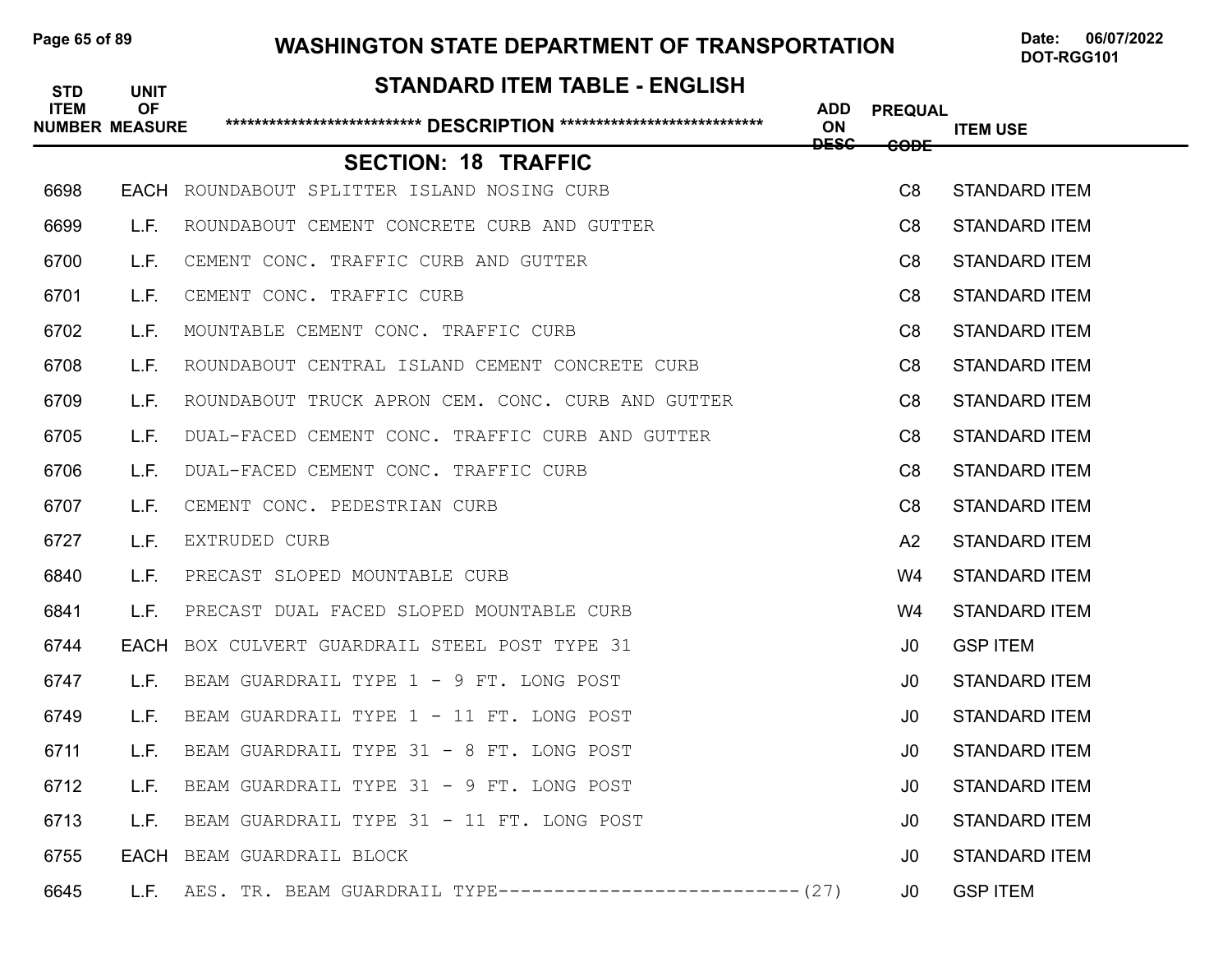# WASHINGTON STATE DEPARTMENT OF TRANSPORTATION

Date: 06/07/2022
DOT-RGG101

## STANDARD ITEM TABLE - ENGLISH

| STD ITEM NUMBER | UNIT OF MEASURE | *************************** DESCRIPTION **************************** | ADD ON DESC | PREQUAL CODE | ITEM USE |
|---|---|---|---|---|---|

### SECTION: 18 TRAFFIC

| STD ITEM NUMBER | UNIT OF MEASURE | DESCRIPTION | ADD ON DESC | PREQUAL CODE | ITEM USE |
|---|---|---|---|---|---|
| 6698 | EACH | ROUNDABOUT SPLITTER ISLAND NOSING CURB | | C8 | STANDARD ITEM |
| 6699 | L.F. | ROUNDABOUT CEMENT CONCRETE CURB AND GUTTER | | C8 | STANDARD ITEM |
| 6700 | L.F. | CEMENT CONC. TRAFFIC CURB AND GUTTER | | C8 | STANDARD ITEM |
| 6701 | L.F. | CEMENT CONC. TRAFFIC CURB | | C8 | STANDARD ITEM |
| 6702 | L.F. | MOUNTABLE CEMENT CONC. TRAFFIC CURB | | C8 | STANDARD ITEM |
| 6708 | L.F. | ROUNDABOUT CENTRAL ISLAND CEMENT CONCRETE CURB | | C8 | STANDARD ITEM |
| 6709 | L.F. | ROUNDABOUT TRUCK APRON CEM. CONC. CURB AND GUTTER | | C8 | STANDARD ITEM |
| 6705 | L.F. | DUAL-FACED CEMENT CONC. TRAFFIC CURB AND GUTTER | | C8 | STANDARD ITEM |
| 6706 | L.F. | DUAL-FACED CEMENT CONC. TRAFFIC CURB | | C8 | STANDARD ITEM |
| 6707 | L.F. | CEMENT CONC. PEDESTRIAN CURB | | C8 | STANDARD ITEM |
| 6727 | L.F. | EXTRUDED CURB | | A2 | STANDARD ITEM |
| 6840 | L.F. | PRECAST SLOPED MOUNTABLE CURB | | W4 | STANDARD ITEM |
| 6841 | L.F. | PRECAST DUAL FACED SLOPED MOUNTABLE CURB | | W4 | STANDARD ITEM |
| 6744 | EACH | BOX CULVERT GUARDRAIL STEEL POST TYPE 31 | | J0 | GSP ITEM |
| 6747 | L.F. | BEAM GUARDRAIL TYPE 1 - 9 FT. LONG POST | | J0 | STANDARD ITEM |
| 6749 | L.F. | BEAM GUARDRAIL TYPE 1 - 11 FT. LONG POST | | J0 | STANDARD ITEM |
| 6711 | L.F. | BEAM GUARDRAIL TYPE 31 - 8 FT. LONG POST | | J0 | STANDARD ITEM |
| 6712 | L.F. | BEAM GUARDRAIL TYPE 31 - 9 FT. LONG POST | | J0 | STANDARD ITEM |
| 6713 | L.F. | BEAM GUARDRAIL TYPE 31 - 11 FT. LONG POST | | J0 | STANDARD ITEM |
| 6755 | EACH | BEAM GUARDRAIL BLOCK | | J0 | STANDARD ITEM |
| 6645 | L.F. | AES. TR. BEAM GUARDRAIL TYPE--------------------------- | (27) | J0 | GSP ITEM |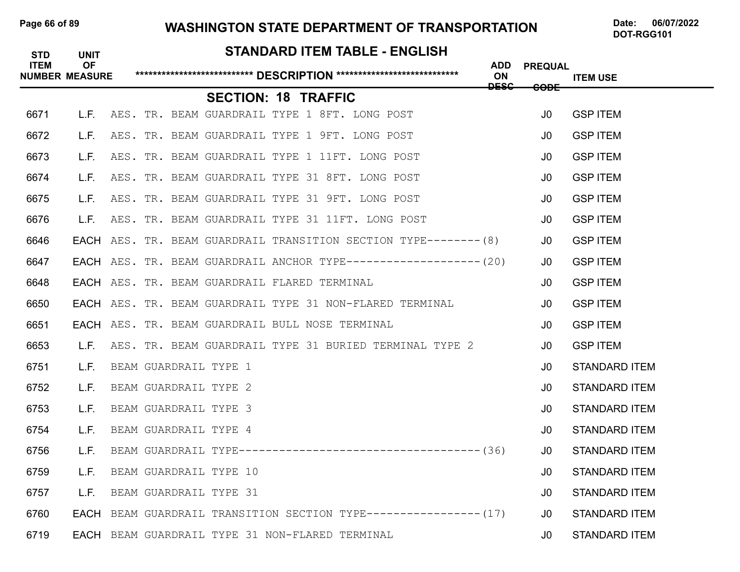## WASHINGTON STATE DEPARTMENT OF TRANSPORTATION

Date: 06/07/2022
DOT-RGG101

## STANDARD ITEM TABLE - ENGLISH

### SECTION: 18 TRAFFIC

| STD ITEM NUMBER | UNIT OF MEASURE | DESCRIPTION | ADD ON DESC | PREQUAL CODE | ITEM USE |
|---|---|---|---|---|---|
| 6671 | L.F. | AES. TR. BEAM GUARDRAIL TYPE 1 8FT. LONG POST | | J0 | GSP ITEM |
| 6672 | L.F. | AES. TR. BEAM GUARDRAIL TYPE 1 9FT. LONG POST | | J0 | GSP ITEM |
| 6673 | L.F. | AES. TR. BEAM GUARDRAIL TYPE 1 11FT. LONG POST | | J0 | GSP ITEM |
| 6674 | L.F. | AES. TR. BEAM GUARDRAIL TYPE 31 8FT. LONG POST | | J0 | GSP ITEM |
| 6675 | L.F. | AES. TR. BEAM GUARDRAIL TYPE 31 9FT. LONG POST | | J0 | GSP ITEM |
| 6676 | L.F. | AES. TR. BEAM GUARDRAIL TYPE 31 11FT. LONG POST | | J0 | GSP ITEM |
| 6646 | EACH | AES. TR. BEAM GUARDRAIL TRANSITION SECTION TYPE--------(8) | | J0 | GSP ITEM |
| 6647 | EACH | AES. TR. BEAM GUARDRAIL ANCHOR TYPE--------------------(20) | | J0 | GSP ITEM |
| 6648 | EACH | AES. TR. BEAM GUARDRAIL FLARED TERMINAL | | J0 | GSP ITEM |
| 6650 | EACH | AES. TR. BEAM GUARDRAIL TYPE 31 NON-FLARED TERMINAL | | J0 | GSP ITEM |
| 6651 | EACH | AES. TR. BEAM GUARDRAIL BULL NOSE TERMINAL | | J0 | GSP ITEM |
| 6653 | L.F. | AES. TR. BEAM GUARDRAIL TYPE 31 BURIED TERMINAL TYPE 2 | | J0 | GSP ITEM |
| 6751 | L.F. | BEAM GUARDRAIL TYPE 1 | | J0 | STANDARD ITEM |
| 6752 | L.F. | BEAM GUARDRAIL TYPE 2 | | J0 | STANDARD ITEM |
| 6753 | L.F. | BEAM GUARDRAIL TYPE 3 | | J0 | STANDARD ITEM |
| 6754 | L.F. | BEAM GUARDRAIL TYPE 4 | | J0 | STANDARD ITEM |
| 6756 | L.F. | BEAM GUARDRAIL TYPE------------------------------------(36) | | J0 | STANDARD ITEM |
| 6759 | L.F. | BEAM GUARDRAIL TYPE 10 | | J0 | STANDARD ITEM |
| 6757 | L.F. | BEAM GUARDRAIL TYPE 31 | | J0 | STANDARD ITEM |
| 6760 | EACH | BEAM GUARDRAIL TRANSITION SECTION TYPE-----------------(17) | | J0 | STANDARD ITEM |
| 6719 | EACH | BEAM GUARDRAIL TYPE 31 NON-FLARED TERMINAL | | J0 | STANDARD ITEM |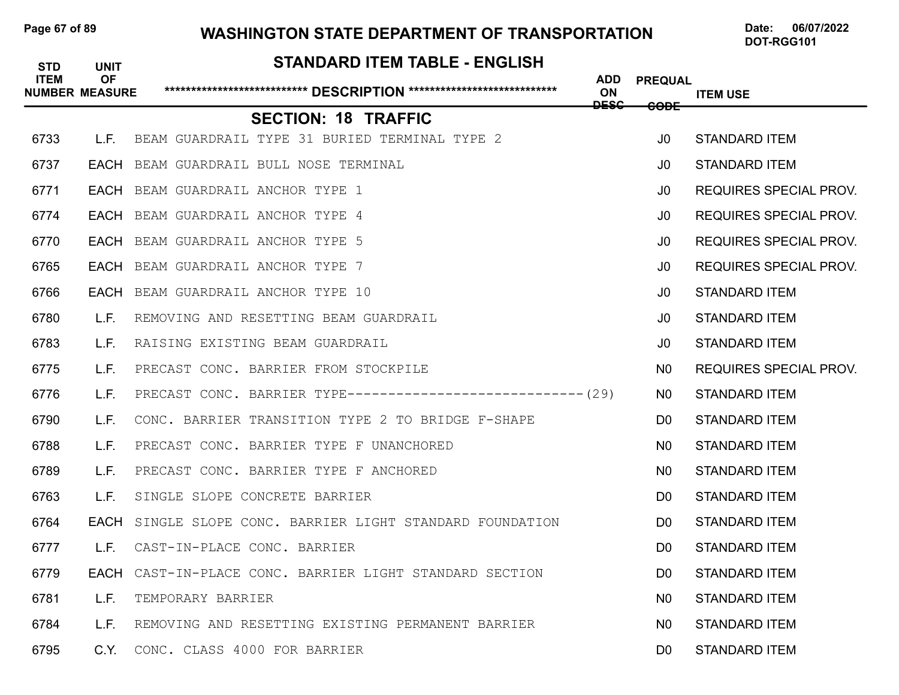# WASHINGTON STATE DEPARTMENT OF TRANSPORTATION

Date: 06/07/2022
DOT-RGG101

## STANDARD ITEM TABLE - ENGLISH

| STD ITEM NUMBER | UNIT OF MEASURE | DESCRIPTION | ADD ON DESC | PREQUAL CODE | ITEM USE |
|---|---|---|---|---|---|
| | | **SECTION: 18 TRAFFIC** | | | |
| 6733 | L.F. | BEAM GUARDRAIL TYPE 31 BURIED TERMINAL TYPE 2 | | J0 | STANDARD ITEM |
| 6737 | EACH | BEAM GUARDRAIL BULL NOSE TERMINAL | | J0 | STANDARD ITEM |
| 6771 | EACH | BEAM GUARDRAIL ANCHOR TYPE 1 | | J0 | REQUIRES SPECIAL PROV. |
| 6774 | EACH | BEAM GUARDRAIL ANCHOR TYPE 4 | | J0 | REQUIRES SPECIAL PROV. |
| 6770 | EACH | BEAM GUARDRAIL ANCHOR TYPE 5 | | J0 | REQUIRES SPECIAL PROV. |
| 6765 | EACH | BEAM GUARDRAIL ANCHOR TYPE 7 | | J0 | REQUIRES SPECIAL PROV. |
| 6766 | EACH | BEAM GUARDRAIL ANCHOR TYPE 10 | | J0 | STANDARD ITEM |
| 6780 | L.F. | REMOVING AND RESETTING BEAM GUARDRAIL | | J0 | STANDARD ITEM |
| 6783 | L.F. | RAISING EXISTING BEAM GUARDRAIL | | J0 | STANDARD ITEM |
| 6775 | L.F. | PRECAST CONC. BARRIER FROM STOCKPILE | | N0 | REQUIRES SPECIAL PROV. |
| 6776 | L.F. | PRECAST CONC. BARRIER TYPE------------------------------- | (29) | N0 | STANDARD ITEM |
| 6790 | L.F. | CONC. BARRIER TRANSITION TYPE 2 TO BRIDGE F-SHAPE | | D0 | STANDARD ITEM |
| 6788 | L.F. | PRECAST CONC. BARRIER TYPE F UNANCHORED | | N0 | STANDARD ITEM |
| 6789 | L.F. | PRECAST CONC. BARRIER TYPE F ANCHORED | | N0 | STANDARD ITEM |
| 6763 | L.F. | SINGLE SLOPE CONCRETE BARRIER | | D0 | STANDARD ITEM |
| 6764 | EACH | SINGLE SLOPE CONC. BARRIER LIGHT STANDARD FOUNDATION | | D0 | STANDARD ITEM |
| 6777 | L.F. | CAST-IN-PLACE CONC. BARRIER | | D0 | STANDARD ITEM |
| 6779 | EACH | CAST-IN-PLACE CONC. BARRIER LIGHT STANDARD SECTION | | D0 | STANDARD ITEM |
| 6781 | L.F. | TEMPORARY BARRIER | | N0 | STANDARD ITEM |
| 6784 | L.F. | REMOVING AND RESETTING EXISTING PERMANENT BARRIER | | N0 | STANDARD ITEM |
| 6795 | C.Y. | CONC. CLASS 4000 FOR BARRIER | | D0 | STANDARD ITEM |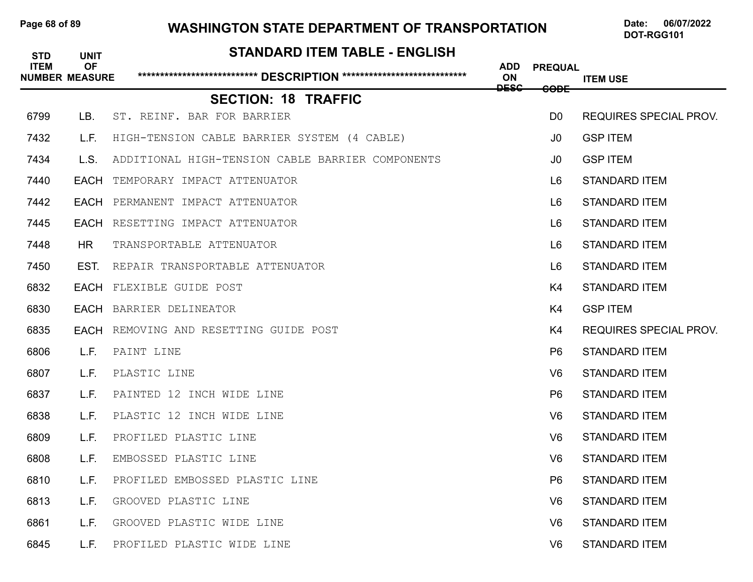# WASHINGTON STATE DEPARTMENT OF TRANSPORTATION

Date: 06/07/2022
DOT-RGG101

## STANDARD ITEM TABLE - ENGLISH

| STD ITEM NUMBER | UNIT OF MEASURE | \*\*\*\*\*\*\*\*\*\*\*\*\*\*\*\*\*\*\*\*\*\*\*\*\*\*\*\* DESCRIPTION \*\*\*\*\*\*\*\*\*\*\*\*\*\*\*\*\*\*\*\*\*\*\*\*\*\*\*\* | ADD ON DESC | PREQUAL CODE | ITEM USE |
|---|---|---|---|---|---|
| | | **SECTION: 18 TRAFFIC** | | | |
| 6799 | LB. | ST. REINF. BAR FOR BARRIER | | D0 | REQUIRES SPECIAL PROV. |
| 7432 | L.F. | HIGH-TENSION CABLE BARRIER SYSTEM (4 CABLE) | | J0 | GSP ITEM |
| 7434 | L.S. | ADDITIONAL HIGH-TENSION CABLE BARRIER COMPONENTS | | J0 | GSP ITEM |
| 7440 | EACH | TEMPORARY IMPACT ATTENUATOR | | L6 | STANDARD ITEM |
| 7442 | EACH | PERMANENT IMPACT ATTENUATOR | | L6 | STANDARD ITEM |
| 7445 | EACH | RESETTING IMPACT ATTENUATOR | | L6 | STANDARD ITEM |
| 7448 | HR | TRANSPORTABLE ATTENUATOR | | L6 | STANDARD ITEM |
| 7450 | EST. | REPAIR TRANSPORTABLE ATTENUATOR | | L6 | STANDARD ITEM |
| 6832 | EACH | FLEXIBLE GUIDE POST | | K4 | STANDARD ITEM |
| 6830 | EACH | BARRIER DELINEATOR | | K4 | GSP ITEM |
| 6835 | EACH | REMOVING AND RESETTING GUIDE POST | | K4 | REQUIRES SPECIAL PROV. |
| 6806 | L.F. | PAINT LINE | | P6 | STANDARD ITEM |
| 6807 | L.F. | PLASTIC LINE | | V6 | STANDARD ITEM |
| 6837 | L.F. | PAINTED 12 INCH WIDE LINE | | P6 | STANDARD ITEM |
| 6838 | L.F. | PLASTIC 12 INCH WIDE LINE | | V6 | STANDARD ITEM |
| 6809 | L.F. | PROFILED PLASTIC LINE | | V6 | STANDARD ITEM |
| 6808 | L.F. | EMBOSSED PLASTIC LINE | | V6 | STANDARD ITEM |
| 6810 | L.F. | PROFILED EMBOSSED PLASTIC LINE | | P6 | STANDARD ITEM |
| 6813 | L.F. | GROOVED PLASTIC LINE | | V6 | STANDARD ITEM |
| 6861 | L.F. | GROOVED PLASTIC WIDE LINE | | V6 | STANDARD ITEM |
| 6845 | L.F. | PROFILED PLASTIC WIDE LINE | | V6 | STANDARD ITEM |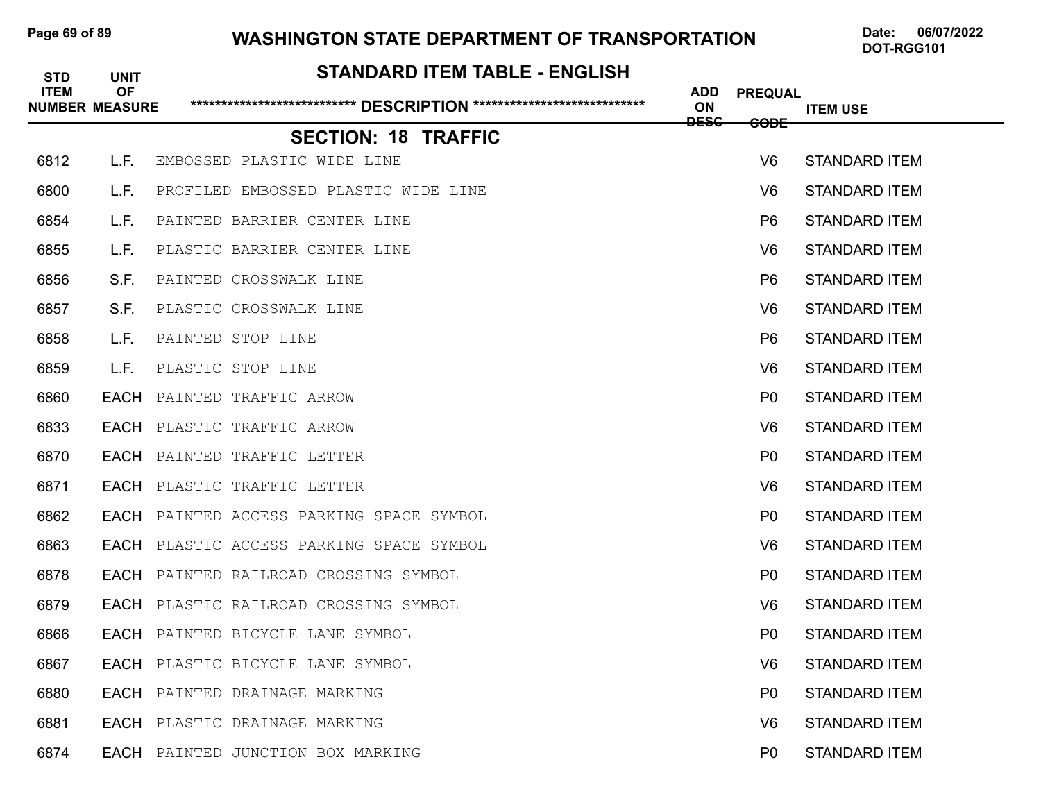# WASHINGTON STATE DEPARTMENT OF TRANSPORTATION

Date: 06/07/2022
DOT-RGG101

## STANDARD ITEM TABLE - ENGLISH

### SECTION: 18 TRAFFIC

| STD ITEM NUMBER | UNIT OF MEASURE | DESCRIPTION | ADD ON DESC | PREQUAL CODE | ITEM USE |
|---|---|---|---|---|---|
| 6812 | L.F. | EMBOSSED PLASTIC WIDE LINE | | V6 | STANDARD ITEM |
| 6800 | L.F. | PROFILED EMBOSSED PLASTIC WIDE LINE | | V6 | STANDARD ITEM |
| 6854 | L.F. | PAINTED BARRIER CENTER LINE | | P6 | STANDARD ITEM |
| 6855 | L.F. | PLASTIC BARRIER CENTER LINE | | V6 | STANDARD ITEM |
| 6856 | S.F. | PAINTED CROSSWALK LINE | | P6 | STANDARD ITEM |
| 6857 | S.F. | PLASTIC CROSSWALK LINE | | V6 | STANDARD ITEM |
| 6858 | L.F. | PAINTED STOP LINE | | P6 | STANDARD ITEM |
| 6859 | L.F. | PLASTIC STOP LINE | | V6 | STANDARD ITEM |
| 6860 | EACH | PAINTED TRAFFIC ARROW | | P0 | STANDARD ITEM |
| 6833 | EACH | PLASTIC TRAFFIC ARROW | | V6 | STANDARD ITEM |
| 6870 | EACH | PAINTED TRAFFIC LETTER | | P0 | STANDARD ITEM |
| 6871 | EACH | PLASTIC TRAFFIC LETTER | | V6 | STANDARD ITEM |
| 6862 | EACH | PAINTED ACCESS PARKING SPACE SYMBOL | | P0 | STANDARD ITEM |
| 6863 | EACH | PLASTIC ACCESS PARKING SPACE SYMBOL | | V6 | STANDARD ITEM |
| 6878 | EACH | PAINTED RAILROAD CROSSING SYMBOL | | P0 | STANDARD ITEM |
| 6879 | EACH | PLASTIC RAILROAD CROSSING SYMBOL | | V6 | STANDARD ITEM |
| 6866 | EACH | PAINTED BICYCLE LANE SYMBOL | | P0 | STANDARD ITEM |
| 6867 | EACH | PLASTIC BICYCLE LANE SYMBOL | | V6 | STANDARD ITEM |
| 6880 | EACH | PAINTED DRAINAGE MARKING | | P0 | STANDARD ITEM |
| 6881 | EACH | PLASTIC DRAINAGE MARKING | | V6 | STANDARD ITEM |
| 6874 | EACH | PAINTED JUNCTION BOX MARKING | | P0 | STANDARD ITEM |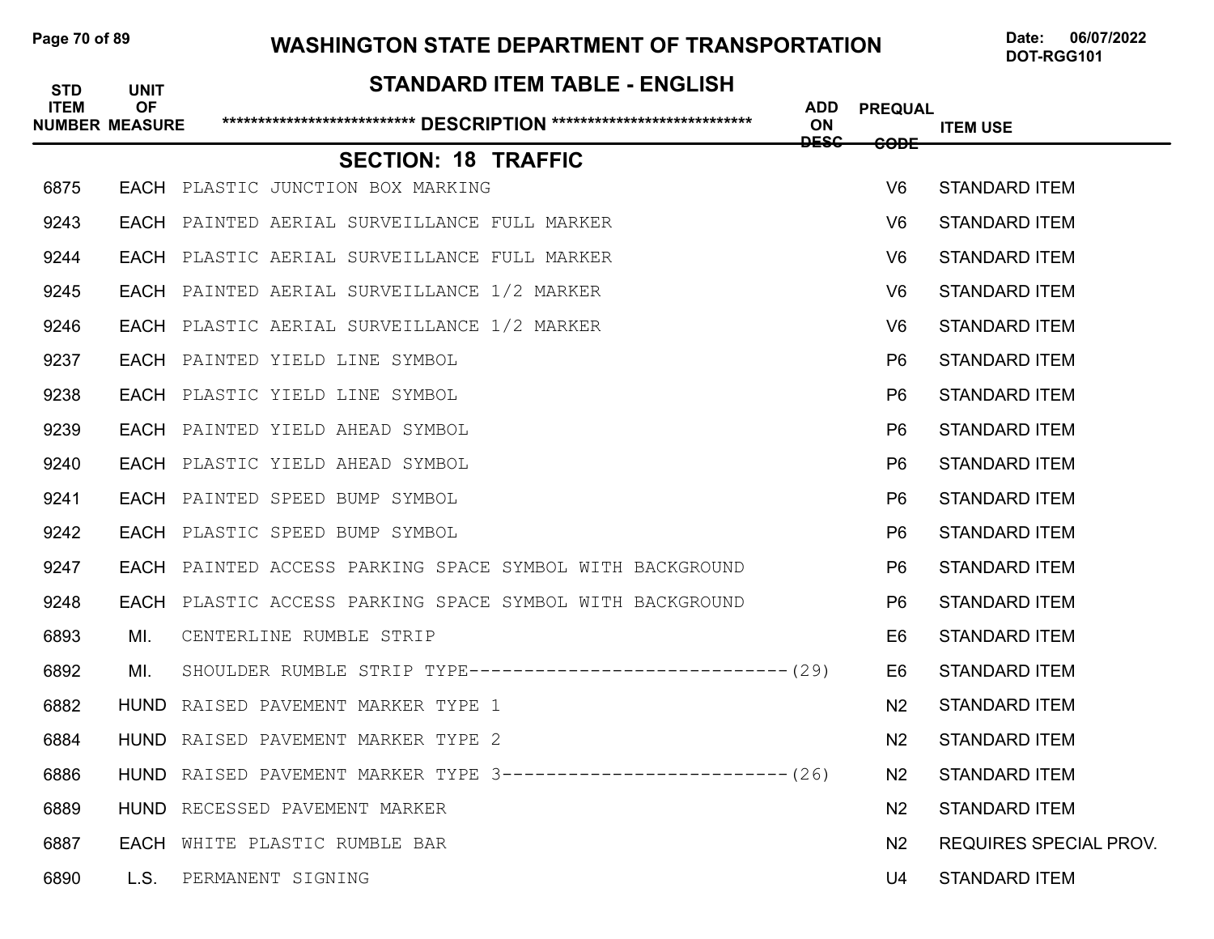# WASHINGTON STATE DEPARTMENT OF TRANSPORTATION

Date: 06/07/2022
DOT-RGG101

## STANDARD ITEM TABLE - ENGLISH

### SECTION: 18 TRAFFIC

| STD ITEM NUMBER | UNIT OF MEASURE | DESCRIPTION | ADD ON DESC | PREQUAL CODE | ITEM USE |
|---|---|---|---|---|---|
| 6875 | EACH | PLASTIC JUNCTION BOX MARKING | | V6 | STANDARD ITEM |
| 9243 | EACH | PAINTED AERIAL SURVEILLANCE FULL MARKER | | V6 | STANDARD ITEM |
| 9244 | EACH | PLASTIC AERIAL SURVEILLANCE FULL MARKER | | V6 | STANDARD ITEM |
| 9245 | EACH | PAINTED AERIAL SURVEILLANCE 1/2 MARKER | | V6 | STANDARD ITEM |
| 9246 | EACH | PLASTIC AERIAL SURVEILLANCE 1/2 MARKER | | V6 | STANDARD ITEM |
| 9237 | EACH | PAINTED YIELD LINE SYMBOL | | P6 | STANDARD ITEM |
| 9238 | EACH | PLASTIC YIELD LINE SYMBOL | | P6 | STANDARD ITEM |
| 9239 | EACH | PAINTED YIELD AHEAD SYMBOL | | P6 | STANDARD ITEM |
| 9240 | EACH | PLASTIC YIELD AHEAD SYMBOL | | P6 | STANDARD ITEM |
| 9241 | EACH | PAINTED SPEED BUMP SYMBOL | | P6 | STANDARD ITEM |
| 9242 | EACH | PLASTIC SPEED BUMP SYMBOL | | P6 | STANDARD ITEM |
| 9247 | EACH | PAINTED ACCESS PARKING SPACE SYMBOL WITH BACKGROUND | | P6 | STANDARD ITEM |
| 9248 | EACH | PLASTIC ACCESS PARKING SPACE SYMBOL WITH BACKGROUND | | P6 | STANDARD ITEM |
| 6893 | MI. | CENTERLINE RUMBLE STRIP | | E6 | STANDARD ITEM |
| 6892 | MI. | SHOULDER RUMBLE STRIP TYPE------------------------------- | (29) | E6 | STANDARD ITEM |
| 6882 | HUND | RAISED PAVEMENT MARKER TYPE 1 | | N2 | STANDARD ITEM |
| 6884 | HUND | RAISED PAVEMENT MARKER TYPE 2 | | N2 | STANDARD ITEM |
| 6886 | HUND | RAISED PAVEMENT MARKER TYPE 3-------------------------- | (26) | N2 | STANDARD ITEM |
| 6889 | HUND | RECESSED PAVEMENT MARKER | | N2 | STANDARD ITEM |
| 6887 | EACH | WHITE PLASTIC RUMBLE BAR | | N2 | REQUIRES SPECIAL PROV. |
| 6890 | L.S. | PERMANENT SIGNING | | U4 | STANDARD ITEM |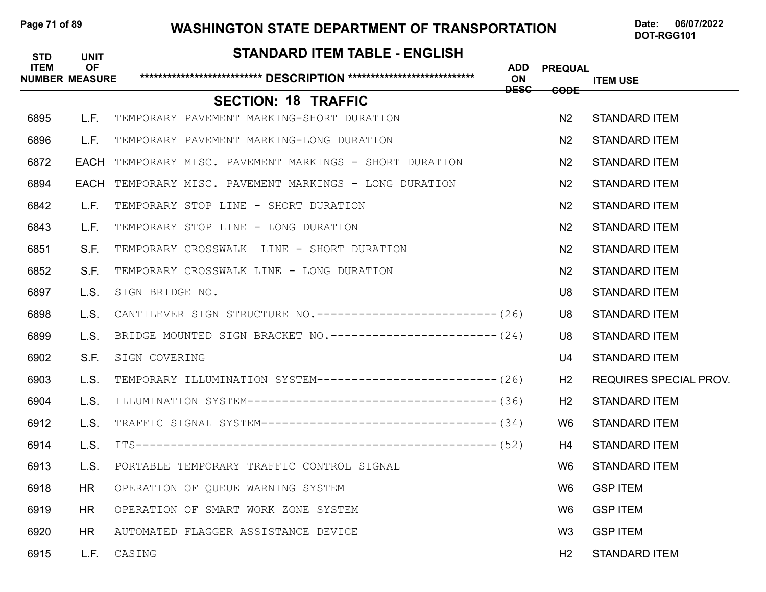# STANDARD ITEM TABLE - ENGLISH

## SECTION: 18 TRAFFIC

| STD ITEM NUMBER | UNIT OF MEASURE | DESCRIPTION | ADD ON DESC | PREQUAL CODE | ITEM USE |
|---|---|---|---|---|---|
| 6895 | L.F. | TEMPORARY PAVEMENT MARKING-SHORT DURATION | | N2 | STANDARD ITEM |
| 6896 | L.F. | TEMPORARY PAVEMENT MARKING-LONG DURATION | | N2 | STANDARD ITEM |
| 6872 | EACH | TEMPORARY MISC. PAVEMENT MARKINGS - SHORT DURATION | | N2 | STANDARD ITEM |
| 6894 | EACH | TEMPORARY MISC. PAVEMENT MARKINGS - LONG DURATION | | N2 | STANDARD ITEM |
| 6842 | L.F. | TEMPORARY STOP LINE - SHORT DURATION | | N2 | STANDARD ITEM |
| 6843 | L.F. | TEMPORARY STOP LINE - LONG DURATION | | N2 | STANDARD ITEM |
| 6851 | S.F. | TEMPORARY CROSSWALK LINE - SHORT DURATION | | N2 | STANDARD ITEM |
| 6852 | S.F. | TEMPORARY CROSSWALK LINE - LONG DURATION | | N2 | STANDARD ITEM |
| 6897 | L.S. | SIGN BRIDGE NO. | | U8 | STANDARD ITEM |
| 6898 | L.S. | CANTILEVER SIGN STRUCTURE NO.--------------------------(26) | | U8 | STANDARD ITEM |
| 6899 | L.S. | BRIDGE MOUNTED SIGN BRACKET NO.-------------------------(24) | | U8 | STANDARD ITEM |
| 6902 | S.F. | SIGN COVERING | | U4 | STANDARD ITEM |
| 6903 | L.S. | TEMPORARY ILLUMINATION SYSTEM--------------------------(26) | | H2 | REQUIRES SPECIAL PROV. |
| 6904 | L.S. | ILLUMINATION SYSTEM------------------------------------(36) | | H2 | STANDARD ITEM |
| 6912 | L.S. | TRAFFIC SIGNAL SYSTEM----------------------------------(34) | | W6 | STANDARD ITEM |
| 6914 | L.S. | ITS----------------------------------------------------(52) | | H4 | STANDARD ITEM |
| 6913 | L.S. | PORTABLE TEMPORARY TRAFFIC CONTROL SIGNAL | | W6 | STANDARD ITEM |
| 6918 | HR | OPERATION OF QUEUE WARNING SYSTEM | | W6 | GSP ITEM |
| 6919 | HR | OPERATION OF SMART WORK ZONE SYSTEM | | W6 | GSP ITEM |
| 6920 | HR | AUTOMATED FLAGGER ASSISTANCE DEVICE | | W3 | GSP ITEM |
| 6915 | L.F. | CASING | | H2 | STANDARD ITEM |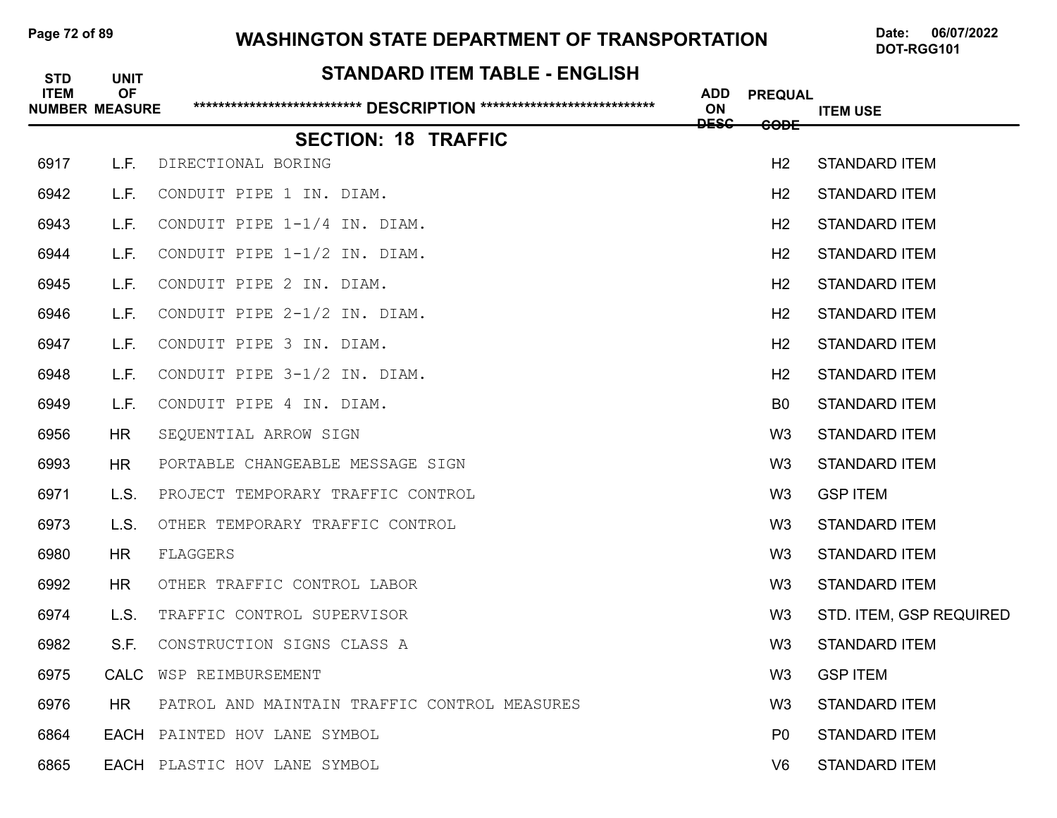# WASHINGTON STATE DEPARTMENT OF TRANSPORTATION

Date: 06/07/2022
DOT-RGG101

## STANDARD ITEM TABLE - ENGLISH

| STD ITEM NUMBER | UNIT OF MEASURE | ***************************** DESCRIPTION ***************************** | ADD ON DESC | PREQUAL CODE | ITEM USE |
|---|---|---|---|---|---|
| | | **SECTION: 18 TRAFFIC** | | | |
| 6917 | L.F. | DIRECTIONAL BORING | | H2 | STANDARD ITEM |
| 6942 | L.F. | CONDUIT PIPE 1 IN. DIAM. | | H2 | STANDARD ITEM |
| 6943 | L.F. | CONDUIT PIPE 1-1/4 IN. DIAM. | | H2 | STANDARD ITEM |
| 6944 | L.F. | CONDUIT PIPE 1-1/2 IN. DIAM. | | H2 | STANDARD ITEM |
| 6945 | L.F. | CONDUIT PIPE 2 IN. DIAM. | | H2 | STANDARD ITEM |
| 6946 | L.F. | CONDUIT PIPE 2-1/2 IN. DIAM. | | H2 | STANDARD ITEM |
| 6947 | L.F. | CONDUIT PIPE 3 IN. DIAM. | | H2 | STANDARD ITEM |
| 6948 | L.F. | CONDUIT PIPE 3-1/2 IN. DIAM. | | H2 | STANDARD ITEM |
| 6949 | L.F. | CONDUIT PIPE 4 IN. DIAM. | | B0 | STANDARD ITEM |
| 6956 | HR | SEQUENTIAL ARROW SIGN | | W3 | STANDARD ITEM |
| 6993 | HR | PORTABLE CHANGEABLE MESSAGE SIGN | | W3 | STANDARD ITEM |
| 6971 | L.S. | PROJECT TEMPORARY TRAFFIC CONTROL | | W3 | GSP ITEM |
| 6973 | L.S. | OTHER TEMPORARY TRAFFIC CONTROL | | W3 | STANDARD ITEM |
| 6980 | HR | FLAGGERS | | W3 | STANDARD ITEM |
| 6992 | HR | OTHER TRAFFIC CONTROL LABOR | | W3 | STANDARD ITEM |
| 6974 | L.S. | TRAFFIC CONTROL SUPERVISOR | | W3 | STD. ITEM, GSP REQUIRED |
| 6982 | S.F. | CONSTRUCTION SIGNS CLASS A | | W3 | STANDARD ITEM |
| 6975 | CALC | WSP REIMBURSEMENT | | W3 | GSP ITEM |
| 6976 | HR | PATROL AND MAINTAIN TRAFFIC CONTROL MEASURES | | W3 | STANDARD ITEM |
| 6864 | EACH | PAINTED HOV LANE SYMBOL | | P0 | STANDARD ITEM |
| 6865 | EACH | PLASTIC HOV LANE SYMBOL | | V6 | STANDARD ITEM |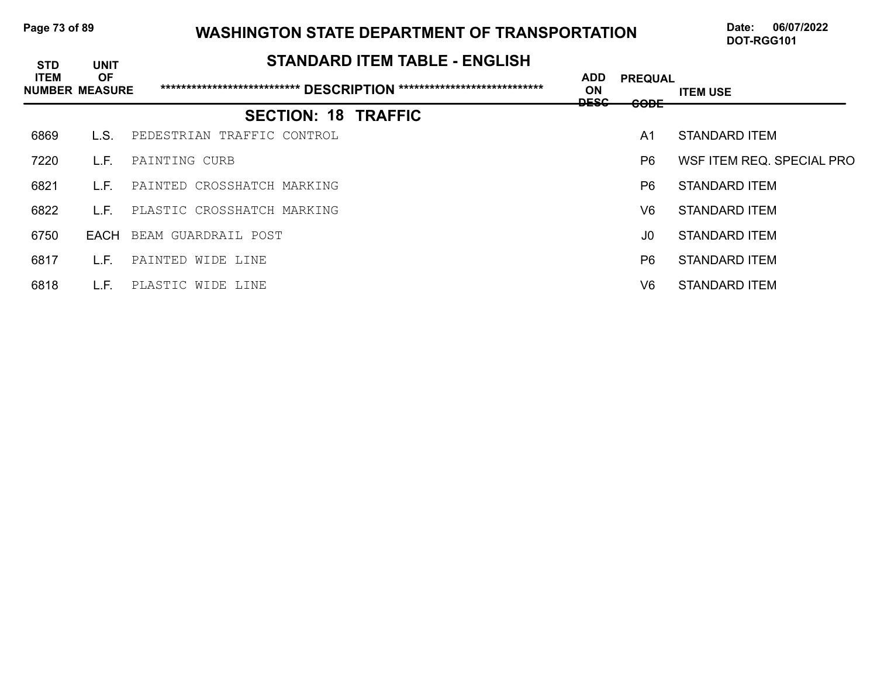# WASHINGTON STATE DEPARTMENT OF TRANSPORTATION

Date: 06/07/2022
DOT-RGG101

## STANDARD ITEM TABLE - ENGLISH

| STD ITEM NUMBER | UNIT OF MEASURE | DESCRIPTION | ADD ON DESC | PREQUAL CODE | ITEM USE |
|---|---|---|---|---|---|
| **SECTION: 18 TRAFFIC** | | | | | |
| 6869 | L.S. | PEDESTRIAN TRAFFIC CONTROL | | A1 | STANDARD ITEM |
| 7220 | L.F. | PAINTING CURB | | P6 | WSF ITEM REQ. SPECIAL PRO |
| 6821 | L.F. | PAINTED CROSSHATCH MARKING | | P6 | STANDARD ITEM |
| 6822 | L.F. | PLASTIC CROSSHATCH MARKING | | V6 | STANDARD ITEM |
| 6750 | EACH | BEAM GUARDRAIL POST | | J0 | STANDARD ITEM |
| 6817 | L.F. | PAINTED WIDE LINE | | P6 | STANDARD ITEM |
| 6818 | L.F. | PLASTIC WIDE LINE | | V6 | STANDARD ITEM |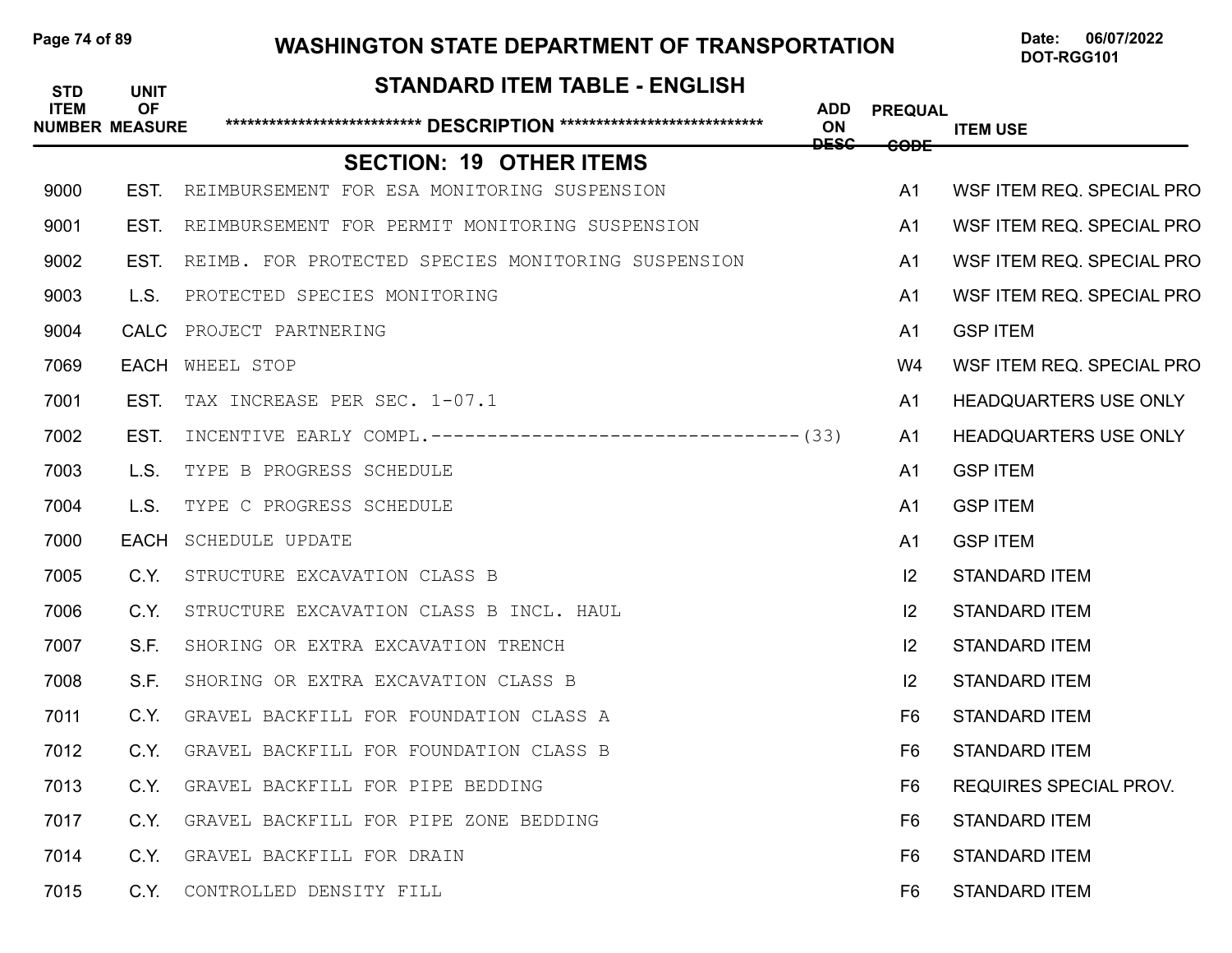# WASHINGTON STATE DEPARTMENT OF TRANSPORTATION

Date: 06/07/2022
DOT-RGG101

## STANDARD ITEM TABLE - ENGLISH

| STD ITEM NUMBER | UNIT OF MEASURE | *************************** DESCRIPTION **************************** | ADD ON DESC | PREQUAL CODE | ITEM USE |
|---|---|---|---|---|---|
| | | **SECTION: 19 OTHER ITEMS** | | | |
| 9000 | EST. | REIMBURSEMENT FOR ESA MONITORING SUSPENSION | | A1 | WSF ITEM REQ. SPECIAL PRO |
| 9001 | EST. | REIMBURSEMENT FOR PERMIT MONITORING SUSPENSION | | A1 | WSF ITEM REQ. SPECIAL PRO |
| 9002 | EST. | REIMB. FOR PROTECTED SPECIES MONITORING SUSPENSION | | A1 | WSF ITEM REQ. SPECIAL PRO |
| 9003 | L.S. | PROTECTED SPECIES MONITORING | | A1 | WSF ITEM REQ. SPECIAL PRO |
| 9004 | CALC | PROJECT PARTNERING | | A1 | GSP ITEM |
| 7069 | EACH | WHEEL STOP | | W4 | WSF ITEM REQ. SPECIAL PRO |
| 7001 | EST. | TAX INCREASE PER SEC. 1-07.1 | | A1 | HEADQUARTERS USE ONLY |
| 7002 | EST. | INCENTIVE EARLY COMPL.---------------------------------(33) | | A1 | HEADQUARTERS USE ONLY |
| 7003 | L.S. | TYPE B PROGRESS SCHEDULE | | A1 | GSP ITEM |
| 7004 | L.S. | TYPE C PROGRESS SCHEDULE | | A1 | GSP ITEM |
| 7000 | EACH | SCHEDULE UPDATE | | A1 | GSP ITEM |
| 7005 | C.Y. | STRUCTURE EXCAVATION CLASS B | | I2 | STANDARD ITEM |
| 7006 | C.Y. | STRUCTURE EXCAVATION CLASS B INCL. HAUL | | I2 | STANDARD ITEM |
| 7007 | S.F. | SHORING OR EXTRA EXCAVATION TRENCH | | I2 | STANDARD ITEM |
| 7008 | S.F. | SHORING OR EXTRA EXCAVATION CLASS B | | I2 | STANDARD ITEM |
| 7011 | C.Y. | GRAVEL BACKFILL FOR FOUNDATION CLASS A | | F6 | STANDARD ITEM |
| 7012 | C.Y. | GRAVEL BACKFILL FOR FOUNDATION CLASS B | | F6 | STANDARD ITEM |
| 7013 | C.Y. | GRAVEL BACKFILL FOR PIPE BEDDING | | F6 | REQUIRES SPECIAL PROV. |
| 7017 | C.Y. | GRAVEL BACKFILL FOR PIPE ZONE BEDDING | | F6 | STANDARD ITEM |
| 7014 | C.Y. | GRAVEL BACKFILL FOR DRAIN | | F6 | STANDARD ITEM |
| 7015 | C.Y. | CONTROLLED DENSITY FILL | | F6 | STANDARD ITEM |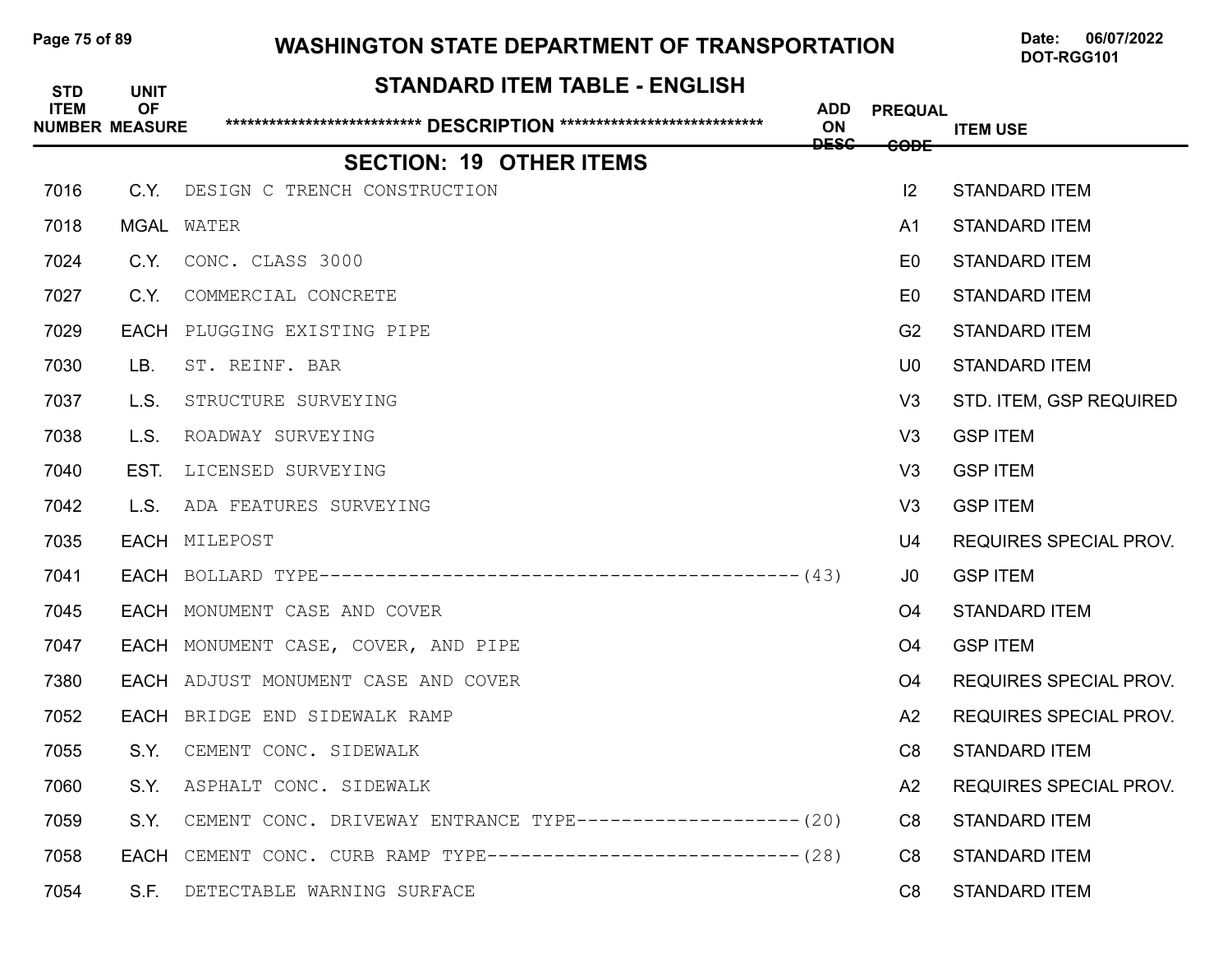# WASHINGTON STATE DEPARTMENT OF TRANSPORTATION

Date: 06/07/2022
DOT-RGG101

## STANDARD ITEM TABLE - ENGLISH

| STD ITEM NUMBER | UNIT OF MEASURE | DESCRIPTION | ADD ON DESC | PREQUAL CODE | ITEM USE |
|---|---|---|---|---|---|

## SECTION: 19 OTHER ITEMS

| STD ITEM NUMBER | UNIT OF MEASURE | DESCRIPTION | ADD ON DESC | PREQUAL CODE | ITEM USE |
|---|---|---|---|---|---|
| 7016 | C.Y. | DESIGN C TRENCH CONSTRUCTION | | I2 | STANDARD ITEM |
| 7018 | MGAL | WATER | | A1 | STANDARD ITEM |
| 7024 | C.Y. | CONC. CLASS 3000 | | E0 | STANDARD ITEM |
| 7027 | C.Y. | COMMERCIAL CONCRETE | | E0 | STANDARD ITEM |
| 7029 | EACH | PLUGGING EXISTING PIPE | | G2 | STANDARD ITEM |
| 7030 | LB. | ST. REINF. BAR | | U0 | STANDARD ITEM |
| 7037 | L.S. | STRUCTURE SURVEYING | | V3 | STD. ITEM, GSP REQUIRED |
| 7038 | L.S. | ROADWAY SURVEYING | | V3 | GSP ITEM |
| 7040 | EST. | LICENSED SURVEYING | | V3 | GSP ITEM |
| 7042 | L.S. | ADA FEATURES SURVEYING | | V3 | GSP ITEM |
| 7035 | EACH | MILEPOST | | U4 | REQUIRES SPECIAL PROV. |
| 7041 | EACH | BOLLARD TYPE------------------------------------------- | (43) | J0 | GSP ITEM |
| 7045 | EACH | MONUMENT CASE AND COVER | | O4 | STANDARD ITEM |
| 7047 | EACH | MONUMENT CASE, COVER, AND PIPE | | O4 | GSP ITEM |
| 7380 | EACH | ADJUST MONUMENT CASE AND COVER | | O4 | REQUIRES SPECIAL PROV. |
| 7052 | EACH | BRIDGE END SIDEWALK RAMP | | A2 | REQUIRES SPECIAL PROV. |
| 7055 | S.Y. | CEMENT CONC. SIDEWALK | | C8 | STANDARD ITEM |
| 7060 | S.Y. | ASPHALT CONC. SIDEWALK | | A2 | REQUIRES SPECIAL PROV. |
| 7059 | S.Y. | CEMENT CONC. DRIVEWAY ENTRANCE TYPE-------------------- | (20) | C8 | STANDARD ITEM |
| 7058 | EACH | CEMENT CONC. CURB RAMP TYPE---------------------------- | (28) | C8 | STANDARD ITEM |
| 7054 | S.F. | DETECTABLE WARNING SURFACE | | C8 | STANDARD ITEM |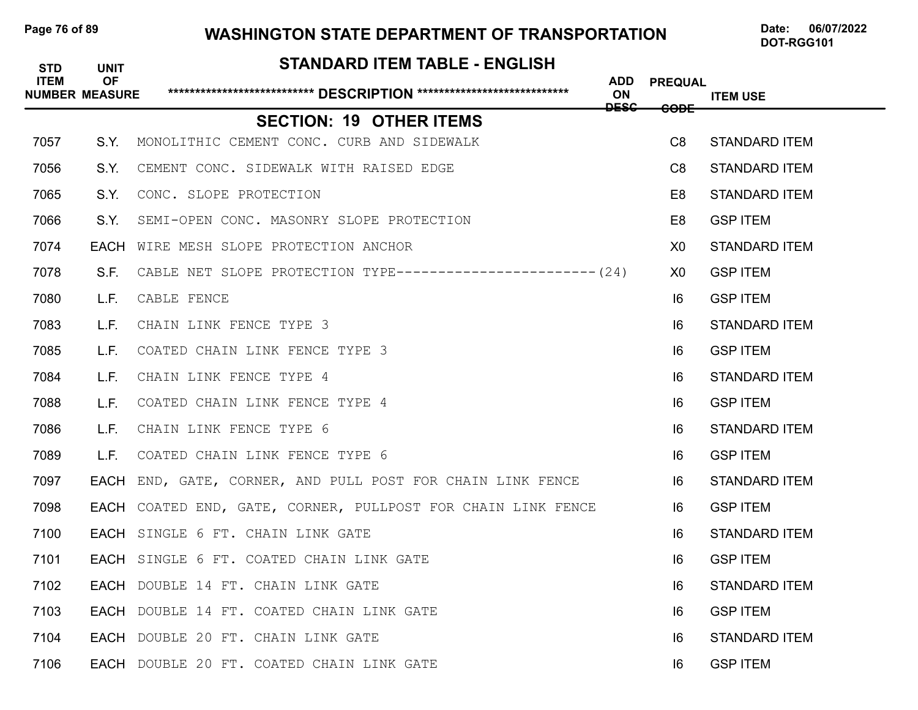# WASHINGTON STATE DEPARTMENT OF TRANSPORTATION

Date: 06/07/2022
DOT-RGG101

## STANDARD ITEM TABLE - ENGLISH

### SECTION: 19 OTHER ITEMS

| STD ITEM NUMBER | UNIT OF MEASURE | DESCRIPTION | ADD ON DESC | PREQUAL CODE | ITEM USE |
|---|---|---|---|---|---|
| 7057 | S.Y. | MONOLITHIC CEMENT CONC. CURB AND SIDEWALK | | C8 | STANDARD ITEM |
| 7056 | S.Y. | CEMENT CONC. SIDEWALK WITH RAISED EDGE | | C8 | STANDARD ITEM |
| 7065 | S.Y. | CONC. SLOPE PROTECTION | | E8 | STANDARD ITEM |
| 7066 | S.Y. | SEMI-OPEN CONC. MASONRY SLOPE PROTECTION | | E8 | GSP ITEM |
| 7074 | EACH | WIRE MESH SLOPE PROTECTION ANCHOR | | X0 | STANDARD ITEM |
| 7078 | S.F. | CABLE NET SLOPE PROTECTION TYPE------------------------ | (24) | X0 | GSP ITEM |
| 7080 | L.F. | CABLE FENCE | | I6 | GSP ITEM |
| 7083 | L.F. | CHAIN LINK FENCE TYPE 3 | | I6 | STANDARD ITEM |
| 7085 | L.F. | COATED CHAIN LINK FENCE TYPE 3 | | I6 | GSP ITEM |
| 7084 | L.F. | CHAIN LINK FENCE TYPE 4 | | I6 | STANDARD ITEM |
| 7088 | L.F. | COATED CHAIN LINK FENCE TYPE 4 | | I6 | GSP ITEM |
| 7086 | L.F. | CHAIN LINK FENCE TYPE 6 | | I6 | STANDARD ITEM |
| 7089 | L.F. | COATED CHAIN LINK FENCE TYPE 6 | | I6 | GSP ITEM |
| 7097 | EACH | END, GATE, CORNER, AND PULL POST FOR CHAIN LINK FENCE | | I6 | STANDARD ITEM |
| 7098 | EACH | COATED END, GATE, CORNER, PULLPOST FOR CHAIN LINK FENCE | | I6 | GSP ITEM |
| 7100 | EACH | SINGLE 6 FT. CHAIN LINK GATE | | I6 | STANDARD ITEM |
| 7101 | EACH | SINGLE 6 FT. COATED CHAIN LINK GATE | | I6 | GSP ITEM |
| 7102 | EACH | DOUBLE 14 FT. CHAIN LINK GATE | | I6 | STANDARD ITEM |
| 7103 | EACH | DOUBLE 14 FT. COATED CHAIN LINK GATE | | I6 | GSP ITEM |
| 7104 | EACH | DOUBLE 20 FT. CHAIN LINK GATE | | I6 | STANDARD ITEM |
| 7106 | EACH | DOUBLE 20 FT. COATED CHAIN LINK GATE | | I6 | GSP ITEM |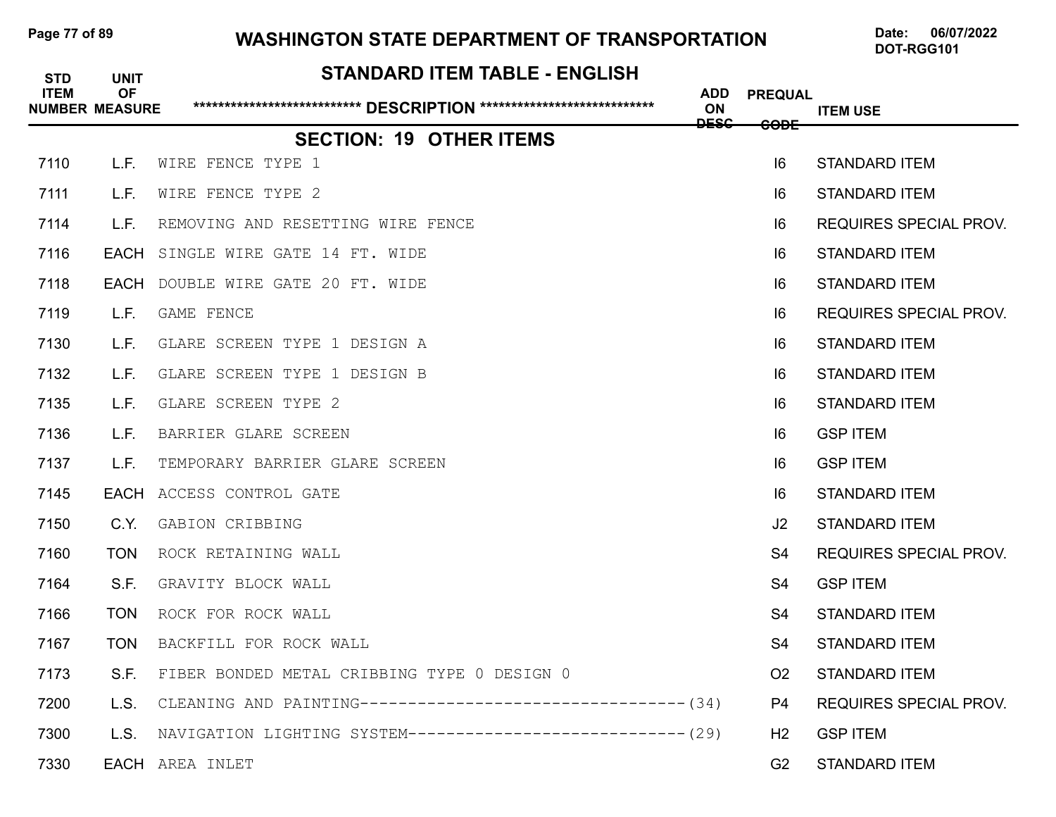# WASHINGTON STATE DEPARTMENT OF TRANSPORTATION

Date: 06/07/2022
DOT-RGG101

## STANDARD ITEM TABLE - ENGLISH

### SECTION: 19 OTHER ITEMS

| STD ITEM NUMBER | UNIT OF MEASURE | DESCRIPTION | ADD ON DESC | PREQUAL CODE | ITEM USE |
|---|---|---|---|---|---|
| 7110 | L.F. | WIRE FENCE TYPE 1 | | I6 | STANDARD ITEM |
| 7111 | L.F. | WIRE FENCE TYPE 2 | | I6 | STANDARD ITEM |
| 7114 | L.F. | REMOVING AND RESETTING WIRE FENCE | | I6 | REQUIRES SPECIAL PROV. |
| 7116 | EACH | SINGLE WIRE GATE 14 FT. WIDE | | I6 | STANDARD ITEM |
| 7118 | EACH | DOUBLE WIRE GATE 20 FT. WIDE | | I6 | STANDARD ITEM |
| 7119 | L.F. | GAME FENCE | | I6 | REQUIRES SPECIAL PROV. |
| 7130 | L.F. | GLARE SCREEN TYPE 1 DESIGN A | | I6 | STANDARD ITEM |
| 7132 | L.F. | GLARE SCREEN TYPE 1 DESIGN B | | I6 | STANDARD ITEM |
| 7135 | L.F. | GLARE SCREEN TYPE 2 | | I6 | STANDARD ITEM |
| 7136 | L.F. | BARRIER GLARE SCREEN | | I6 | GSP ITEM |
| 7137 | L.F. | TEMPORARY BARRIER GLARE SCREEN | | I6 | GSP ITEM |
| 7145 | EACH | ACCESS CONTROL GATE | | I6 | STANDARD ITEM |
| 7150 | C.Y. | GABION CRIBBING | | J2 | STANDARD ITEM |
| 7160 | TON | ROCK RETAINING WALL | | S4 | REQUIRES SPECIAL PROV. |
| 7164 | S.F. | GRAVITY BLOCK WALL | | S4 | GSP ITEM |
| 7166 | TON | ROCK FOR ROCK WALL | | S4 | STANDARD ITEM |
| 7167 | TON | BACKFILL FOR ROCK WALL | | S4 | STANDARD ITEM |
| 7173 | S.F. | FIBER BONDED METAL CRIBBING TYPE 0 DESIGN 0 | | O2 | STANDARD ITEM |
| 7200 | L.S. | CLEANING AND PAINTING----------------------------------- | (34) | P4 | REQUIRES SPECIAL PROV. |
| 7300 | L.S. | NAVIGATION LIGHTING SYSTEM----------------------------- | (29) | H2 | GSP ITEM |
| 7330 | EACH | AREA INLET | | G2 | STANDARD ITEM |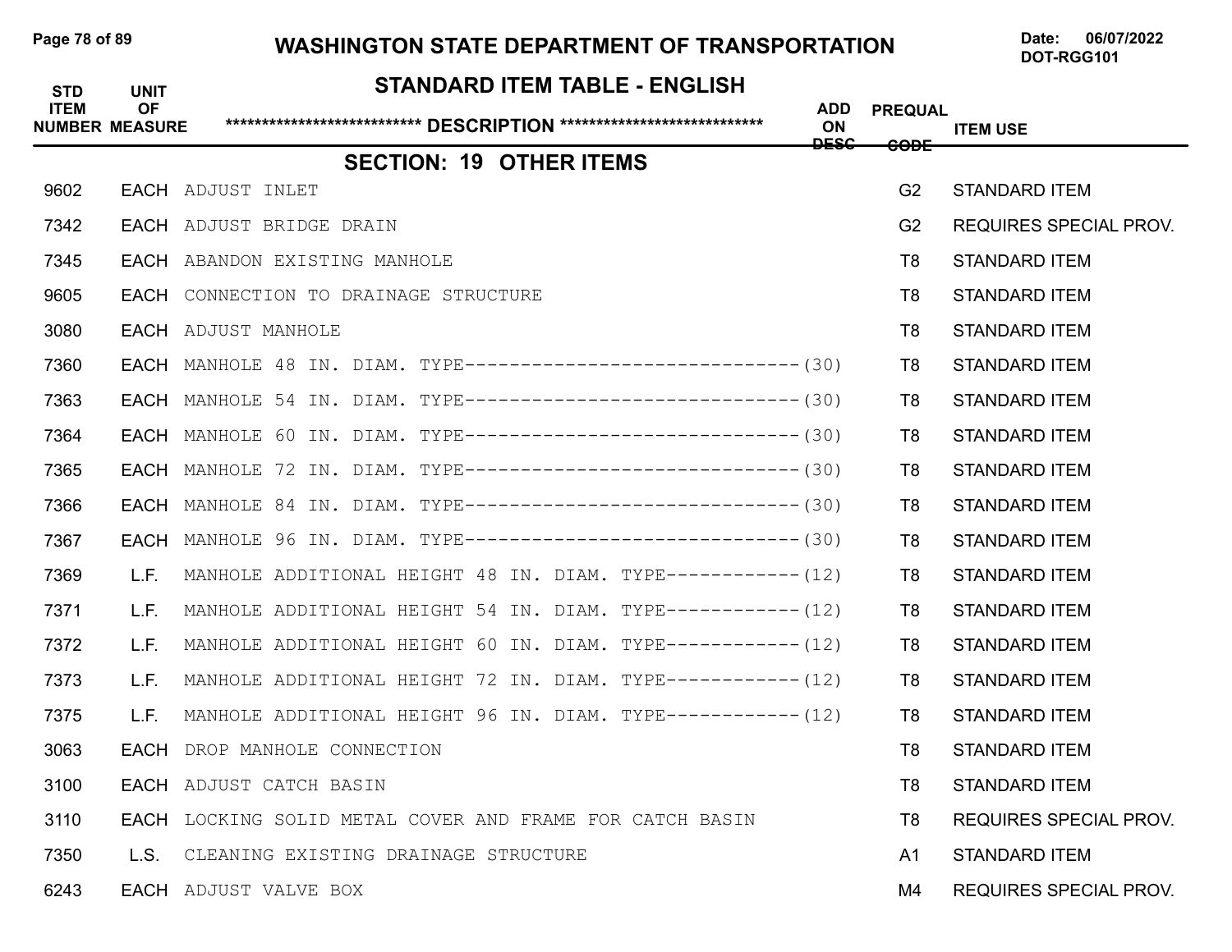# WASHINGTON STATE DEPARTMENT OF TRANSPORTATION

Date: 06/07/2022
DOT-RGG101

## STANDARD ITEM TABLE - ENGLISH

## SECTION: 19 OTHER ITEMS

| STD ITEM NUMBER | UNIT OF MEASURE | \*\*\*\*\*\*\*\*\*\*\*\*\*\*\*\*\*\*\*\*\*\*\*\*\*\*\*\* DESCRIPTION \*\*\*\*\*\*\*\*\*\*\*\*\*\*\*\*\*\*\*\*\*\*\*\*\*\*\*\* | ADD ON DESC | PREQUAL CODE | ITEM USE |
|---|---|---|---|---|---|
| 9602 | EACH | ADJUST INLET | | G2 | STANDARD ITEM |
| 7342 | EACH | ADJUST BRIDGE DRAIN | | G2 | REQUIRES SPECIAL PROV. |
| 7345 | EACH | ABANDON EXISTING MANHOLE | | T8 | STANDARD ITEM |
| 9605 | EACH | CONNECTION TO DRAINAGE STRUCTURE | | T8 | STANDARD ITEM |
| 3080 | EACH | ADJUST MANHOLE | | T8 | STANDARD ITEM |
| 7360 | EACH | MANHOLE 48 IN. DIAM. TYPE------------------------------- | (30) | T8 | STANDARD ITEM |
| 7363 | EACH | MANHOLE 54 IN. DIAM. TYPE------------------------------- | (30) | T8 | STANDARD ITEM |
| 7364 | EACH | MANHOLE 60 IN. DIAM. TYPE------------------------------- | (30) | T8 | STANDARD ITEM |
| 7365 | EACH | MANHOLE 72 IN. DIAM. TYPE------------------------------- | (30) | T8 | STANDARD ITEM |
| 7366 | EACH | MANHOLE 84 IN. DIAM. TYPE------------------------------- | (30) | T8 | STANDARD ITEM |
| 7367 | EACH | MANHOLE 96 IN. DIAM. TYPE------------------------------- | (30) | T8 | STANDARD ITEM |
| 7369 | L.F. | MANHOLE ADDITIONAL HEIGHT 48 IN. DIAM. TYPE------------ | (12) | T8 | STANDARD ITEM |
| 7371 | L.F. | MANHOLE ADDITIONAL HEIGHT 54 IN. DIAM. TYPE------------ | (12) | T8 | STANDARD ITEM |
| 7372 | L.F. | MANHOLE ADDITIONAL HEIGHT 60 IN. DIAM. TYPE------------ | (12) | T8 | STANDARD ITEM |
| 7373 | L.F. | MANHOLE ADDITIONAL HEIGHT 72 IN. DIAM. TYPE------------ | (12) | T8 | STANDARD ITEM |
| 7375 | L.F. | MANHOLE ADDITIONAL HEIGHT 96 IN. DIAM. TYPE------------ | (12) | T8 | STANDARD ITEM |
| 3063 | EACH | DROP MANHOLE CONNECTION | | T8 | STANDARD ITEM |
| 3100 | EACH | ADJUST CATCH BASIN | | T8 | STANDARD ITEM |
| 3110 | EACH | LOCKING SOLID METAL COVER AND FRAME FOR CATCH BASIN | | T8 | REQUIRES SPECIAL PROV. |
| 7350 | L.S. | CLEANING EXISTING DRAINAGE STRUCTURE | | A1 | STANDARD ITEM |
| 6243 | EACH | ADJUST VALVE BOX | | M4 | REQUIRES SPECIAL PROV. |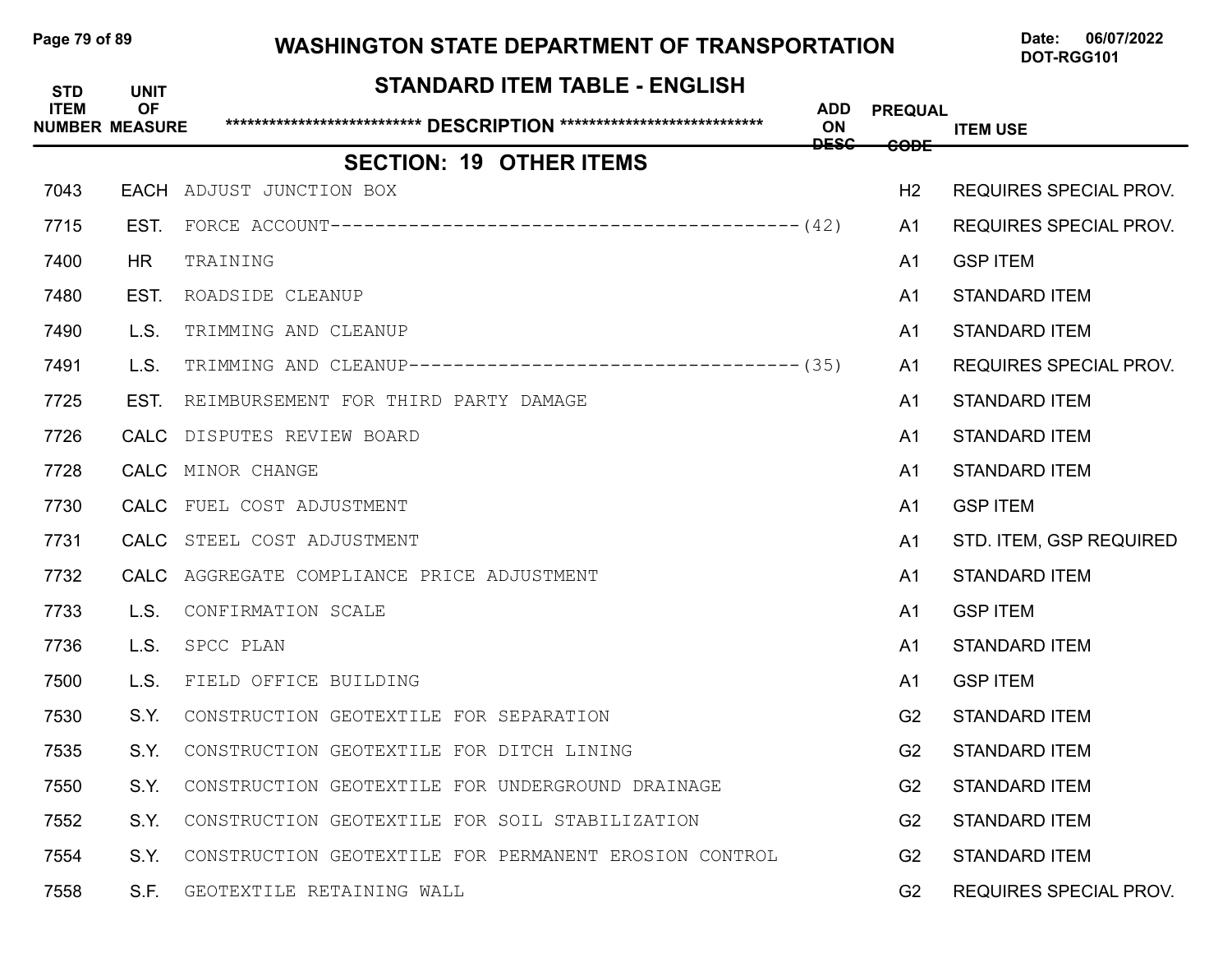## STANDARD ITEM TABLE - ENGLISH

| STD ITEM NUMBER | UNIT OF MEASURE | DESCRIPTION | ADD ON DESC | PREQUAL CODE | ITEM USE |
|---|---|---|---|---|---|
| | | **SECTION: 19 OTHER ITEMS** | | | |
| 7043 | EACH | ADJUST JUNCTION BOX | | H2 | REQUIRES SPECIAL PROV. |
| 7715 | EST. | FORCE ACCOUNT------------------------------------------(42) | | A1 | REQUIRES SPECIAL PROV. |
| 7400 | HR | TRAINING | | A1 | GSP ITEM |
| 7480 | EST. | ROADSIDE CLEANUP | | A1 | STANDARD ITEM |
| 7490 | L.S. | TRIMMING AND CLEANUP | | A1 | STANDARD ITEM |
| 7491 | L.S. | TRIMMING AND CLEANUP-----------------------------------(35) | | A1 | REQUIRES SPECIAL PROV. |
| 7725 | EST. | REIMBURSEMENT FOR THIRD PARTY DAMAGE | | A1 | STANDARD ITEM |
| 7726 | CALC | DISPUTES REVIEW BOARD | | A1 | STANDARD ITEM |
| 7728 | CALC | MINOR CHANGE | | A1 | STANDARD ITEM |
| 7730 | CALC | FUEL COST ADJUSTMENT | | A1 | GSP ITEM |
| 7731 | CALC | STEEL COST ADJUSTMENT | | A1 | STD. ITEM, GSP REQUIRED |
| 7732 | CALC | AGGREGATE COMPLIANCE PRICE ADJUSTMENT | | A1 | STANDARD ITEM |
| 7733 | L.S. | CONFIRMATION SCALE | | A1 | GSP ITEM |
| 7736 | L.S. | SPCC PLAN | | A1 | STANDARD ITEM |
| 7500 | L.S. | FIELD OFFICE BUILDING | | A1 | GSP ITEM |
| 7530 | S.Y. | CONSTRUCTION GEOTEXTILE FOR SEPARATION | | G2 | STANDARD ITEM |
| 7535 | S.Y. | CONSTRUCTION GEOTEXTILE FOR DITCH LINING | | G2 | STANDARD ITEM |
| 7550 | S.Y. | CONSTRUCTION GEOTEXTILE FOR UNDERGROUND DRAINAGE | | G2 | STANDARD ITEM |
| 7552 | S.Y. | CONSTRUCTION GEOTEXTILE FOR SOIL STABILIZATION | | G2 | STANDARD ITEM |
| 7554 | S.Y. | CONSTRUCTION GEOTEXTILE FOR PERMANENT EROSION CONTROL | | G2 | STANDARD ITEM |
| 7558 | S.F. | GEOTEXTILE RETAINING WALL | | G2 | REQUIRES SPECIAL PROV. |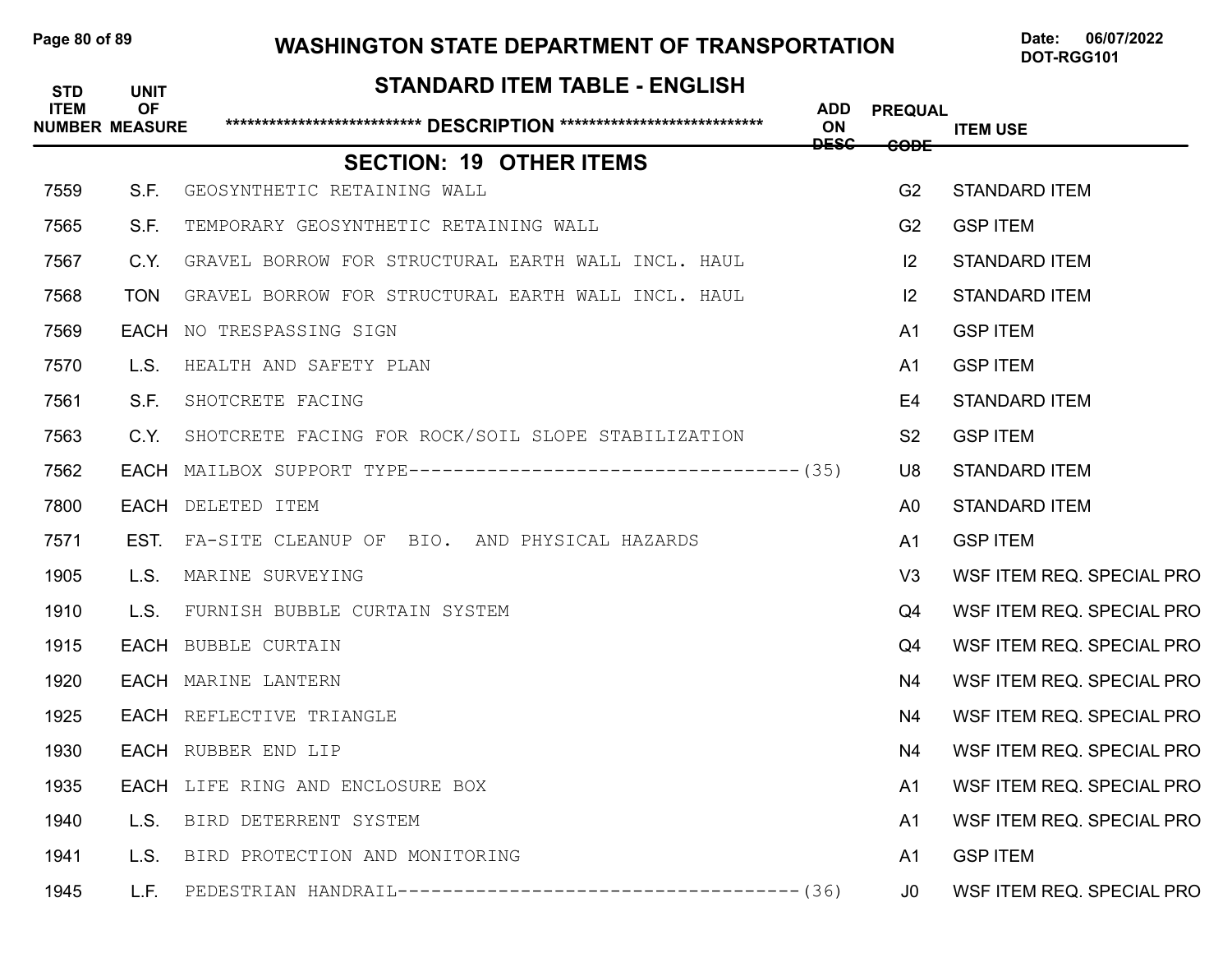# WASHINGTON STATE DEPARTMENT OF TRANSPORTATION

Date: 06/07/2022
DOT-RGG101

## STANDARD ITEM TABLE - ENGLISH

### SECTION: 19 OTHER ITEMS

| STD ITEM NUMBER | UNIT OF MEASURE | DESCRIPTION | ADD ON DESC | PREQUAL CODE | ITEM USE |
|---|---|---|---|---|---|
| 7559 | S.F. | GEOSYNTHETIC RETAINING WALL | | G2 | STANDARD ITEM |
| 7565 | S.F. | TEMPORARY GEOSYNTHETIC RETAINING WALL | | G2 | GSP ITEM |
| 7567 | C.Y. | GRAVEL BORROW FOR STRUCTURAL EARTH WALL INCL. HAUL | | I2 | STANDARD ITEM |
| 7568 | TON | GRAVEL BORROW FOR STRUCTURAL EARTH WALL INCL. HAUL | | I2 | STANDARD ITEM |
| 7569 | EACH | NO TRESPASSING SIGN | | A1 | GSP ITEM |
| 7570 | L.S. | HEALTH AND SAFETY PLAN | | A1 | GSP ITEM |
| 7561 | S.F. | SHOTCRETE FACING | | E4 | STANDARD ITEM |
| 7563 | C.Y. | SHOTCRETE FACING FOR ROCK/SOIL SLOPE STABILIZATION | | S2 | GSP ITEM |
| 7562 | EACH | MAILBOX SUPPORT TYPE-----------------------------------(35) | | U8 | STANDARD ITEM |
| 7800 | EACH | DELETED ITEM | | A0 | STANDARD ITEM |
| 7571 | EST. | FA-SITE CLEANUP OF BIO. AND PHYSICAL HAZARDS | | A1 | GSP ITEM |
| 1905 | L.S. | MARINE SURVEYING | | V3 | WSF ITEM REQ. SPECIAL PRO |
| 1910 | L.S. | FURNISH BUBBLE CURTAIN SYSTEM | | Q4 | WSF ITEM REQ. SPECIAL PRO |
| 1915 | EACH | BUBBLE CURTAIN | | Q4 | WSF ITEM REQ. SPECIAL PRO |
| 1920 | EACH | MARINE LANTERN | | N4 | WSF ITEM REQ. SPECIAL PRO |
| 1925 | EACH | REFLECTIVE TRIANGLE | | N4 | WSF ITEM REQ. SPECIAL PRO |
| 1930 | EACH | RUBBER END LIP | | N4 | WSF ITEM REQ. SPECIAL PRO |
| 1935 | EACH | LIFE RING AND ENCLOSURE BOX | | A1 | WSF ITEM REQ. SPECIAL PRO |
| 1940 | L.S. | BIRD DETERRENT SYSTEM | | A1 | WSF ITEM REQ. SPECIAL PRO |
| 1941 | L.S. | BIRD PROTECTION AND MONITORING | | A1 | GSP ITEM |
| 1945 | L.F. | PEDESTRIAN HANDRAIL------------------------------------(36) | | J0 | WSF ITEM REQ. SPECIAL PRO |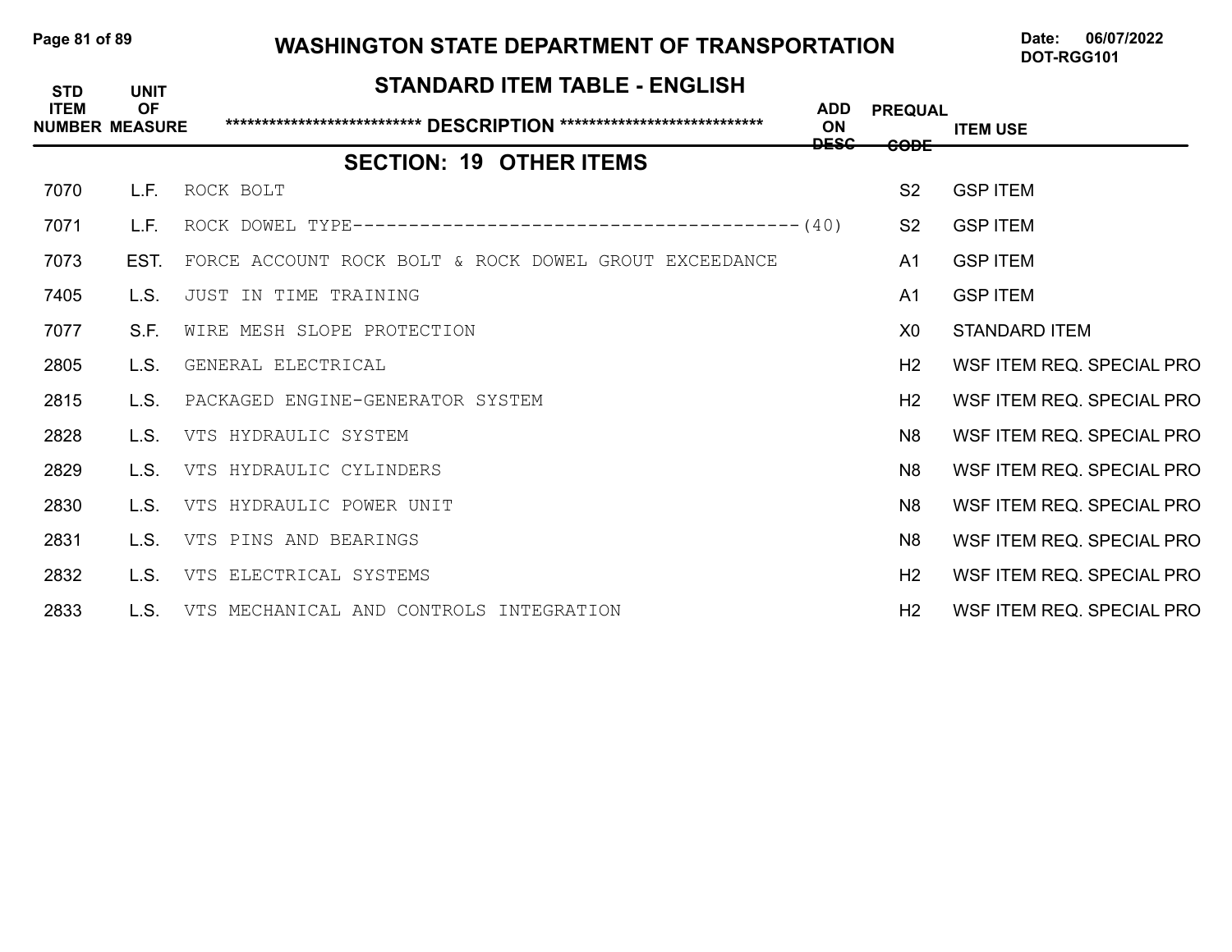# WASHINGTON STATE DEPARTMENT OF TRANSPORTATION

Date: 06/07/2022
DOT-RGG101

## STANDARD ITEM TABLE - ENGLISH

| STD ITEM NUMBER | UNIT OF MEASURE | ******************************* DESCRIPTION ******************************* | ADD ON DESC | PREQUAL CODE | ITEM USE |
|---|---|---|---|---|---|
| | | **SECTION: 19 OTHER ITEMS** | | | |
| 7070 | L.F. | ROCK BOLT | | S2 | GSP ITEM |
| 7071 | L.F. | ROCK DOWEL TYPE----------------------------------------(40) | | S2 | GSP ITEM |
| 7073 | EST. | FORCE ACCOUNT ROCK BOLT & ROCK DOWEL GROUT EXCEEDANCE | | A1 | GSP ITEM |
| 7405 | L.S. | JUST IN TIME TRAINING | | A1 | GSP ITEM |
| 7077 | S.F. | WIRE MESH SLOPE PROTECTION | | X0 | STANDARD ITEM |
| 2805 | L.S. | GENERAL ELECTRICAL | | H2 | WSF ITEM REQ. SPECIAL PRO |
| 2815 | L.S. | PACKAGED ENGINE-GENERATOR SYSTEM | | H2 | WSF ITEM REQ. SPECIAL PRO |
| 2828 | L.S. | VTS HYDRAULIC SYSTEM | | N8 | WSF ITEM REQ. SPECIAL PRO |
| 2829 | L.S. | VTS HYDRAULIC CYLINDERS | | N8 | WSF ITEM REQ. SPECIAL PRO |
| 2830 | L.S. | VTS HYDRAULIC POWER UNIT | | N8 | WSF ITEM REQ. SPECIAL PRO |
| 2831 | L.S. | VTS PINS AND BEARINGS | | N8 | WSF ITEM REQ. SPECIAL PRO |
| 2832 | L.S. | VTS ELECTRICAL SYSTEMS | | H2 | WSF ITEM REQ. SPECIAL PRO |
| 2833 | L.S. | VTS MECHANICAL AND CONTROLS INTEGRATION | | H2 | WSF ITEM REQ. SPECIAL PRO |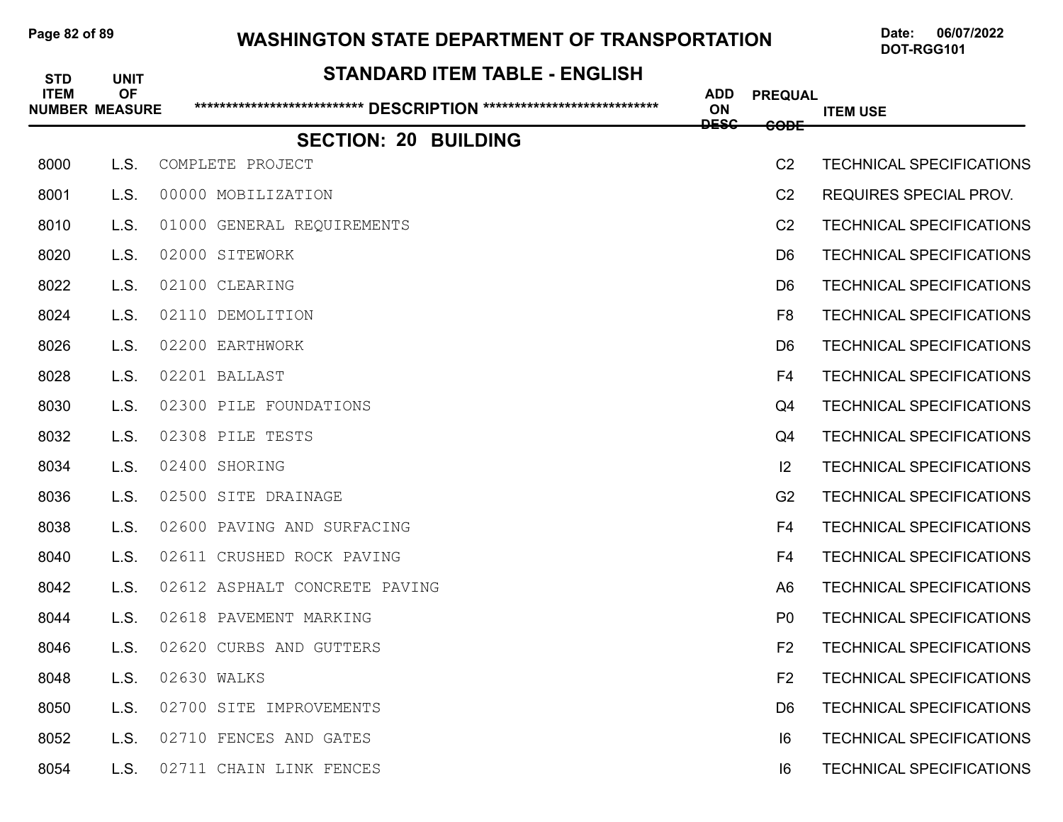# WASHINGTON STATE DEPARTMENT OF TRANSPORTATION

Date: 06/07/2022
DOT-RGG101

## STANDARD ITEM TABLE - ENGLISH

| STD ITEM NUMBER | UNIT OF MEASURE | DESCRIPTION | ADD ON DESC | PREQUAL CODE | ITEM USE |
|---|---|---|---|---|---|
| | | **SECTION: 20 BUILDING** | | | |
| 8000 | L.S. | COMPLETE PROJECT | | C2 | TECHNICAL SPECIFICATIONS |
| 8001 | L.S. | 00000 MOBILIZATION | | C2 | REQUIRES SPECIAL PROV. |
| 8010 | L.S. | 01000 GENERAL REQUIREMENTS | | C2 | TECHNICAL SPECIFICATIONS |
| 8020 | L.S. | 02000 SITEWORK | | D6 | TECHNICAL SPECIFICATIONS |
| 8022 | L.S. | 02100 CLEARING | | D6 | TECHNICAL SPECIFICATIONS |
| 8024 | L.S. | 02110 DEMOLITION | | F8 | TECHNICAL SPECIFICATIONS |
| 8026 | L.S. | 02200 EARTHWORK | | D6 | TECHNICAL SPECIFICATIONS |
| 8028 | L.S. | 02201 BALLAST | | F4 | TECHNICAL SPECIFICATIONS |
| 8030 | L.S. | 02300 PILE FOUNDATIONS | | Q4 | TECHNICAL SPECIFICATIONS |
| 8032 | L.S. | 02308 PILE TESTS | | Q4 | TECHNICAL SPECIFICATIONS |
| 8034 | L.S. | 02400 SHORING | | I2 | TECHNICAL SPECIFICATIONS |
| 8036 | L.S. | 02500 SITE DRAINAGE | | G2 | TECHNICAL SPECIFICATIONS |
| 8038 | L.S. | 02600 PAVING AND SURFACING | | F4 | TECHNICAL SPECIFICATIONS |
| 8040 | L.S. | 02611 CRUSHED ROCK PAVING | | F4 | TECHNICAL SPECIFICATIONS |
| 8042 | L.S. | 02612 ASPHALT CONCRETE PAVING | | A6 | TECHNICAL SPECIFICATIONS |
| 8044 | L.S. | 02618 PAVEMENT MARKING | | P0 | TECHNICAL SPECIFICATIONS |
| 8046 | L.S. | 02620 CURBS AND GUTTERS | | F2 | TECHNICAL SPECIFICATIONS |
| 8048 | L.S. | 02630 WALKS | | F2 | TECHNICAL SPECIFICATIONS |
| 8050 | L.S. | 02700 SITE IMPROVEMENTS | | D6 | TECHNICAL SPECIFICATIONS |
| 8052 | L.S. | 02710 FENCES AND GATES | | I6 | TECHNICAL SPECIFICATIONS |
| 8054 | L.S. | 02711 CHAIN LINK FENCES | | I6 | TECHNICAL SPECIFICATIONS |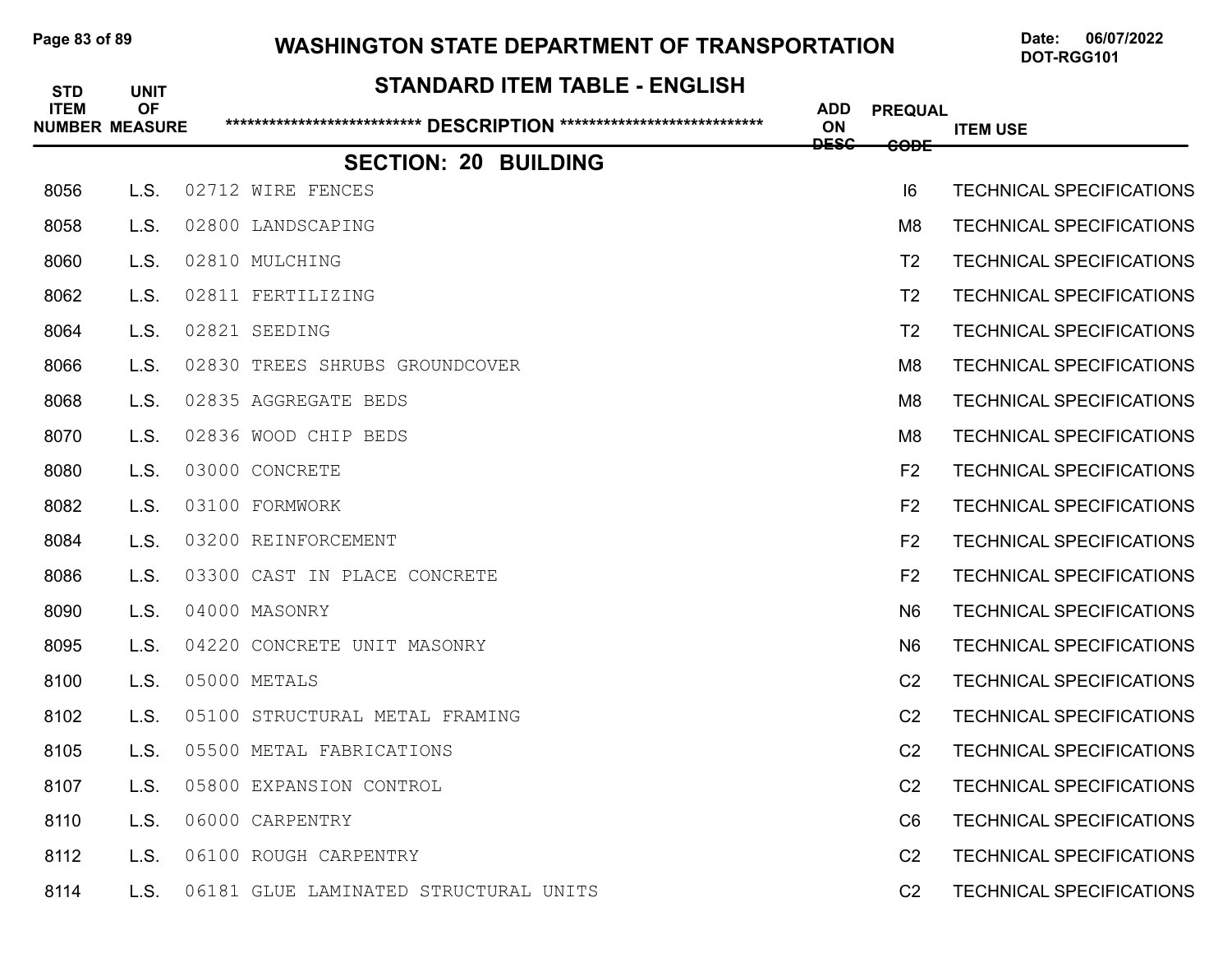# WASHINGTON STATE DEPARTMENT OF TRANSPORTATION

Date: 06/07/2022
DOT-RGG101

## STANDARD ITEM TABLE - ENGLISH

| STD ITEM NUMBER | UNIT OF MEASURE | *************************** DESCRIPTION **************************** | ADD ON DESC | PREQUAL CODE | ITEM USE |
|---|---|---|---|---|---|
| | | **SECTION: 20 BUILDING** | | | |
| 8056 | L.S. | 02712 WIRE FENCES | | I6 | TECHNICAL SPECIFICATIONS |
| 8058 | L.S. | 02800 LANDSCAPING | | M8 | TECHNICAL SPECIFICATIONS |
| 8060 | L.S. | 02810 MULCHING | | T2 | TECHNICAL SPECIFICATIONS |
| 8062 | L.S. | 02811 FERTILIZING | | T2 | TECHNICAL SPECIFICATIONS |
| 8064 | L.S. | 02821 SEEDING | | T2 | TECHNICAL SPECIFICATIONS |
| 8066 | L.S. | 02830 TREES SHRUBS GROUNDCOVER | | M8 | TECHNICAL SPECIFICATIONS |
| 8068 | L.S. | 02835 AGGREGATE BEDS | | M8 | TECHNICAL SPECIFICATIONS |
| 8070 | L.S. | 02836 WOOD CHIP BEDS | | M8 | TECHNICAL SPECIFICATIONS |
| 8080 | L.S. | 03000 CONCRETE | | F2 | TECHNICAL SPECIFICATIONS |
| 8082 | L.S. | 03100 FORMWORK | | F2 | TECHNICAL SPECIFICATIONS |
| 8084 | L.S. | 03200 REINFORCEMENT | | F2 | TECHNICAL SPECIFICATIONS |
| 8086 | L.S. | 03300 CAST IN PLACE CONCRETE | | F2 | TECHNICAL SPECIFICATIONS |
| 8090 | L.S. | 04000 MASONRY | | N6 | TECHNICAL SPECIFICATIONS |
| 8095 | L.S. | 04220 CONCRETE UNIT MASONRY | | N6 | TECHNICAL SPECIFICATIONS |
| 8100 | L.S. | 05000 METALS | | C2 | TECHNICAL SPECIFICATIONS |
| 8102 | L.S. | 05100 STRUCTURAL METAL FRAMING | | C2 | TECHNICAL SPECIFICATIONS |
| 8105 | L.S. | 05500 METAL FABRICATIONS | | C2 | TECHNICAL SPECIFICATIONS |
| 8107 | L.S. | 05800 EXPANSION CONTROL | | C2 | TECHNICAL SPECIFICATIONS |
| 8110 | L.S. | 06000 CARPENTRY | | C6 | TECHNICAL SPECIFICATIONS |
| 8112 | L.S. | 06100 ROUGH CARPENTRY | | C2 | TECHNICAL SPECIFICATIONS |
| 8114 | L.S. | 06181 GLUE LAMINATED STRUCTURAL UNITS | | C2 | TECHNICAL SPECIFICATIONS |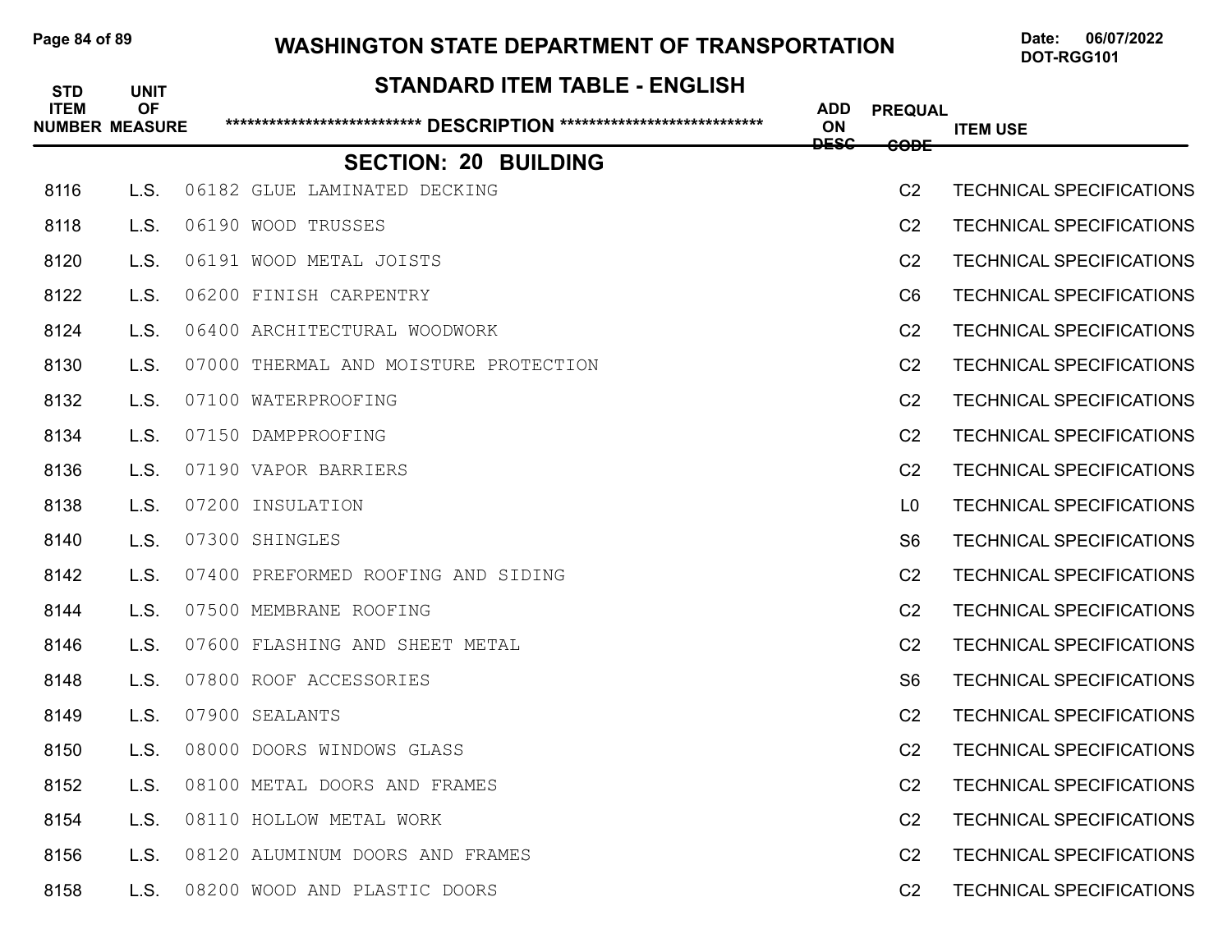# WASHINGTON STATE DEPARTMENT OF TRANSPORTATION

Date: 06/07/2022
DOT-RGG101

## STANDARD ITEM TABLE - ENGLISH

| STD ITEM NUMBER | UNIT OF MEASURE | ************************** DESCRIPTION ************************** | ADD ON DESC | PREQUAL CODE | ITEM USE |
|---|---|---|---|---|---|
| | | **SECTION: 20 BUILDING** | | | |
| 8116 | L.S. | 06182 GLUE LAMINATED DECKING | | C2 | TECHNICAL SPECIFICATIONS |
| 8118 | L.S. | 06190 WOOD TRUSSES | | C2 | TECHNICAL SPECIFICATIONS |
| 8120 | L.S. | 06191 WOOD METAL JOISTS | | C2 | TECHNICAL SPECIFICATIONS |
| 8122 | L.S. | 06200 FINISH CARPENTRY | | C6 | TECHNICAL SPECIFICATIONS |
| 8124 | L.S. | 06400 ARCHITECTURAL WOODWORK | | C2 | TECHNICAL SPECIFICATIONS |
| 8130 | L.S. | 07000 THERMAL AND MOISTURE PROTECTION | | C2 | TECHNICAL SPECIFICATIONS |
| 8132 | L.S. | 07100 WATERPROOFING | | C2 | TECHNICAL SPECIFICATIONS |
| 8134 | L.S. | 07150 DAMPPROOFING | | C2 | TECHNICAL SPECIFICATIONS |
| 8136 | L.S. | 07190 VAPOR BARRIERS | | C2 | TECHNICAL SPECIFICATIONS |
| 8138 | L.S. | 07200 INSULATION | | L0 | TECHNICAL SPECIFICATIONS |
| 8140 | L.S. | 07300 SHINGLES | | S6 | TECHNICAL SPECIFICATIONS |
| 8142 | L.S. | 07400 PREFORMED ROOFING AND SIDING | | C2 | TECHNICAL SPECIFICATIONS |
| 8144 | L.S. | 07500 MEMBRANE ROOFING | | C2 | TECHNICAL SPECIFICATIONS |
| 8146 | L.S. | 07600 FLASHING AND SHEET METAL | | C2 | TECHNICAL SPECIFICATIONS |
| 8148 | L.S. | 07800 ROOF ACCESSORIES | | S6 | TECHNICAL SPECIFICATIONS |
| 8149 | L.S. | 07900 SEALANTS | | C2 | TECHNICAL SPECIFICATIONS |
| 8150 | L.S. | 08000 DOORS WINDOWS GLASS | | C2 | TECHNICAL SPECIFICATIONS |
| 8152 | L.S. | 08100 METAL DOORS AND FRAMES | | C2 | TECHNICAL SPECIFICATIONS |
| 8154 | L.S. | 08110 HOLLOW METAL WORK | | C2 | TECHNICAL SPECIFICATIONS |
| 8156 | L.S. | 08120 ALUMINUM DOORS AND FRAMES | | C2 | TECHNICAL SPECIFICATIONS |
| 8158 | L.S. | 08200 WOOD AND PLASTIC DOORS | | C2 | TECHNICAL SPECIFICATIONS |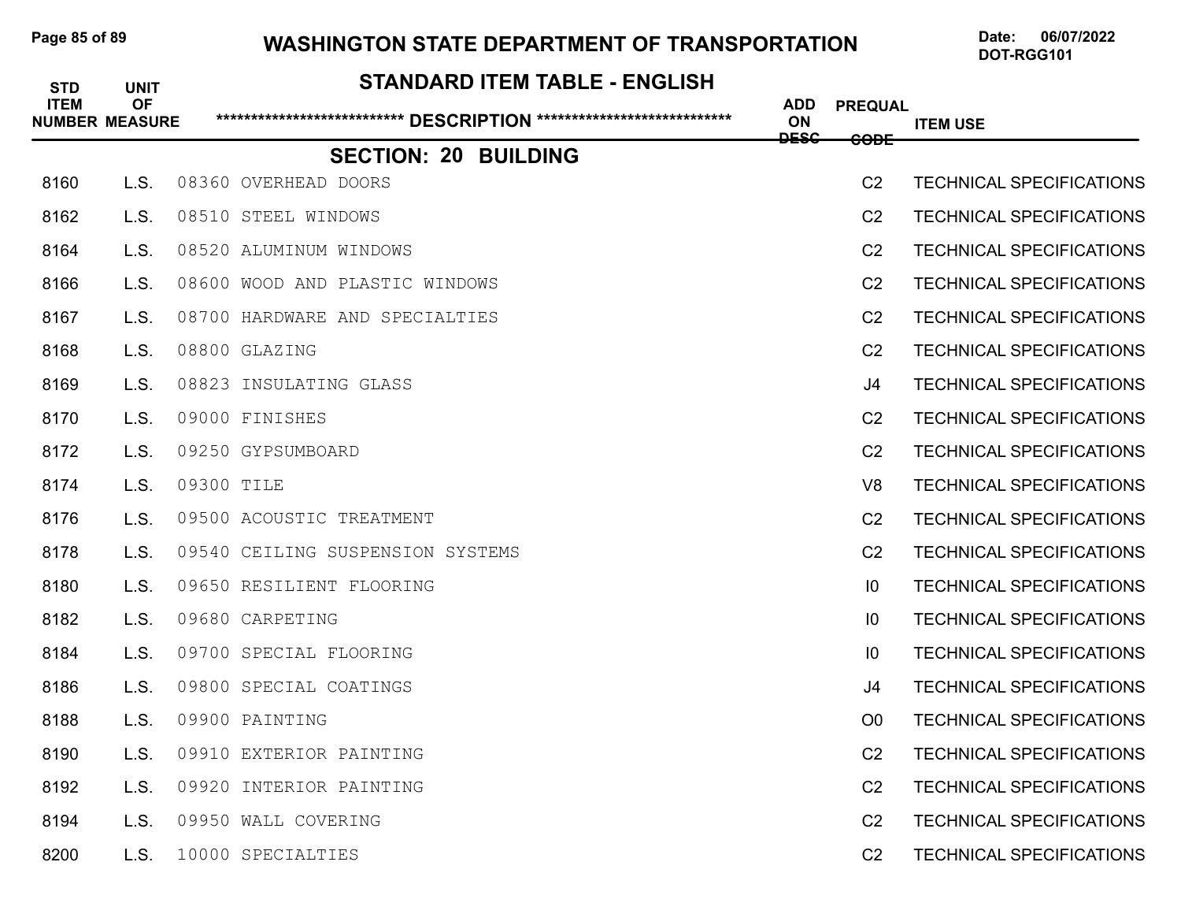## STANDARD ITEM TABLE - ENGLISH

### SECTION: 20 BUILDING

| STD ITEM NUMBER | UNIT OF MEASURE | DESCRIPTION | ADD ON DESC | PREQUAL CODE | ITEM USE |
|---|---|---|---|---|---|
| 8160 | L.S. | 08360 OVERHEAD DOORS | | C2 | TECHNICAL SPECIFICATIONS |
| 8162 | L.S. | 08510 STEEL WINDOWS | | C2 | TECHNICAL SPECIFICATIONS |
| 8164 | L.S. | 08520 ALUMINUM WINDOWS | | C2 | TECHNICAL SPECIFICATIONS |
| 8166 | L.S. | 08600 WOOD AND PLASTIC WINDOWS | | C2 | TECHNICAL SPECIFICATIONS |
| 8167 | L.S. | 08700 HARDWARE AND SPECIALTIES | | C2 | TECHNICAL SPECIFICATIONS |
| 8168 | L.S. | 08800 GLAZING | | C2 | TECHNICAL SPECIFICATIONS |
| 8169 | L.S. | 08823 INSULATING GLASS | | J4 | TECHNICAL SPECIFICATIONS |
| 8170 | L.S. | 09000 FINISHES | | C2 | TECHNICAL SPECIFICATIONS |
| 8172 | L.S. | 09250 GYPSUMBOARD | | C2 | TECHNICAL SPECIFICATIONS |
| 8174 | L.S. | 09300 TILE | | V8 | TECHNICAL SPECIFICATIONS |
| 8176 | L.S. | 09500 ACOUSTIC TREATMENT | | C2 | TECHNICAL SPECIFICATIONS |
| 8178 | L.S. | 09540 CEILING SUSPENSION SYSTEMS | | C2 | TECHNICAL SPECIFICATIONS |
| 8180 | L.S. | 09650 RESILIENT FLOORING | | I0 | TECHNICAL SPECIFICATIONS |
| 8182 | L.S. | 09680 CARPETING | | I0 | TECHNICAL SPECIFICATIONS |
| 8184 | L.S. | 09700 SPECIAL FLOORING | | I0 | TECHNICAL SPECIFICATIONS |
| 8186 | L.S. | 09800 SPECIAL COATINGS | | J4 | TECHNICAL SPECIFICATIONS |
| 8188 | L.S. | 09900 PAINTING | | O0 | TECHNICAL SPECIFICATIONS |
| 8190 | L.S. | 09910 EXTERIOR PAINTING | | C2 | TECHNICAL SPECIFICATIONS |
| 8192 | L.S. | 09920 INTERIOR PAINTING | | C2 | TECHNICAL SPECIFICATIONS |
| 8194 | L.S. | 09950 WALL COVERING | | C2 | TECHNICAL SPECIFICATIONS |
| 8200 | L.S. | 10000 SPECIALTIES | | C2 | TECHNICAL SPECIFICATIONS |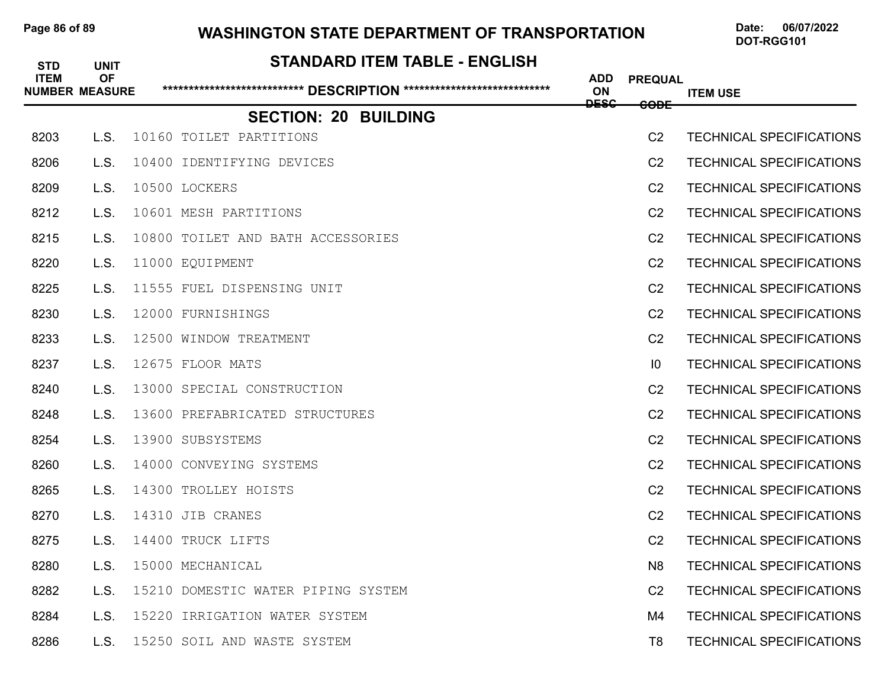# WASHINGTON STATE DEPARTMENT OF TRANSPORTATION

Date: 06/07/2022
DOT-RGG101

## STANDARD ITEM TABLE - ENGLISH

| STD ITEM NUMBER | UNIT OF MEASURE | *************************** DESCRIPTION **************************** | ADD ON DESC | PREQUAL CODE | ITEM USE |
|---|---|---|---|---|---|
| | | **SECTION: 20 BUILDING** | | | |
| 8203 | L.S. | 10160 TOILET PARTITIONS | | C2 | TECHNICAL SPECIFICATIONS |
| 8206 | L.S. | 10400 IDENTIFYING DEVICES | | C2 | TECHNICAL SPECIFICATIONS |
| 8209 | L.S. | 10500 LOCKERS | | C2 | TECHNICAL SPECIFICATIONS |
| 8212 | L.S. | 10601 MESH PARTITIONS | | C2 | TECHNICAL SPECIFICATIONS |
| 8215 | L.S. | 10800 TOILET AND BATH ACCESSORIES | | C2 | TECHNICAL SPECIFICATIONS |
| 8220 | L.S. | 11000 EQUIPMENT | | C2 | TECHNICAL SPECIFICATIONS |
| 8225 | L.S. | 11555 FUEL DISPENSING UNIT | | C2 | TECHNICAL SPECIFICATIONS |
| 8230 | L.S. | 12000 FURNISHINGS | | C2 | TECHNICAL SPECIFICATIONS |
| 8233 | L.S. | 12500 WINDOW TREATMENT | | C2 | TECHNICAL SPECIFICATIONS |
| 8237 | L.S. | 12675 FLOOR MATS | | I0 | TECHNICAL SPECIFICATIONS |
| 8240 | L.S. | 13000 SPECIAL CONSTRUCTION | | C2 | TECHNICAL SPECIFICATIONS |
| 8248 | L.S. | 13600 PREFABRICATED STRUCTURES | | C2 | TECHNICAL SPECIFICATIONS |
| 8254 | L.S. | 13900 SUBSYSTEMS | | C2 | TECHNICAL SPECIFICATIONS |
| 8260 | L.S. | 14000 CONVEYING SYSTEMS | | C2 | TECHNICAL SPECIFICATIONS |
| 8265 | L.S. | 14300 TROLLEY HOISTS | | C2 | TECHNICAL SPECIFICATIONS |
| 8270 | L.S. | 14310 JIB CRANES | | C2 | TECHNICAL SPECIFICATIONS |
| 8275 | L.S. | 14400 TRUCK LIFTS | | C2 | TECHNICAL SPECIFICATIONS |
| 8280 | L.S. | 15000 MECHANICAL | | N8 | TECHNICAL SPECIFICATIONS |
| 8282 | L.S. | 15210 DOMESTIC WATER PIPING SYSTEM | | C2 | TECHNICAL SPECIFICATIONS |
| 8284 | L.S. | 15220 IRRIGATION WATER SYSTEM | | M4 | TECHNICAL SPECIFICATIONS |
| 8286 | L.S. | 15250 SOIL AND WASTE SYSTEM | | T8 | TECHNICAL SPECIFICATIONS |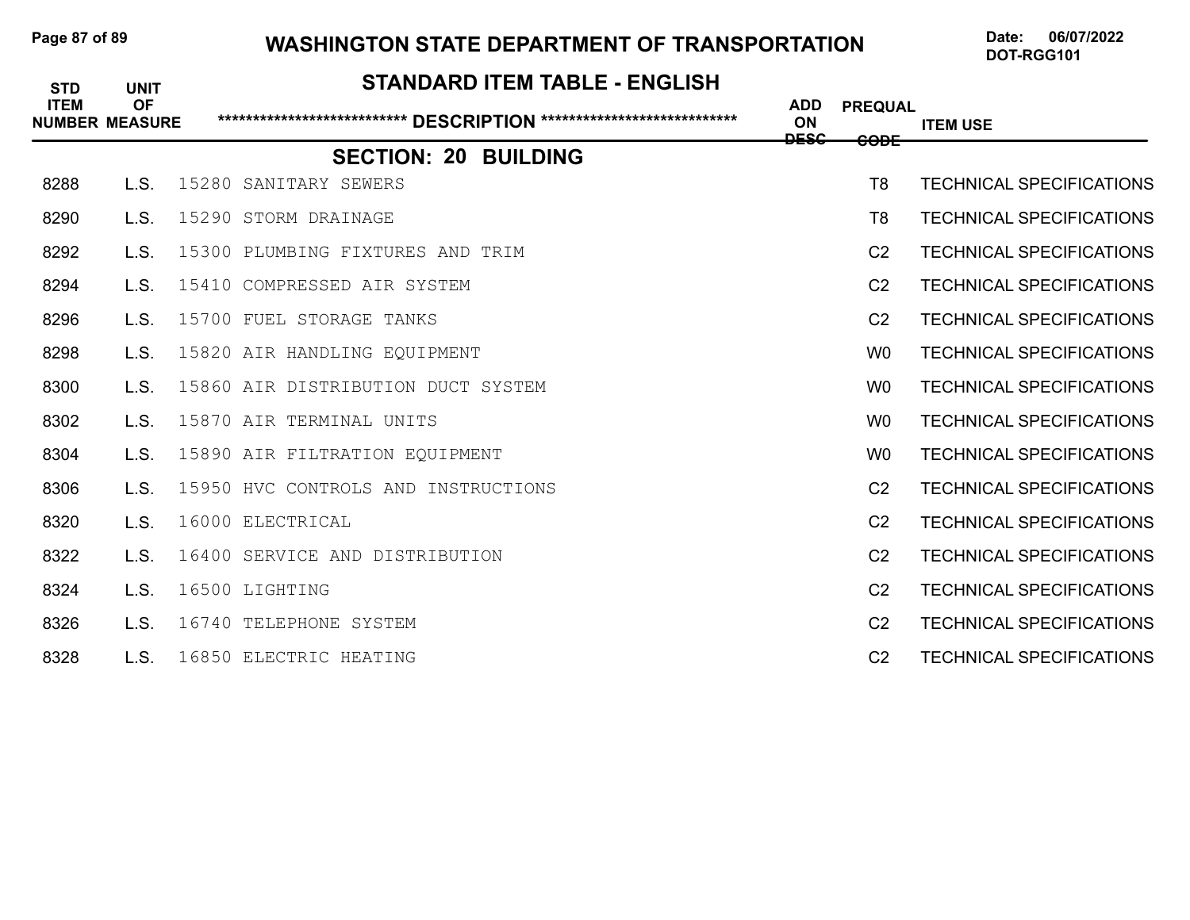# WASHINGTON STATE DEPARTMENT OF TRANSPORTATION

Date: 06/07/2022
DOT-RGG101

## STANDARD ITEM TABLE - ENGLISH

### SECTION: 20 BUILDING

| STD ITEM NUMBER | UNIT OF MEASURE | DESCRIPTION | ADD ON DESC | PREQUAL CODE | ITEM USE |
|---|---|---|---|---|---|
| 8288 | L.S. | 15280 SANITARY SEWERS | | T8 | TECHNICAL SPECIFICATIONS |
| 8290 | L.S. | 15290 STORM DRAINAGE | | T8 | TECHNICAL SPECIFICATIONS |
| 8292 | L.S. | 15300 PLUMBING FIXTURES AND TRIM | | C2 | TECHNICAL SPECIFICATIONS |
| 8294 | L.S. | 15410 COMPRESSED AIR SYSTEM | | C2 | TECHNICAL SPECIFICATIONS |
| 8296 | L.S. | 15700 FUEL STORAGE TANKS | | C2 | TECHNICAL SPECIFICATIONS |
| 8298 | L.S. | 15820 AIR HANDLING EQUIPMENT | | W0 | TECHNICAL SPECIFICATIONS |
| 8300 | L.S. | 15860 AIR DISTRIBUTION DUCT SYSTEM | | W0 | TECHNICAL SPECIFICATIONS |
| 8302 | L.S. | 15870 AIR TERMINAL UNITS | | W0 | TECHNICAL SPECIFICATIONS |
| 8304 | L.S. | 15890 AIR FILTRATION EQUIPMENT | | W0 | TECHNICAL SPECIFICATIONS |
| 8306 | L.S. | 15950 HVC CONTROLS AND INSTRUCTIONS | | C2 | TECHNICAL SPECIFICATIONS |
| 8320 | L.S. | 16000 ELECTRICAL | | C2 | TECHNICAL SPECIFICATIONS |
| 8322 | L.S. | 16400 SERVICE AND DISTRIBUTION | | C2 | TECHNICAL SPECIFICATIONS |
| 8324 | L.S. | 16500 LIGHTING | | C2 | TECHNICAL SPECIFICATIONS |
| 8326 | L.S. | 16740 TELEPHONE SYSTEM | | C2 | TECHNICAL SPECIFICATIONS |
| 8328 | L.S. | 16850 ELECTRIC HEATING | | C2 | TECHNICAL SPECIFICATIONS |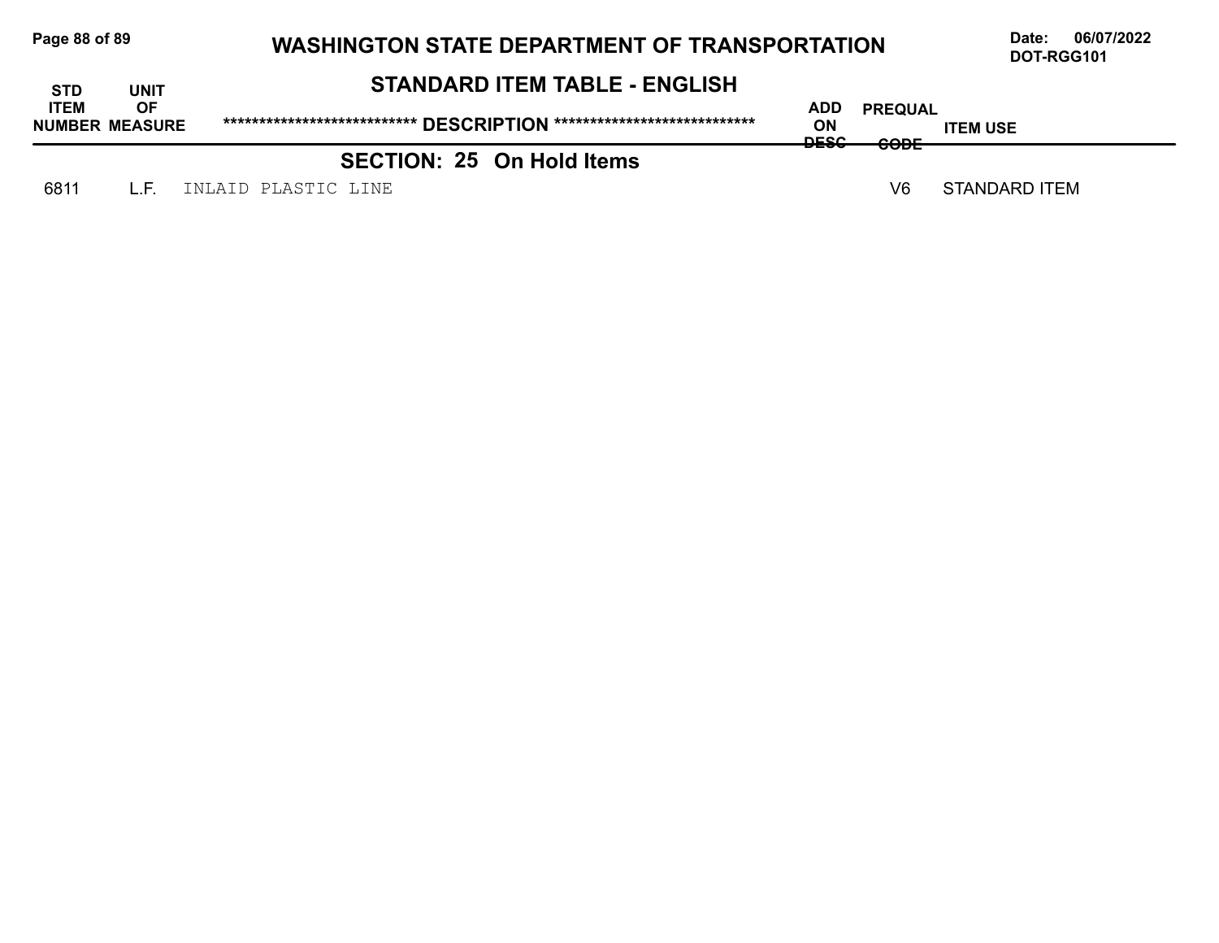# WASHINGTON STATE DEPARTMENT OF TRANSPORTATION

Date: 06/07/2022
DOT-RGG101

## STANDARD ITEM TABLE - ENGLISH

| STD ITEM NUMBER | UNIT OF MEASURE | *************************** DESCRIPTION *************************** | ADD ON DESC | PREQUAL CODE | ITEM USE |
|---|---|---|---|---|---|
| | | **SECTION: 25 On Hold Items** | | | |
| 6811 | L.F. | INLAID PLASTIC LINE | | V6 | STANDARD ITEM |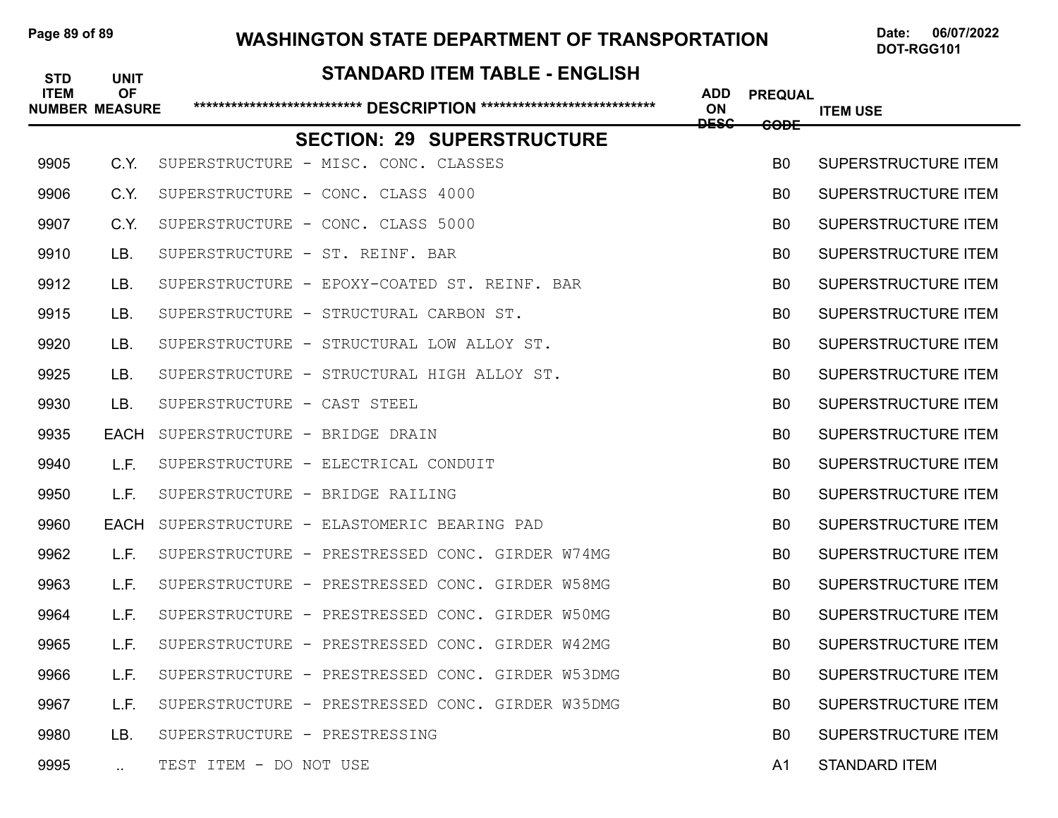# WASHINGTON STATE DEPARTMENT OF TRANSPORTATION

Date: 06/07/2022
DOT-RGG101

## STANDARD ITEM TABLE - ENGLISH

## SECTION: 29 SUPERSTRUCTURE

| STD ITEM NUMBER | UNIT OF MEASURE | \*\*\*\*\*\*\*\*\*\*\*\*\*\*\*\*\*\*\*\*\*\*\*\*\*\*\*\* DESCRIPTION \*\*\*\*\*\*\*\*\*\*\*\*\*\*\*\*\*\*\*\*\*\*\*\*\*\*\*\*\* | ADD ON DESC | PREQUAL CODE | ITEM USE |
|---|---|---|---|---|---|
| 9905 | C.Y. | SUPERSTRUCTURE - MISC. CONC. CLASSES | | B0 | SUPERSTRUCTURE ITEM |
| 9906 | C.Y. | SUPERSTRUCTURE - CONC. CLASS 4000 | | B0 | SUPERSTRUCTURE ITEM |
| 9907 | C.Y. | SUPERSTRUCTURE - CONC. CLASS 5000 | | B0 | SUPERSTRUCTURE ITEM |
| 9910 | LB. | SUPERSTRUCTURE - ST. REINF. BAR | | B0 | SUPERSTRUCTURE ITEM |
| 9912 | LB. | SUPERSTRUCTURE - EPOXY-COATED ST. REINF. BAR | | B0 | SUPERSTRUCTURE ITEM |
| 9915 | LB. | SUPERSTRUCTURE - STRUCTURAL CARBON ST. | | B0 | SUPERSTRUCTURE ITEM |
| 9920 | LB. | SUPERSTRUCTURE - STRUCTURAL LOW ALLOY ST. | | B0 | SUPERSTRUCTURE ITEM |
| 9925 | LB. | SUPERSTRUCTURE - STRUCTURAL HIGH ALLOY ST. | | B0 | SUPERSTRUCTURE ITEM |
| 9930 | LB. | SUPERSTRUCTURE - CAST STEEL | | B0 | SUPERSTRUCTURE ITEM |
| 9935 | EACH | SUPERSTRUCTURE - BRIDGE DRAIN | | B0 | SUPERSTRUCTURE ITEM |
| 9940 | L.F. | SUPERSTRUCTURE - ELECTRICAL CONDUIT | | B0 | SUPERSTRUCTURE ITEM |
| 9950 | L.F. | SUPERSTRUCTURE - BRIDGE RAILING | | B0 | SUPERSTRUCTURE ITEM |
| 9960 | EACH | SUPERSTRUCTURE - ELASTOMERIC BEARING PAD | | B0 | SUPERSTRUCTURE ITEM |
| 9962 | L.F. | SUPERSTRUCTURE - PRESTRESSED CONC. GIRDER W74MG | | B0 | SUPERSTRUCTURE ITEM |
| 9963 | L.F. | SUPERSTRUCTURE - PRESTRESSED CONC. GIRDER W58MG | | B0 | SUPERSTRUCTURE ITEM |
| 9964 | L.F. | SUPERSTRUCTURE - PRESTRESSED CONC. GIRDER W50MG | | B0 | SUPERSTRUCTURE ITEM |
| 9965 | L.F. | SUPERSTRUCTURE - PRESTRESSED CONC. GIRDER W42MG | | B0 | SUPERSTRUCTURE ITEM |
| 9966 | L.F. | SUPERSTRUCTURE - PRESTRESSED CONC. GIRDER W53DMG | | B0 | SUPERSTRUCTURE ITEM |
| 9967 | L.F. | SUPERSTRUCTURE - PRESTRESSED CONC. GIRDER W35DMG | | B0 | SUPERSTRUCTURE ITEM |
| 9980 | LB. | SUPERSTRUCTURE - PRESTRESSING | | B0 | SUPERSTRUCTURE ITEM |
| 9995 | .. | TEST ITEM - DO NOT USE | | A1 | STANDARD ITEM |